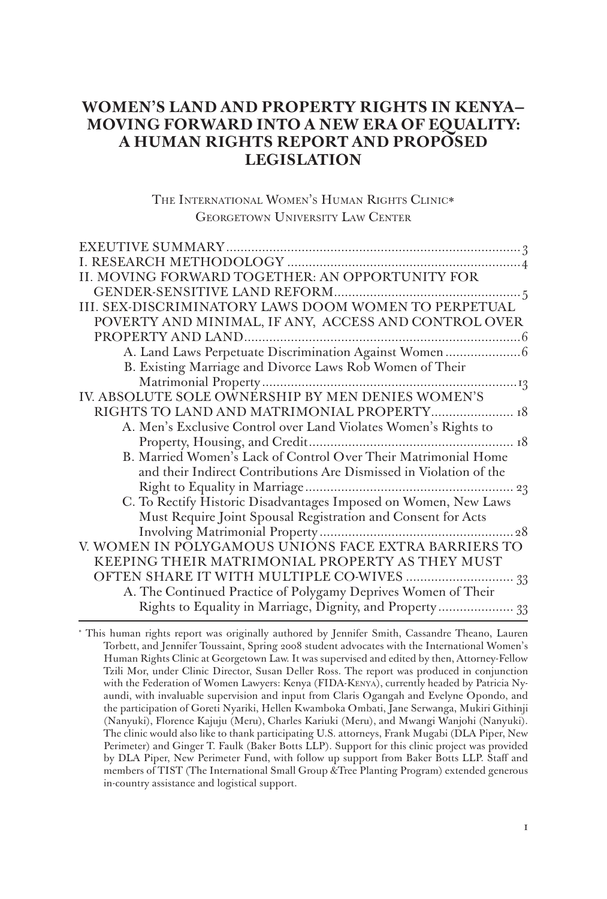# WOMEN'S LAND AND PROPERTY RIGHTS IN KENYA– MOVING FORWARD INTO A NEW ERA OF EQUALITY: A HUMAN RIGHTS REPORT AND PROPOSED LEGISLATION

The International Women's Human Rights Clinic*
Georgetown University Law Center

EXEUTIVE SUMMARY .................................................................................. 3
I. RESEARCH METHODOLOGY .................................................................. 4
II. MOVING FORWARD TOGETHER: AN OPPORTUNITY FOR GENDER-SENSITIVE LAND REFORM .................................................... 5
III. SEX-DISCRIMINATORY LAWS DOOM WOMEN TO PERPETUAL POVERTY AND MINIMAL, IF ANY, ACCESS AND CONTROL OVER PROPERTY AND LAND ............................................................................. 6
    A. Land Laws Perpetuate Discrimination Against Women ..................... 6
    B. Existing Marriage and Divorce Laws Rob Women of Their Matrimonial Property ...................................................................... 13
IV. ABSOLUTE SOLE OWNERSHIP BY MEN DENIES WOMEN'S RIGHTS TO LAND AND MATRIMONIAL PROPERTY ....................... 18
    A. Men's Exclusive Control over Land Violates Women's Rights to Property, Housing, and Credit ......................................................... 18
    B. Married Women's Lack of Control Over Their Matrimonial Home and their Indirect Contributions Are Dismissed in Violation of the Right to Equality in Marriage ............................................................ 23
    C. To Rectify Historic Disadvantages Imposed on Women, New Laws Must Require Joint Spousal Registration and Consent for Acts Involving Matrimonial Property ...................................................... 28
V. WOMEN IN POLYGAMOUS UNIONS FACE EXTRA BARRIERS TO KEEPING THEIR MATRIMONIAL PROPERTY AS THEY MUST OFTEN SHARE IT WITH MULTIPLE CO-WIVES ............................. 33
    A. The Continued Practice of Polygamy Deprives Women of Their Rights to Equality in Marriage, Dignity, and Property ..................... 33

* This human rights report was originally authored by Jennifer Smith, Cassandre Theano, Lauren Torbett, and Jennifer Toussaint, Spring 2008 student advocates with the International Women's Human Rights Clinic at Georgetown Law. It was supervised and edited by then, Attorney-Fellow Tzili Mor, under Clinic Director, Susan Deller Ross. The report was produced in conjunction with the Federation of Women Lawyers: Kenya (FIDA-Kenya), currently headed by Patricia Nyaundi, with invaluable supervision and input from Claris Ogangah and Evelyne Opondo, and the participation of Goreti Nyariki, Hellen Kwamboka Ombati, Jane Serwanga, Mukiri Githinji (Nanyuki), Florence Kajuju (Meru), Charles Kariuki (Meru), and Mwangi Wanjohi (Nanyuki). The clinic would also like to thank participating U.S. attorneys, Frank Mugabi (DLA Piper, New Perimeter) and Ginger T. Faulk (Baker Botts LLP). Support for this clinic project was provided by DLA Piper, New Perimeter Fund, with follow up support from Baker Botts LLP. Staff and members of TIST (The International Small Group &Tree Planting Program) extended generous in-country assistance and logistical support.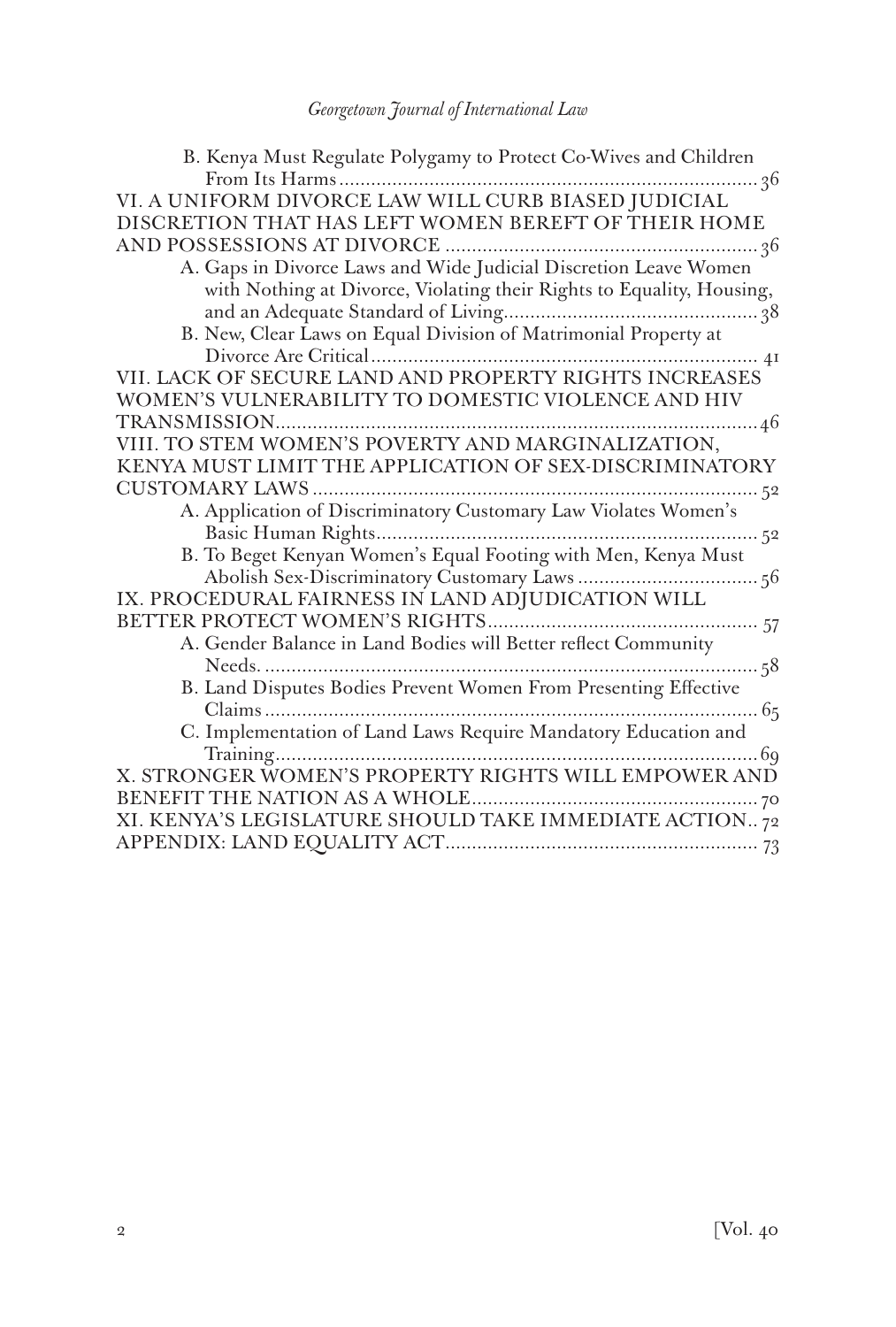B. Kenya Must Regulate Polygamy to Protect Co-Wives and Children From Its Harms ........ 36

VI. A UNIFORM DIVORCE LAW WILL CURB BIASED JUDICIAL DISCRETION THAT HAS LEFT WOMEN BEREFT OF THEIR HOME AND POSSESSIONS AT DIVORCE ........ 36

A. Gaps in Divorce Laws and Wide Judicial Discretion Leave Women with Nothing at Divorce, Violating their Rights to Equality, Housing, and an Adequate Standard of Living........ 38

B. New, Clear Laws on Equal Division of Matrimonial Property at Divorce Are Critical........ 41

VII. LACK OF SECURE LAND AND PROPERTY RIGHTS INCREASES WOMEN'S VULNERABILITY TO DOMESTIC VIOLENCE AND HIV TRANSMISSION........ 46

VIII. TO STEM WOMEN'S POVERTY AND MARGINALIZATION, KENYA MUST LIMIT THE APPLICATION OF SEX-DISCRIMINATORY CUSTOMARY LAWS ........ 52

A. Application of Discriminatory Customary Law Violates Women's Basic Human Rights........ 52

B. To Beget Kenyan Women's Equal Footing with Men, Kenya Must Abolish Sex-Discriminatory Customary Laws ........ 56

IX. PROCEDURAL FAIRNESS IN LAND ADJUDICATION WILL BETTER PROTECT WOMEN'S RIGHTS........ 57

A. Gender Balance in Land Bodies will Better reflect Community Needs. ........ 58

B. Land Disputes Bodies Prevent Women From Presenting Effective Claims ........ 65

C. Implementation of Land Laws Require Mandatory Education and Training........ 69

X. STRONGER WOMEN'S PROPERTY RIGHTS WILL EMPOWER AND BENEFIT THE NATION AS A WHOLE........ 70

XI. KENYA'S LEGISLATURE SHOULD TAKE IMMEDIATE ACTION.. 72

APPENDIX: LAND EQUALITY ACT........ 73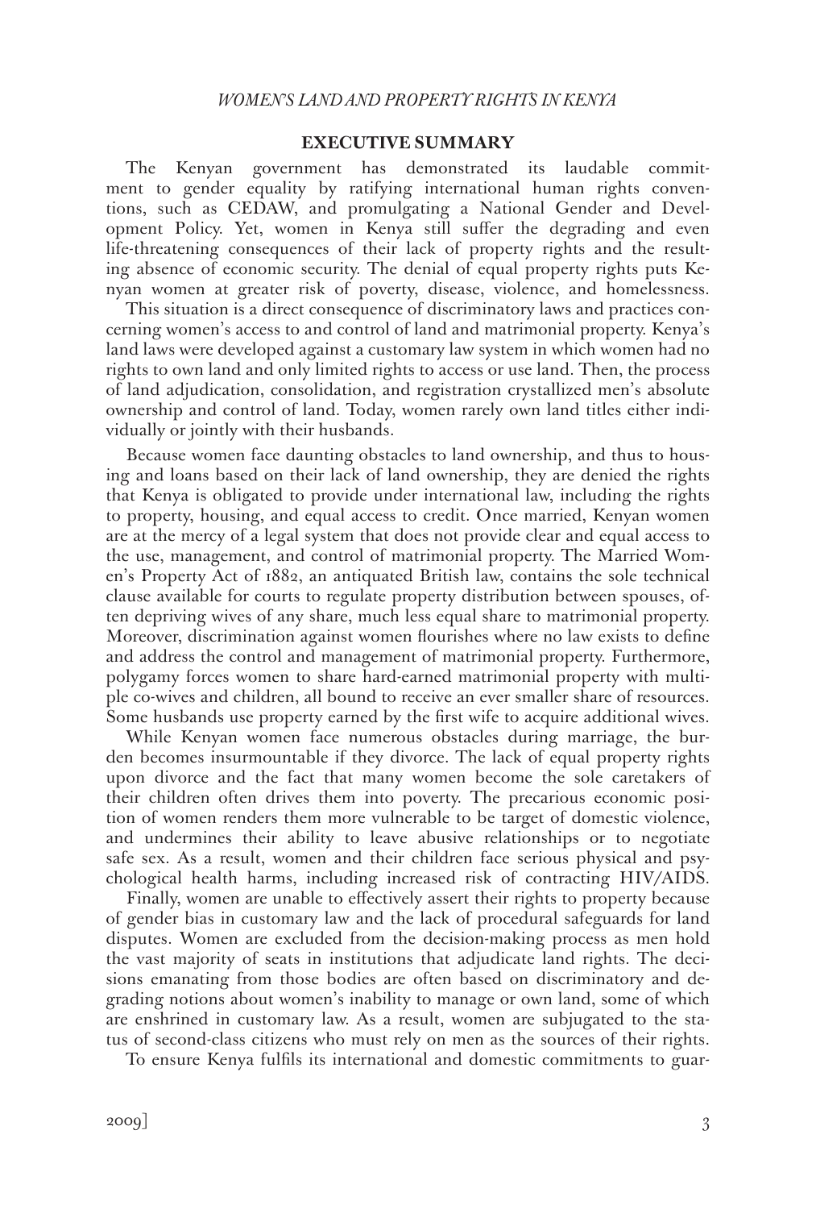## EXECUTIVE SUMMARY

The Kenyan government has demonstrated its laudable commitment to gender equality by ratifying international human rights conventions, such as CEDAW, and promulgating a National Gender and Development Policy. Yet, women in Kenya still suffer the degrading and even life-threatening consequences of their lack of property rights and the resulting absence of economic security. The denial of equal property rights puts Kenyan women at greater risk of poverty, disease, violence, and homelessness.

This situation is a direct consequence of discriminatory laws and practices concerning women's access to and control of land and matrimonial property. Kenya's land laws were developed against a customary law system in which women had no rights to own land and only limited rights to access or use land. Then, the process of land adjudication, consolidation, and registration crystallized men's absolute ownership and control of land. Today, women rarely own land titles either individually or jointly with their husbands.

Because women face daunting obstacles to land ownership, and thus to housing and loans based on their lack of land ownership, they are denied the rights that Kenya is obligated to provide under international law, including the rights to property, housing, and equal access to credit. Once married, Kenyan women are at the mercy of a legal system that does not provide clear and equal access to the use, management, and control of matrimonial property. The Married Women's Property Act of 1882, an antiquated British law, contains the sole technical clause available for courts to regulate property distribution between spouses, often depriving wives of any share, much less equal share to matrimonial property. Moreover, discrimination against women flourishes where no law exists to define and address the control and management of matrimonial property. Furthermore, polygamy forces women to share hard-earned matrimonial property with multiple co-wives and children, all bound to receive an ever smaller share of resources. Some husbands use property earned by the first wife to acquire additional wives.

While Kenyan women face numerous obstacles during marriage, the burden becomes insurmountable if they divorce. The lack of equal property rights upon divorce and the fact that many women become the sole caretakers of their children often drives them into poverty. The precarious economic position of women renders them more vulnerable to be target of domestic violence, and undermines their ability to leave abusive relationships or to negotiate safe sex. As a result, women and their children face serious physical and psychological health harms, including increased risk of contracting HIV/AIDS.

Finally, women are unable to effectively assert their rights to property because of gender bias in customary law and the lack of procedural safeguards for land disputes. Women are excluded from the decision-making process as men hold the vast majority of seats in institutions that adjudicate land rights. The decisions emanating from those bodies are often based on discriminatory and degrading notions about women's inability to manage or own land, some of which are enshrined in customary law. As a result, women are subjugated to the status of second-class citizens who must rely on men as the sources of their rights.

To ensure Kenya fulfils its international and domestic commitments to guar-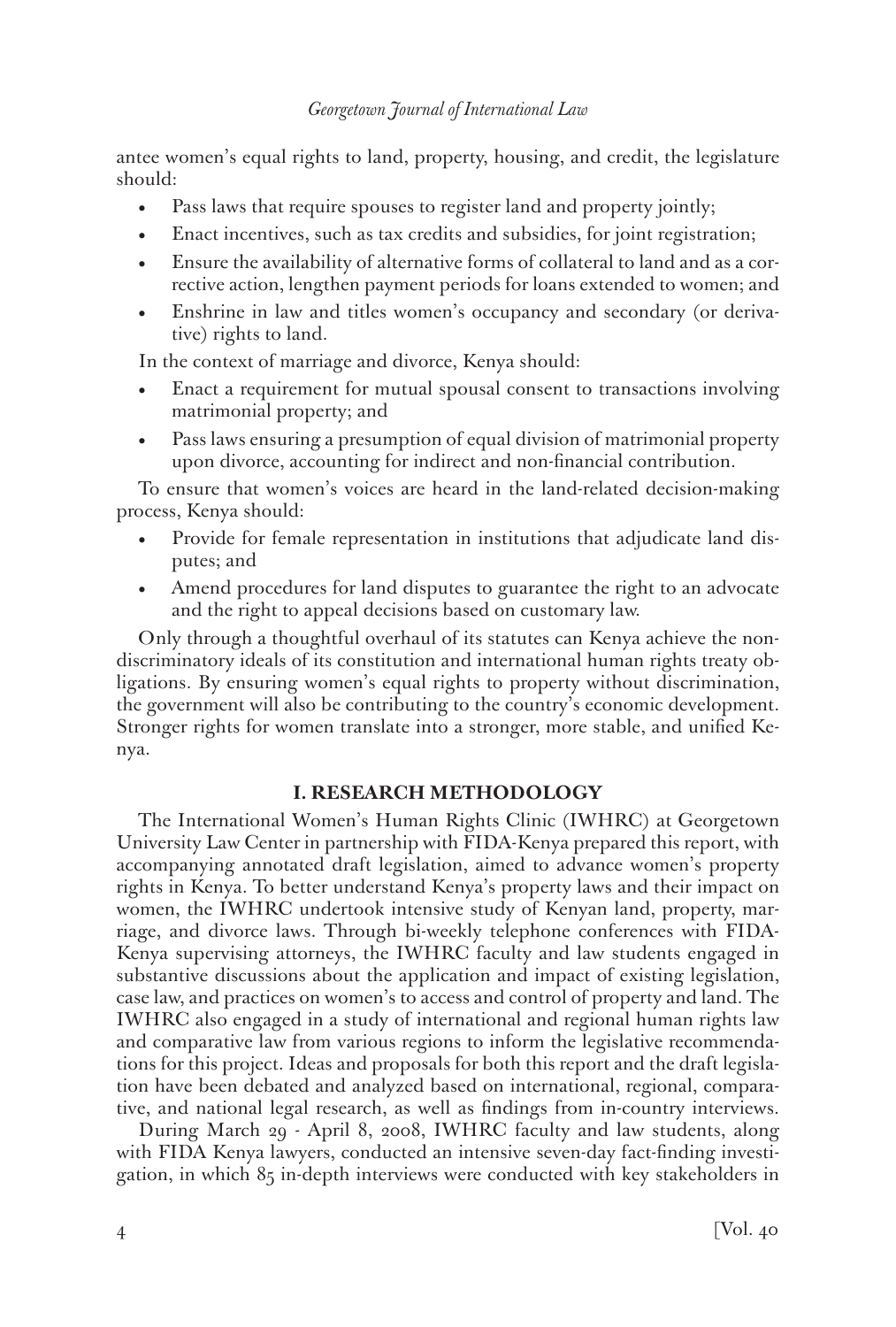antee women's equal rights to land, property, housing, and credit, the legislature should:

- Pass laws that require spouses to register land and property jointly;
- Enact incentives, such as tax credits and subsidies, for joint registration;
- Ensure the availability of alternative forms of collateral to land and as a corrective action, lengthen payment periods for loans extended to women; and
- Enshrine in law and titles women's occupancy and secondary (or derivative) rights to land.

In the context of marriage and divorce, Kenya should:

- Enact a requirement for mutual spousal consent to transactions involving matrimonial property; and
- Pass laws ensuring a presumption of equal division of matrimonial property upon divorce, accounting for indirect and non-financial contribution.

To ensure that women's voices are heard in the land-related decision-making process, Kenya should:

- Provide for female representation in institutions that adjudicate land disputes; and
- Amend procedures for land disputes to guarantee the right to an advocate and the right to appeal decisions based on customary law.

Only through a thoughtful overhaul of its statutes can Kenya achieve the non-discriminatory ideals of its constitution and international human rights treaty obligations. By ensuring women's equal rights to property without discrimination, the government will also be contributing to the country's economic development. Stronger rights for women translate into a stronger, more stable, and unified Kenya.

## I. RESEARCH METHODOLOGY

The International Women's Human Rights Clinic (IWHRC) at Georgetown University Law Center in partnership with FIDA-Kenya prepared this report, with accompanying annotated draft legislation, aimed to advance women's property rights in Kenya. To better understand Kenya's property laws and their impact on women, the IWHRC undertook intensive study of Kenyan land, property, marriage, and divorce laws. Through bi-weekly telephone conferences with FIDA-Kenya supervising attorneys, the IWHRC faculty and law students engaged in substantive discussions about the application and impact of existing legislation, case law, and practices on women's to access and control of property and land. The IWHRC also engaged in a study of international and regional human rights law and comparative law from various regions to inform the legislative recommendations for this project. Ideas and proposals for both this report and the draft legislation have been debated and analyzed based on international, regional, comparative, and national legal research, as well as findings from in-country interviews.

During March 29 - April 8, 2008, IWHRC faculty and law students, along with FIDA Kenya lawyers, conducted an intensive seven-day fact-finding investigation, in which 85 in-depth interviews were conducted with key stakeholders in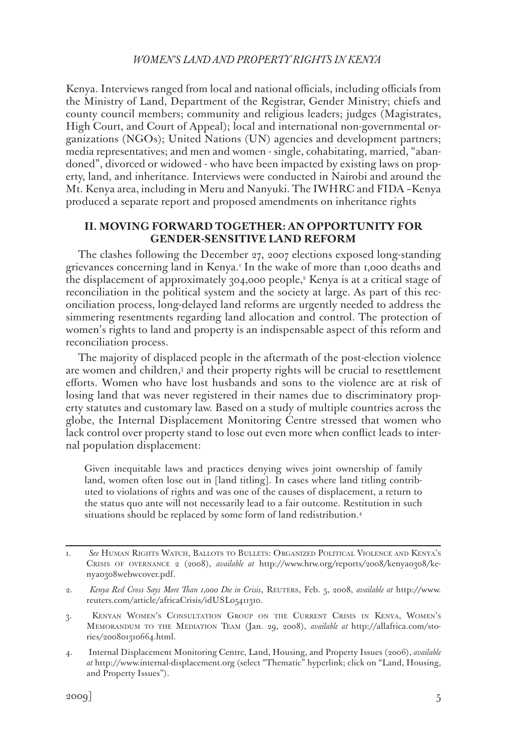Kenya. Interviews ranged from local and national officials, including officials from the Ministry of Land, Department of the Registrar, Gender Ministry; chiefs and county council members; community and religious leaders; judges (Magistrates, High Court, and Court of Appeal); local and international non-governmental organizations (NGOs); United Nations (UN) agencies and development partners; media representatives; and men and women - single, cohabitating, married, "abandoned", divorced or widowed - who have been impacted by existing laws on property, land, and inheritance. Interviews were conducted in Nairobi and around the Mt. Kenya area, including in Meru and Nanyuki. The IWHRC and FIDA –Kenya produced a separate report and proposed amendments on inheritance rights

## II. MOVING FORWARD TOGETHER: AN OPPORTUNITY FOR GENDER-SENSITIVE LAND REFORM

The clashes following the December 27, 2007 elections exposed long-standing grievances concerning land in Kenya.[1] In the wake of more than 1,000 deaths and the displacement of approximately 304,000 people,[2] Kenya is at a critical stage of reconciliation in the political system and the society at large. As part of this reconciliation process, long-delayed land reforms are urgently needed to address the simmering resentments regarding land allocation and control. The protection of women's rights to land and property is an indispensable aspect of this reform and reconciliation process.

The majority of displaced people in the aftermath of the post-election violence are women and children,[3] and their property rights will be crucial to resettlement efforts. Women who have lost husbands and sons to the violence are at risk of losing land that was never registered in their names due to discriminatory property statutes and customary law. Based on a study of multiple countries across the globe, the Internal Displacement Monitoring Centre stressed that women who lack control over property stand to lose out even more when conflict leads to internal population displacement:

> Given inequitable laws and practices denying wives joint ownership of family land, women often lose out in [land titling]. In cases where land titling contributed to violations of rights and was one of the causes of displacement, a return to the status quo ante will not necessarily lead to a fair outcome. Restitution in such situations should be replaced by some form of land redistribution.[4]

---

1. *See* Human Rights Watch, Ballots to Bullets: Organized Political Violence and Kenya's Crisis of overnance 2 (2008), *available at* http://www.hrw.org/reports/2008/kenya0308/kenya0308webwcover.pdf.

2. *Kenya Red Cross Says More Than 1,000 Die in Crisis*, Reuters, Feb. 5, 2008, *available at* http://www.reuters.com/article/africaCrisis/idUSL05411310.

3. Kenyan Women's Consultation Group on the Current Crisis in Kenya, Women's Memorandum to the Mediation Team (Jan. 29, 2008), *available at* http://allafrica.com/stories/200801310664.html.

4. Internal Displacement Monitoring Centre, Land, Housing, and Property Issues (2006), *available at* http://www.internal-displacement.org (select "Thematic" hyperlink; click on "Land, Housing, and Property Issues").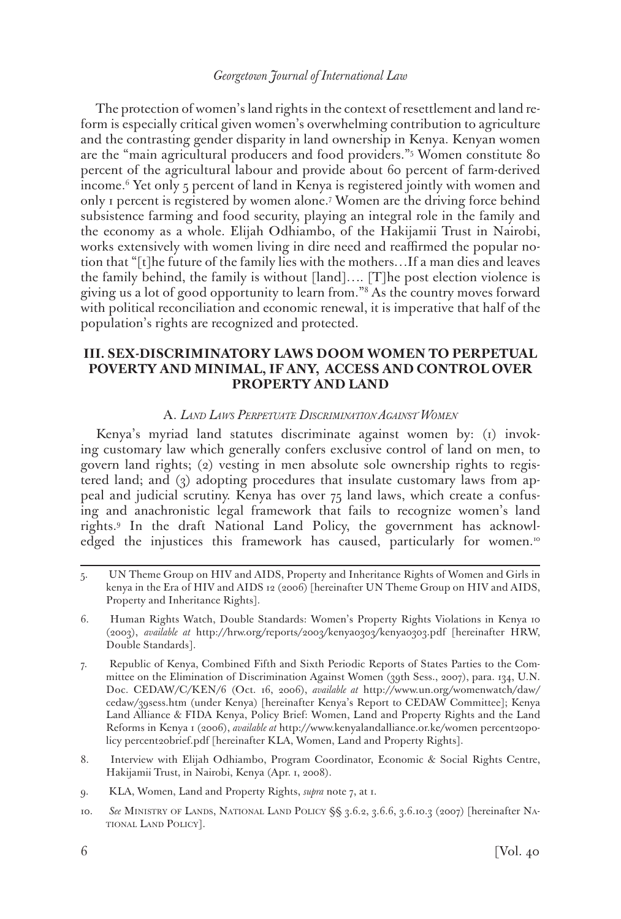The protection of women's land rights in the context of resettlement and land reform is especially critical given women's overwhelming contribution to agriculture and the contrasting gender disparity in land ownership in Kenya. Kenyan women are the "main agricultural producers and food providers."[5] Women constitute 80 percent of the agricultural labour and provide about 60 percent of farm-derived income.[6] Yet only 5 percent of land in Kenya is registered jointly with women and only 1 percent is registered by women alone.[7] Women are the driving force behind subsistence farming and food security, playing an integral role in the family and the economy as a whole. Elijah Odhiambo, of the Hakijamii Trust in Nairobi, works extensively with women living in dire need and reaffirmed the popular notion that "[t]he future of the family lies with the mothers…If a man dies and leaves the family behind, the family is without [land]…. [T]he post election violence is giving us a lot of good opportunity to learn from."[8] As the country moves forward with political reconciliation and economic renewal, it is imperative that half of the population's rights are recognized and protected.

## III. SEX-DISCRIMINATORY LAWS DOOM WOMEN TO PERPETUAL POVERTY AND MINIMAL, IF ANY, ACCESS AND CONTROL OVER PROPERTY AND LAND

### A. *Land Laws Perpetuate Discrimination Against Women*

Kenya's myriad land statutes discriminate against women by: (1) invoking customary law which generally confers exclusive control of land on men, to govern land rights; (2) vesting in men absolute sole ownership rights to registered land; and (3) adopting procedures that insulate customary laws from appeal and judicial scrutiny. Kenya has over 75 land laws, which create a confusing and anachronistic legal framework that fails to recognize women's land rights.[9] In the draft National Land Policy, the government has acknowledged the injustices this framework has caused, particularly for women.[10]

---

5. UN Theme Group on HIV and AIDS, Property and Inheritance Rights of Women and Girls in kenya in the Era of HIV and AIDS 12 (2006) [hereinafter UN Theme Group on HIV and AIDS, Property and Inheritance Rights].

6. Human Rights Watch, Double Standards: Women's Property Rights Violations in Kenya 10 (2003), *available at* http://hrw.org/reports/2003/kenya0303/kenya0303.pdf [hereinafter HRW, Double Standards].

7. Republic of Kenya, Combined Fifth and Sixth Periodic Reports of States Parties to the Committee on the Elimination of Discrimination Against Women (39th Sess., 2007), para. 134, U.N. Doc. CEDAW/C/KEN/6 (Oct. 16, 2006), *available at* http://www.un.org/womenwatch/daw/cedaw/39sess.htm (under Kenya) [hereinafter Kenya's Report to CEDAW Committee]; Kenya Land Alliance & FIDA Kenya, Policy Brief: Women, Land and Property Rights and the Land Reforms in Kenya 1 (2006), *available at* http://www.kenyalandalliance.or.ke/women percent20policy percent20brief.pdf [hereinafter KLA, Women, Land and Property Rights].

8. Interview with Elijah Odhiambo, Program Coordinator, Economic & Social Rights Centre, Hakijamii Trust, in Nairobi, Kenya (Apr. 1, 2008).

9. KLA, Women, Land and Property Rights, *supra* note 7, at 1.

10. *See* Ministry of Lands, National Land Policy §§ 3.6.2, 3.6.6, 3.6.10.3 (2007) [hereinafter National Land Policy].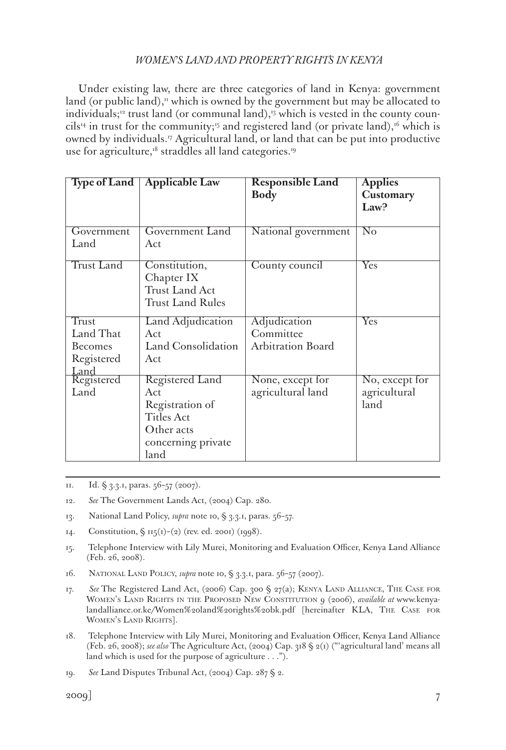Under existing law, there are three categories of land in Kenya: government land (or public land),[11] which is owned by the government but may be allocated to individuals;[12] trust land (or communal land),[13] which is vested in the county councils[14] in trust for the community;[15] and registered land (or private land),[16] which is owned by individuals.[17] Agricultural land, or land that can be put into productive use for agriculture,[18] straddles all land categories.[19]

| Type of Land | Applicable Law | Responsible Land Body | Applies Customary Law? |
|---|---|---|---|
| Government Land | Government Land Act | National government | No |
| Trust Land | Constitution, Chapter IX<br>Trust Land Act<br>Trust Land Rules | County council | Yes |
| Trust Land That Becomes Registered Land | Land Adjudication Act<br>Land Consolidation Act | Adjudication Committee<br>Arbitration Board | Yes |
| Registered Land | Registered Land Act<br>Registration of Titles Act<br>Other acts concerning private land | None, except for agricultural land | No, except for agricultural land |

---

11. Id. § 3.3.1, paras. 56-57 (2007).

12. *See* The Government Lands Act, (2004) Cap. 280.

13. National Land Policy, *supra* note 10, § 3.3.1, paras. 56-57.

14. Constitution, § 115(1)-(2) (rev. ed. 2001) (1998).

15. Telephone Interview with Lily Murei, Monitoring and Evaluation Officer, Kenya Land Alliance (Feb. 26, 2008).

16. National Land Policy, *supra* note 10, § 3.3.1, para. 56-57 (2007).

17. *See* The Registered Land Act, (2006) Cap. 300 § 27(a); Kenya Land Alliance, The Case for Women's Land Rights in the Proposed New Constitution 9 (2006), *available at* www.kenyalandalliance.or.ke/Women%20land%20rights%20bk.pdf [hereinafter KLA, The Case for Women's Land Rights].

18. Telephone Interview with Lily Murei, Monitoring and Evaluation Officer, Kenya Land Alliance (Feb. 26, 2008); *see also* The Agriculture Act, (2004) Cap. 318 § 2(1) ("'agricultural land' means all land which is used for the purpose of agriculture . . .").

19. *See* Land Disputes Tribunal Act, (2004) Cap. 287 § 2.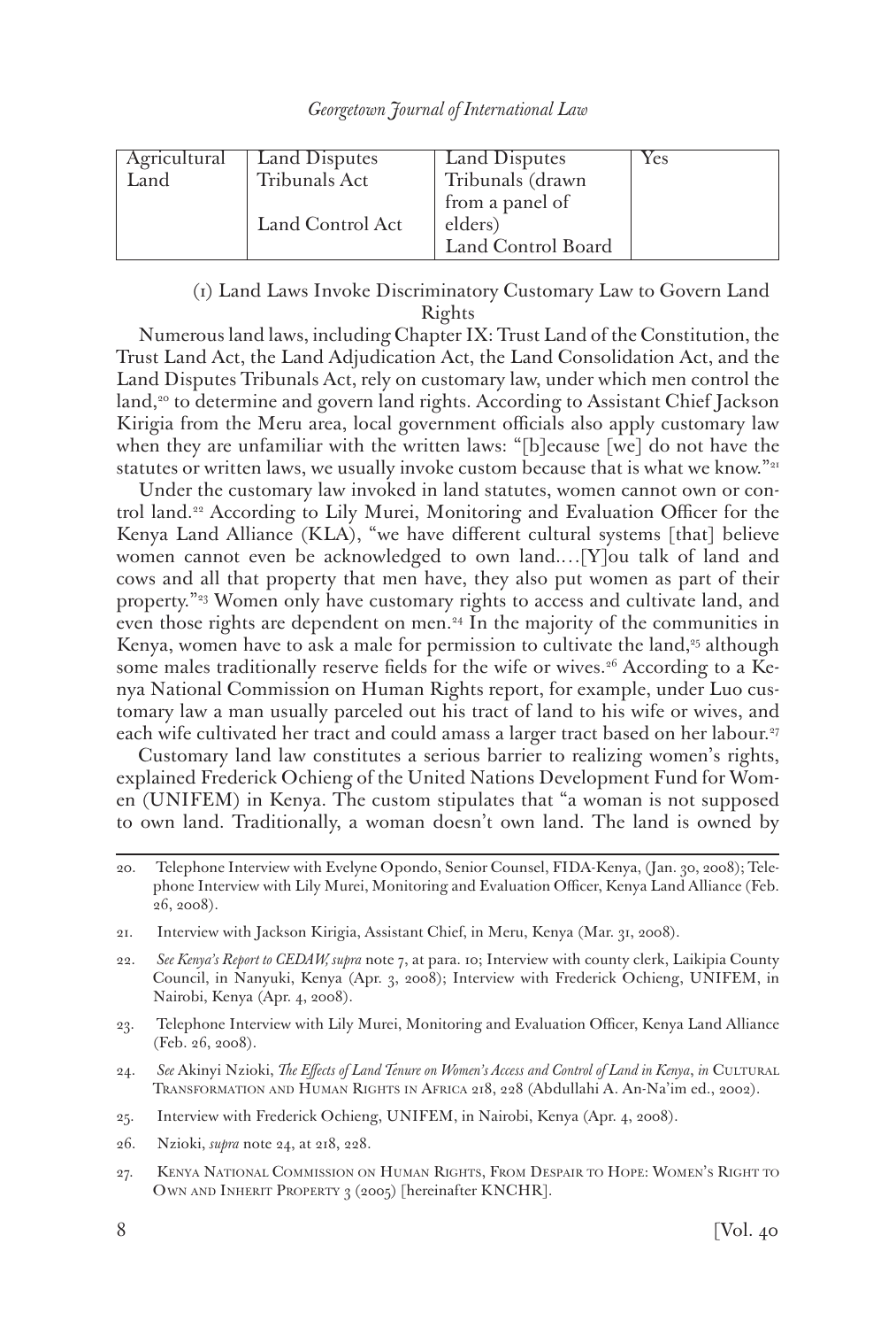| Agricultural Land | Land Disputes Tribunals Act<br><br>Land Control Act | Land Disputes Tribunals (drawn from a panel of elders)<br>Land Control Board | Yes |
|---|---|---|---|

(1) Land Laws Invoke Discriminatory Customary Law to Govern Land Rights

Numerous land laws, including Chapter IX: Trust Land of the Constitution, the Trust Land Act, the Land Adjudication Act, the Land Consolidation Act, and the Land Disputes Tribunals Act, rely on customary law, under which men control the land,[20] to determine and govern land rights. According to Assistant Chief Jackson Kirigia from the Meru area, local government officials also apply customary law when they are unfamiliar with the written laws: "[b]ecause [we] do not have the statutes or written laws, we usually invoke custom because that is what we know."[21]

Under the customary law invoked in land statutes, women cannot own or control land.[22] According to Lily Murei, Monitoring and Evaluation Officer for the Kenya Land Alliance (KLA), "we have different cultural systems [that] believe women cannot even be acknowledged to own land.…[Y]ou talk of land and cows and all that property that men have, they also put women as part of their property."[23] Women only have customary rights to access and cultivate land, and even those rights are dependent on men.[24] In the majority of the communities in Kenya, women have to ask a male for permission to cultivate the land,[25] although some males traditionally reserve fields for the wife or wives.[26] According to a Kenya National Commission on Human Rights report, for example, under Luo customary law a man usually parceled out his tract of land to his wife or wives, and each wife cultivated her tract and could amass a larger tract based on her labour.[27]

Customary land law constitutes a serious barrier to realizing women's rights, explained Frederick Ochieng of the United Nations Development Fund for Women (UNIFEM) in Kenya. The custom stipulates that "a woman is not supposed to own land. Traditionally, a woman doesn't own land. The land is owned by

20. Telephone Interview with Evelyne Opondo, Senior Counsel, FIDA-Kenya, (Jan. 30, 2008); Telephone Interview with Lily Murei, Monitoring and Evaluation Officer, Kenya Land Alliance (Feb. 26, 2008).

21. Interview with Jackson Kirigia, Assistant Chief, in Meru, Kenya (Mar. 31, 2008).

22. *See Kenya's Report to CEDAW, supra* note 7, at para. 10; Interview with county clerk, Laikipia County Council, in Nanyuki, Kenya (Apr. 3, 2008); Interview with Frederick Ochieng, UNIFEM, in Nairobi, Kenya (Apr. 4, 2008).

23. Telephone Interview with Lily Murei, Monitoring and Evaluation Officer, Kenya Land Alliance (Feb. 26, 2008).

24. *See* Akinyi Nzioki, *The Effects of Land Tenure on Women's Access and Control of Land in Kenya*, *in* CULTURAL TRANSFORMATION AND HUMAN RIGHTS IN AFRICA 218, 228 (Abdullahi A. An-Na'im ed., 2002).

25. Interview with Frederick Ochieng, UNIFEM, in Nairobi, Kenya (Apr. 4, 2008).

26. Nzioki, *supra* note 24, at 218, 228.

27. KENYA NATIONAL COMMISSION ON HUMAN RIGHTS, FROM DESPAIR TO HOPE: WOMEN'S RIGHT TO OWN AND INHERIT PROPERTY 3 (2005) [hereinafter KNCHR].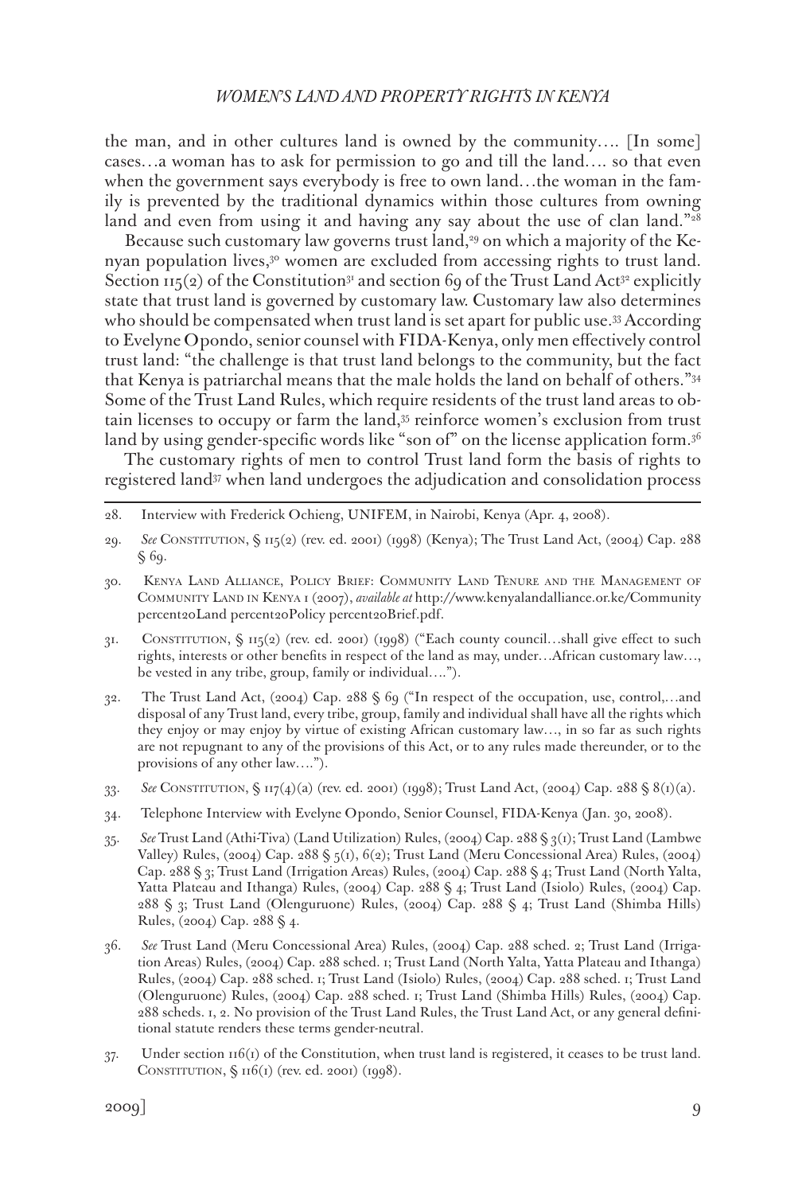the man, and in other cultures land is owned by the community…. [In some] cases…a woman has to ask for permission to go and till the land…. so that even when the government says everybody is free to own land…the woman in the family is prevented by the traditional dynamics within those cultures from owning land and even from using it and having any say about the use of clan land."[28]

Because such customary law governs trust land,[29] on which a majority of the Kenyan population lives,[30] women are excluded from accessing rights to trust land. Section 115(2) of the Constitution[31] and section 69 of the Trust Land Act[32] explicitly state that trust land is governed by customary law. Customary law also determines who should be compensated when trust land is set apart for public use.[33] According to Evelyne Opondo, senior counsel with FIDA-Kenya, only men effectively control trust land: "the challenge is that trust land belongs to the community, but the fact that Kenya is patriarchal means that the male holds the land on behalf of others."[34] Some of the Trust Land Rules, which require residents of the trust land areas to obtain licenses to occupy or farm the land,[35] reinforce women's exclusion from trust land by using gender-specific words like "son of" on the license application form.[36]

The customary rights of men to control Trust land form the basis of rights to registered land[37] when land undergoes the adjudication and consolidation process

---

28. Interview with Frederick Ochieng, UNIFEM, in Nairobi, Kenya (Apr. 4, 2008).

29. *See* Constitution, § 115(2) (rev. ed. 2001) (1998) (Kenya); The Trust Land Act, (2004) Cap. 288 § 69.

30. Kenya Land Alliance, Policy Brief: Community Land Tenure and the Management of Community Land in Kenya 1 (2007), *available at* http://www.kenyalandalliance.or.ke/Community percent20Land percent20Policy percent20Brief.pdf.

31. Constitution, § 115(2) (rev. ed. 2001) (1998) ("Each county council…shall give effect to such rights, interests or other benefits in respect of the land as may, under…African customary law…, be vested in any tribe, group, family or individual….").

32. The Trust Land Act, (2004) Cap. 288 § 69 ("In respect of the occupation, use, control,…and disposal of any Trust land, every tribe, group, family and individual shall have all the rights which they enjoy or may enjoy by virtue of existing African customary law…, in so far as such rights are not repugnant to any of the provisions of this Act, or to any rules made thereunder, or to the provisions of any other law….").

33. *See* Constitution, § 117(4)(a) (rev. ed. 2001) (1998); Trust Land Act, (2004) Cap. 288 § 8(1)(a).

34. Telephone Interview with Evelyne Opondo, Senior Counsel, FIDA-Kenya (Jan. 30, 2008).

35. *See* Trust Land (Athi-Tiva) (Land Utilization) Rules, (2004) Cap. 288 § 3(1); Trust Land (Lambwe Valley) Rules, (2004) Cap. 288 § 5(1), 6(2); Trust Land (Meru Concessional Area) Rules, (2004) Cap. 288 § 3; Trust Land (Irrigation Areas) Rules, (2004) Cap. 288 § 4; Trust Land (North Yalta, Yatta Plateau and Ithanga) Rules, (2004) Cap. 288 § 4; Trust Land (Isiolo) Rules, (2004) Cap. 288 § 3; Trust Land (Olenguruone) Rules, (2004) Cap. 288 § 4; Trust Land (Shimba Hills) Rules, (2004) Cap. 288 § 4.

36. *See* Trust Land (Meru Concessional Area) Rules, (2004) Cap. 288 sched. 2; Trust Land (Irrigation Areas) Rules, (2004) Cap. 288 sched. 1; Trust Land (North Yalta, Yatta Plateau and Ithanga) Rules, (2004) Cap. 288 sched. 1; Trust Land (Isiolo) Rules, (2004) Cap. 288 sched. 1; Trust Land (Olenguruone) Rules, (2004) Cap. 288 sched. 1; Trust Land (Shimba Hills) Rules, (2004) Cap. 288 scheds. 1, 2. No provision of the Trust Land Rules, the Trust Land Act, or any general definitional statute renders these terms gender-neutral.

37. Under section 116(1) of the Constitution, when trust land is registered, it ceases to be trust land. Constitution, § 116(1) (rev. ed. 2001) (1998).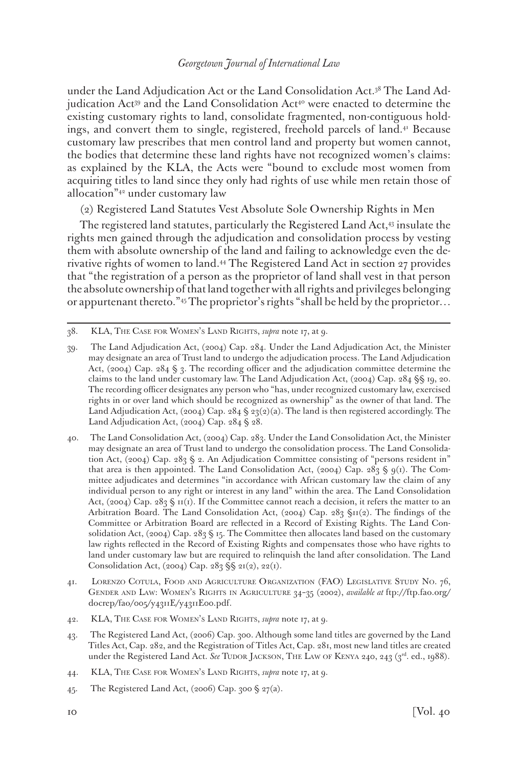under the Land Adjudication Act or the Land Consolidation Act.[38] The Land Adjudication Act[39] and the Land Consolidation Act[40] were enacted to determine the existing customary rights to land, consolidate fragmented, non-contiguous holdings, and convert them to single, registered, freehold parcels of land.[41] Because customary law prescribes that men control land and property but women cannot, the bodies that determine these land rights have not recognized women's claims: as explained by the KLA, the Acts were "bound to exclude most women from acquiring titles to land since they only had rights of use while men retain those of allocation"[42] under customary law

(2) Registered Land Statutes Vest Absolute Sole Ownership Rights in Men

The registered land statutes, particularly the Registered Land Act,[43] insulate the rights men gained through the adjudication and consolidation process by vesting them with absolute ownership of the land and failing to acknowledge even the derivative rights of women to land.[44] The Registered Land Act in section 27 provides that "the registration of a person as the proprietor of land shall vest in that person the absolute ownership of that land together with all rights and privileges belonging or appurtenant thereto."[45] The proprietor's rights "shall be held by the proprietor…

---

38. KLA, The Case for Women's Land Rights, *supra* note 17, at 9.

39. The Land Adjudication Act, (2004) Cap. 284. Under the Land Adjudication Act, the Minister may designate an area of Trust land to undergo the adjudication process. The Land Adjudication Act, (2004) Cap. 284 § 3. The recording officer and the adjudication committee determine the claims to the land under customary law. The Land Adjudication Act, (2004) Cap. 284 §§ 19, 20. The recording officer designates any person who "has, under recognized customary law, exercised rights in or over land which should be recognized as ownership" as the owner of that land. The Land Adjudication Act, (2004) Cap. 284 § 23(2)(a). The land is then registered accordingly. The Land Adjudication Act, (2004) Cap. 284 § 28.

40. The Land Consolidation Act, (2004) Cap. 283. Under the Land Consolidation Act, the Minister may designate an area of Trust land to undergo the consolidation process. The Land Consolidation Act, (2004) Cap. 283 § 2. An Adjudication Committee consisting of "persons resident in" that area is then appointed. The Land Consolidation Act, (2004) Cap. 283 § 9(1). The Committee adjudicates and determines "in accordance with African customary law the claim of any individual person to any right or interest in any land" within the area. The Land Consolidation Act, (2004) Cap. 283 § 11(1). If the Committee cannot reach a decision, it refers the matter to an Arbitration Board. The Land Consolidation Act, (2004) Cap. 283 §11(2). The findings of the Committee or Arbitration Board are reflected in a Record of Existing Rights. The Land Consolidation Act, (2004) Cap. 283 § 15. The Committee then allocates land based on the customary law rights reflected in the Record of Existing Rights and compensates those who have rights to land under customary law but are required to relinquish the land after consolidation. The Land Consolidation Act, (2004) Cap. 283 §§ 21(2), 22(1).

41. Lorenzo Cotula, Food and Agriculture Organization (FAO) Legislative Study No. 76, Gender and Law: Women's Rights in Agriculture 34–35 (2002), *available at* ftp://ftp.fao.org/docrep/fao/005/y4311E/y4311E00.pdf.

42. KLA, The Case for Women's Land Rights, *supra* note 17, at 9.

43. The Registered Land Act, (2006) Cap. 300. Although some land titles are governed by the Land Titles Act, Cap. 282, and the Registration of Titles Act, Cap. 281, most new land titles are created under the Registered Land Act. *See* Tudor Jackson, The Law of Kenya 240, 243 (3rd. ed., 1988).

44. KLA, The Case for Women's Land Rights, *supra* note 17, at 9.

45. The Registered Land Act, (2006) Cap. 300 § 27(a).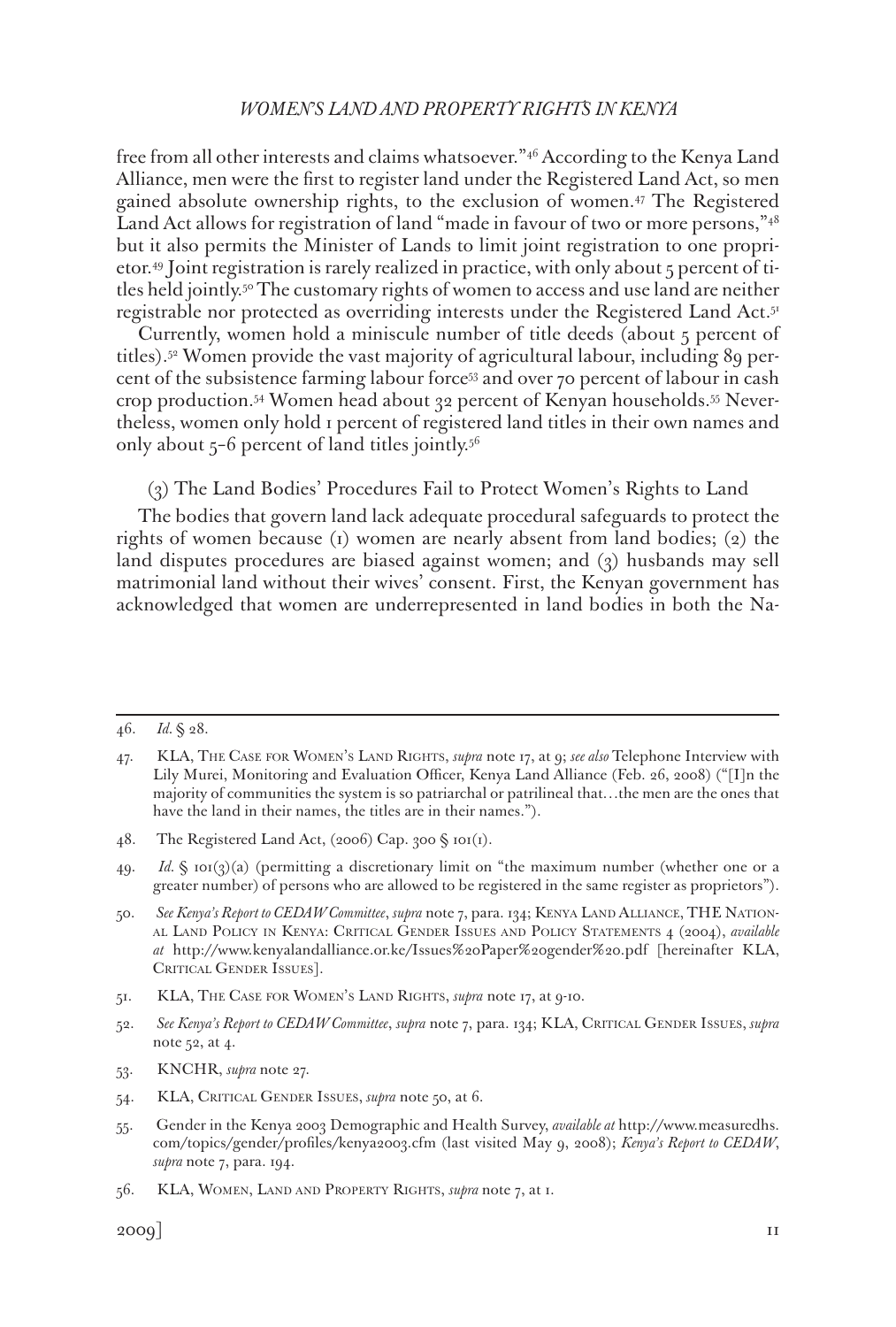free from all other interests and claims whatsoever."[46] According to the Kenya Land Alliance, men were the first to register land under the Registered Land Act, so men gained absolute ownership rights, to the exclusion of women.[47] The Registered Land Act allows for registration of land "made in favour of two or more persons,"[48] but it also permits the Minister of Lands to limit joint registration to one proprietor.[49] Joint registration is rarely realized in practice, with only about 5 percent of titles held jointly.[50] The customary rights of women to access and use land are neither registrable nor protected as overriding interests under the Registered Land Act.[51]

Currently, women hold a miniscule number of title deeds (about 5 percent of titles).[52] Women provide the vast majority of agricultural labour, including 89 percent of the subsistence farming labour force[53] and over 70 percent of labour in cash crop production.[54] Women head about 32 percent of Kenyan households.[55] Nevertheless, women only hold 1 percent of registered land titles in their own names and only about 5-6 percent of land titles jointly.[56]

(3) The Land Bodies' Procedures Fail to Protect Women's Rights to Land

The bodies that govern land lack adequate procedural safeguards to protect the rights of women because (1) women are nearly absent from land bodies; (2) the land disputes procedures are biased against women; and (3) husbands may sell matrimonial land without their wives' consent. First, the Kenyan government has acknowledged that women are underrepresented in land bodies in both the Na-

---

46. *Id.* § 28.

47. KLA, The Case for Women's Land Rights, *supra* note 17, at 9; *see also* Telephone Interview with Lily Murei, Monitoring and Evaluation Officer, Kenya Land Alliance (Feb. 26, 2008) ("[I]n the majority of communities the system is so patriarchal or patrilineal that…the men are the ones that have the land in their names, the titles are in their names.").

48. The Registered Land Act, (2006) Cap. 300 § 101(1).

49. *Id.* § 101(3)(a) (permitting a discretionary limit on "the maximum number (whether one or a greater number) of persons who are allowed to be registered in the same register as proprietors").

50. *See Kenya's Report to CEDAW Committee*, *supra* note 7, para. 134; Kenya Land Alliance, THE National Land Policy in Kenya: Critical Gender Issues and Policy Statements 4 (2004), *available at* http://www.kenyalandalliance.or.ke/Issues%20Paper%20gender%20.pdf [hereinafter KLA, Critical Gender Issues].

51. KLA, The Case for Women's Land Rights, *supra* note 17, at 9-10.

52. *See Kenya's Report to CEDAW Committee*, *supra* note 7, para. 134; KLA, Critical Gender Issues, *supra* note 52, at 4.

53. KNCHR, *supra* note 27.

54. KLA, Critical Gender Issues, *supra* note 50, at 6.

55. Gender in the Kenya 2003 Demographic and Health Survey, *available at* http://www.measuredhs.com/topics/gender/profiles/kenya2003.cfm (last visited May 9, 2008); *Kenya's Report to CEDAW*, *supra* note 7, para. 194.

56. KLA, Women, Land and Property Rights, *supra* note 7, at 1.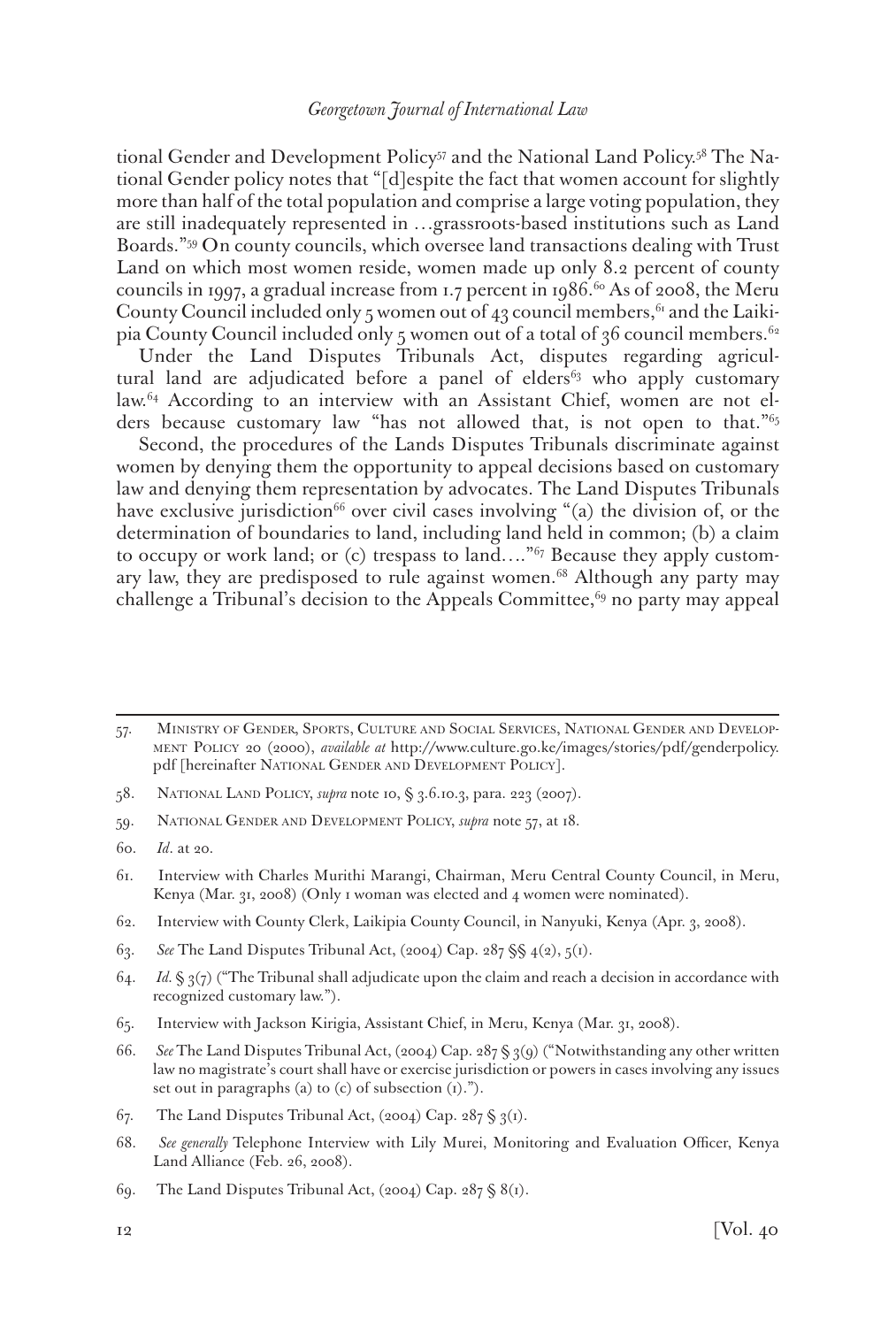tional Gender and Development Policy[57] and the National Land Policy.[58] The National Gender policy notes that "[d]espite the fact that women account for slightly more than half of the total population and comprise a large voting population, they are still inadequately represented in …grassroots-based institutions such as Land Boards."[59] On county councils, which oversee land transactions dealing with Trust Land on which most women reside, women made up only 8.2 percent of county councils in 1997, a gradual increase from 1.7 percent in 1986.[60] As of 2008, the Meru County Council included only 5 women out of 43 council members,[61] and the Laikipia County Council included only 5 women out of a total of 36 council members.[62]

Under the Land Disputes Tribunals Act, disputes regarding agricultural land are adjudicated before a panel of elders[63] who apply customary law.[64] According to an interview with an Assistant Chief, women are not elders because customary law "has not allowed that, is not open to that."[65]

Second, the procedures of the Lands Disputes Tribunals discriminate against women by denying them the opportunity to appeal decisions based on customary law and denying them representation by advocates. The Land Disputes Tribunals have exclusive jurisdiction[66] over civil cases involving "(a) the division of, or the determination of boundaries to land, including land held in common; (b) a claim to occupy or work land; or (c) trespass to land…."[67] Because they apply customary law, they are predisposed to rule against women.[68] Although any party may challenge a Tribunal's decision to the Appeals Committee,[69] no party may appeal

---

57. Ministry of Gender, Sports, Culture and Social Services, National Gender and Development Policy 20 (2000), *available at* http://www.culture.go.ke/images/stories/pdf/genderpolicy.pdf [hereinafter National Gender and Development Policy].

58. National Land Policy, *supra* note 10, § 3.6.10.3, para. 223 (2007).

59. National Gender and Development Policy, *supra* note 57, at 18.

60. *Id*. at 20.

61. Interview with Charles Murithi Marangi, Chairman, Meru Central County Council, in Meru, Kenya (Mar. 31, 2008) (Only 1 woman was elected and 4 women were nominated).

62. Interview with County Clerk, Laikipia County Council, in Nanyuki, Kenya (Apr. 3, 2008).

63. *See* The Land Disputes Tribunal Act, (2004) Cap. 287 §§ 4(2), 5(1).

64. *Id*. § 3(7) ("The Tribunal shall adjudicate upon the claim and reach a decision in accordance with recognized customary law.").

65. Interview with Jackson Kirigia, Assistant Chief, in Meru, Kenya (Mar. 31, 2008).

66. *See* The Land Disputes Tribunal Act, (2004) Cap. 287 § 3(9) ("Notwithstanding any other written law no magistrate's court shall have or exercise jurisdiction or powers in cases involving any issues set out in paragraphs (a) to (c) of subsection (1).").

67. The Land Disputes Tribunal Act, (2004) Cap. 287 § 3(1).

68. *See generally* Telephone Interview with Lily Murei, Monitoring and Evaluation Officer, Kenya Land Alliance (Feb. 26, 2008).

69. The Land Disputes Tribunal Act, (2004) Cap. 287 § 8(1).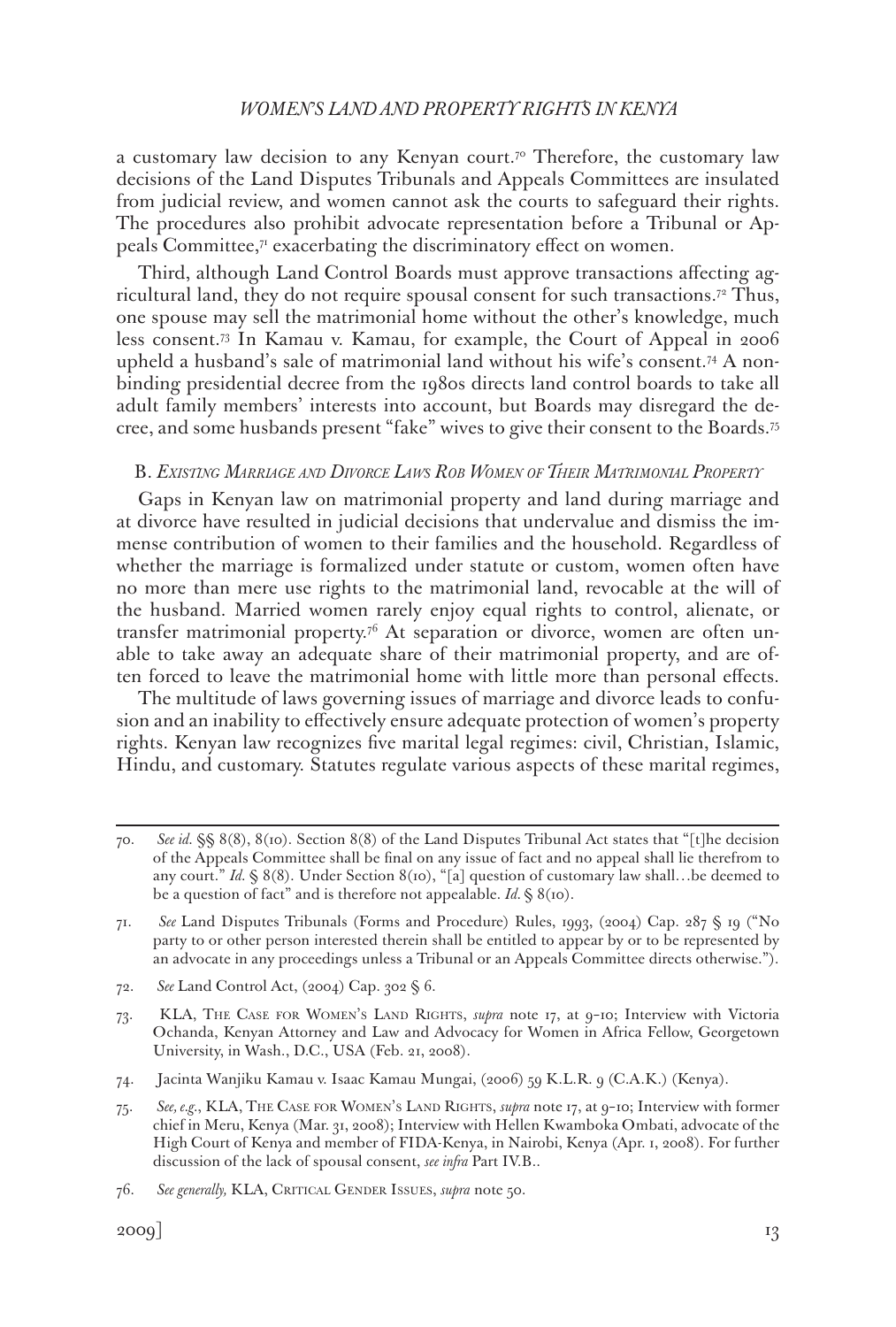a customary law decision to any Kenyan court.[70] Therefore, the customary law decisions of the Land Disputes Tribunals and Appeals Committees are insulated from judicial review, and women cannot ask the courts to safeguard their rights. The procedures also prohibit advocate representation before a Tribunal or Appeals Committee,[71] exacerbating the discriminatory effect on women.

Third, although Land Control Boards must approve transactions affecting agricultural land, they do not require spousal consent for such transactions.[72] Thus, one spouse may sell the matrimonial home without the other's knowledge, much less consent.[73] In Kamau v. Kamau, for example, the Court of Appeal in 2006 upheld a husband's sale of matrimonial land without his wife's consent.[74] A nonbinding presidential decree from the 1980s directs land control boards to take all adult family members' interests into account, but Boards may disregard the decree, and some husbands present "fake" wives to give their consent to the Boards.[75]

### B. *Existing Marriage and Divorce Laws Rob Women of Their Matrimonial Property*

Gaps in Kenyan law on matrimonial property and land during marriage and at divorce have resulted in judicial decisions that undervalue and dismiss the immense contribution of women to their families and the household. Regardless of whether the marriage is formalized under statute or custom, women often have no more than mere use rights to the matrimonial land, revocable at the will of the husband. Married women rarely enjoy equal rights to control, alienate, or transfer matrimonial property.[76] At separation or divorce, women are often unable to take away an adequate share of their matrimonial property, and are often forced to leave the matrimonial home with little more than personal effects.

The multitude of laws governing issues of marriage and divorce leads to confusion and an inability to effectively ensure adequate protection of women's property rights. Kenyan law recognizes five marital legal regimes: civil, Christian, Islamic, Hindu, and customary. Statutes regulate various aspects of these marital regimes,

---

70. *See id.* §§ 8(8), 8(10). Section 8(8) of the Land Disputes Tribunal Act states that "[t]he decision of the Appeals Committee shall be final on any issue of fact and no appeal shall lie therefrom to any court." *Id.* § 8(8). Under Section 8(10), "[a] question of customary law shall…be deemed to be a question of fact" and is therefore not appealable. *Id.* § 8(10).

71. *See* Land Disputes Tribunals (Forms and Procedure) Rules, 1993, (2004) Cap. 287 § 19 ("No party to or other person interested therein shall be entitled to appear by or to be represented by an advocate in any proceedings unless a Tribunal or an Appeals Committee directs otherwise.").

72. *See* Land Control Act, (2004) Cap. 302 § 6.

73. KLA, The Case for Women's Land Rights, *supra* note 17, at 9–10; Interview with Victoria Ochanda, Kenyan Attorney and Law and Advocacy for Women in Africa Fellow, Georgetown University, in Wash., D.C., USA (Feb. 21, 2008).

74. Jacinta Wanjiku Kamau v. Isaac Kamau Mungai, (2006) 59 K.L.R. 9 (C.A.K.) (Kenya).

75. *See, e.g.*, KLA, The Case for Women's Land Rights, *supra* note 17, at 9–10; Interview with former chief in Meru, Kenya (Mar. 31, 2008); Interview with Hellen Kwamboka Ombati, advocate of the High Court of Kenya and member of FIDA-Kenya, in Nairobi, Kenya (Apr. 1, 2008). For further discussion of the lack of spousal consent, *see infra* Part IV.B..

76. *See generally,* KLA, Critical Gender Issues, *supra* note 50.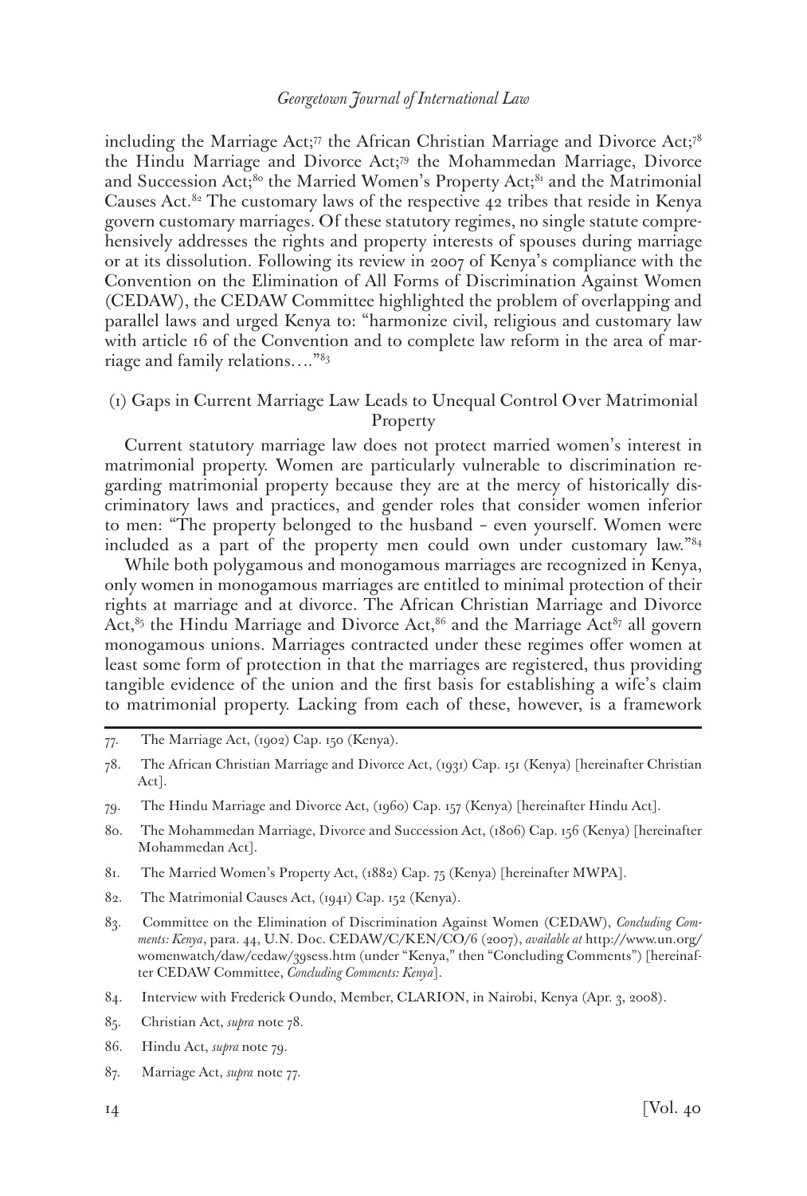including the Marriage Act;[77] the African Christian Marriage and Divorce Act;[78] the Hindu Marriage and Divorce Act;[79] the Mohammedan Marriage, Divorce and Succession Act;[80] the Married Women's Property Act;[81] and the Matrimonial Causes Act.[82] The customary laws of the respective 42 tribes that reside in Kenya govern customary marriages. Of these statutory regimes, no single statute comprehensively addresses the rights and property interests of spouses during marriage or at its dissolution. Following its review in 2007 of Kenya's compliance with the Convention on the Elimination of All Forms of Discrimination Against Women (CEDAW), the CEDAW Committee highlighted the problem of overlapping and parallel laws and urged Kenya to: "harmonize civil, religious and customary law with article 16 of the Convention and to complete law reform in the area of marriage and family relations. . . ."[83]

### (1) Gaps in Current Marriage Law Leads to Unequal Control Over Matrimonial Property

Current statutory marriage law does not protect married women's interest in matrimonial property. Women are particularly vulnerable to discrimination regarding matrimonial property because they are at the mercy of historically discriminatory laws and practices, and gender roles that consider women inferior to men: "The property belonged to the husband – even yourself. Women were included as a part of the property men could own under customary law."[84]

While both polygamous and monogamous marriages are recognized in Kenya, only women in monogamous marriages are entitled to minimal protection of their rights at marriage and at divorce. The African Christian Marriage and Divorce Act,[85] the Hindu Marriage and Divorce Act,[86] and the Marriage Act[87] all govern monogamous unions. Marriages contracted under these regimes offer women at least some form of protection in that the marriages are registered, thus providing tangible evidence of the union and the first basis for establishing a wife's claim to matrimonial property. Lacking from each of these, however, is a framework

---

77. The Marriage Act, (1902) Cap. 150 (Kenya).

78. The African Christian Marriage and Divorce Act, (1931) Cap. 151 (Kenya) [hereinafter Christian Act].

79. The Hindu Marriage and Divorce Act, (1960) Cap. 157 (Kenya) [hereinafter Hindu Act].

80. The Mohammedan Marriage, Divorce and Succession Act, (1806) Cap. 156 (Kenya) [hereinafter Mohammedan Act].

81. The Married Women's Property Act, (1882) Cap. 75 (Kenya) [hereinafter MWPA].

82. The Matrimonial Causes Act, (1941) Cap. 152 (Kenya).

83. Committee on the Elimination of Discrimination Against Women (CEDAW), *Concluding Comments: Kenya*, para. 44, U.N. Doc. CEDAW/C/KEN/CO/6 (2007), *available at* http://www.un.org/womenwatch/daw/cedaw/39sess.htm (under "Kenya," then "Concluding Comments") [hereinafter CEDAW Committee, *Concluding Comments: Kenya*].

84. Interview with Frederick Oundo, Member, CLARION, in Nairobi, Kenya (Apr. 3, 2008).

85. Christian Act, *supra* note 78.

86. Hindu Act, *supra* note 79.

87. Marriage Act, *supra* note 77.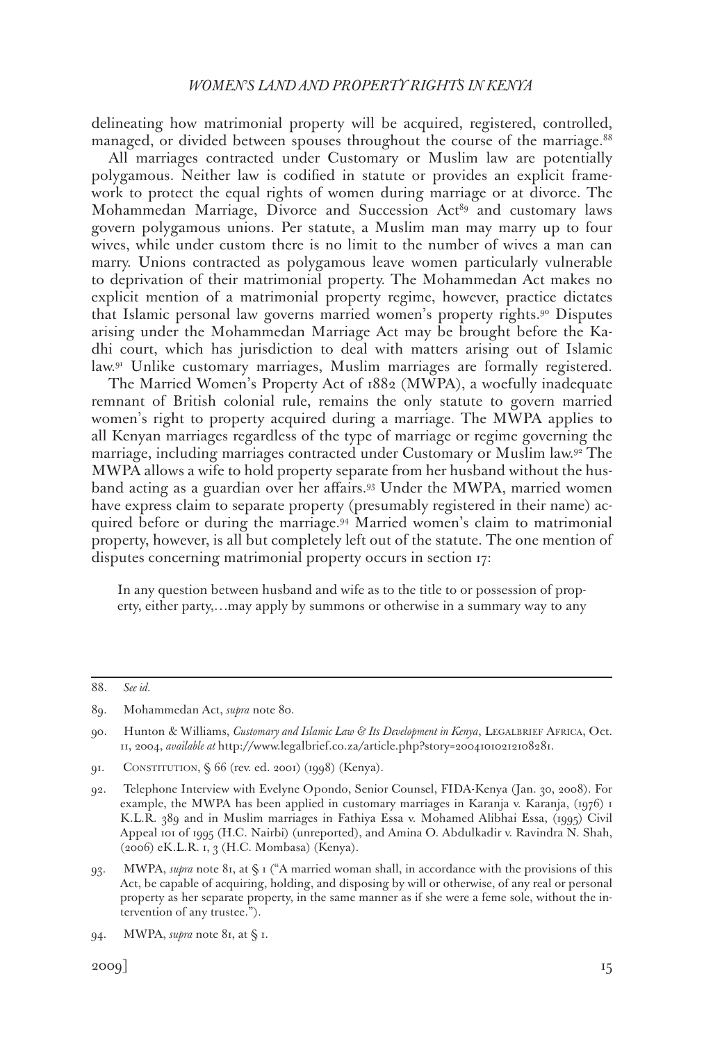delineating how matrimonial property will be acquired, registered, controlled, managed, or divided between spouses throughout the course of the marriage.[88]

All marriages contracted under Customary or Muslim law are potentially polygamous. Neither law is codified in statute or provides an explicit framework to protect the equal rights of women during marriage or at divorce. The Mohammedan Marriage, Divorce and Succession Act[89] and customary laws govern polygamous unions. Per statute, a Muslim man may marry up to four wives, while under custom there is no limit to the number of wives a man can marry. Unions contracted as polygamous leave women particularly vulnerable to deprivation of their matrimonial property. The Mohammedan Act makes no explicit mention of a matrimonial property regime, however, practice dictates that Islamic personal law governs married women's property rights.[90] Disputes arising under the Mohammedan Marriage Act may be brought before the Kadhi court, which has jurisdiction to deal with matters arising out of Islamic law.[91] Unlike customary marriages, Muslim marriages are formally registered.

The Married Women's Property Act of 1882 (MWPA), a woefully inadequate remnant of British colonial rule, remains the only statute to govern married women's right to property acquired during a marriage. The MWPA applies to all Kenyan marriages regardless of the type of marriage or regime governing the marriage, including marriages contracted under Customary or Muslim law.[92] The MWPA allows a wife to hold property separate from her husband without the husband acting as a guardian over her affairs.[93] Under the MWPA, married women have express claim to separate property (presumably registered in their name) acquired before or during the marriage.[94] Married women's claim to matrimonial property, however, is all but completely left out of the statute. The one mention of disputes concerning matrimonial property occurs in section 17:

> In any question between husband and wife as to the title to or possession of property, either party,…may apply by summons or otherwise in a summary way to any

---

88. *See id.*

89. Mohammedan Act, *supra* note 80.

90. Hunton & Williams, *Customary and Islamic Law & Its Development in Kenya*, Legalbrief Africa, Oct. 11, 2004, *available at* http://www.legalbrief.co.za/article.php?story=20041010212108281.

91. Constitution, § 66 (rev. ed. 2001) (1998) (Kenya).

92. Telephone Interview with Evelyne Opondo, Senior Counsel, FIDA-Kenya (Jan. 30, 2008). For example, the MWPA has been applied in customary marriages in Karanja v. Karanja, (1976) 1 K.L.R. 389 and in Muslim marriages in Fathiya Essa v. Mohamed Alibhai Essa, (1995) Civil Appeal 101 of 1995 (H.C. Nairbi) (unreported), and Amina O. Abdulkadir v. Ravindra N. Shah, (2006) eK.L.R. 1, 3 (H.C. Mombasa) (Kenya).

93. MWPA, *supra* note 81, at § 1 ("A married woman shall, in accordance with the provisions of this Act, be capable of acquiring, holding, and disposing by will or otherwise, of any real or personal property as her separate property, in the same manner as if she were a feme sole, without the intervention of any trustee.").

94. MWPA, *supra* note 81, at § 1.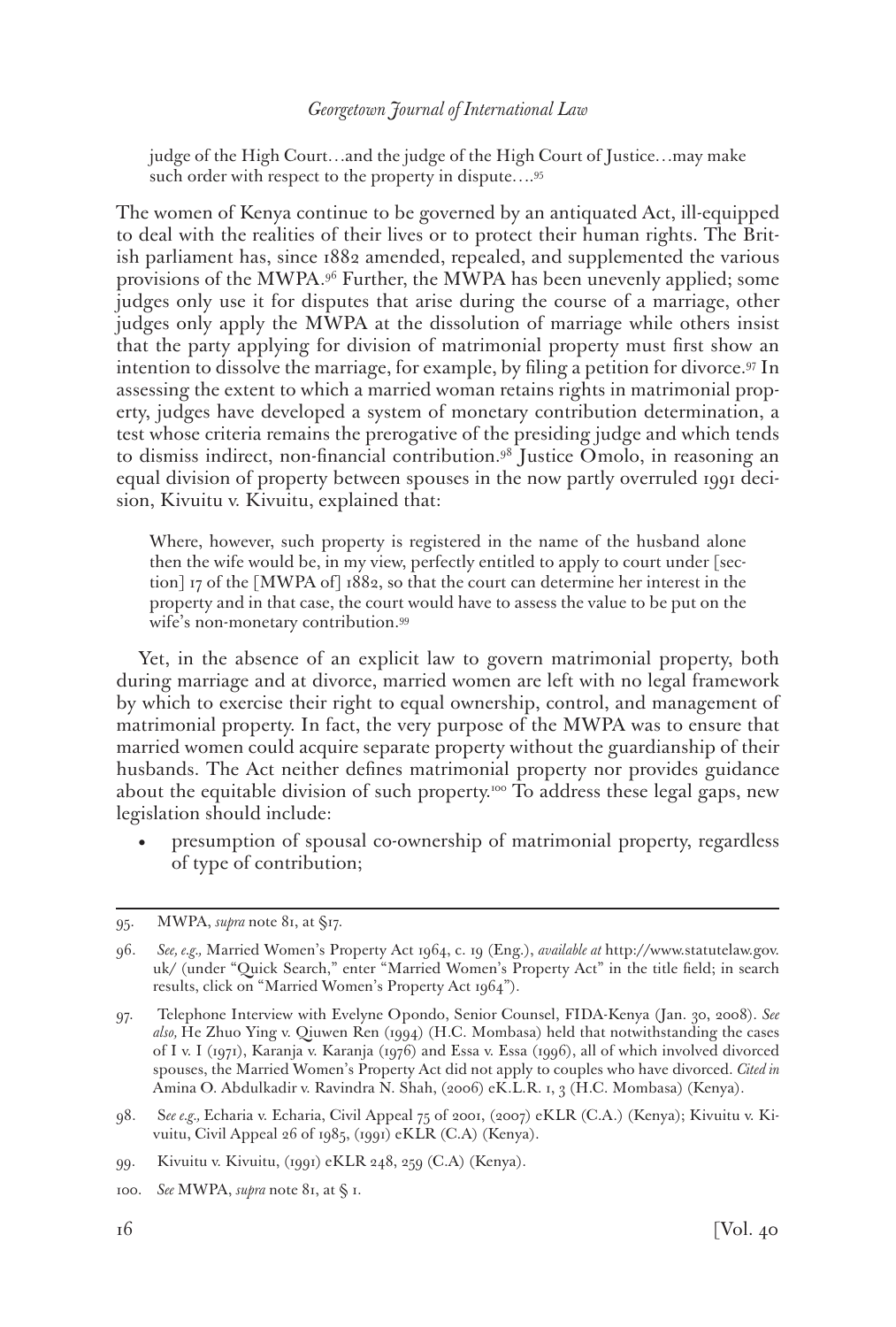> judge of the High Court…and the judge of the High Court of Justice…may make such order with respect to the property in dispute….[95]

The women of Kenya continue to be governed by an antiquated Act, ill-equipped to deal with the realities of their lives or to protect their human rights. The British parliament has, since 1882 amended, repealed, and supplemented the various provisions of the MWPA.[96] Further, the MWPA has been unevenly applied; some judges only use it for disputes that arise during the course of a marriage, other judges only apply the MWPA at the dissolution of marriage while others insist that the party applying for division of matrimonial property must first show an intention to dissolve the marriage, for example, by filing a petition for divorce.[97] In assessing the extent to which a married woman retains rights in matrimonial property, judges have developed a system of monetary contribution determination, a test whose criteria remains the prerogative of the presiding judge and which tends to dismiss indirect, non-financial contribution.[98] Justice Omolo, in reasoning an equal division of property between spouses in the now partly overruled 1991 decision, Kivuitu v. Kivuitu, explained that:

> Where, however, such property is registered in the name of the husband alone then the wife would be, in my view, perfectly entitled to apply to court under [section] 17 of the [MWPA of] 1882, so that the court can determine her interest in the property and in that case, the court would have to assess the value to be put on the wife's non-monetary contribution.[99]

Yet, in the absence of an explicit law to govern matrimonial property, both during marriage and at divorce, married women are left with no legal framework by which to exercise their right to equal ownership, control, and management of matrimonial property. In fact, the very purpose of the MWPA was to ensure that married women could acquire separate property without the guardianship of their husbands. The Act neither defines matrimonial property nor provides guidance about the equitable division of such property.[100] To address these legal gaps, new legislation should include:

- presumption of spousal co-ownership of matrimonial property, regardless of type of contribution;

---

95. MWPA, *supra* note 81, at §17.

96. *See, e.g.,* Married Women's Property Act 1964, c. 19 (Eng.), *available at* http://www.statutelaw.gov.uk/ (under "Quick Search," enter "Married Women's Property Act" in the title field; in search results, click on "Married Women's Property Act 1964").

97. Telephone Interview with Evelyne Opondo, Senior Counsel, FIDA-Kenya (Jan. 30, 2008). *See also,* He Zhuo Ying v. Qiuwen Ren (1994) (H.C. Mombasa) held that notwithstanding the cases of I v. I (1971), Karanja v. Karanja (1976) and Essa v. Essa (1996), all of which involved divorced spouses, the Married Women's Property Act did not apply to couples who have divorced. *Cited in* Amina O. Abdulkadir v. Ravindra N. Shah, (2006) eK.L.R. 1, 3 (H.C. Mombasa) (Kenya).

98. S*ee e.g.,* Echaria v. Echaria, Civil Appeal 75 of 2001, (2007) eKLR (C.A.) (Kenya); Kivuitu v. Kivuitu, Civil Appeal 26 of 1985, (1991) eKLR (C.A) (Kenya).

99. Kivuitu v. Kivuitu, (1991) eKLR 248, 259 (C.A) (Kenya).

100. *See* MWPA, *supra* note 81, at § 1.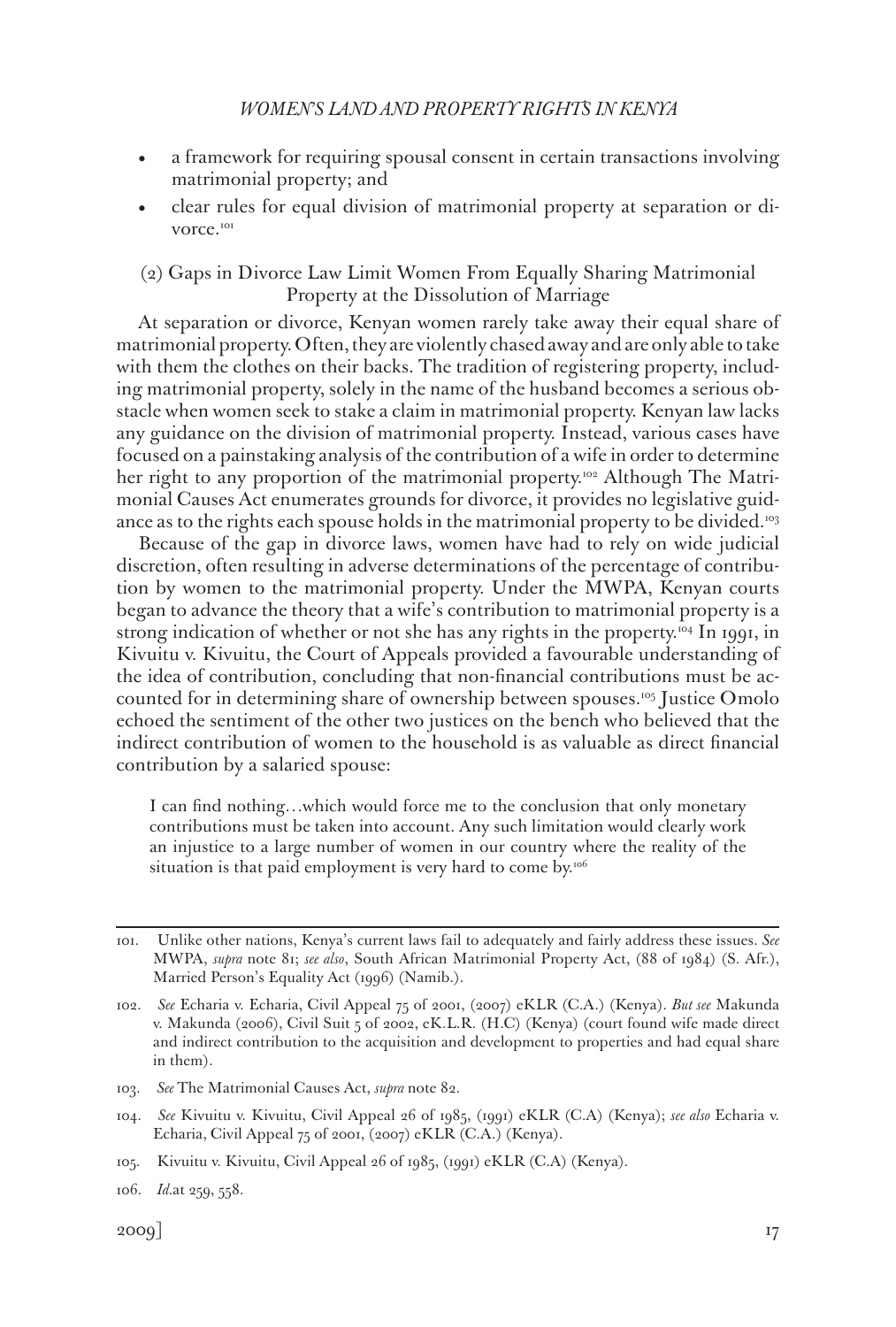- a framework for requiring spousal consent in certain transactions involving matrimonial property; and
- clear rules for equal division of matrimonial property at separation or divorce.[101]

### (2) Gaps in Divorce Law Limit Women From Equally Sharing Matrimonial Property at the Dissolution of Marriage

At separation or divorce, Kenyan women rarely take away their equal share of matrimonial property. Often, they are violently chased away and are only able to take with them the clothes on their backs. The tradition of registering property, including matrimonial property, solely in the name of the husband becomes a serious obstacle when women seek to stake a claim in matrimonial property. Kenyan law lacks any guidance on the division of matrimonial property. Instead, various cases have focused on a painstaking analysis of the contribution of a wife in order to determine her right to any proportion of the matrimonial property.[102] Although The Matrimonial Causes Act enumerates grounds for divorce, it provides no legislative guidance as to the rights each spouse holds in the matrimonial property to be divided.[103]

Because of the gap in divorce laws, women have had to rely on wide judicial discretion, often resulting in adverse determinations of the percentage of contribution by women to the matrimonial property. Under the MWPA, Kenyan courts began to advance the theory that a wife's contribution to matrimonial property is a strong indication of whether or not she has any rights in the property.[104] In 1991, in Kivuitu v. Kivuitu, the Court of Appeals provided a favourable understanding of the idea of contribution, concluding that non-financial contributions must be accounted for in determining share of ownership between spouses.[105] Justice Omolo echoed the sentiment of the other two justices on the bench who believed that the indirect contribution of women to the household is as valuable as direct financial contribution by a salaried spouse:

> I can find nothing…which would force me to the conclusion that only monetary contributions must be taken into account. Any such limitation would clearly work an injustice to a large number of women in our country where the reality of the situation is that paid employment is very hard to come by.[106]

---

101. Unlike other nations, Kenya's current laws fail to adequately and fairly address these issues. *See* MWPA, *supra* note 81; *see also*, South African Matrimonial Property Act, (88 of 1984) (S. Afr.), Married Person's Equality Act (1996) (Namib.).

102. *See* Echaria v. Echaria, Civil Appeal 75 of 2001, (2007) eKLR (C.A.) (Kenya). *But see* Makunda v. Makunda (2006), Civil Suit 5 of 2002, eK.L.R. (H.C) (Kenya) (court found wife made direct and indirect contribution to the acquisition and development to properties and had equal share in them).

103. *See* The Matrimonial Causes Act, *supra* note 82.

104. *See* Kivuitu v. Kivuitu, Civil Appeal 26 of 1985, (1991) eKLR (C.A) (Kenya); *see also* Echaria v. Echaria, Civil Appeal 75 of 2001, (2007) eKLR (C.A.) (Kenya).

105. Kivuitu v. Kivuitu, Civil Appeal 26 of 1985, (1991) eKLR (C.A) (Kenya).

106. *Id.*at 259, 558.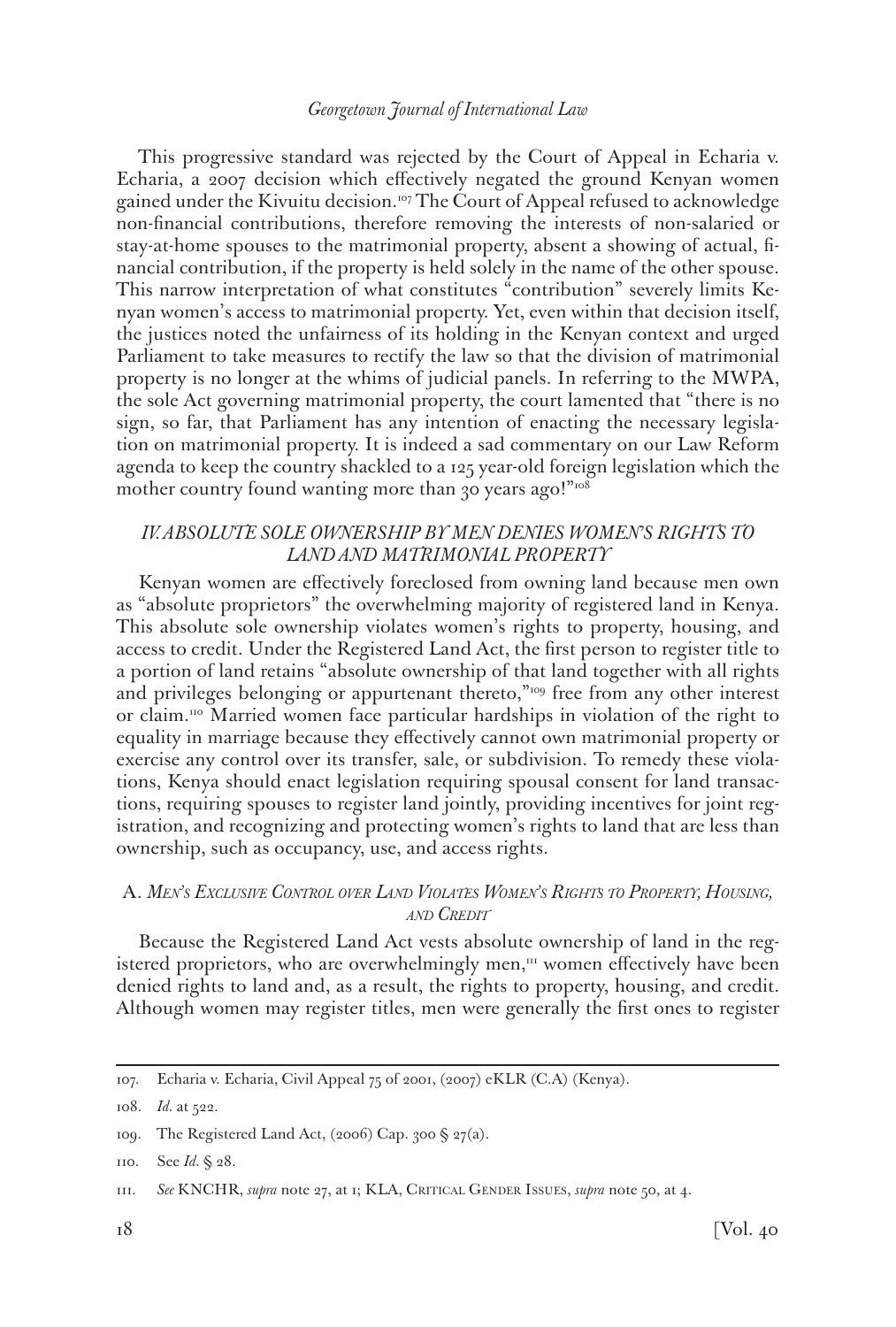This progressive standard was rejected by the Court of Appeal in Echaria v. Echaria, a 2007 decision which effectively negated the ground Kenyan women gained under the Kivuitu decision.[107] The Court of Appeal refused to acknowledge non-financial contributions, therefore removing the interests of non-salaried or stay-at-home spouses to the matrimonial property, absent a showing of actual, financial contribution, if the property is held solely in the name of the other spouse. This narrow interpretation of what constitutes "contribution" severely limits Kenyan women's access to matrimonial property. Yet, even within that decision itself, the justices noted the unfairness of its holding in the Kenyan context and urged Parliament to take measures to rectify the law so that the division of matrimonial property is no longer at the whims of judicial panels. In referring to the MWPA, the sole Act governing matrimonial property, the court lamented that "there is no sign, so far, that Parliament has any intention of enacting the necessary legislation on matrimonial property. It is indeed a sad commentary on our Law Reform agenda to keep the country shackled to a 125 year-old foreign legislation which the mother country found wanting more than 30 years ago!"[108]

## *IV. ABSOLUTE SOLE OWNERSHIP BY MEN DENIES WOMEN'S RIGHTS TO LAND AND MATRIMONIAL PROPERTY*

Kenyan women are effectively foreclosed from owning land because men own as "absolute proprietors" the overwhelming majority of registered land in Kenya. This absolute sole ownership violates women's rights to property, housing, and access to credit. Under the Registered Land Act, the first person to register title to a portion of land retains "absolute ownership of that land together with all rights and privileges belonging or appurtenant thereto,"[109] free from any other interest or claim.[110] Married women face particular hardships in violation of the right to equality in marriage because they effectively cannot own matrimonial property or exercise any control over its transfer, sale, or subdivision. To remedy these violations, Kenya should enact legislation requiring spousal consent for land transactions, requiring spouses to register land jointly, providing incentives for joint registration, and recognizing and protecting women's rights to land that are less than ownership, such as occupancy, use, and access rights.

### A. *Men's Exclusive Control over Land Violates Women's Rights to Property, Housing, and Credit*

Because the Registered Land Act vests absolute ownership of land in the registered proprietors, who are overwhelmingly men,[111] women effectively have been denied rights to land and, as a result, the rights to property, housing, and credit. Although women may register titles, men were generally the first ones to register

---

107. Echaria v. Echaria, Civil Appeal 75 of 2001, (2007) eKLR (C.A) (Kenya).

108. *Id.* at 522.

109. The Registered Land Act, (2006) Cap. 300 § 27(a).

110. See *Id.* § 28.

111. *See* KNCHR, *supra* note 27, at 1; KLA, Critical Gender Issues, *supra* note 50, at 4.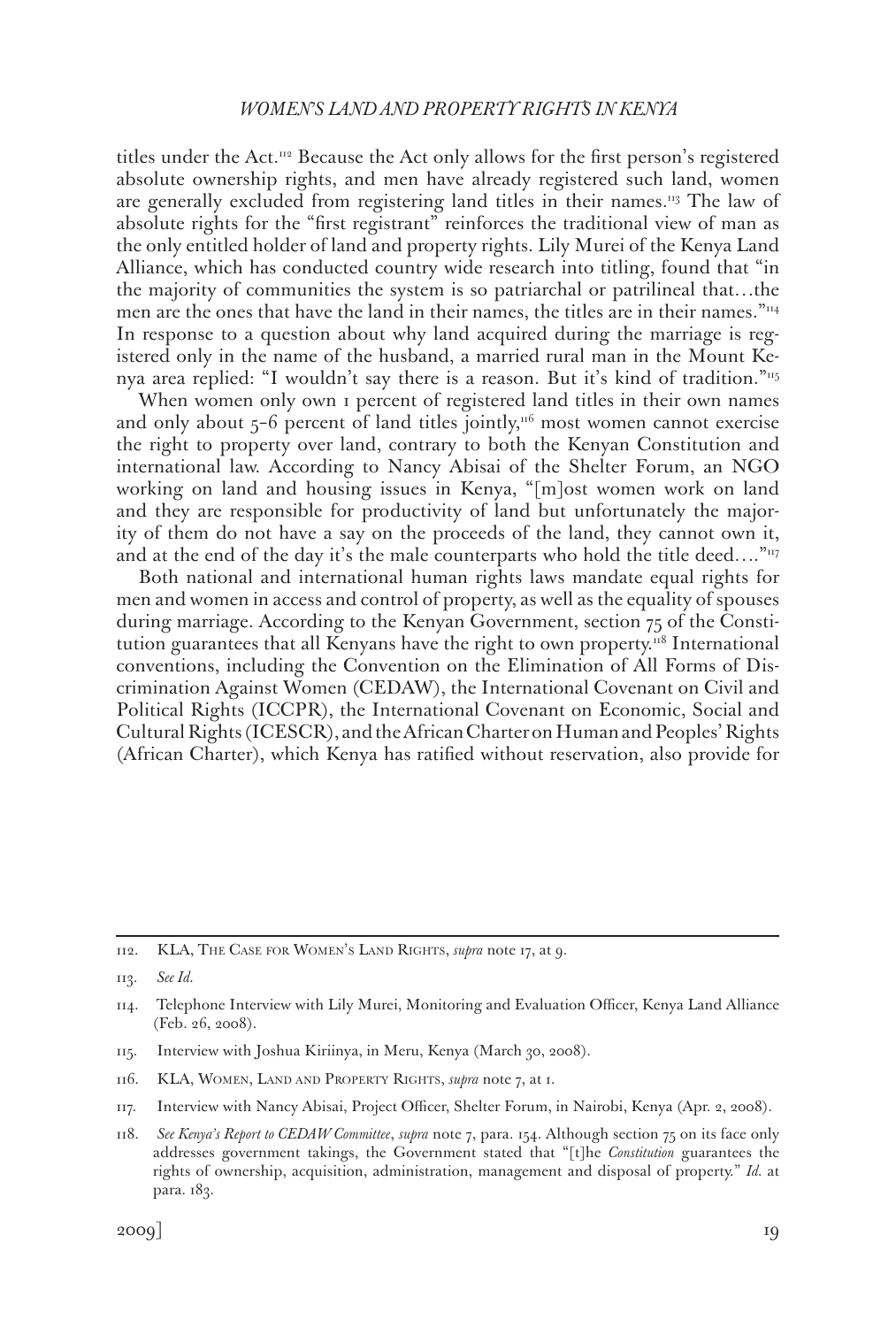titles under the Act.[112] Because the Act only allows for the first person's registered absolute ownership rights, and men have already registered such land, women are generally excluded from registering land titles in their names.[113] The law of absolute rights for the "first registrant" reinforces the traditional view of man as the only entitled holder of land and property rights. Lily Murei of the Kenya Land Alliance, which has conducted country wide research into titling, found that "in the majority of communities the system is so patriarchal or patrilineal that…the men are the ones that have the land in their names, the titles are in their names."[114] In response to a question about why land acquired during the marriage is registered only in the name of the husband, a married rural man in the Mount Kenya area replied: "I wouldn't say there is a reason. But it's kind of tradition."[115]

When women only own 1 percent of registered land titles in their own names and only about 5-6 percent of land titles jointly,[116] most women cannot exercise the right to property over land, contrary to both the Kenyan Constitution and international law. According to Nancy Abisai of the Shelter Forum, an NGO working on land and housing issues in Kenya, "[m]ost women work on land and they are responsible for productivity of land but unfortunately the majority of them do not have a say on the proceeds of the land, they cannot own it, and at the end of the day it's the male counterparts who hold the title deed…."[117]

Both national and international human rights laws mandate equal rights for men and women in access and control of property, as well as the equality of spouses during marriage. According to the Kenyan Government, section 75 of the Constitution guarantees that all Kenyans have the right to own property.[118] International conventions, including the Convention on the Elimination of All Forms of Discrimination Against Women (CEDAW), the International Covenant on Civil and Political Rights (ICCPR), the International Covenant on Economic, Social and Cultural Rights (ICESCR), and the African Charter on Human and Peoples' Rights (African Charter), which Kenya has ratified without reservation, also provide for

---

112. KLA, The Case for Women's Land Rights, *supra* note 17, at 9.

113. *See Id.*

114. Telephone Interview with Lily Murei, Monitoring and Evaluation Officer, Kenya Land Alliance (Feb. 26, 2008).

115. Interview with Joshua Kiriinya, in Meru, Kenya (March 30, 2008).

116. KLA, Women, Land and Property Rights, *supra* note 7, at 1.

117. Interview with Nancy Abisai, Project Officer, Shelter Forum, in Nairobi, Kenya (Apr. 2, 2008).

118. *See Kenya's Report to CEDAW Committee*, *supra* note 7, para. 154. Although section 75 on its face only addresses government takings, the Government stated that "[t]he *Constitution* guarantees the rights of ownership, acquisition, administration, management and disposal of property." *Id.* at para. 183.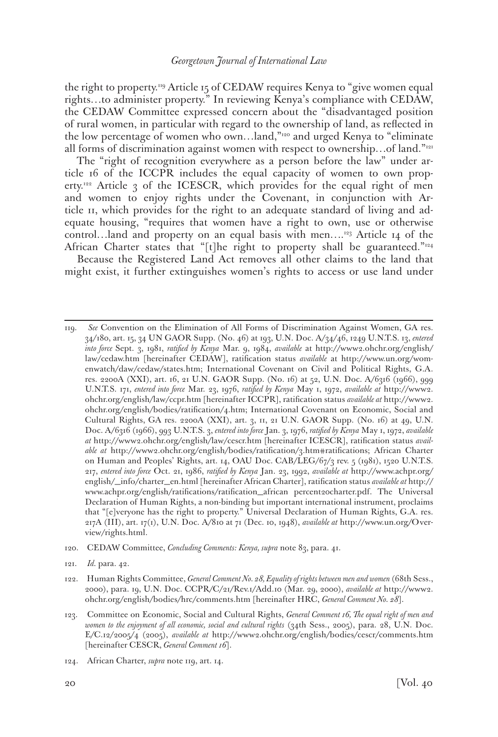the right to property.[119] Article 15 of CEDAW requires Kenya to "give women equal rights…to administer property." In reviewing Kenya's compliance with CEDAW, the CEDAW Committee expressed concern about the "disadvantaged position of rural women, in particular with regard to the ownership of land, as reflected in the low percentage of women who own…land,"[120] and urged Kenya to "eliminate all forms of discrimination against women with respect to ownership…of land."[121]

The "right of recognition everywhere as a person before the law" under article 16 of the ICCPR includes the equal capacity of women to own property.[122] Article 3 of the ICESCR, which provides for the equal right of men and women to enjoy rights under the Covenant, in conjunction with Article 11, which provides for the right to an adequate standard of living and adequate housing, "requires that women have a right to own, use or otherwise control…land and property on an equal basis with men….[123] Article 14 of the African Charter states that "[t]he right to property shall be guaranteed."[124]

Because the Registered Land Act removes all other claims to the land that might exist, it further extinguishes women's rights to access or use land under

---

119. *See* Convention on the Elimination of All Forms of Discrimination Against Women, GA res. 34/180, art. 15, 34 UN GAOR Supp. (No. 46) at 193, U.N. Doc. A/34/46, 1249 U.N.T.S. 13, *entered into force* Sept. 3, 1981, *ratified by Kenya* Mar. 9, 1984, *available* at http://www2.ohchr.org/english/law/cedaw.htm [hereinafter CEDAW], ratification status *available* at http://www.un.org/womenwatch/daw/cedaw/states.htm; International Covenant on Civil and Political Rights, G.A. res. 2200A (XXI), art. 16, 21 U.N. GAOR Supp. (No. 16) at 52, U.N. Doc. A/6316 (1966), 999 U.N.T.S. 171, *entered into force* Mar. 23, 1976, *ratified by Kenya* May 1, 1972, *available at* http://www2.ohchr.org/english/law/ccpr.htm [hereinafter ICCPR], ratification status *available at* http://www2.ohchr.org/english/bodies/ratification/4.htm; International Covenant on Economic, Social and Cultural Rights, GA res. 2200A (XXI), art. 3, 11, 21 U.N. GAOR Supp. (No. 16) at 49, U.N. Doc. A/6316 (1966), 993 U.N.T.S. 3, *entered into force* Jan. 3, 1976, *ratified by Kenya* May 1, 1972, *available at* http://www2.ohchr.org/english/law/cescr.htm [hereinafter ICESCR], ratification status *available at* http://www2.ohchr.org/english/bodies/ratification/3.htm#ratifications; African Charter on Human and Peoples' Rights, art. 14, OAU Doc. CAB/LEG/67/3 rev. 5 (1981), 1520 U.N.T.S. 217, *entered into force* Oct. 21, 1986, *ratified by Kenya* Jan. 23, 1992, *available at* http://www.achpr.org/english/_info/charter_en.html [hereinafter African Charter], ratification status *available at* http://www.achpr.org/english/ratifications/ratification_african percent20charter.pdf. The Universal Declaration of Human Rights, a non-binding but important international instrument, proclaims that "[e]veryone has the right to property." Universal Declaration of Human Rights, G.A. res. 217A (III), art. 17(1), U.N. Doc. A/810 at 71 (Dec. 10, 1948), *available at* http://www.un.org/Overview/rights.html.

120. CEDAW Committee, *Concluding Comments: Kenya, supra* note 83, para. 41.

121. *Id.* para. 42.

122. Human Rights Committee, *General Comment No. 28, Equality of rights between men and women* (68th Sess., 2000), para. 19, U.N. Doc. CCPR/C/21/Rev.1/Add.10 (Mar. 29, 2000), *available at* http://www2.ohchr.org/english/bodies/hrc/comments.htm [hereinafter HRC, *General Comment No. 28*].

123. Committee on Economic, Social and Cultural Rights, *General Comment 16, The equal right of men and women to the enjoyment of all economic, social and cultural rights* (34th Sess., 2005), para. 28, U.N. Doc. E/C.12/2005/4 (2005), *available at* http://www2.ohchr.org/english/bodies/cescr/comments.htm [hereinafter CESCR, *General Comment 16*].

124. African Charter, *supra* note 119, art. 14.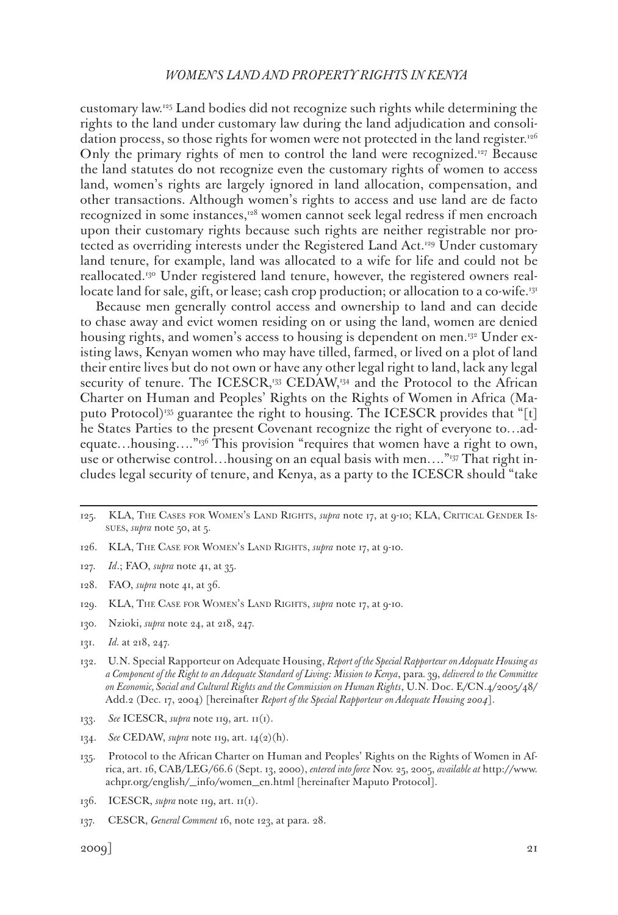customary law.[125] Land bodies did not recognize such rights while determining the rights to the land under customary law during the land adjudication and consolidation process, so those rights for women were not protected in the land register.[126] Only the primary rights of men to control the land were recognized.[127] Because the land statutes do not recognize even the customary rights of women to access land, women's rights are largely ignored in land allocation, compensation, and other transactions. Although women's rights to access and use land are de facto recognized in some instances,[128] women cannot seek legal redress if men encroach upon their customary rights because such rights are neither registrable nor protected as overriding interests under the Registered Land Act.[129] Under customary land tenure, for example, land was allocated to a wife for life and could not be reallocated.[130] Under registered land tenure, however, the registered owners reallocate land for sale, gift, or lease; cash crop production; or allocation to a co-wife.[131]

Because men generally control access and ownership to land and can decide to chase away and evict women residing on or using the land, women are denied housing rights, and women's access to housing is dependent on men.[132] Under existing laws, Kenyan women who may have tilled, farmed, or lived on a plot of land their entire lives but do not own or have any other legal right to land, lack any legal security of tenure. The ICESCR,[133] CEDAW,[134] and the Protocol to the African Charter on Human and Peoples' Rights on the Rights of Women in Africa (Maputo Protocol)[135] guarantee the right to housing. The ICESCR provides that "[t]he States Parties to the present Covenant recognize the right of everyone to…adequate…housing…."[136] This provision "requires that women have a right to own, use or otherwise control…housing on an equal basis with men…."[137] That right includes legal security of tenure, and Kenya, as a party to the ICESCR should "take

---

125. KLA, The Cases for Women's Land Rights, *supra* note 17, at 9-10; KLA, Critical Gender Issues, *supra* note 50, at 5.

126. KLA, The Case for Women's Land Rights, *supra* note 17, at 9-10.

127. *Id.*; FAO, *supra* note 41, at 35.

128. FAO, *supra* note 41, at 36.

129. KLA, The Case for Women's Land Rights, *supra* note 17, at 9-10.

130. Nzioki, *supra* note 24, at 218, 247.

131. *Id.* at 218, 247.

132. U.N. Special Rapporteur on Adequate Housing, *Report of the Special Rapporteur on Adequate Housing as a Component of the Right to an Adequate Standard of Living: Mission to Kenya*, para. 39, *delivered to the Committee on Economic, Social and Cultural Rights and the Commission on Human Rights*, U.N. Doc. E/CN.4/2005/48/Add.2 (Dec. 17, 2004) [hereinafter *Report of the Special Rapporteur on Adequate Housing 2004*].

133. *See* ICESCR, *supra* note 119, art. 11(1).

134. *See* CEDAW, *supra* note 119, art. 14(2)(h).

135. Protocol to the African Charter on Human and Peoples' Rights on the Rights of Women in Africa, art. 16, CAB/LEG/66.6 (Sept. 13, 2000), *entered into force* Nov. 25, 2005, *available at* http://www.achpr.org/english/_info/women_en.html [hereinafter Maputo Protocol].

136. ICESCR, *supra* note 119, art. 11(1).

137. CESCR, *General Comment* 16, note 123, at para. 28.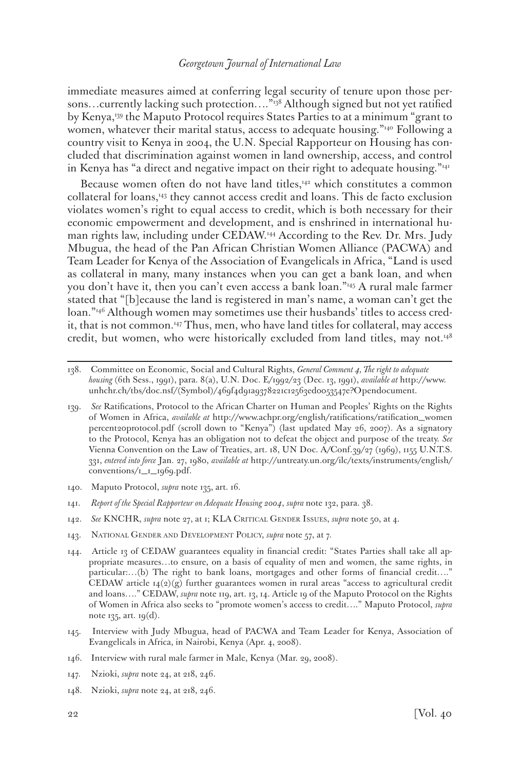immediate measures aimed at conferring legal security of tenure upon those persons…currently lacking such protection…."[138] Although signed but not yet ratified by Kenya,[139] the Maputo Protocol requires States Parties to at a minimum "grant to women, whatever their marital status, access to adequate housing."[140] Following a country visit to Kenya in 2004, the U.N. Special Rapporteur on Housing has concluded that discrimination against women in land ownership, access, and control in Kenya has "a direct and negative impact on their right to adequate housing."[141]

Because women often do not have land titles,[142] which constitutes a common collateral for loans,[143] they cannot access credit and loans. This de facto exclusion violates women's right to equal access to credit, which is both necessary for their economic empowerment and development, and is enshrined in international human rights law, including under CEDAW.[144] According to the Rev. Dr. Mrs. Judy Mbugua, the head of the Pan African Christian Women Alliance (PACWA) and Team Leader for Kenya of the Association of Evangelicals in Africa, "Land is used as collateral in many, many instances when you can get a bank loan, and when you don't have it, then you can't even access a bank loan."[145] A rural male farmer stated that "[b]ecause the land is registered in man's name, a woman can't get the loan."[146] Although women may sometimes use their husbands' titles to access credit, that is not common.[147] Thus, men, who have land titles for collateral, may access credit, but women, who were historically excluded from land titles, may not.[148]

---

138. Committee on Economic, Social and Cultural Rights, *General Comment 4, The right to adequate housing* (6th Sess., 1991), para. 8(a), U.N. Doc. E/1992/23 (Dec. 13, 1991), *available at* http://www.unhchr.ch/tbs/doc.nsf/(Symbol)/469f4d91a9378221c12563ed0053547e?Opendocument.

139. *See* Ratifications, Protocol to the African Charter on Human and Peoples' Rights on the Rights of Women in Africa, *available at* http://www.achpr.org/english/ratifications/ratification_women percent20protocol.pdf (scroll down to "Kenya") (last updated May 26, 2007). As a signatory to the Protocol, Kenya has an obligation not to defeat the object and purpose of the treaty. *See* Vienna Convention on the Law of Treaties, art. 18, UN Doc. A/Conf.39/27 (1969), 1155 U.N.T.S. 331, *entered into force* Jan. 27, 1980, *available at* http://untreaty.un.org/ilc/texts/instruments/english/conventions/1_1_1969.pdf.

140. Maputo Protocol, *supra* note 135, art. 16.

141. *Report of the Special Rapporteur on Adequate Housing 2004*, *supra* note 132, para. 38.

142. *See* KNCHR, *supra* note 27, at 1; KLA Critical Gender Issues, *supra* note 50, at 4.

143. National Gender and Development Policy, *supra* note 57, at 7.

144. Article 13 of CEDAW guarantees equality in financial credit: "States Parties shall take all appropriate measures…to ensure, on a basis of equality of men and women, the same rights, in particular:…(b) The right to bank loans, mortgages and other forms of financial credit…." CEDAW article 14(2)(g) further guarantees women in rural areas "access to agricultural credit and loans…." CEDAW, *supra* note 119, art. 13, 14. Article 19 of the Maputo Protocol on the Rights of Women in Africa also seeks to "promote women's access to credit…." Maputo Protocol, *supra* note 135, art. 19(d).

145. Interview with Judy Mbugua, head of PACWA and Team Leader for Kenya, Association of Evangelicals in Africa, in Nairobi, Kenya (Apr. 4, 2008).

146. Interview with rural male farmer in Male, Kenya (Mar. 29, 2008).

147. Nzioki, *supra* note 24, at 218, 246.

148. Nzioki, *supra* note 24, at 218, 246.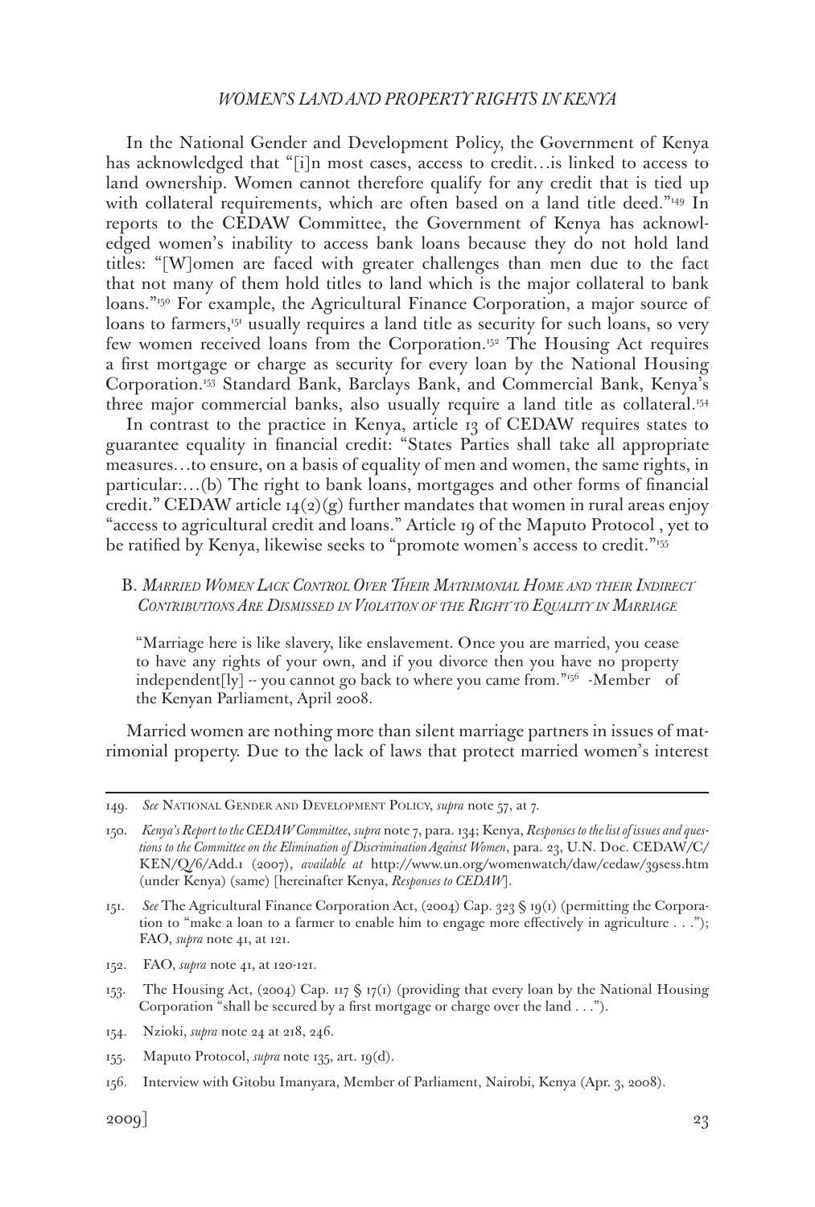In the National Gender and Development Policy, the Government of Kenya has acknowledged that "[i]n most cases, access to credit…is linked to access to land ownership. Women cannot therefore qualify for any credit that is tied up with collateral requirements, which are often based on a land title deed."[149] In reports to the CEDAW Committee, the Government of Kenya has acknowledged women's inability to access bank loans because they do not hold land titles: "[W]omen are faced with greater challenges than men due to the fact that not many of them hold titles to land which is the major collateral to bank loans."[150] For example, the Agricultural Finance Corporation, a major source of loans to farmers,[151] usually requires a land title as security for such loans, so very few women received loans from the Corporation.[152] The Housing Act requires a first mortgage or charge as security for every loan by the National Housing Corporation.[153] Standard Bank, Barclays Bank, and Commercial Bank, Kenya's three major commercial banks, also usually require a land title as collateral.[154]

In contrast to the practice in Kenya, article 13 of CEDAW requires states to guarantee equality in financial credit: "States Parties shall take all appropriate measures…to ensure, on a basis of equality of men and women, the same rights, in particular:…(b) The right to bank loans, mortgages and other forms of financial credit." CEDAW article 14(2)(g) further mandates that women in rural areas enjoy "access to agricultural credit and loans." Article 19 of the Maputo Protocol , yet to be ratified by Kenya, likewise seeks to "promote women's access to credit."[155]

### B. *Married Women Lack Control Over Their Matrimonial Home and their Indirect Contributions Are Dismissed in Violation of the Right to Equality in Marriage*

> "Marriage here is like slavery, like enslavement. Once you are married, you cease to have any rights of your own, and if you divorce then you have no property independent[ly] -- you cannot go back to where you came from."[156] -Member of the Kenyan Parliament, April 2008.

Married women are nothing more than silent marriage partners in issues of matrimonial property. Due to the lack of laws that protect married women's interest

---

149. *See* National Gender and Development Policy, *supra* note 57, at 7.

150. *Kenya's Report to the CEDAW Committee*, *supra* note 7, para. 134; Kenya, *Responses to the list of issues and questions to the Committee on the Elimination of Discrimination Against Women*, para. 23, U.N. Doc. CEDAW/C/KEN/Q/6/Add.1 (2007), *available at* http://www.un.org/womenwatch/daw/cedaw/39sess.htm (under Kenya) (same) [hereinafter Kenya, *Responses to CEDAW*].

151. *See* The Agricultural Finance Corporation Act, (2004) Cap. 323 § 19(1) (permitting the Corporation to "make a loan to a farmer to enable him to engage more effectively in agriculture . . ."); FAO, *supra* note 41, at 121.

152. FAO, *supra* note 41, at 120-121.

153. The Housing Act, (2004) Cap. 117 § 17(1) (providing that every loan by the National Housing Corporation "shall be secured by a first mortgage or charge over the land . . .").

154. Nzioki, *supra* note 24 at 218, 246.

155. Maputo Protocol, *supra* note 135, art. 19(d).

156. Interview with Gitobu Imanyara, Member of Parliament, Nairobi, Kenya (Apr. 3, 2008).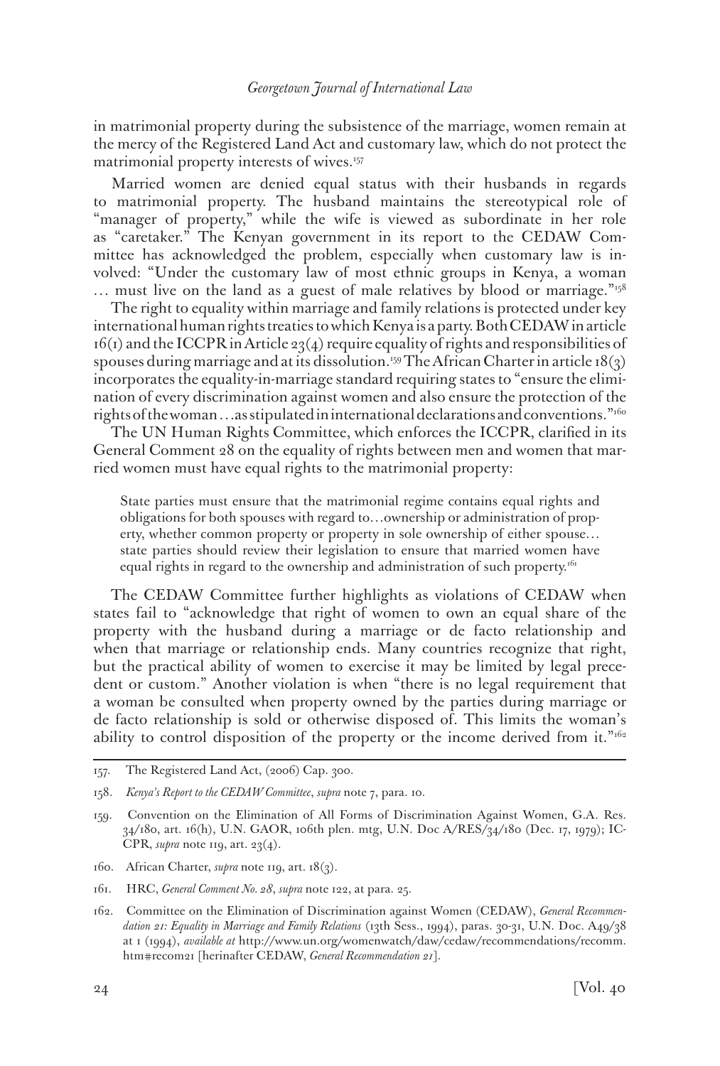in matrimonial property during the subsistence of the marriage, women remain at the mercy of the Registered Land Act and customary law, which do not protect the matrimonial property interests of wives.[157]

Married women are denied equal status with their husbands in regards to matrimonial property. The husband maintains the stereotypical role of "manager of property," while the wife is viewed as subordinate in her role as "caretaker." The Kenyan government in its report to the CEDAW Committee has acknowledged the problem, especially when customary law is involved: "Under the customary law of most ethnic groups in Kenya, a woman … must live on the land as a guest of male relatives by blood or marriage."[158]

The right to equality within marriage and family relations is protected under key international human rights treaties to which Kenya is a party. Both CEDAW in article 16(1) and the ICCPR in Article 23(4) require equality of rights and responsibilities of spouses during marriage and at its dissolution.[159] The African Charter in article 18(3) incorporates the equality-in-marriage standard requiring states to "ensure the elimination of every discrimination against women and also ensure the protection of the rights of the woman…as stipulated in international declarations and conventions."[160]

The UN Human Rights Committee, which enforces the ICCPR, clarified in its General Comment 28 on the equality of rights between men and women that married women must have equal rights to the matrimonial property:

> State parties must ensure that the matrimonial regime contains equal rights and obligations for both spouses with regard to…ownership or administration of property, whether common property or property in sole ownership of either spouse… state parties should review their legislation to ensure that married women have equal rights in regard to the ownership and administration of such property.[161]

The CEDAW Committee further highlights as violations of CEDAW when states fail to "acknowledge that right of women to own an equal share of the property with the husband during a marriage or de facto relationship and when that marriage or relationship ends. Many countries recognize that right, but the practical ability of women to exercise it may be limited by legal precedent or custom." Another violation is when "there is no legal requirement that a woman be consulted when property owned by the parties during marriage or de facto relationship is sold or otherwise disposed of. This limits the woman's ability to control disposition of the property or the income derived from it."[162]

---

157. The Registered Land Act, (2006) Cap. 300.

158. *Kenya's Report to the CEDAW Committee*, *supra* note 7, para. 10.

159. Convention on the Elimination of All Forms of Discrimination Against Women, G.A. Res. 34/180, art. 16(h), U.N. GAOR, 106th plen. mtg, U.N. Doc A/RES/34/180 (Dec. 17, 1979); ICCPR, *supra* note 119, art. 23(4).

160. African Charter, *supra* note 119, art. 18(3).

161. HRC, *General Comment No. 28*, *supra* note 122, at para. 25.

162. Committee on the Elimination of Discrimination against Women (CEDAW), *General Recommendation 21: Equality in Marriage and Family Relations* (13th Sess., 1994), paras. 30-31, U.N. Doc. A49/38 at 1 (1994), *available at* http://www.un.org/womenwatch/daw/cedaw/recommendations/recomm.htm#recom21 [herinafter CEDAW, *General Recommendation 21*].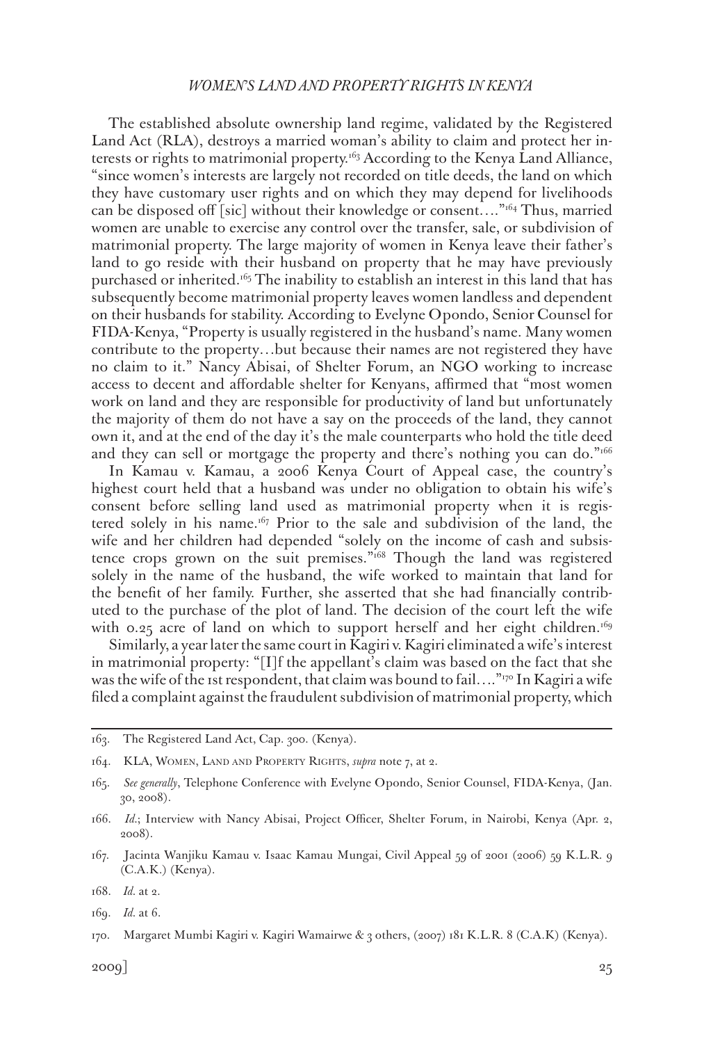The established absolute ownership land regime, validated by the Registered Land Act (RLA), destroys a married woman's ability to claim and protect her interests or rights to matrimonial property.[163] According to the Kenya Land Alliance, "since women's interests are largely not recorded on title deeds, the land on which they have customary user rights and on which they may depend for livelihoods can be disposed off [sic] without their knowledge or consent…."[164] Thus, married women are unable to exercise any control over the transfer, sale, or subdivision of matrimonial property. The large majority of women in Kenya leave their father's land to go reside with their husband on property that he may have previously purchased or inherited.[165] The inability to establish an interest in this land that has subsequently become matrimonial property leaves women landless and dependent on their husbands for stability. According to Evelyne Opondo, Senior Counsel for FIDA-Kenya, "Property is usually registered in the husband's name. Many women contribute to the property…but because their names are not registered they have no claim to it." Nancy Abisai, of Shelter Forum, an NGO working to increase access to decent and affordable shelter for Kenyans, affirmed that "most women work on land and they are responsible for productivity of land but unfortunately the majority of them do not have a say on the proceeds of the land, they cannot own it, and at the end of the day it's the male counterparts who hold the title deed and they can sell or mortgage the property and there's nothing you can do."[166]

In Kamau v. Kamau, a 2006 Kenya Court of Appeal case, the country's highest court held that a husband was under no obligation to obtain his wife's consent before selling land used as matrimonial property when it is registered solely in his name.[167] Prior to the sale and subdivision of the land, the wife and her children had depended "solely on the income of cash and subsistence crops grown on the suit premises."[168] Though the land was registered solely in the name of the husband, the wife worked to maintain that land for the benefit of her family. Further, she asserted that she had financially contributed to the purchase of the plot of land. The decision of the court left the wife with 0.25 acre of land on which to support herself and her eight children.[169]

Similarly, a year later the same court in Kagiri v. Kagiri eliminated a wife's interest in matrimonial property: "[I]f the appellant's claim was based on the fact that she was the wife of the 1st respondent, that claim was bound to fail…."[170] In Kagiri a wife filed a complaint against the fraudulent subdivision of matrimonial property, which

---

163. The Registered Land Act, Cap. 300. (Kenya).

164. KLA, Women, Land and Property Rights, *supra* note 7, at 2.

165. *See generally*, Telephone Conference with Evelyne Opondo, Senior Counsel, FIDA-Kenya, (Jan. 30, 2008).

166. *Id.*; Interview with Nancy Abisai, Project Officer, Shelter Forum, in Nairobi, Kenya (Apr. 2, 2008).

167. Jacinta Wanjiku Kamau v. Isaac Kamau Mungai, Civil Appeal 59 of 2001 (2006) 59 K.L.R. 9 (C.A.K.) (Kenya).

168. *Id.* at 2.

169. *Id.* at 6.

170. Margaret Mumbi Kagiri v. Kagiri Wamairwe & 3 others, (2007) 181 K.L.R. 8 (C.A.K) (Kenya).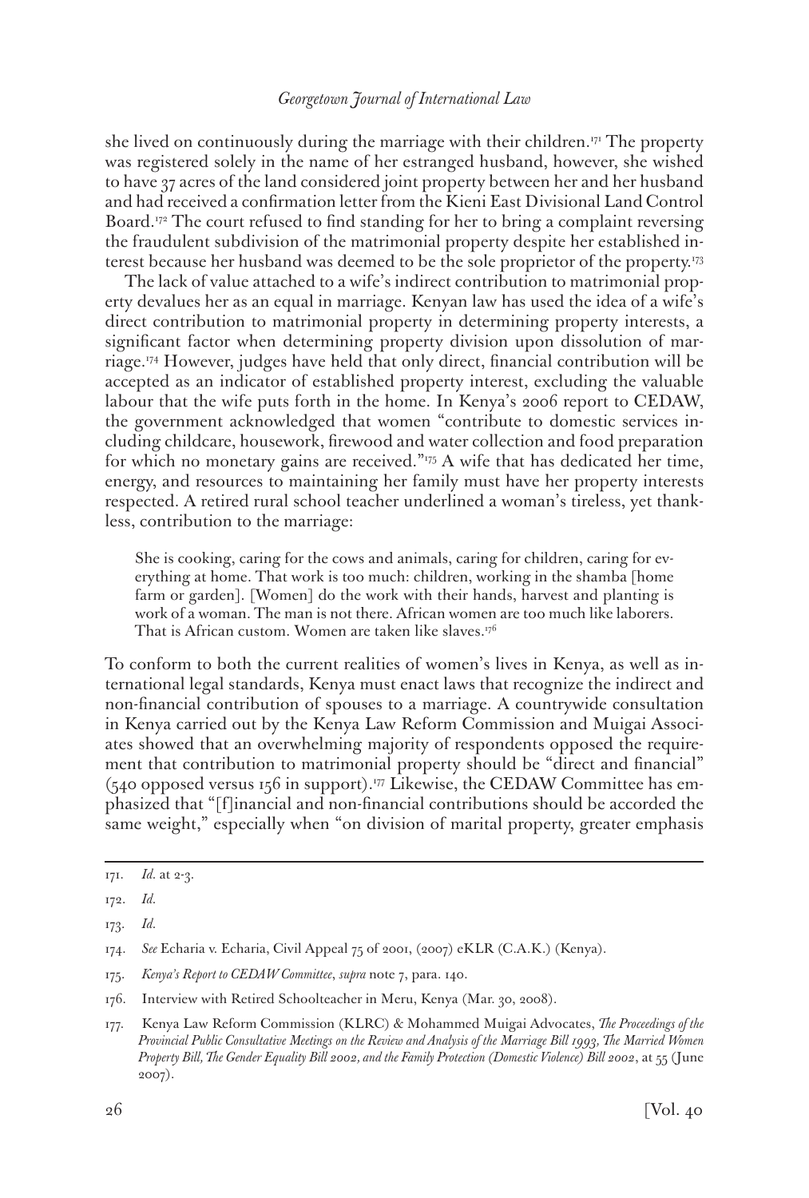she lived on continuously during the marriage with their children.[171] The property was registered solely in the name of her estranged husband, however, she wished to have 37 acres of the land considered joint property between her and her husband and had received a confirmation letter from the Kieni East Divisional Land Control Board.[172] The court refused to find standing for her to bring a complaint reversing the fraudulent subdivision of the matrimonial property despite her established interest because her husband was deemed to be the sole proprietor of the property.[173]

The lack of value attached to a wife's indirect contribution to matrimonial property devalues her as an equal in marriage. Kenyan law has used the idea of a wife's direct contribution to matrimonial property in determining property interests, a significant factor when determining property division upon dissolution of marriage.[174] However, judges have held that only direct, financial contribution will be accepted as an indicator of established property interest, excluding the valuable labour that the wife puts forth in the home. In Kenya's 2006 report to CEDAW, the government acknowledged that women "contribute to domestic services including childcare, housework, firewood and water collection and food preparation for which no monetary gains are received."[175] A wife that has dedicated her time, energy, and resources to maintaining her family must have her property interests respected. A retired rural school teacher underlined a woman's tireless, yet thankless, contribution to the marriage:

> She is cooking, caring for the cows and animals, caring for children, caring for everything at home. That work is too much: children, working in the shamba [home farm or garden]. [Women] do the work with their hands, harvest and planting is work of a woman. The man is not there. African women are too much like laborers. That is African custom. Women are taken like slaves.[176]

To conform to both the current realities of women's lives in Kenya, as well as international legal standards, Kenya must enact laws that recognize the indirect and non-financial contribution of spouses to a marriage. A countrywide consultation in Kenya carried out by the Kenya Law Reform Commission and Muigai Associates showed that an overwhelming majority of respondents opposed the requirement that contribution to matrimonial property should be "direct and financial" (540 opposed versus 156 in support).[177] Likewise, the CEDAW Committee has emphasized that "[f]inancial and non-financial contributions should be accorded the same weight," especially when "on division of marital property, greater emphasis

---

171. *Id.* at 2-3.

172. *Id.*

173. *Id.*

174. *See* Echaria v. Echaria, Civil Appeal 75 of 2001, (2007) eKLR (C.A.K.) (Kenya).

175. *Kenya's Report to CEDAW Committee*, *supra* note 7, para. 140.

176. Interview with Retired Schoolteacher in Meru, Kenya (Mar. 30, 2008).

177. Kenya Law Reform Commission (KLRC) & Mohammed Muigai Advocates, *The Proceedings of the Provincial Public Consultative Meetings on the Review and Analysis of the Marriage Bill 1993, The Married Women Property Bill, The Gender Equality Bill 2002, and the Family Protection (Domestic Violence) Bill 2002*, at 55 (June 2007).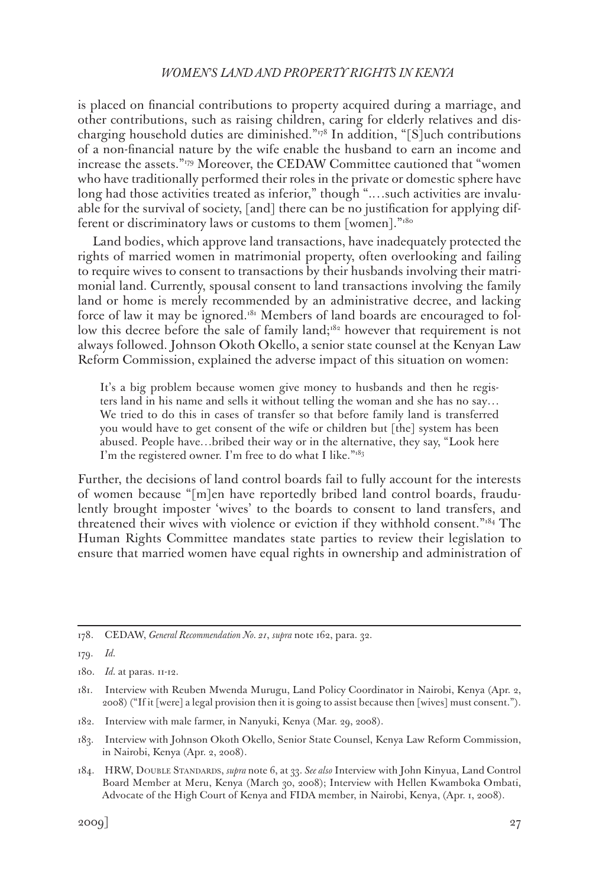is placed on financial contributions to property acquired during a marriage, and other contributions, such as raising children, caring for elderly relatives and discharging household duties are diminished."[178] In addition, "[S]uch contributions of a non-financial nature by the wife enable the husband to earn an income and increase the assets."[179] Moreover, the CEDAW Committee cautioned that "women who have traditionally performed their roles in the private or domestic sphere have long had those activities treated as inferior," though "....such activities are invaluable for the survival of society, [and] there can be no justification for applying different or discriminatory laws or customs to them [women]."[180]

Land bodies, which approve land transactions, have inadequately protected the rights of married women in matrimonial property, often overlooking and failing to require wives to consent to transactions by their husbands involving their matrimonial land. Currently, spousal consent to land transactions involving the family land or home is merely recommended by an administrative decree, and lacking force of law it may be ignored.[181] Members of land boards are encouraged to follow this decree before the sale of family land;[182] however that requirement is not always followed. Johnson Okoth Okello, a senior state counsel at the Kenyan Law Reform Commission, explained the adverse impact of this situation on women:

> It's a big problem because women give money to husbands and then he registers land in his name and sells it without telling the woman and she has no say… We tried to do this in cases of transfer so that before family land is transferred you would have to get consent of the wife or children but [the] system has been abused. People have…bribed their way or in the alternative, they say, "Look here I'm the registered owner. I'm free to do what I like."[183]

Further, the decisions of land control boards fail to fully account for the interests of women because "[m]en have reportedly bribed land control boards, fraudulently brought imposter 'wives' to the boards to consent to land transfers, and threatened their wives with violence or eviction if they withhold consent."[184] The Human Rights Committee mandates state parties to review their legislation to ensure that married women have equal rights in ownership and administration of

---

178. CEDAW, *General Recommendation No. 21*, *supra* note 162, para. 32.

179. *Id.*

180. *Id.* at paras. 11-12.

181. Interview with Reuben Mwenda Murugu, Land Policy Coordinator in Nairobi, Kenya (Apr. 2, 2008) ("If it [were] a legal provision then it is going to assist because then [wives] must consent.").

182. Interview with male farmer, in Nanyuki, Kenya (Mar. 29, 2008).

183. Interview with Johnson Okoth Okello, Senior State Counsel, Kenya Law Reform Commission, in Nairobi, Kenya (Apr. 2, 2008).

184. HRW, Double Standards, *supra* note 6, at 33. *See also* Interview with John Kinyua, Land Control Board Member at Meru, Kenya (March 30, 2008); Interview with Hellen Kwamboka Ombati, Advocate of the High Court of Kenya and FIDA member, in Nairobi, Kenya, (Apr. 1, 2008).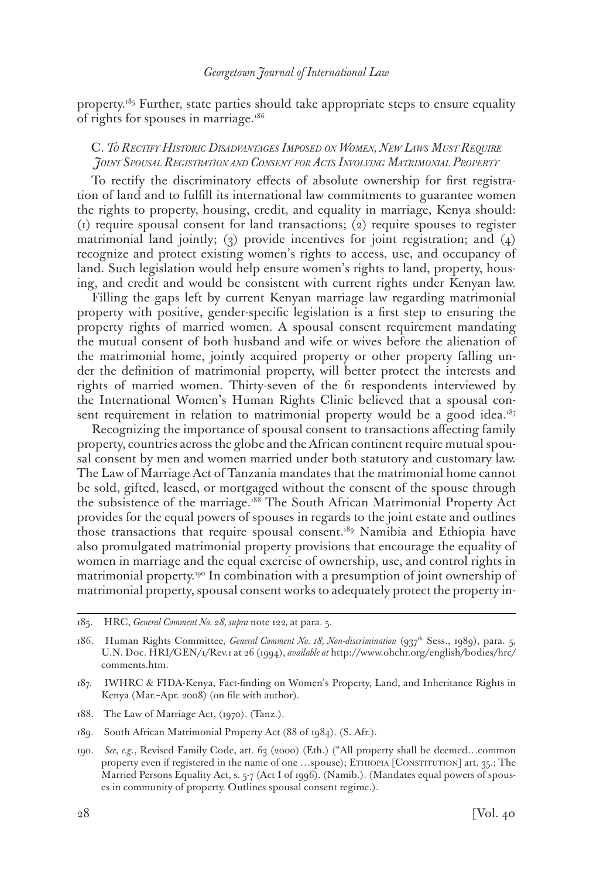property.[185] Further, state parties should take appropriate steps to ensure equality of rights for spouses in marriage.[186]

### C. *To Rectify Historic Disadvantages Imposed on Women, New Laws Must Require Joint Spousal Registration and Consent for Acts Involving Matrimonial Property*

To rectify the discriminatory effects of absolute ownership for first registration of land and to fulfill its international law commitments to guarantee women the rights to property, housing, credit, and equality in marriage, Kenya should: (1) require spousal consent for land transactions; (2) require spouses to register matrimonial land jointly; (3) provide incentives for joint registration; and (4) recognize and protect existing women's rights to access, use, and occupancy of land. Such legislation would help ensure women's rights to land, property, housing, and credit and would be consistent with current rights under Kenyan law.

Filling the gaps left by current Kenyan marriage law regarding matrimonial property with positive, gender-specific legislation is a first step to ensuring the property rights of married women. A spousal consent requirement mandating the mutual consent of both husband and wife or wives before the alienation of the matrimonial home, jointly acquired property or other property falling under the definition of matrimonial property, will better protect the interests and rights of married women. Thirty-seven of the 61 respondents interviewed by the International Women's Human Rights Clinic believed that a spousal consent requirement in relation to matrimonial property would be a good idea.[187]

Recognizing the importance of spousal consent to transactions affecting family property, countries across the globe and the African continent require mutual spousal consent by men and women married under both statutory and customary law. The Law of Marriage Act of Tanzania mandates that the matrimonial home cannot be sold, gifted, leased, or mortgaged without the consent of the spouse through the subsistence of the marriage.[188] The South African Matrimonial Property Act provides for the equal powers of spouses in regards to the joint estate and outlines those transactions that require spousal consent.[189] Namibia and Ethiopia have also promulgated matrimonial property provisions that encourage the equality of women in marriage and the equal exercise of ownership, use, and control rights in matrimonial property.[190] In combination with a presumption of joint ownership of matrimonial property, spousal consent works to adequately protect the property in-

---

185. HRC, *General Comment No. 28, supra* note 122, at para. 5.

186. Human Rights Committee, *General Comment No. 18, Non-discrimination* (937th Sess., 1989), para. 5, U.N. Doc. HRI/GEN/1/Rev.1 at 26 (1994), *available at* http://www.ohchr.org/english/bodies/hrc/comments.htm.

187. IWHRC & FIDA-Kenya, Fact-finding on Women's Property, Land, and Inheritance Rights in Kenya (Mar.–Apr. 2008) (on file with author).

188. The Law of Marriage Act, (1970). (Tanz.).

189. South African Matrimonial Property Act (88 of 1984). (S. Afr.).

190. *See, e.g.*, Revised Family Code, art. 63 (2000) (Eth.) ("All property shall be deemed…common property even if registered in the name of one …spouse); Ethiopia [Constitution] art. 35.; The Married Persons Equality Act, s. 5-7 (Act I of 1996). (Namib.). (Mandates equal powers of spouses in community of property. Outlines spousal consent regime.).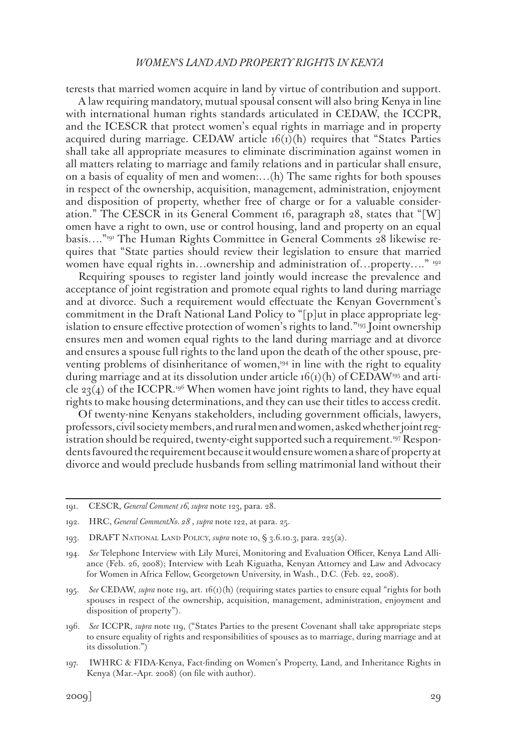terests that married women acquire in land by virtue of contribution and support.

A law requiring mandatory, mutual spousal consent will also bring Kenya in line with international human rights standards articulated in CEDAW, the ICCPR, and the ICESCR that protect women's equal rights in marriage and in property acquired during marriage. CEDAW article 16(1)(h) requires that "States Parties shall take all appropriate measures to eliminate discrimination against women in all matters relating to marriage and family relations and in particular shall ensure, on a basis of equality of men and women:…(h) The same rights for both spouses in respect of the ownership, acquisition, management, administration, enjoyment and disposition of property, whether free of charge or for a valuable consideration." The CESCR in its General Comment 16, paragraph 28, states that "[W]omen have a right to own, use or control housing, land and property on an equal basis…."[191] The Human Rights Committee in General Comments 28 likewise requires that "State parties should review their legislation to ensure that married women have equal rights in…ownership and administration of…property…." [192]

Requiring spouses to register land jointly would increase the prevalence and acceptance of joint registration and promote equal rights to land during marriage and at divorce. Such a requirement would effectuate the Kenyan Government's commitment in the Draft National Land Policy to "[p]ut in place appropriate legislation to ensure effective protection of women's rights to land."[193] Joint ownership ensures men and women equal rights to the land during marriage and at divorce and ensures a spouse full rights to the land upon the death of the other spouse, preventing problems of disinheritance of women,[194] in line with the right to equality during marriage and at its dissolution under article 16(1)(h) of CEDAW[195] and article 23(4) of the ICCPR.[196] When women have joint rights to land, they have equal rights to make housing determinations, and they can use their titles to access credit.

Of twenty-nine Kenyans stakeholders, including government officials, lawyers, professors, civil society members, and rural men and women, asked whether joint registration should be required, twenty-eight supported such a requirement.[197] Respondents favoured the requirement because it would ensure women a share of property at divorce and would preclude husbands from selling matrimonial land without their

---

191. CESCR, *General Comment 16, supra* note 123, para. 28.

192. HRC, *General CommentNo. 28* , *supra* note 122, at para. 25.

193. DRAFT NATIONAL LAND POLICY, *supra* note 10, § 3.6.10.3, para. 225(a).

194. *See* Telephone Interview with Lily Murei, Monitoring and Evaluation Officer, Kenya Land Alliance (Feb. 26, 2008); Interview with Leah Kiguatha, Kenyan Attorney and Law and Advocacy for Women in Africa Fellow, Georgetown University, in Wash., D.C. (Feb. 22, 2008).

195. *See* CEDAW, *supra* note 119, art. 16(1)(h) (requiring states parties to ensure equal "rights for both spouses in respect of the ownership, acquisition, management, administration, enjoyment and disposition of property").

196. *See* ICCPR, *supra* note 119, ("States Parties to the present Covenant shall take appropriate steps to ensure equality of rights and responsibilities of spouses as to marriage, during marriage and at its dissolution.")

197. IWHRC & FIDA-Kenya, Fact-finding on Women's Property, Land, and Inheritance Rights in Kenya (Mar.–Apr. 2008) (on file with author).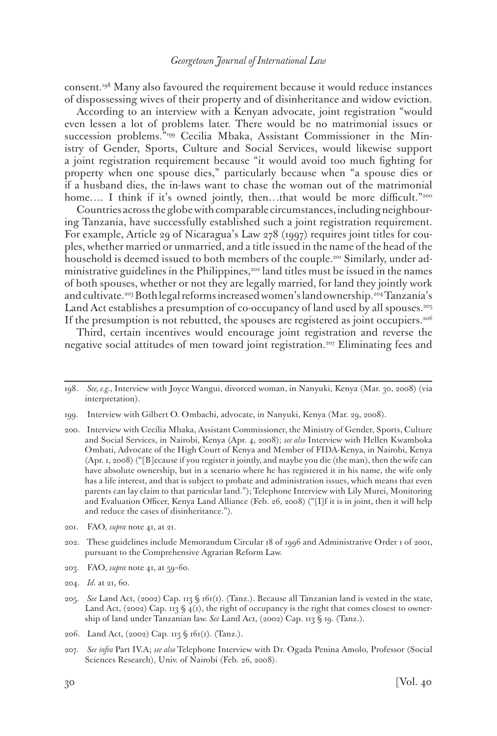consent.[198] Many also favoured the requirement because it would reduce instances of dispossessing wives of their property and of disinheritance and widow eviction.

According to an interview with a Kenyan advocate, joint registration "would even lessen a lot of problems later. There would be no matrimonial issues or succession problems."[199] Cecilia Mbaka, Assistant Commissioner in the Ministry of Gender, Sports, Culture and Social Services, would likewise support a joint registration requirement because "it would avoid too much fighting for property when one spouse dies," particularly because when "a spouse dies or if a husband dies, the in-laws want to chase the woman out of the matrimonial home.... I think if it's owned jointly, then...that would be more difficult."[200]

Countries across the globe with comparable circumstances, including neighbouring Tanzania, have successfully established such a joint registration requirement. For example, Article 29 of Nicaragua's Law 278 (1997) requires joint titles for couples, whether married or unmarried, and a title issued in the name of the head of the household is deemed issued to both members of the couple.[201] Similarly, under administrative guidelines in the Philippines,[202] land titles must be issued in the names of both spouses, whether or not they are legally married, for land they jointly work and cultivate.[203] Both legal reforms increased women's land ownership.[204] Tanzania's Land Act establishes a presumption of co-occupancy of land used by all spouses.[205] If the presumption is not rebutted, the spouses are registered as joint occupiers.[206]

Third, certain incentives would encourage joint registration and reverse the negative social attitudes of men toward joint registration.[207] Eliminating fees and

---

198. *See, e.g.*, Interview with Joyce Wangui, divorced woman, in Nanyuki, Kenya (Mar. 30, 2008) (via interpretation).

199. Interview with Gilbert O. Ombachi, advocate, in Nanyuki, Kenya (Mar. 29, 2008).

200. Interview with Cecilia Mbaka, Assistant Commissioner, the Ministry of Gender, Sports, Culture and Social Services, in Nairobi, Kenya (Apr. 4, 2008); *see also* Interview with Hellen Kwamboka Ombati, Advocate of the High Court of Kenya and Member of FIDA-Kenya, in Nairobi, Kenya (Apr. 1, 2008) ("[B]ecause if you register it jointly, and maybe you die (the man), then the wife can have absolute ownership, but in a scenario where he has registered it in his name, the wife only has a life interest, and that is subject to probate and administration issues, which means that even parents can lay claim to that particular land."); Telephone Interview with Lily Murei, Monitoring and Evaluation Officer, Kenya Land Alliance (Feb. 26, 2008) ("[I]f it is in joint, then it will help and reduce the cases of disinheritance.").

201. FAO, *supra* note 41, at 21.

202. These guidelines include Memorandum Circular 18 of 1996 and Administrative Order 1 of 2001, pursuant to the Comprehensive Agrarian Reform Law.

203. FAO, *supra* note 41, at 59–60.

204. *Id.* at 21, 60.

205. *See* Land Act, (2002) Cap. 113 § 161(1). (Tanz.). Because all Tanzanian land is vested in the state, Land Act, (2002) Cap. 113 § 4(1), the right of occupancy is the right that comes closest to ownership of land under Tanzanian law. *See* Land Act, (2002) Cap. 113 § 19. (Tanz.).

206. Land Act, (2002) Cap. 113 § 161(1). (Tanz.).

207. *See infra* Part IV.A; *see also* Telephone Interview with Dr. Ogada Penina Amolo, Professor (Social Sciences Research), Univ. of Nairobi (Feb. 26, 2008).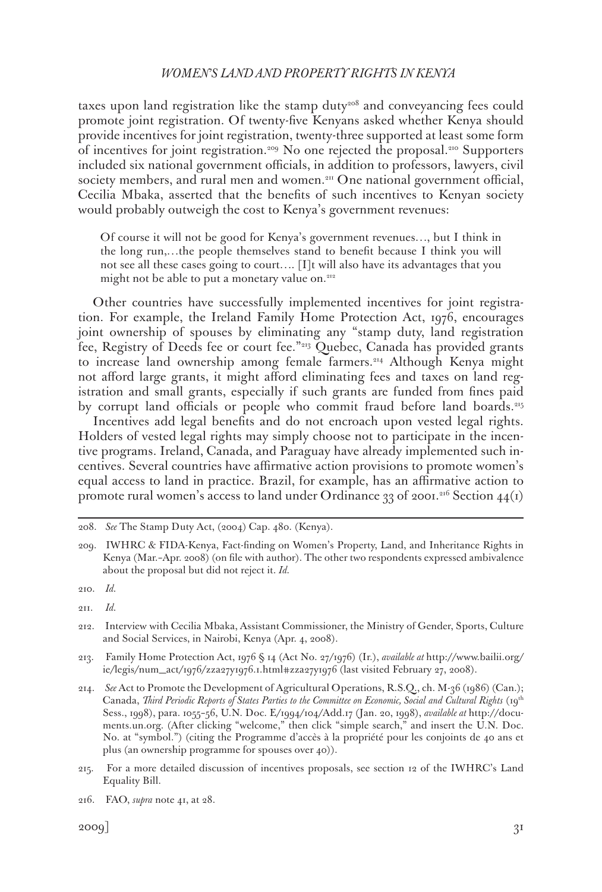taxes upon land registration like the stamp duty[208] and conveyancing fees could promote joint registration. Of twenty-five Kenyans asked whether Kenya should provide incentives for joint registration, twenty-three supported at least some form of incentives for joint registration.[209] No one rejected the proposal.[210] Supporters included six national government officials, in addition to professors, lawyers, civil society members, and rural men and women.[211] One national government official, Cecilia Mbaka, asserted that the benefits of such incentives to Kenyan society would probably outweigh the cost to Kenya's government revenues:

> Of course it will not be good for Kenya's government revenues…, but I think in the long run,…the people themselves stand to benefit because I think you will not see all these cases going to court…. [I]t will also have its advantages that you might not be able to put a monetary value on.[212]

Other countries have successfully implemented incentives for joint registration. For example, the Ireland Family Home Protection Act, 1976, encourages joint ownership of spouses by eliminating any "stamp duty, land registration fee, Registry of Deeds fee or court fee."[213] Quebec, Canada has provided grants to increase land ownership among female farmers.[214] Although Kenya might not afford large grants, it might afford eliminating fees and taxes on land registration and small grants, especially if such grants are funded from fines paid by corrupt land officials or people who commit fraud before land boards.[215]

Incentives add legal benefits and do not encroach upon vested legal rights. Holders of vested legal rights may simply choose not to participate in the incentive programs. Ireland, Canada, and Paraguay have already implemented such incentives. Several countries have affirmative action provisions to promote women's equal access to land in practice. Brazil, for example, has an affirmative action to promote rural women's access to land under Ordinance 33 of 2001.[216] Section 44(1)

---

208. *See* The Stamp Duty Act, (2004) Cap. 480. (Kenya).

209. IWHRC & FIDA-Kenya, Fact-finding on Women's Property, Land, and Inheritance Rights in Kenya (Mar.–Apr. 2008) (on file with author). The other two respondents expressed ambivalence about the proposal but did not reject it. *Id.*

210. *Id.*

211. *Id.*

212. Interview with Cecilia Mbaka, Assistant Commissioner, the Ministry of Gender, Sports, Culture and Social Services, in Nairobi, Kenya (Apr. 4, 2008).

213. Family Home Protection Act, 1976 § 14 (Act No. 27/1976) (Ir.), *available at* http://www.bailii.org/ie/legis/num_act/1976/zza27y1976.1.html#zza27y1976 (last visited February 27, 2008).

214. *See* Act to Promote the Development of Agricultural Operations, R.S.Q., ch. M-36 (1986) (Can.); Canada, *Third Periodic Reports of States Parties to the Committee on Economic, Social and Cultural Rights* (19th Sess., 1998), para. 1055–56, U.N. Doc. E/1994/104/Add.17 (Jan. 20, 1998), *available at* http://documents.un.org. (After clicking "welcome," then click "simple search," and insert the U.N. Doc. No. at "symbol.") (citing the Programme d'accès à la propriété pour les conjoints de 40 ans et plus (an ownership programme for spouses over 40)).

215. For a more detailed discussion of incentives proposals, see section 12 of the IWHRC's Land Equality Bill.

216. FAO, *supra* note 41, at 28.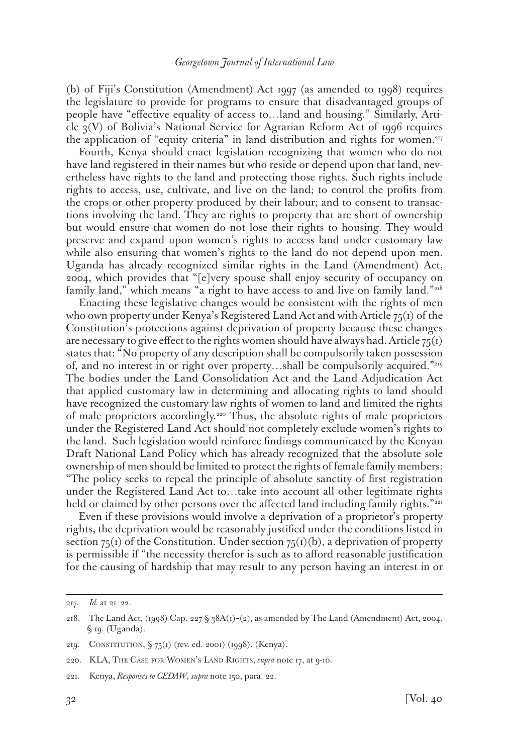(b) of Fiji's Constitution (Amendment) Act 1997 (as amended to 1998) requires the legislature to provide for programs to ensure that disadvantaged groups of people have "effective equality of access to…land and housing." Similarly, Article 3(V) of Bolivia's National Service for Agrarian Reform Act of 1996 requires the application of "equity criteria" in land distribution and rights for women.[217]

Fourth, Kenya should enact legislation recognizing that women who do not have land registered in their names but who reside or depend upon that land, nevertheless have rights to the land and protecting those rights. Such rights include rights to access, use, cultivate, and live on the land; to control the profits from the crops or other property produced by their labour; and to consent to transactions involving the land. They are rights to property that are short of ownership but would ensure that women do not lose their rights to housing. They would preserve and expand upon women's rights to access land under customary law while also ensuring that women's rights to the land do not depend upon men. Uganda has already recognized similar rights in the Land (Amendment) Act, 2004, which provides that "[e]very spouse shall enjoy security of occupancy on family land," which means "a right to have access to and live on family land."[218]

Enacting these legislative changes would be consistent with the rights of men who own property under Kenya's Registered Land Act and with Article 75(1) of the Constitution's protections against deprivation of property because these changes are necessary to give effect to the rights women should have always had. Article 75(1) states that: "No property of any description shall be compulsorily taken possession of, and no interest in or right over property…shall be compulsorily acquired."[219] The bodies under the Land Consolidation Act and the Land Adjudication Act that applied customary law in determining and allocating rights to land should have recognized the customary law rights of women to land and limited the rights of male proprietors accordingly.[220] Thus, the absolute rights of male proprietors under the Registered Land Act should not completely exclude women's rights to the land. Such legislation would reinforce findings communicated by the Kenyan Draft National Land Policy which has already recognized that the absolute sole ownership of men should be limited to protect the rights of female family members: "The policy seeks to repeal the principle of absolute sanctity of first registration under the Registered Land Act to…take into account all other legitimate rights held or claimed by other persons over the affected land including family rights."[221]

Even if these provisions would involve a deprivation of a proprietor's property rights, the deprivation would be reasonably justified under the conditions listed in section 75(1) of the Constitution. Under section 75(1)(b), a deprivation of property is permissible if "the necessity therefor is such as to afford reasonable justification for the causing of hardship that may result to any person having an interest in or

---

217. *Id.* at 21–22.

218. The Land Act, (1998) Cap. 227 § 38A(1)–(2), as amended by The Land (Amendment) Act, 2004, § 19. (Uganda).

219. Constitution, § 75(1) (rev. ed. 2001) (1998). (Kenya).

220. KLA, The Case for Women's Land Rights, *supra* note 17, at 9-10.

221. Kenya, *Responses to CEDAW*, *supra* note 150, para. 22.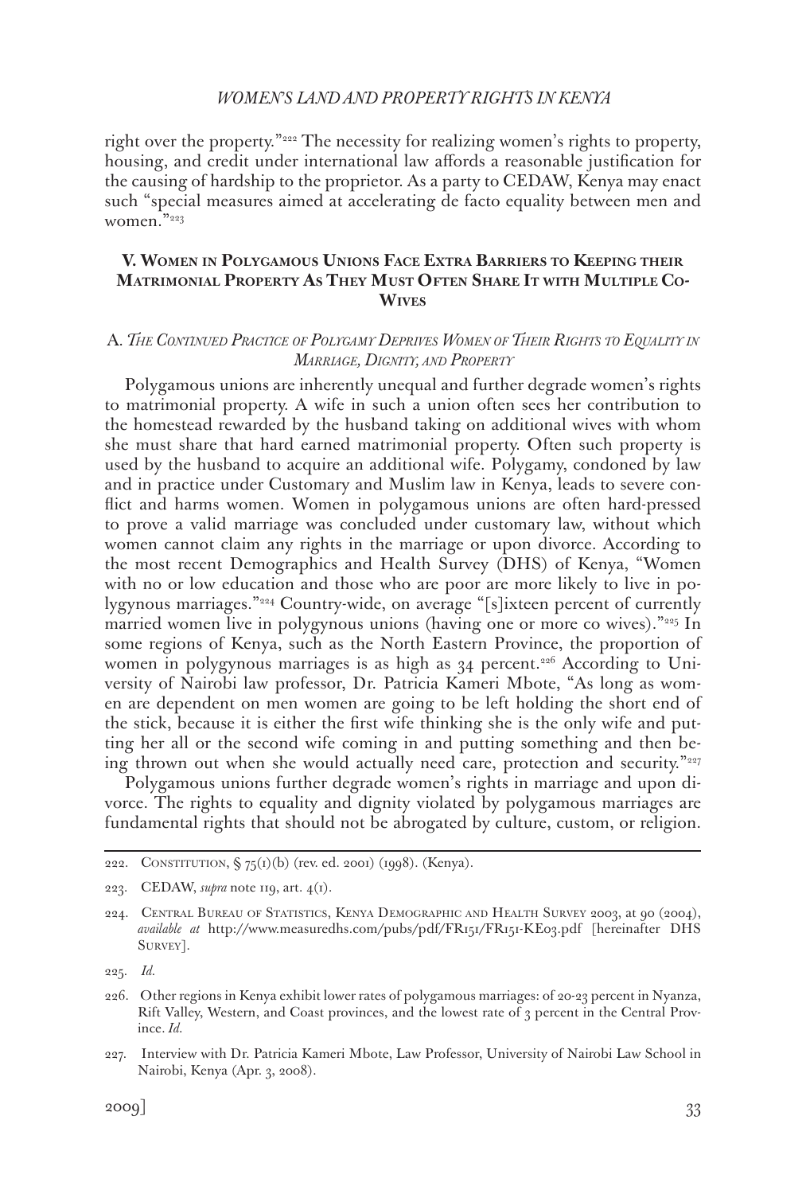right over the property."[222] The necessity for realizing women's rights to property, housing, and credit under international law affords a reasonable justification for the causing of hardship to the proprietor. As a party to CEDAW, Kenya may enact such "special measures aimed at accelerating de facto equality between men and women."[223]

## V. Women in Polygamous Unions Face Extra Barriers to Keeping their Matrimonial Property As They Must Often Share It with Multiple Co-Wives

### A. *The Continued Practice of Polygamy Deprives Women of Their Rights to Equality in Marriage, Dignity, and Property*

Polygamous unions are inherently unequal and further degrade women's rights to matrimonial property. A wife in such a union often sees her contribution to the homestead rewarded by the husband taking on additional wives with whom she must share that hard earned matrimonial property. Often such property is used by the husband to acquire an additional wife. Polygamy, condoned by law and in practice under Customary and Muslim law in Kenya, leads to severe conflict and harms women. Women in polygamous unions are often hard-pressed to prove a valid marriage was concluded under customary law, without which women cannot claim any rights in the marriage or upon divorce. According to the most recent Demographics and Health Survey (DHS) of Kenya, "Women with no or low education and those who are poor are more likely to live in polygynous marriages."[224] Country-wide, on average "[s]ixteen percent of currently married women live in polygynous unions (having one or more co wives)."[225] In some regions of Kenya, such as the North Eastern Province, the proportion of women in polygynous marriages is as high as 34 percent.[226] According to University of Nairobi law professor, Dr. Patricia Kameri Mbote, "As long as women are dependent on men women are going to be left holding the short end of the stick, because it is either the first wife thinking she is the only wife and putting her all or the second wife coming in and putting something and then being thrown out when she would actually need care, protection and security."[227]

Polygamous unions further degrade women's rights in marriage and upon divorce. The rights to equality and dignity violated by polygamous marriages are fundamental rights that should not be abrogated by culture, custom, or religion.

---

222. Constitution, § 75(1)(b) (rev. ed. 2001) (1998). (Kenya).

223. CEDAW, *supra* note 119, art. 4(1).

224. Central Bureau of Statistics, Kenya Demographic and Health Survey 2003, at 90 (2004), *available at* http://www.measuredhs.com/pubs/pdf/FR151/FR151-KE03.pdf [hereinafter DHS Survey].

225. *Id.*

226. Other regions in Kenya exhibit lower rates of polygamous marriages: of 20-23 percent in Nyanza, Rift Valley, Western, and Coast provinces, and the lowest rate of 3 percent in the Central Province. *Id.*

227. Interview with Dr. Patricia Kameri Mbote, Law Professor, University of Nairobi Law School in Nairobi, Kenya (Apr. 3, 2008).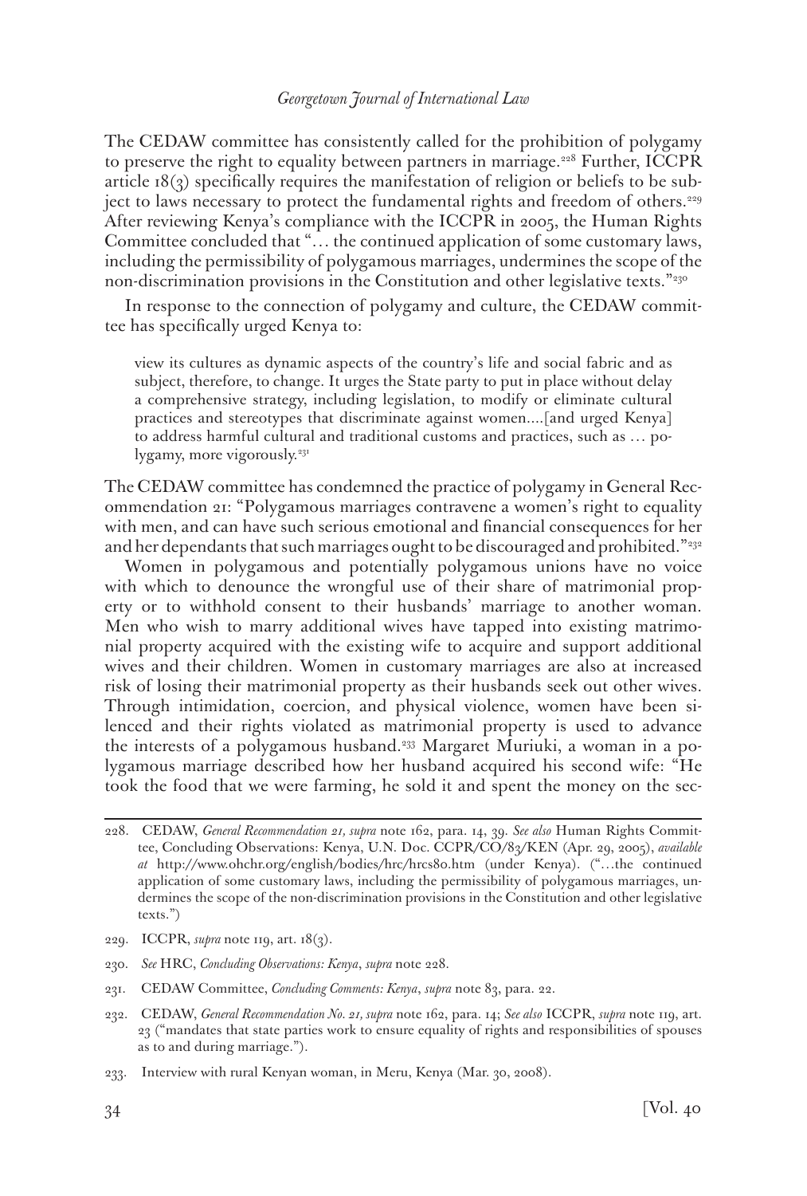The CEDAW committee has consistently called for the prohibition of polygamy to preserve the right to equality between partners in marriage.[228] Further, ICCPR article 18(3) specifically requires the manifestation of religion or beliefs to be subject to laws necessary to protect the fundamental rights and freedom of others.[229] After reviewing Kenya's compliance with the ICCPR in 2005, the Human Rights Committee concluded that "… the continued application of some customary laws, including the permissibility of polygamous marriages, undermines the scope of the non-discrimination provisions in the Constitution and other legislative texts."[230]

In response to the connection of polygamy and culture, the CEDAW committee has specifically urged Kenya to:

> view its cultures as dynamic aspects of the country's life and social fabric and as subject, therefore, to change. It urges the State party to put in place without delay a comprehensive strategy, including legislation, to modify or eliminate cultural practices and stereotypes that discriminate against women....[and urged Kenya] to address harmful cultural and traditional customs and practices, such as … polygamy, more vigorously.[231]

The CEDAW committee has condemned the practice of polygamy in General Recommendation 21: "Polygamous marriages contravene a women's right to equality with men, and can have such serious emotional and financial consequences for her and her dependants that such marriages ought to be discouraged and prohibited."[232]

Women in polygamous and potentially polygamous unions have no voice with which to denounce the wrongful use of their share of matrimonial property or to withhold consent to their husbands' marriage to another woman. Men who wish to marry additional wives have tapped into existing matrimonial property acquired with the existing wife to acquire and support additional wives and their children. Women in customary marriages are also at increased risk of losing their matrimonial property as their husbands seek out other wives. Through intimidation, coercion, and physical violence, women have been silenced and their rights violated as matrimonial property is used to advance the interests of a polygamous husband.[233] Margaret Muriuki, a woman in a polygamous marriage described how her husband acquired his second wife: "He took the food that we were farming, he sold it and spent the money on the sec-

---

228. CEDAW, *General Recommendation 21, supra* note 162, para. 14, 39. *See also* Human Rights Committee, Concluding Observations: Kenya, U.N. Doc. CCPR/CO/83/KEN (Apr. 29, 2005), *available at* http://www.ohchr.org/english/bodies/hrc/hrcs80.htm (under Kenya). ("…the continued application of some customary laws, including the permissibility of polygamous marriages, undermines the scope of the non-discrimination provisions in the Constitution and other legislative texts.")

229. ICCPR, *supra* note 119, art. 18(3).

230. *See* HRC, *Concluding Observations: Kenya*, *supra* note 228.

231. CEDAW Committee, *Concluding Comments: Kenya*, *supra* note 83, para. 22.

232. CEDAW, *General Recommendation No. 21, supra* note 162, para. 14; *See also* ICCPR, *supra* note 119, art. 23 ("mandates that state parties work to ensure equality of rights and responsibilities of spouses as to and during marriage.").

233. Interview with rural Kenyan woman, in Meru, Kenya (Mar. 30, 2008).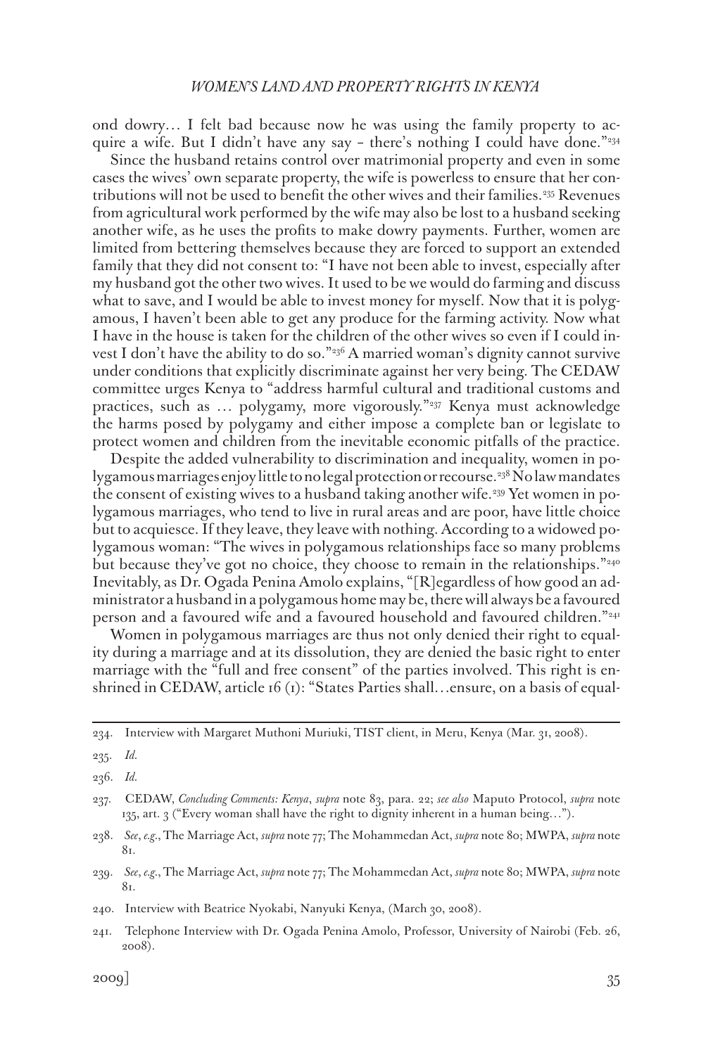ond dowry… I felt bad because now he was using the family property to acquire a wife. But I didn't have any say – there's nothing I could have done."[234]

Since the husband retains control over matrimonial property and even in some cases the wives' own separate property, the wife is powerless to ensure that her contributions will not be used to benefit the other wives and their families.[235] Revenues from agricultural work performed by the wife may also be lost to a husband seeking another wife, as he uses the profits to make dowry payments. Further, women are limited from bettering themselves because they are forced to support an extended family that they did not consent to: "I have not been able to invest, especially after my husband got the other two wives. It used to be we would do farming and discuss what to save, and I would be able to invest money for myself. Now that it is polygamous, I haven't been able to get any produce for the farming activity. Now what I have in the house is taken for the children of the other wives so even if I could invest I don't have the ability to do so."[236] A married woman's dignity cannot survive under conditions that explicitly discriminate against her very being. The CEDAW committee urges Kenya to "address harmful cultural and traditional customs and practices, such as … polygamy, more vigorously."[237] Kenya must acknowledge the harms posed by polygamy and either impose a complete ban or legislate to protect women and children from the inevitable economic pitfalls of the practice.

Despite the added vulnerability to discrimination and inequality, women in polygamous marriages enjoy little to no legal protection or recourse.[238] No law mandates the consent of existing wives to a husband taking another wife.[239] Yet women in polygamous marriages, who tend to live in rural areas and are poor, have little choice but to acquiesce. If they leave, they leave with nothing. According to a widowed polygamous woman: "The wives in polygamous relationships face so many problems but because they've got no choice, they choose to remain in the relationships."[240] Inevitably, as Dr. Ogada Penina Amolo explains, "[R]egardless of how good an administrator a husband in a polygamous home may be, there will always be a favoured person and a favoured wife and a favoured household and favoured children."[241]

Women in polygamous marriages are thus not only denied their right to equality during a marriage and at its dissolution, they are denied the basic right to enter marriage with the "full and free consent" of the parties involved. This right is enshrined in CEDAW, article 16 (1): "States Parties shall…ensure, on a basis of equal-

---

234. Interview with Margaret Muthoni Muriuki, TIST client, in Meru, Kenya (Mar. 31, 2008).

235. *Id.*

236. *Id.*

237. CEDAW, *Concluding Comments: Kenya*, *supra* note 83, para. 22; *see also* Maputo Protocol, *supra* note 135, art. 3 ("Every woman shall have the right to dignity inherent in a human being…").

238. *See*, *e.g.*, The Marriage Act, *supra* note 77; The Mohammedan Act, *supra* note 80; MWPA, *supra* note 81.

239. *See*, *e.g.*, The Marriage Act, *supra* note 77; The Mohammedan Act, *supra* note 80; MWPA, *supra* note 81.

240. Interview with Beatrice Nyokabi, Nanyuki Kenya, (March 30, 2008).

241. Telephone Interview with Dr. Ogada Penina Amolo, Professor, University of Nairobi (Feb. 26, 2008).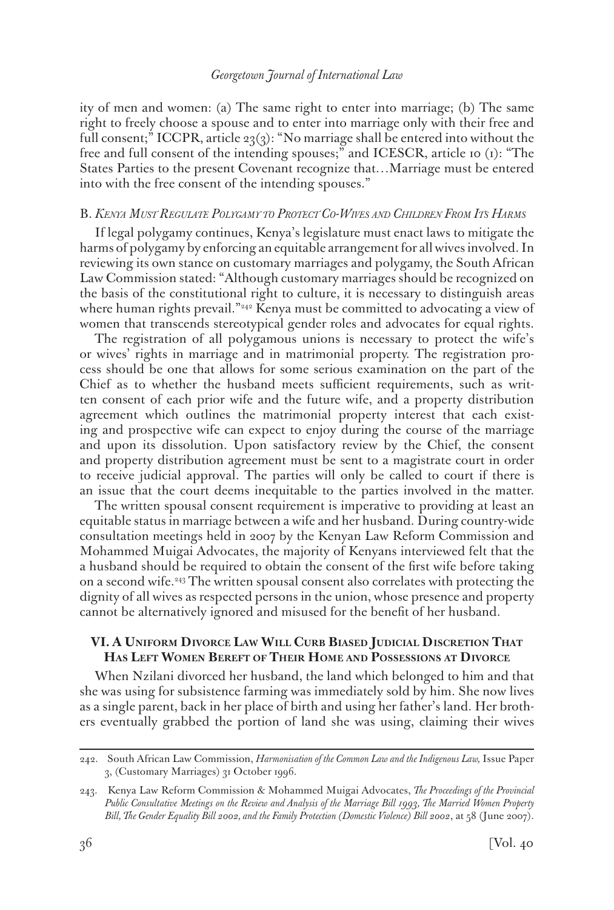ity of men and women: (a) The same right to enter into marriage; (b) The same right to freely choose a spouse and to enter into marriage only with their free and full consent;" ICCPR, article 23(3): "No marriage shall be entered into without the free and full consent of the intending spouses;" and ICESCR, article 10 (1): "The States Parties to the present Covenant recognize that…Marriage must be entered into with the free consent of the intending spouses."

### B. *Kenya Must Regulate Polygamy to Protect Co-Wives and Children From Its Harms*

If legal polygamy continues, Kenya's legislature must enact laws to mitigate the harms of polygamy by enforcing an equitable arrangement for all wives involved. In reviewing its own stance on customary marriages and polygamy, the South African Law Commission stated: "Although customary marriages should be recognized on the basis of the constitutional right to culture, it is necessary to distinguish areas where human rights prevail."[242] Kenya must be committed to advocating a view of women that transcends stereotypical gender roles and advocates for equal rights.

The registration of all polygamous unions is necessary to protect the wife's or wives' rights in marriage and in matrimonial property. The registration process should be one that allows for some serious examination on the part of the Chief as to whether the husband meets sufficient requirements, such as written consent of each prior wife and the future wife, and a property distribution agreement which outlines the matrimonial property interest that each existing and prospective wife can expect to enjoy during the course of the marriage and upon its dissolution. Upon satisfactory review by the Chief, the consent and property distribution agreement must be sent to a magistrate court in order to receive judicial approval. The parties will only be called to court if there is an issue that the court deems inequitable to the parties involved in the matter.

The written spousal consent requirement is imperative to providing at least an equitable status in marriage between a wife and her husband. During country-wide consultation meetings held in 2007 by the Kenyan Law Reform Commission and Mohammed Muigai Advocates, the majority of Kenyans interviewed felt that the a husband should be required to obtain the consent of the first wife before taking on a second wife.[243] The written spousal consent also correlates with protecting the dignity of all wives as respected persons in the union, whose presence and property cannot be alternatively ignored and misused for the benefit of her husband.

## VI. A Uniform Divorce Law Will Curb Biased Judicial Discretion That Has Left Women Bereft of Their Home and Possessions at Divorce

When Nzilani divorced her husband, the land which belonged to him and that she was using for subsistence farming was immediately sold by him. She now lives as a single parent, back in her place of birth and using her father's land. Her brothers eventually grabbed the portion of land she was using, claiming their wives

---

242. South African Law Commission, *Harmonisation of the Common Law and the Indigenous Law,* Issue Paper 3, (Customary Marriages) 31 October 1996.

243. Kenya Law Reform Commission & Mohammed Muigai Advocates, *The Proceedings of the Provincial Public Consultative Meetings on the Review and Analysis of the Marriage Bill 1993, The Married Women Property Bill, The Gender Equality Bill 2002, and the Family Protection (Domestic Violence) Bill 2002*, at 58 (June 2007).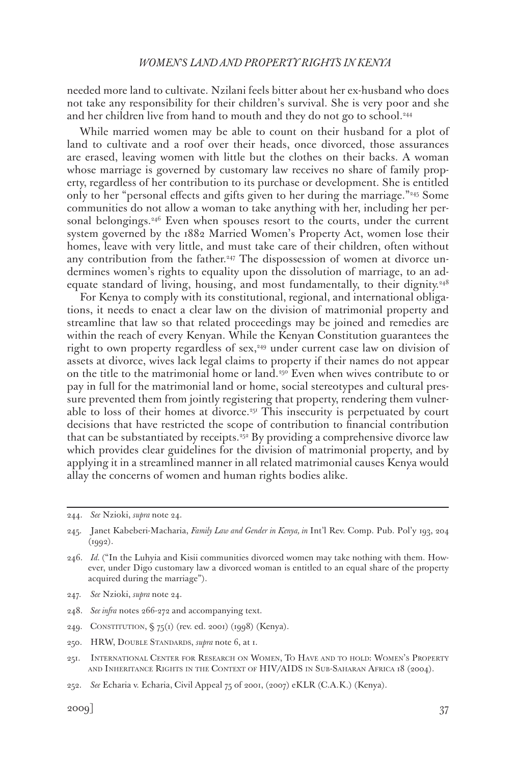needed more land to cultivate. Nzilani feels bitter about her ex-husband who does not take any responsibility for their children's survival. She is very poor and she and her children live from hand to mouth and they do not go to school.[244]

While married women may be able to count on their husband for a plot of land to cultivate and a roof over their heads, once divorced, those assurances are erased, leaving women with little but the clothes on their backs. A woman whose marriage is governed by customary law receives no share of family property, regardless of her contribution to its purchase or development. She is entitled only to her "personal effects and gifts given to her during the marriage."[245] Some communities do not allow a woman to take anything with her, including her personal belongings.[246] Even when spouses resort to the courts, under the current system governed by the 1882 Married Women's Property Act, women lose their homes, leave with very little, and must take care of their children, often without any contribution from the father.[247] The dispossession of women at divorce undermines women's rights to equality upon the dissolution of marriage, to an adequate standard of living, housing, and most fundamentally, to their dignity.[248]

For Kenya to comply with its constitutional, regional, and international obligations, it needs to enact a clear law on the division of matrimonial property and streamline that law so that related proceedings may be joined and remedies are within the reach of every Kenyan. While the Kenyan Constitution guarantees the right to own property regardless of sex,[249] under current case law on division of assets at divorce, wives lack legal claims to property if their names do not appear on the title to the matrimonial home or land.[250] Even when wives contribute to or pay in full for the matrimonial land or home, social stereotypes and cultural pressure prevented them from jointly registering that property, rendering them vulnerable to loss of their homes at divorce.[251] This insecurity is perpetuated by court decisions that have restricted the scope of contribution to financial contribution that can be substantiated by receipts.[252] By providing a comprehensive divorce law which provides clear guidelines for the division of matrimonial property, and by applying it in a streamlined manner in all related matrimonial causes Kenya would allay the concerns of women and human rights bodies alike.

---

244. *See* Nzioki, *supra* note 24.

245. Janet Kabeberi-Macharia, *Family Law and Gender in Kenya, in* Int'l Rev. Comp. Pub. Pol'y 193, 204 (1992).

246. *Id.* ("In the Luhyia and Kisii communities divorced women may take nothing with them. However, under Digo customary law a divorced woman is entitled to an equal share of the property acquired during the marriage").

247. *See* Nzioki, *supra* note 24.

248. *See infra* notes 266-272 and accompanying text.

249. Constitution, § 75(1) (rev. ed. 2001) (1998) (Kenya).

250. HRW, Double Standards, *supra* note 6, at 1.

251. International Center for Research on Women, To Have and to hold: Women's Property and Inheritance Rights in the Context of HIV/AIDS in Sub-Saharan Africa 18 (2004).

252. *See* Echaria v. Echaria, Civil Appeal 75 of 2001, (2007) eKLR (C.A.K.) (Kenya).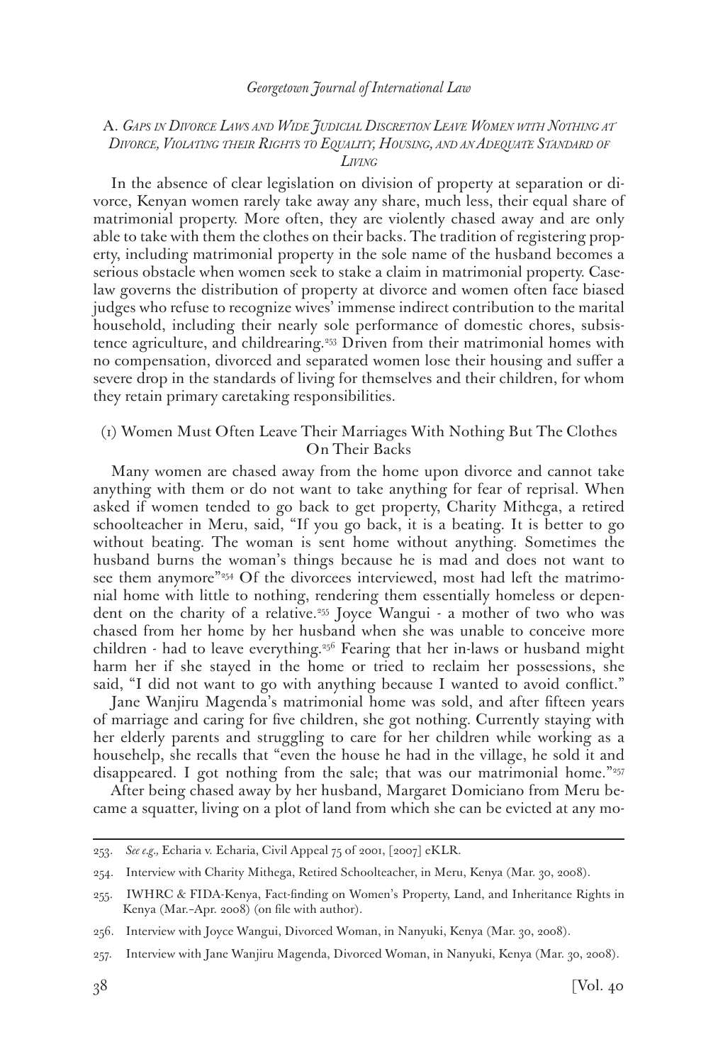### A. *Gaps in Divorce Laws and Wide Judicial Discretion Leave Women with Nothing at Divorce, Violating their Rights to Equality, Housing, and an Adequate Standard of Living*

In the absence of clear legislation on division of property at separation or divorce, Kenyan women rarely take away any share, much less, their equal share of matrimonial property. More often, they are violently chased away and are only able to take with them the clothes on their backs. The tradition of registering property, including matrimonial property in the sole name of the husband becomes a serious obstacle when women seek to stake a claim in matrimonial property. Case-law governs the distribution of property at divorce and women often face biased judges who refuse to recognize wives' immense indirect contribution to the marital household, including their nearly sole performance of domestic chores, subsistence agriculture, and childrearing.[253] Driven from their matrimonial homes with no compensation, divorced and separated women lose their housing and suffer a severe drop in the standards of living for themselves and their children, for whom they retain primary caretaking responsibilities.

#### (1) Women Must Often Leave Their Marriages With Nothing But The Clothes On Their Backs

Many women are chased away from the home upon divorce and cannot take anything with them or do not want to take anything for fear of reprisal. When asked if women tended to go back to get property, Charity Mithega, a retired schoolteacher in Meru, said, "If you go back, it is a beating. It is better to go without beating. The woman is sent home without anything. Sometimes the husband burns the woman's things because he is mad and does not want to see them anymore"[254] Of the divorcees interviewed, most had left the matrimonial home with little to nothing, rendering them essentially homeless or dependent on the charity of a relative.[255] Joyce Wangui - a mother of two who was chased from her home by her husband when she was unable to conceive more children - had to leave everything.[256] Fearing that her in-laws or husband might harm her if she stayed in the home or tried to reclaim her possessions, she said, "I did not want to go with anything because I wanted to avoid conflict."

Jane Wanjiru Magenda's matrimonial home was sold, and after fifteen years of marriage and caring for five children, she got nothing. Currently staying with her elderly parents and struggling to care for her children while working as a househelp, she recalls that "even the house he had in the village, he sold it and disappeared. I got nothing from the sale; that was our matrimonial home."[257]

After being chased away by her husband, Margaret Domiciano from Meru became a squatter, living on a plot of land from which she can be evicted at any mo-

---

253. *See e.g.*, Echaria v. Echaria, Civil Appeal 75 of 2001, [2007] eKLR.

254. Interview with Charity Mithega, Retired Schoolteacher, in Meru, Kenya (Mar. 30, 2008).

255. IWHRC & FIDA-Kenya, Fact-finding on Women's Property, Land, and Inheritance Rights in Kenya (Mar.–Apr. 2008) (on file with author).

256. Interview with Joyce Wangui, Divorced Woman, in Nanyuki, Kenya (Mar. 30, 2008).

257. Interview with Jane Wanjiru Magenda, Divorced Woman, in Nanyuki, Kenya (Mar. 30, 2008).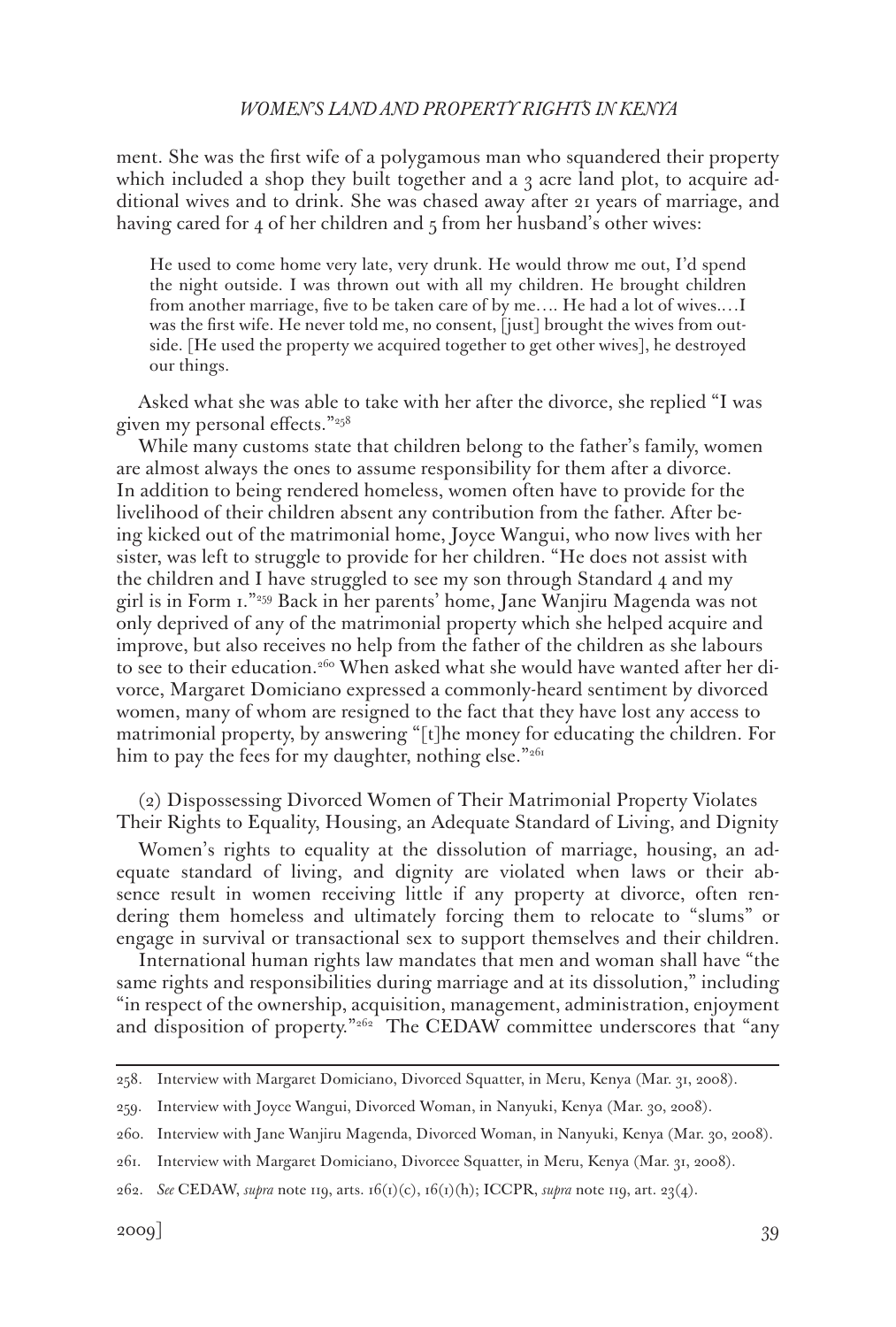ment. She was the first wife of a polygamous man who squandered their property which included a shop they built together and a 3 acre land plot, to acquire additional wives and to drink. She was chased away after 21 years of marriage, and having cared for 4 of her children and 5 from her husband's other wives:

> He used to come home very late, very drunk. He would throw me out, I'd spend the night outside. I was thrown out with all my children. He brought children from another marriage, five to be taken care of by me.... He had a lot of wives....I was the first wife. He never told me, no consent, [just] brought the wives from outside. [He used the property we acquired together to get other wives], he destroyed our things.

Asked what she was able to take with her after the divorce, she replied "I was given my personal effects."[258]

While many customs state that children belong to the father's family, women are almost always the ones to assume responsibility for them after a divorce. In addition to being rendered homeless, women often have to provide for the livelihood of their children absent any contribution from the father. After being kicked out of the matrimonial home, Joyce Wangui, who now lives with her sister, was left to struggle to provide for her children. "He does not assist with the children and I have struggled to see my son through Standard 4 and my girl is in Form 1."[259] Back in her parents' home, Jane Wanjiru Magenda was not only deprived of any of the matrimonial property which she helped acquire and improve, but also receives no help from the father of the children as she labours to see to their education.[260] When asked what she would have wanted after her divorce, Margaret Domiciano expressed a commonly-heard sentiment by divorced women, many of whom are resigned to the fact that they have lost any access to matrimonial property, by answering "[t]he money for educating the children. For him to pay the fees for my daughter, nothing else."[261]

(2) Dispossessing Divorced Women of Their Matrimonial Property Violates Their Rights to Equality, Housing, an Adequate Standard of Living, and Dignity

Women's rights to equality at the dissolution of marriage, housing, an adequate standard of living, and dignity are violated when laws or their absence result in women receiving little if any property at divorce, often rendering them homeless and ultimately forcing them to relocate to "slums" or engage in survival or transactional sex to support themselves and their children.

International human rights law mandates that men and woman shall have "the same rights and responsibilities during marriage and at its dissolution," including "in respect of the ownership, acquisition, management, administration, enjoyment and disposition of property."[262] The CEDAW committee underscores that "any

---

258. Interview with Margaret Domiciano, Divorced Squatter, in Meru, Kenya (Mar. 31, 2008).

259. Interview with Joyce Wangui, Divorced Woman, in Nanyuki, Kenya (Mar. 30, 2008).

260. Interview with Jane Wanjiru Magenda, Divorced Woman, in Nanyuki, Kenya (Mar. 30, 2008).

261. Interview with Margaret Domiciano, Divorcee Squatter, in Meru, Kenya (Mar. 31, 2008).

262. *See* CEDAW, *supra* note 119, arts. 16(1)(c), 16(1)(h); ICCPR, *supra* note 119, art. 23(4).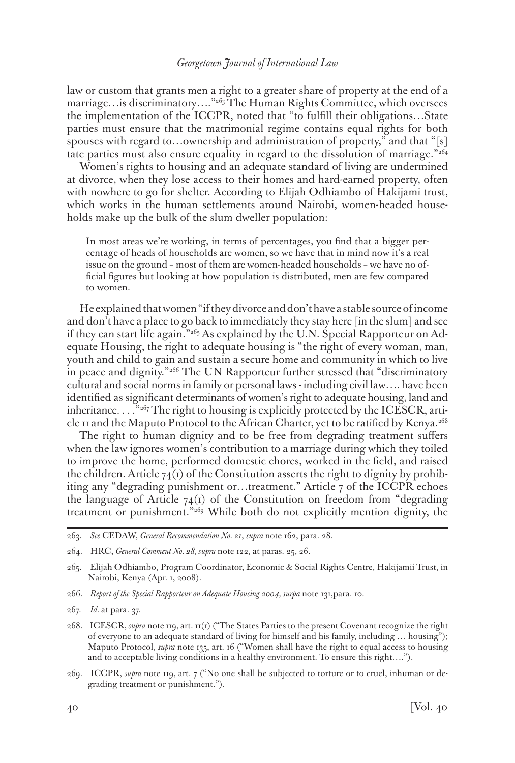law or custom that grants men a right to a greater share of property at the end of a marriage…is discriminatory…."[263] The Human Rights Committee, which oversees the implementation of the ICCPR, noted that "to fulfill their obligations…State parties must ensure that the matrimonial regime contains equal rights for both spouses with regard to…ownership and administration of property," and that "[s]tate parties must also ensure equality in regard to the dissolution of marriage."[264]

Women's rights to housing and an adequate standard of living are undermined at divorce, when they lose access to their homes and hard-earned property, often with nowhere to go for shelter. According to Elijah Odhiambo of Hakijami trust, which works in the human settlements around Nairobi, women-headed households make up the bulk of the slum dweller population:

> In most areas we're working, in terms of percentages, you find that a bigger percentage of heads of households are women, so we have that in mind now it's a real issue on the ground – most of them are women-headed households – we have no official figures but looking at how population is distributed, men are few compared to women.

He explained that women "if they divorce and don't have a stable source of income and don't have a place to go back to immediately they stay here [in the slum] and see if they can start life again."[265] As explained by the U.N. Special Rapporteur on Adequate Housing, the right to adequate housing is "the right of every woman, man, youth and child to gain and sustain a secure home and community in which to live in peace and dignity."[266] The UN Rapporteur further stressed that "discriminatory cultural and social norms in family or personal laws - including civil law…. have been identified as significant determinants of women's right to adequate housing, land and inheritance. . . ."[267] The right to housing is explicitly protected by the ICESCR, article 11 and the Maputo Protocol to the African Charter, yet to be ratified by Kenya.[268]

The right to human dignity and to be free from degrading treatment suffers when the law ignores women's contribution to a marriage during which they toiled to improve the home, performed domestic chores, worked in the field, and raised the children. Article 74(1) of the Constitution asserts the right to dignity by prohibiting any "degrading punishment or…treatment." Article 7 of the ICCPR echoes the language of Article 74(1) of the Constitution on freedom from "degrading treatment or punishment."[269] While both do not explicitly mention dignity, the

---

263. *See* CEDAW, *General Recommendation No. 21*, *supra* note 162, para. 28.

264. HRC, *General Comment No. 28, supra* note 122, at paras. 25, 26.

265. Elijah Odhiambo, Program Coordinator, Economic & Social Rights Centre, Hakijamii Trust, in Nairobi, Kenya (Apr. 1, 2008).

266. *Report of the Special Rapporteur on Adequate Housing 2004, surpa* note 131,para. 10.

267. *Id.* at para. 37.

268. ICESCR, *supra* note 119, art. 11(1) ("The States Parties to the present Covenant recognize the right of everyone to an adequate standard of living for himself and his family, including … housing"); Maputo Protocol, *supra* note 135, art. 16 ("Women shall have the right to equal access to housing and to acceptable living conditions in a healthy environment. To ensure this right….").

269. ICCPR, *supra* note 119, art. 7 ("No one shall be subjected to torture or to cruel, inhuman or degrading treatment or punishment.").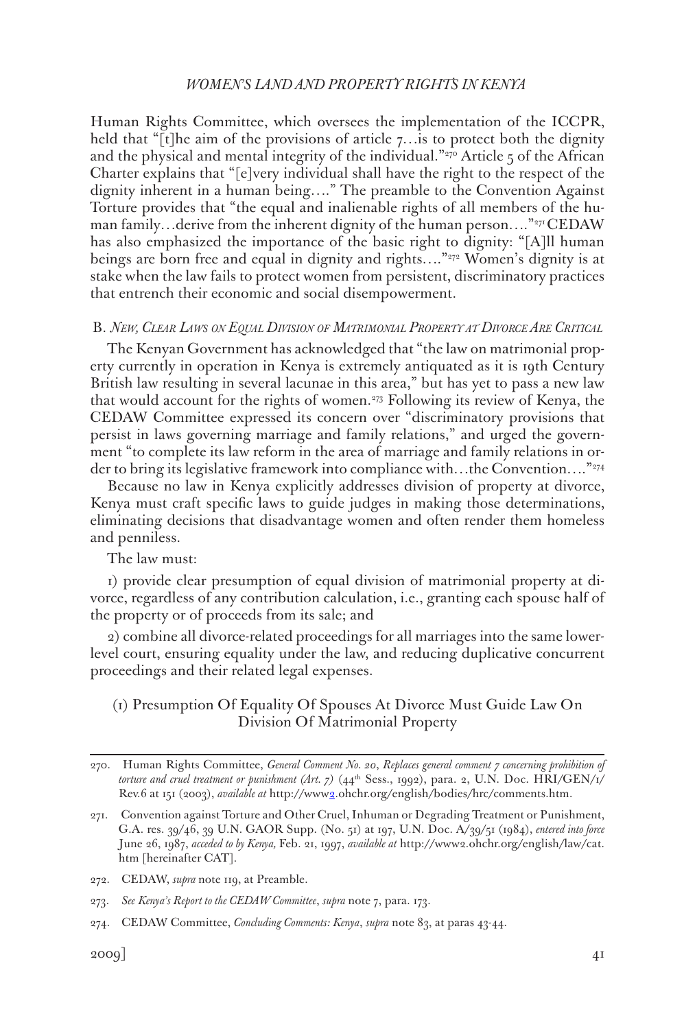Human Rights Committee, which oversees the implementation of the ICCPR, held that "[t]he aim of the provisions of article 7…is to protect both the dignity and the physical and mental integrity of the individual."[270] Article 5 of the African Charter explains that "[e]very individual shall have the right to the respect of the dignity inherent in a human being…." The preamble to the Convention Against Torture provides that "the equal and inalienable rights of all members of the human family…derive from the inherent dignity of the human person…."[271] CEDAW has also emphasized the importance of the basic right to dignity: "[A]ll human beings are born free and equal in dignity and rights…."[272] Women's dignity is at stake when the law fails to protect women from persistent, discriminatory practices that entrench their economic and social disempowerment.

### B. *New, Clear Laws on Equal Division of Matrimonial Property at Divorce Are Critical*

The Kenyan Government has acknowledged that "the law on matrimonial property currently in operation in Kenya is extremely antiquated as it is 19th Century British law resulting in several lacunae in this area," but has yet to pass a new law that would account for the rights of women.[273] Following its review of Kenya, the CEDAW Committee expressed its concern over "discriminatory provisions that persist in laws governing marriage and family relations," and urged the government "to complete its law reform in the area of marriage and family relations in order to bring its legislative framework into compliance with…the Convention…."[274]

Because no law in Kenya explicitly addresses division of property at divorce, Kenya must craft specific laws to guide judges in making those determinations, eliminating decisions that disadvantage women and often render them homeless and penniless.

The law must:

1) provide clear presumption of equal division of matrimonial property at divorce, regardless of any contribution calculation, i.e., granting each spouse half of the property or of proceeds from its sale; and

2) combine all divorce-related proceedings for all marriages into the same lower-level court, ensuring equality under the law, and reducing duplicative concurrent proceedings and their related legal expenses.

#### (1) Presumption Of Equality Of Spouses At Divorce Must Guide Law On Division Of Matrimonial Property

---

270. Human Rights Committee, *General Comment No. 20, Replaces general comment 7 concerning prohibition of torture and cruel treatment or punishment (Art. 7)* (44th Sess., 1992), para. 2, U.N. Doc. HRI/GEN/1/Rev.6 at 151 (2003), *available at* http://www2.ohchr.org/english/bodies/hrc/comments.htm.

271. Convention against Torture and Other Cruel, Inhuman or Degrading Treatment or Punishment, G.A. res. 39/46, 39 U.N. GAOR Supp. (No. 51) at 197, U.N. Doc. A/39/51 (1984), *entered into force* June 26, 1987, *acceded to by Kenya,* Feb. 21, 1997, *available at* http://www2.ohchr.org/english/law/cat.htm [hereinafter CAT].

272. CEDAW, *supra* note 119, at Preamble.

273. *See Kenya's Report to the CEDAW Committee*, *supra* note 7, para. 173.

274. CEDAW Committee, *Concluding Comments: Kenya*, *supra* note 83, at paras 43-44.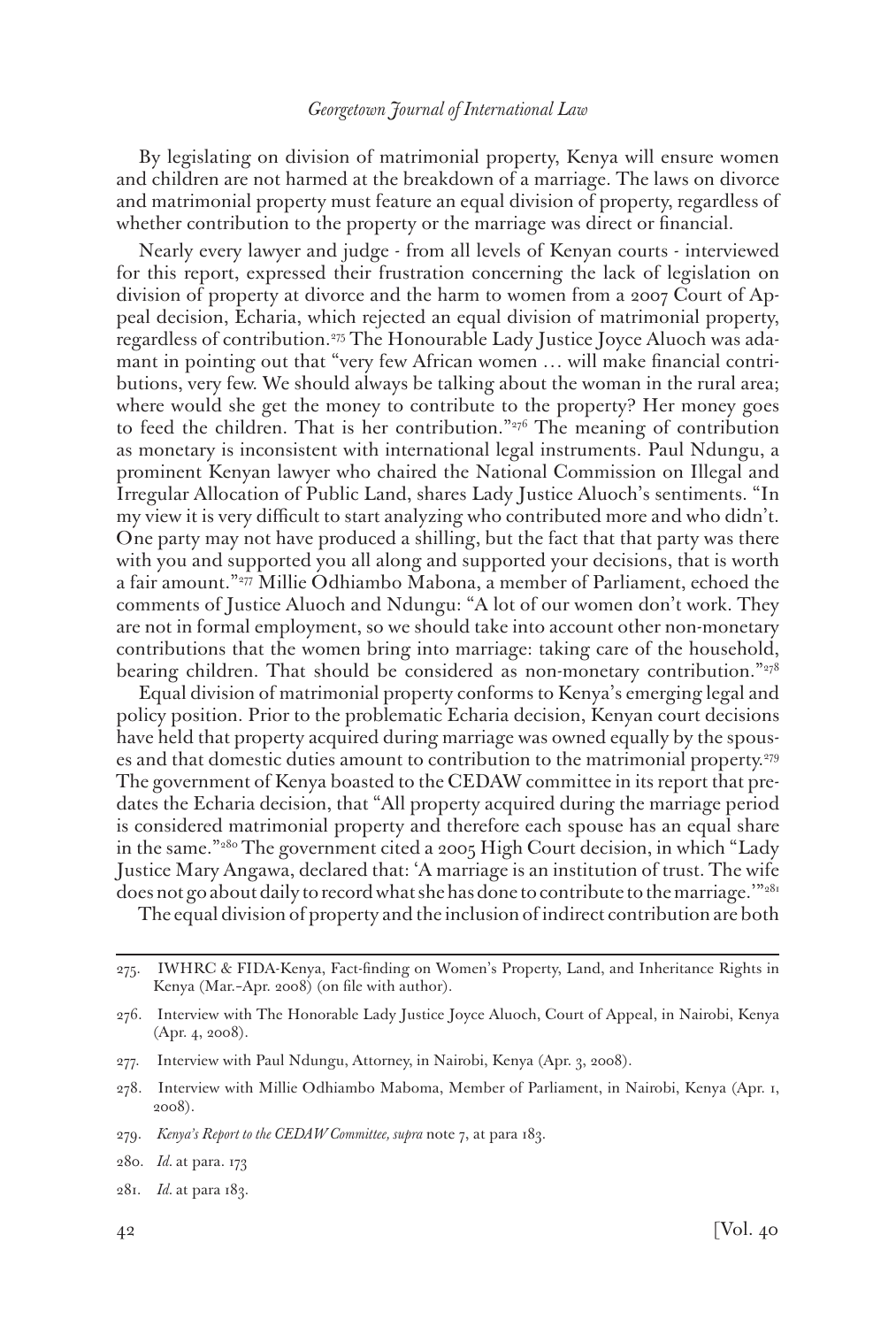By legislating on division of matrimonial property, Kenya will ensure women and children are not harmed at the breakdown of a marriage. The laws on divorce and matrimonial property must feature an equal division of property, regardless of whether contribution to the property or the marriage was direct or financial.

Nearly every lawyer and judge - from all levels of Kenyan courts - interviewed for this report, expressed their frustration concerning the lack of legislation on division of property at divorce and the harm to women from a 2007 Court of Appeal decision, Echaria, which rejected an equal division of matrimonial property, regardless of contribution.[275] The Honourable Lady Justice Joyce Aluoch was adamant in pointing out that "very few African women … will make financial contributions, very few. We should always be talking about the woman in the rural area; where would she get the money to contribute to the property? Her money goes to feed the children. That is her contribution."[276] The meaning of contribution as monetary is inconsistent with international legal instruments. Paul Ndungu, a prominent Kenyan lawyer who chaired the National Commission on Illegal and Irregular Allocation of Public Land, shares Lady Justice Aluoch's sentiments. "In my view it is very difficult to start analyzing who contributed more and who didn't. One party may not have produced a shilling, but the fact that that party was there with you and supported you all along and supported your decisions, that is worth a fair amount."[277] Millie Odhiambo Mabona, a member of Parliament, echoed the comments of Justice Aluoch and Ndungu: "A lot of our women don't work. They are not in formal employment, so we should take into account other non-monetary contributions that the women bring into marriage: taking care of the household, bearing children. That should be considered as non-monetary contribution."[278]

Equal division of matrimonial property conforms to Kenya's emerging legal and policy position. Prior to the problematic Echaria decision, Kenyan court decisions have held that property acquired during marriage was owned equally by the spouses and that domestic duties amount to contribution to the matrimonial property.[279] The government of Kenya boasted to the CEDAW committee in its report that predates the Echaria decision, that "All property acquired during the marriage period is considered matrimonial property and therefore each spouse has an equal share in the same."[280] The government cited a 2005 High Court decision, in which "Lady Justice Mary Angawa, declared that: 'A marriage is an institution of trust. The wife does not go about daily to record what she has done to contribute to the marriage.'"[281]

The equal division of property and the inclusion of indirect contribution are both

---

275. IWHRC & FIDA-Kenya, Fact-finding on Women's Property, Land, and Inheritance Rights in Kenya (Mar.–Apr. 2008) (on file with author).

276. Interview with The Honorable Lady Justice Joyce Aluoch, Court of Appeal, in Nairobi, Kenya (Apr. 4, 2008).

277. Interview with Paul Ndungu, Attorney, in Nairobi, Kenya (Apr. 3, 2008).

278. Interview with Millie Odhiambo Maboma, Member of Parliament, in Nairobi, Kenya (Apr. 1, 2008).

279. *Kenya's Report to the CEDAW Committee, supra* note 7, at para 183.

280. *Id.* at para. 173

281. *Id.* at para 183.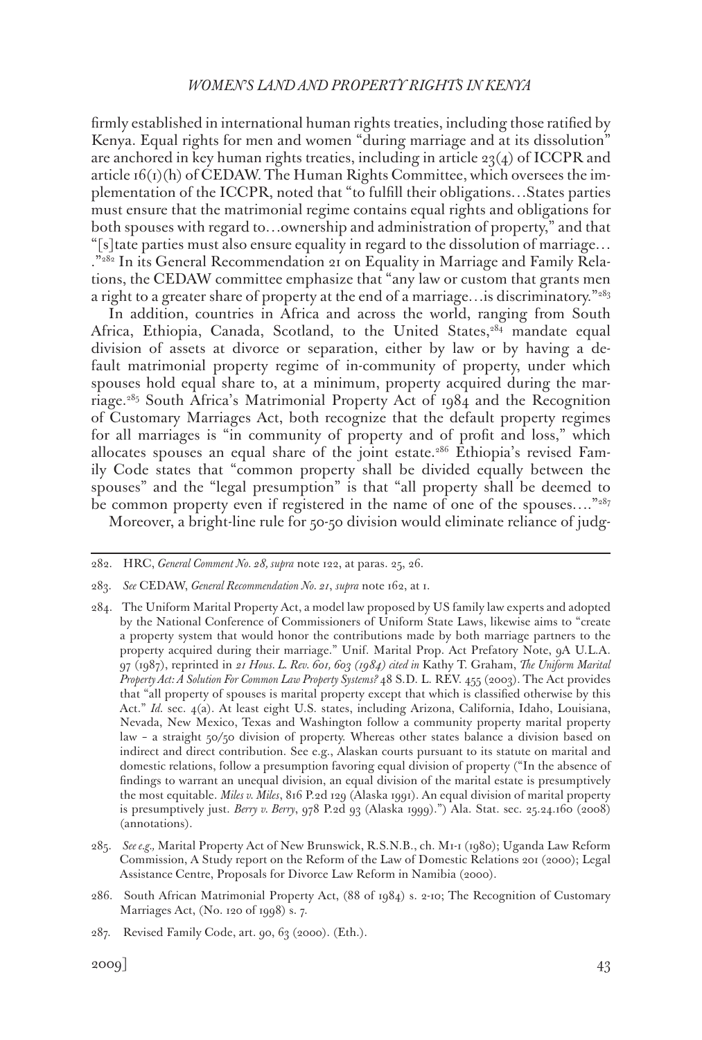firmly established in international human rights treaties, including those ratified by Kenya. Equal rights for men and women "during marriage and at its dissolution" are anchored in key human rights treaties, including in article 23(4) of ICCPR and article 16(1)(h) of CEDAW. The Human Rights Committee, which oversees the implementation of the ICCPR, noted that "to fulfill their obligations…States parties must ensure that the matrimonial regime contains equal rights and obligations for both spouses with regard to…ownership and administration of property," and that "[s]tate parties must also ensure equality in regard to the dissolution of marriage… ."[282] In its General Recommendation 21 on Equality in Marriage and Family Relations, the CEDAW committee emphasize that "any law or custom that grants men a right to a greater share of property at the end of a marriage…is discriminatory."[283]

In addition, countries in Africa and across the world, ranging from South Africa, Ethiopia, Canada, Scotland, to the United States,[284] mandate equal division of assets at divorce or separation, either by law or by having a default matrimonial property regime of in-community of property, under which spouses hold equal share to, at a minimum, property acquired during the marriage.[285] South Africa's Matrimonial Property Act of 1984 and the Recognition of Customary Marriages Act, both recognize that the default property regimes for all marriages is "in community of property and of profit and loss," which allocates spouses an equal share of the joint estate.[286] Ethiopia's revised Family Code states that "common property shall be divided equally between the spouses" and the "legal presumption" is that "all property shall be deemed to be common property even if registered in the name of one of the spouses…."[287]

Moreover, a bright-line rule for 50-50 division would eliminate reliance of judg-

---

282. HRC, *General Comment No. 28, supra* note 122, at paras. 25, 26.

283. *See* CEDAW, *General Recommendation No. 21*, *supra* note 162, at 1.

284. The Uniform Marital Property Act, a model law proposed by US family law experts and adopted by the National Conference of Commissioners of Uniform State Laws, likewise aims to "create a property system that would honor the contributions made by both marriage partners to the property acquired during their marriage." Unif. Marital Prop. Act Prefatory Note, 9A U.L.A. 97 (1987), reprinted in *21 Hous. L. Rev. 601, 603 (1984) cited in* Kathy T. Graham, *The Uniform Marital Property Act: A Solution For Common Law Property Systems?* 48 S.D. L. REV. 455 (2003). The Act provides that "all property of spouses is marital property except that which is classified otherwise by this Act." *Id.* sec. 4(a). At least eight U.S. states, including Arizona, California, Idaho, Louisiana, Nevada, New Mexico, Texas and Washington follow a community property marital property law – a straight 50/50 division of property. Whereas other states balance a division based on indirect and direct contribution. See e.g., Alaskan courts pursuant to its statute on marital and domestic relations, follow a presumption favoring equal division of property ("In the absence of findings to warrant an unequal division, an equal division of the marital estate is presumptively the most equitable. *Miles v. Miles*, 816 P.2d 129 (Alaska 1991). An equal division of marital property is presumptively just. *Berry v. Berry*, 978 P.2d 93 (Alaska 1999).") Ala. Stat. sec. 25.24.160 (2008) (annotations).

285. *See e.g.,* Marital Property Act of New Brunswick, R.S.N.B., ch. M1-1 (1980); Uganda Law Reform Commission, A Study report on the Reform of the Law of Domestic Relations 201 (2000); Legal Assistance Centre, Proposals for Divorce Law Reform in Namibia (2000).

286. South African Matrimonial Property Act, (88 of 1984) s. 2-10; The Recognition of Customary Marriages Act, (No. 120 of 1998) s. 7.

287. Revised Family Code, art. 90, 63 (2000). (Eth.).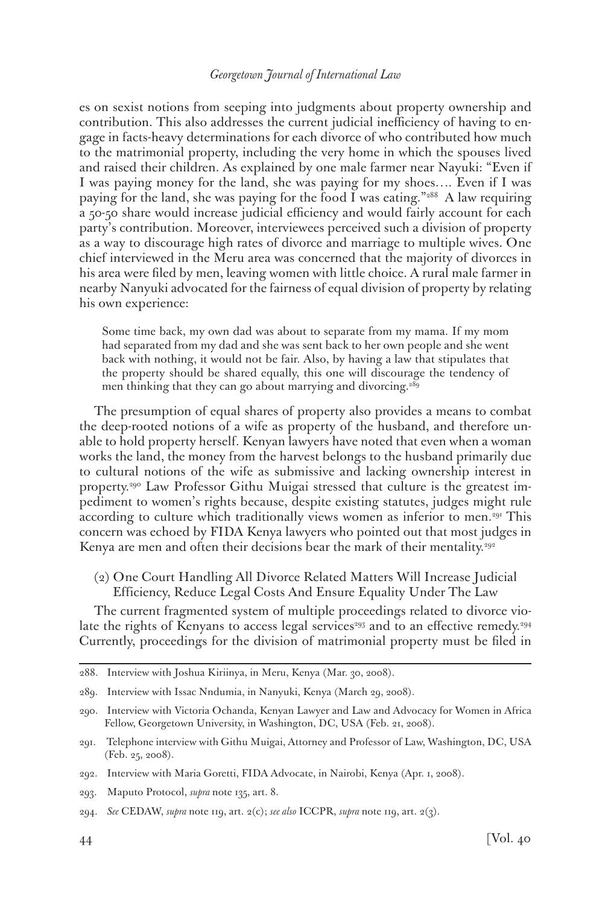es on sexist notions from seeping into judgments about property ownership and contribution. This also addresses the current judicial inefficiency of having to engage in facts-heavy determinations for each divorce of who contributed how much to the matrimonial property, including the very home in which the spouses lived and raised their children. As explained by one male farmer near Nayuki: "Even if I was paying money for the land, she was paying for my shoes…. Even if I was paying for the land, she was paying for the food I was eating."[288] A law requiring a 50-50 share would increase judicial efficiency and would fairly account for each party's contribution. Moreover, interviewees perceived such a division of property as a way to discourage high rates of divorce and marriage to multiple wives. One chief interviewed in the Meru area was concerned that the majority of divorces in his area were filed by men, leaving women with little choice. A rural male farmer in nearby Nanyuki advocated for the fairness of equal division of property by relating his own experience:

> Some time back, my own dad was about to separate from my mama. If my mom had separated from my dad and she was sent back to her own people and she went back with nothing, it would not be fair. Also, by having a law that stipulates that the property should be shared equally, this one will discourage the tendency of men thinking that they can go about marrying and divorcing.[289]

The presumption of equal shares of property also provides a means to combat the deep-rooted notions of a wife as property of the husband, and therefore unable to hold property herself. Kenyan lawyers have noted that even when a woman works the land, the money from the harvest belongs to the husband primarily due to cultural notions of the wife as submissive and lacking ownership interest in property.[290] Law Professor Githu Muigai stressed that culture is the greatest impediment to women's rights because, despite existing statutes, judges might rule according to culture which traditionally views women as inferior to men.[291] This concern was echoed by FIDA Kenya lawyers who pointed out that most judges in Kenya are men and often their decisions bear the mark of their mentality.[292]

(2) One Court Handling All Divorce Related Matters Will Increase Judicial Efficiency, Reduce Legal Costs And Ensure Equality Under The Law

The current fragmented system of multiple proceedings related to divorce violate the rights of Kenyans to access legal services[293] and to an effective remedy.[294] Currently, proceedings for the division of matrimonial property must be filed in

---

288. Interview with Joshua Kiriinya, in Meru, Kenya (Mar. 30, 2008).

289. Interview with Issac Nndumia, in Nanyuki, Kenya (March 29, 2008).

290. Interview with Victoria Ochanda, Kenyan Lawyer and Law and Advocacy for Women in Africa Fellow, Georgetown University, in Washington, DC, USA (Feb. 21, 2008).

291. Telephone interview with Githu Muigai, Attorney and Professor of Law, Washington, DC, USA (Feb. 25, 2008).

292. Interview with Maria Goretti, FIDA Advocate, in Nairobi, Kenya (Apr. 1, 2008).

293. Maputo Protocol, *supra* note 135, art. 8.

294. *See* CEDAW, *supra* note 119, art. 2(c); *see also* ICCPR, *supra* note 119, art. 2(3).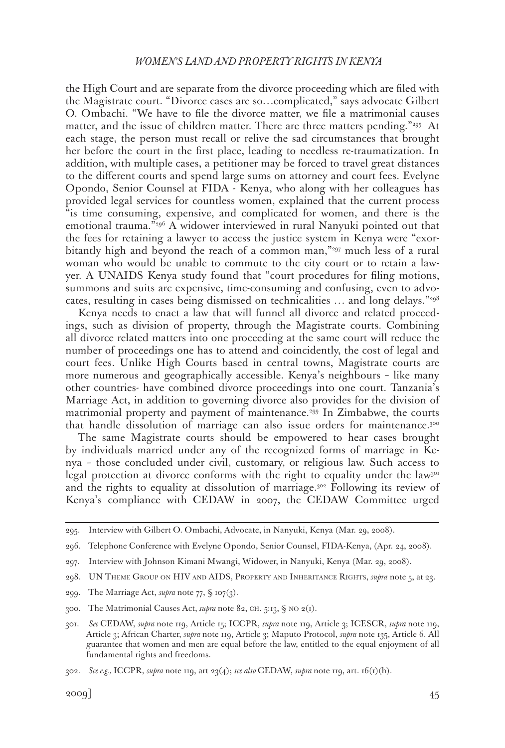the High Court and are separate from the divorce proceeding which are filed with the Magistrate court. "Divorce cases are so…complicated," says advocate Gilbert O. Ombachi. "We have to file the divorce matter, we file a matrimonial causes matter, and the issue of children matter. There are three matters pending."[295] At each stage, the person must recall or relive the sad circumstances that brought her before the court in the first place, leading to needless re-traumatization. In addition, with multiple cases, a petitioner may be forced to travel great distances to the different courts and spend large sums on attorney and court fees. Evelyne Opondo, Senior Counsel at FIDA - Kenya, who along with her colleagues has provided legal services for countless women, explained that the current process "is time consuming, expensive, and complicated for women, and there is the emotional trauma."[296] A widower interviewed in rural Nanyuki pointed out that the fees for retaining a lawyer to access the justice system in Kenya were "exorbitantly high and beyond the reach of a common man,"[297] much less of a rural woman who would be unable to commute to the city court or to retain a lawyer. A UNAIDS Kenya study found that "court procedures for filing motions, summons and suits are expensive, time-consuming and confusing, even to advocates, resulting in cases being dismissed on technicalities … and long delays."[298]

Kenya needs to enact a law that will funnel all divorce and related proceedings, such as division of property, through the Magistrate courts. Combining all divorce related matters into one proceeding at the same court will reduce the number of proceedings one has to attend and coincidently, the cost of legal and court fees. Unlike High Courts based in central towns, Magistrate courts are more numerous and geographically accessible. Kenya's neighbours – like many other countries- have combined divorce proceedings into one court. Tanzania's Marriage Act, in addition to governing divorce also provides for the division of matrimonial property and payment of maintenance.[299] In Zimbabwe, the courts that handle dissolution of marriage can also issue orders for maintenance.[300]

The same Magistrate courts should be empowered to hear cases brought by individuals married under any of the recognized forms of marriage in Kenya – those concluded under civil, customary, or religious law. Such access to legal protection at divorce conforms with the right to equality under the law[301] and the rights to equality at dissolution of marriage.[302] Following its review of Kenya's compliance with CEDAW in 2007, the CEDAW Committee urged

---

295. Interview with Gilbert O. Ombachi, Advocate, in Nanyuki, Kenya (Mar. 29, 2008).

296. Telephone Conference with Evelyne Opondo, Senior Counsel, FIDA-Kenya, (Apr. 24, 2008).

297. Interview with Johnson Kimani Mwangi, Widower, in Nanyuki, Kenya (Mar. 29, 2008).

298. UN Theme Group on HIV and AIDS, Property and Inheritance Rights, *supra* note 5, at 23.

299. The Marriage Act, *supra* note 77, § 107(3).

300. The Matrimonial Causes Act, *supra* note 82, ch. 5:13, § no 2(1).

301. *See* CEDAW, *supra* note 119, Article 15; ICCPR, *supra* note 119, Article 3; ICESCR, *supra* note 119, Article 3; African Charter, *supra* note 119, Article 3; Maputo Protocol, *supra* note 135, Article 6. All guarantee that women and men are equal before the law, entitled to the equal enjoyment of all fundamental rights and freedoms.

302. *See e.g.,* ICCPR, *supra* note 119, art 23(4); *see also* CEDAW, *supra* note 119, art. 16(1)(h).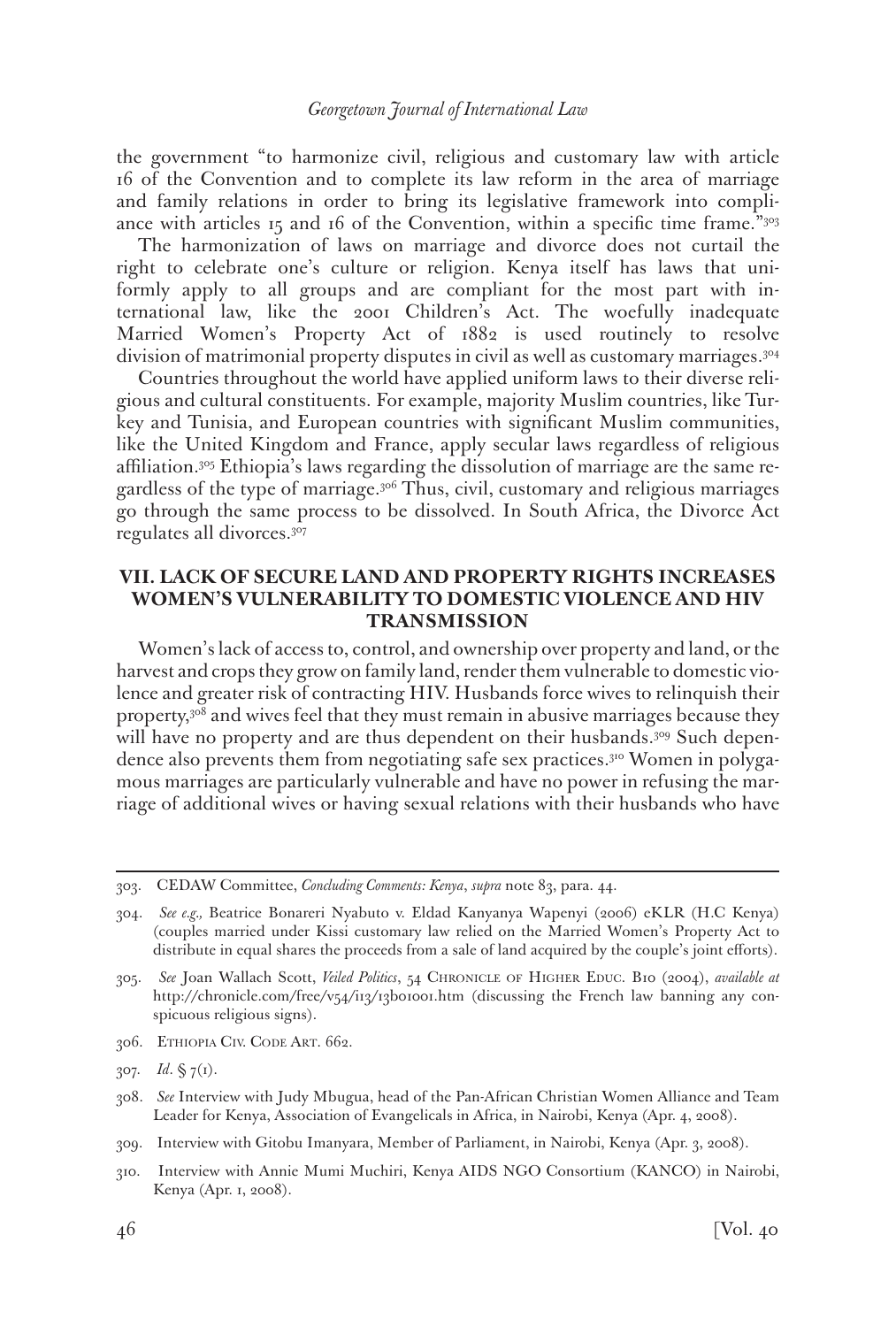the government "to harmonize civil, religious and customary law with article 16 of the Convention and to complete its law reform in the area of marriage and family relations in order to bring its legislative framework into compliance with articles 15 and 16 of the Convention, within a specific time frame."[303]

The harmonization of laws on marriage and divorce does not curtail the right to celebrate one's culture or religion. Kenya itself has laws that uniformly apply to all groups and are compliant for the most part with international law, like the 2001 Children's Act. The woefully inadequate Married Women's Property Act of 1882 is used routinely to resolve division of matrimonial property disputes in civil as well as customary marriages.[304]

Countries throughout the world have applied uniform laws to their diverse religious and cultural constituents. For example, majority Muslim countries, like Turkey and Tunisia, and European countries with significant Muslim communities, like the United Kingdom and France, apply secular laws regardless of religious affiliation.[305] Ethiopia's laws regarding the dissolution of marriage are the same regardless of the type of marriage.[306] Thus, civil, customary and religious marriages go through the same process to be dissolved. In South Africa, the Divorce Act regulates all divorces.[307]

## VII. LACK OF SECURE LAND AND PROPERTY RIGHTS INCREASES WOMEN'S VULNERABILITY TO DOMESTIC VIOLENCE AND HIV TRANSMISSION

Women's lack of access to, control, and ownership over property and land, or the harvest and crops they grow on family land, render them vulnerable to domestic violence and greater risk of contracting HIV. Husbands force wives to relinquish their property,[308] and wives feel that they must remain in abusive marriages because they will have no property and are thus dependent on their husbands.[309] Such dependence also prevents them from negotiating safe sex practices.[310] Women in polygamous marriages are particularly vulnerable and have no power in refusing the marriage of additional wives or having sexual relations with their husbands who have

---

303. CEDAW Committee, *Concluding Comments: Kenya*, *supra* note 83, para. 44.

304. *See e.g.,* Beatrice Bonareri Nyabuto v. Eldad Kanyanya Wapenyi (2006) eKLR (H.C Kenya) (couples married under Kissi customary law relied on the Married Women's Property Act to distribute in equal shares the proceeds from a sale of land acquired by the couple's joint efforts).

305. *See* Joan Wallach Scott, *Veiled Politics*, 54 Chronicle of Higher Educ. B10 (2004), *available at* http://chronicle.com/free/v54/i13/13b01001.htm (discussing the French law banning any conspicuous religious signs).

306. Ethiopia Civ. Code Art. 662.

307. *Id*. § 7(1).

308. *See* Interview with Judy Mbugua, head of the Pan-African Christian Women Alliance and Team Leader for Kenya, Association of Evangelicals in Africa, in Nairobi, Kenya (Apr. 4, 2008).

309. Interview with Gitobu Imanyara, Member of Parliament, in Nairobi, Kenya (Apr. 3, 2008).

310. Interview with Annie Mumi Muchiri, Kenya AIDS NGO Consortium (KANCO) in Nairobi, Kenya (Apr. 1, 2008).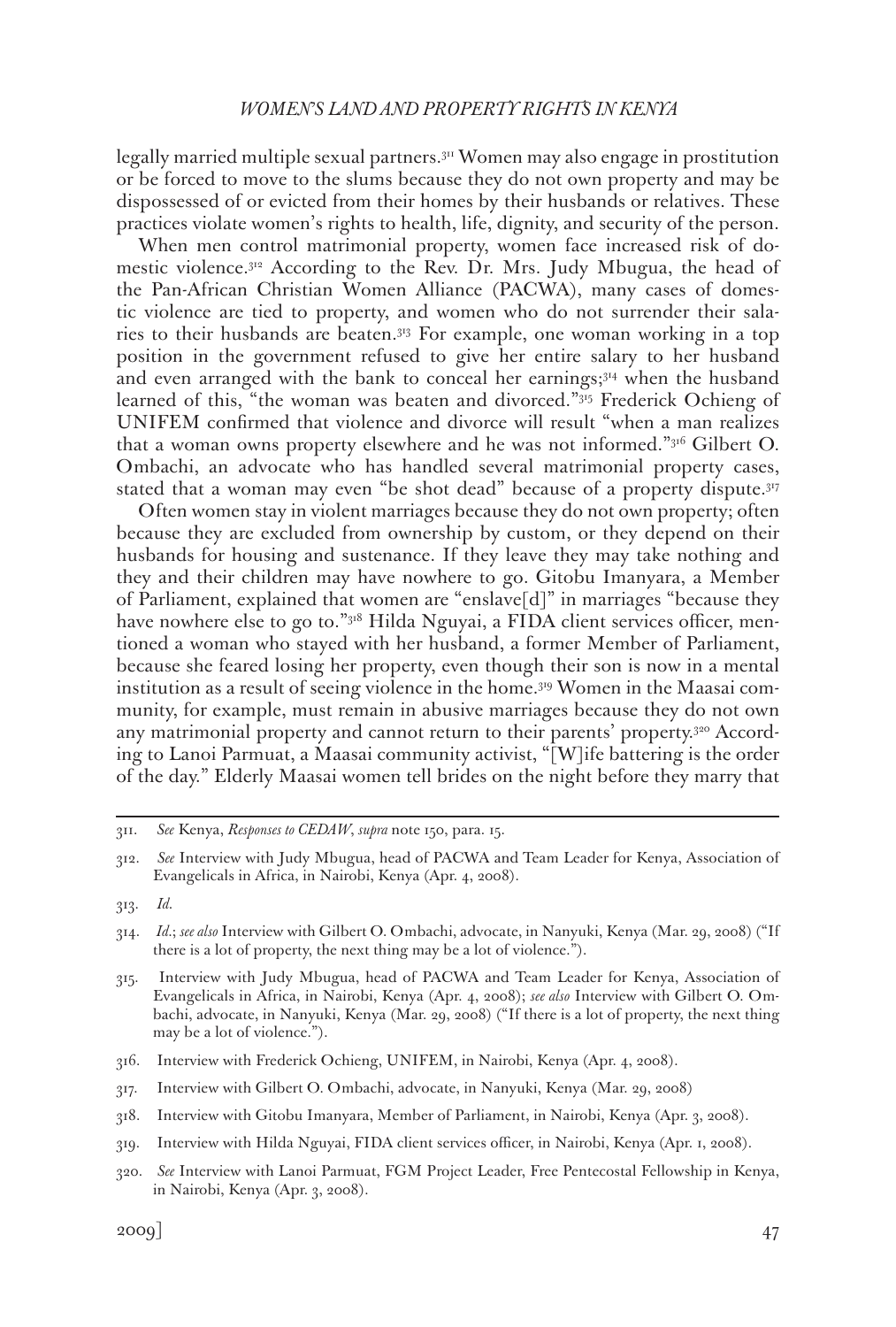legally married multiple sexual partners.[311] Women may also engage in prostitution or be forced to move to the slums because they do not own property and may be dispossessed of or evicted from their homes by their husbands or relatives. These practices violate women's rights to health, life, dignity, and security of the person.

When men control matrimonial property, women face increased risk of domestic violence.[312] According to the Rev. Dr. Mrs. Judy Mbugua, the head of the Pan-African Christian Women Alliance (PACWA), many cases of domestic violence are tied to property, and women who do not surrender their salaries to their husbands are beaten.[313] For example, one woman working in a top position in the government refused to give her entire salary to her husband and even arranged with the bank to conceal her earnings;[314] when the husband learned of this, "the woman was beaten and divorced."[315] Frederick Ochieng of UNIFEM confirmed that violence and divorce will result "when a man realizes that a woman owns property elsewhere and he was not informed."[316] Gilbert O. Ombachi, an advocate who has handled several matrimonial property cases, stated that a woman may even "be shot dead" because of a property dispute.[317]

Often women stay in violent marriages because they do not own property; often because they are excluded from ownership by custom, or they depend on their husbands for housing and sustenance. If they leave they may take nothing and they and their children may have nowhere to go. Gitobu Imanyara, a Member of Parliament, explained that women are "enslave[d]" in marriages "because they have nowhere else to go to."[318] Hilda Nguyai, a FIDA client services officer, mentioned a woman who stayed with her husband, a former Member of Parliament, because she feared losing her property, even though their son is now in a mental institution as a result of seeing violence in the home.[319] Women in the Maasai community, for example, must remain in abusive marriages because they do not own any matrimonial property and cannot return to their parents' property.[320] According to Lanoi Parmuat, a Maasai community activist, "[W]ife battering is the order of the day." Elderly Maasai women tell brides on the night before they marry that

---

311. *See* Kenya, *Responses to CEDAW*, *supra* note 150, para. 15.

312. *See* Interview with Judy Mbugua, head of PACWA and Team Leader for Kenya, Association of Evangelicals in Africa, in Nairobi, Kenya (Apr. 4, 2008).

313. *Id.*

314. *Id.*; *see also* Interview with Gilbert O. Ombachi, advocate, in Nanyuki, Kenya (Mar. 29, 2008) ("If there is a lot of property, the next thing may be a lot of violence.").

315. Interview with Judy Mbugua, head of PACWA and Team Leader for Kenya, Association of Evangelicals in Africa, in Nairobi, Kenya (Apr. 4, 2008); *see also* Interview with Gilbert O. Ombachi, advocate, in Nanyuki, Kenya (Mar. 29, 2008) ("If there is a lot of property, the next thing may be a lot of violence.").

316. Interview with Frederick Ochieng, UNIFEM, in Nairobi, Kenya (Apr. 4, 2008).

317. Interview with Gilbert O. Ombachi, advocate, in Nanyuki, Kenya (Mar. 29, 2008)

318. Interview with Gitobu Imanyara, Member of Parliament, in Nairobi, Kenya (Apr. 3, 2008).

319. Interview with Hilda Nguyai, FIDA client services officer, in Nairobi, Kenya (Apr. 1, 2008).

320. *See* Interview with Lanoi Parmuat, FGM Project Leader, Free Pentecostal Fellowship in Kenya, in Nairobi, Kenya (Apr. 3, 2008).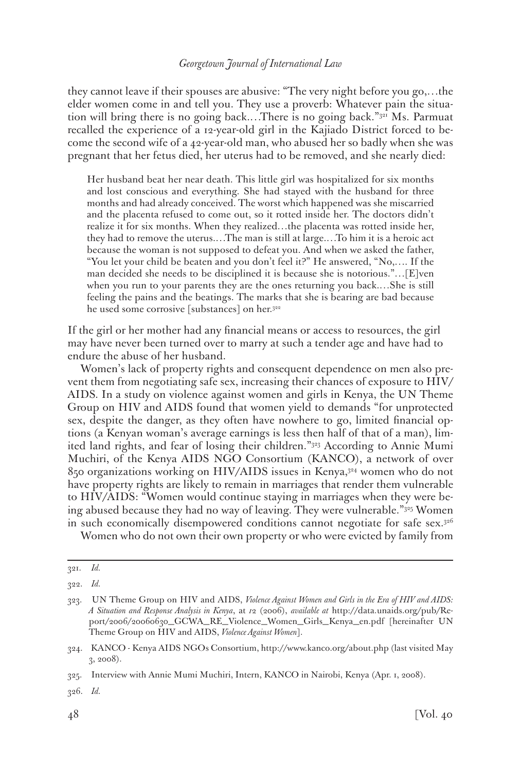they cannot leave if their spouses are abusive: "The very night before you go,…the elder women come in and tell you. They use a proverb: Whatever pain the situation will bring there is no going back.…There is no going back."[321] Ms. Parmuat recalled the experience of a 12-year-old girl in the Kajiado District forced to become the second wife of a 42-year-old man, who abused her so badly when she was pregnant that her fetus died, her uterus had to be removed, and she nearly died:

> Her husband beat her near death. This little girl was hospitalized for six months and lost conscious and everything. She had stayed with the husband for three months and had already conceived. The worst which happened was she miscarried and the placenta refused to come out, so it rotted inside her. The doctors didn't realize it for six months. When they realized…the placenta was rotted inside her, they had to remove the uterus.…The man is still at large.…To him it is a heroic act because the woman is not supposed to defeat you. And when we asked the father, "You let your child be beaten and you don't feel it?" He answered, "No,…. If the man decided she needs to be disciplined it is because she is notorious."…[E]ven when you run to your parents they are the ones returning you back.…She is still feeling the pains and the beatings. The marks that she is bearing are bad because he used some corrosive [substances] on her.[322]

If the girl or her mother had any financial means or access to resources, the girl may have never been turned over to marry at such a tender age and have had to endure the abuse of her husband.

Women's lack of property rights and consequent dependence on men also prevent them from negotiating safe sex, increasing their chances of exposure to HIV/AIDS. In a study on violence against women and girls in Kenya, the UN Theme Group on HIV and AIDS found that women yield to demands "for unprotected sex, despite the danger, as they often have nowhere to go, limited financial options (a Kenyan woman's average earnings is less then half of that of a man), limited land rights, and fear of losing their children."[323] According to Annie Mumi Muchiri, of the Kenya AIDS NGO Consortium (KANCO), a network of over 850 organizations working on HIV/AIDS issues in Kenya,[324] women who do not have property rights are likely to remain in marriages that render them vulnerable to HIV/AIDS: "Women would continue staying in marriages when they were being abused because they had no way of leaving. They were vulnerable."[325] Women in such economically disempowered conditions cannot negotiate for safe sex.[326]

Women who do not own their own property or who were evicted by family from

---

321. *Id.*

322. *Id.*

323. UN Theme Group on HIV and AIDS, *Violence Against Women and Girls in the Era of HIV and AIDS: A Situation and Response Analysis in Kenya*, at 12 (2006), *available at* http://data.unaids.org/pub/Report/2006/20060630_GCWA_RE_Violence_Women_Girls_Kenya_en.pdf [hereinafter UN Theme Group on HIV and AIDS, *Violence Against Women*].

324. KANCO - Kenya AIDS NGOs Consortium, http://www.kanco.org/about.php (last visited May 3, 2008).

325. Interview with Annie Mumi Muchiri, Intern, KANCO in Nairobi, Kenya (Apr. 1, 2008).

326. *Id.*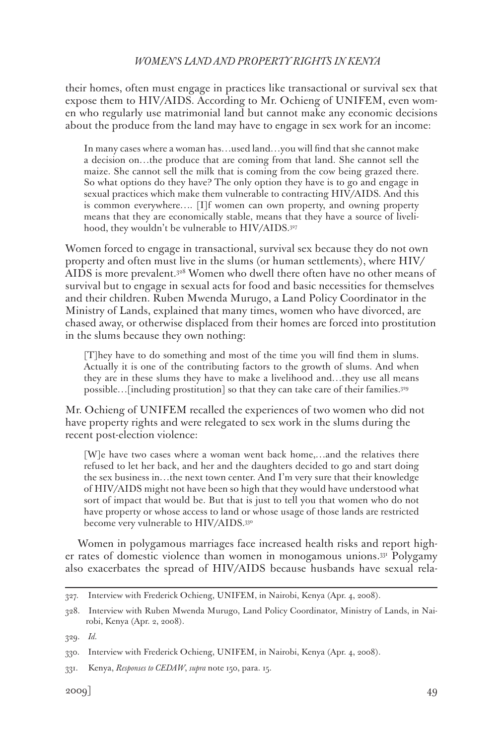their homes, often must engage in practices like transactional or survival sex that expose them to HIV/AIDS. According to Mr. Ochieng of UNIFEM, even women who regularly use matrimonial land but cannot make any economic decisions about the produce from the land may have to engage in sex work for an income:

> In many cases where a woman has…used land…you will find that she cannot make a decision on…the produce that are coming from that land. She cannot sell the maize. She cannot sell the milk that is coming from the cow being grazed there. So what options do they have? The only option they have is to go and engage in sexual practices which make them vulnerable to contracting HIV/AIDS. And this is common everywhere…. [I]f women can own property, and owning property means that they are economically stable, means that they have a source of livelihood, they wouldn't be vulnerable to HIV/AIDS.[327]

Women forced to engage in transactional, survival sex because they do not own property and often must live in the slums (or human settlements), where HIV/AIDS is more prevalent.[328] Women who dwell there often have no other means of survival but to engage in sexual acts for food and basic necessities for themselves and their children. Ruben Mwenda Murugo, a Land Policy Coordinator in the Ministry of Lands, explained that many times, women who have divorced, are chased away, or otherwise displaced from their homes are forced into prostitution in the slums because they own nothing:

> [T]hey have to do something and most of the time you will find them in slums. Actually it is one of the contributing factors to the growth of slums. And when they are in these slums they have to make a livelihood and…they use all means possible…[including prostitution] so that they can take care of their families.[329]

Mr. Ochieng of UNIFEM recalled the experiences of two women who did not have property rights and were relegated to sex work in the slums during the recent post-election violence:

> [W]e have two cases where a woman went back home,…and the relatives there refused to let her back, and her and the daughters decided to go and start doing the sex business in…the next town center. And I'm very sure that their knowledge of HIV/AIDS might not have been so high that they would have understood what sort of impact that would be. But that is just to tell you that women who do not have property or whose access to land or whose usage of those lands are restricted become very vulnerable to HIV/AIDS.[330]

Women in polygamous marriages face increased health risks and report higher rates of domestic violence than women in monogamous unions.[331] Polygamy also exacerbates the spread of HIV/AIDS because husbands have sexual rela-

---

327. Interview with Frederick Ochieng, UNIFEM, in Nairobi, Kenya (Apr. 4, 2008).

328. Interview with Ruben Mwenda Murugo, Land Policy Coordinator, Ministry of Lands, in Nairobi, Kenya (Apr. 2, 2008).

329. *Id.*

330. Interview with Frederick Ochieng, UNIFEM, in Nairobi, Kenya (Apr. 4, 2008).

331. Kenya, *Responses to CEDAW*, *supra* note 150, para. 15.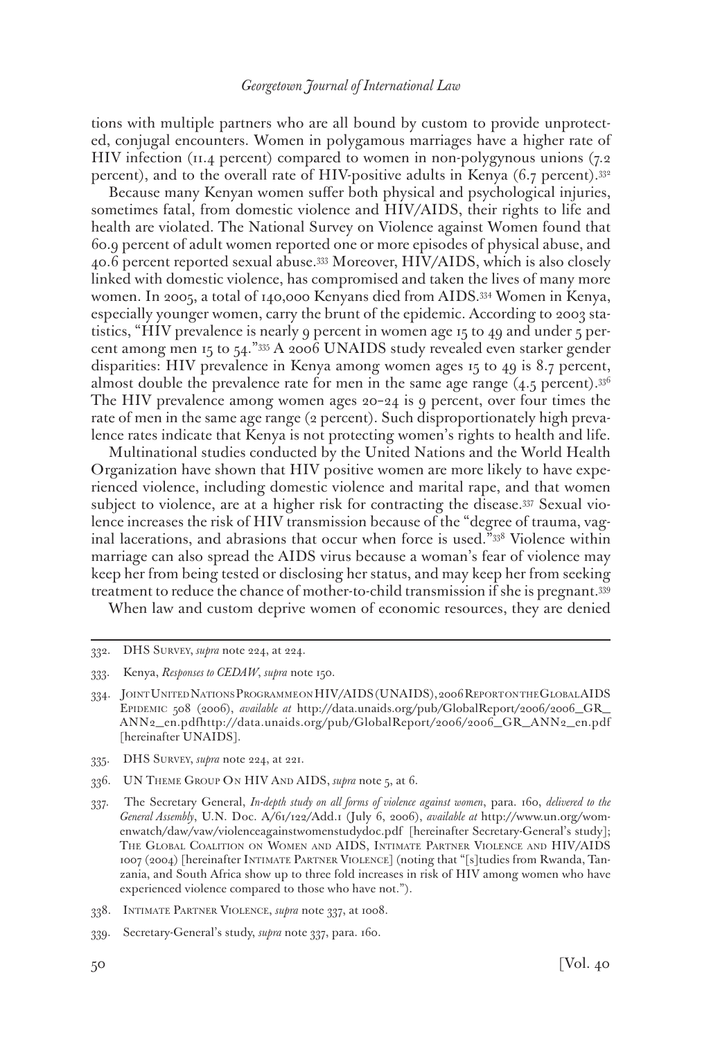tions with multiple partners who are all bound by custom to provide unprotected, conjugal encounters. Women in polygamous marriages have a higher rate of HIV infection (11.4 percent) compared to women in non-polygynous unions (7.2 percent), and to the overall rate of HIV-positive adults in Kenya (6.7 percent).[332]

Because many Kenyan women suffer both physical and psychological injuries, sometimes fatal, from domestic violence and HIV/AIDS, their rights to life and health are violated. The National Survey on Violence against Women found that 60.9 percent of adult women reported one or more episodes of physical abuse, and 40.6 percent reported sexual abuse.[333] Moreover, HIV/AIDS, which is also closely linked with domestic violence, has compromised and taken the lives of many more women. In 2005, a total of 140,000 Kenyans died from AIDS.[334] Women in Kenya, especially younger women, carry the brunt of the epidemic. According to 2003 statistics, "HIV prevalence is nearly 9 percent in women age 15 to 49 and under 5 percent among men 15 to 54."[335] A 2006 UNAIDS study revealed even starker gender disparities: HIV prevalence in Kenya among women ages 15 to 49 is 8.7 percent, almost double the prevalence rate for men in the same age range (4.5 percent).[336] The HIV prevalence among women ages 20–24 is 9 percent, over four times the rate of men in the same age range (2 percent). Such disproportionately high prevalence rates indicate that Kenya is not protecting women's rights to health and life.

Multinational studies conducted by the United Nations and the World Health Organization have shown that HIV positive women are more likely to have experienced violence, including domestic violence and marital rape, and that women subject to violence, are at a higher risk for contracting the disease.[337] Sexual violence increases the risk of HIV transmission because of the "degree of trauma, vaginal lacerations, and abrasions that occur when force is used."[338] Violence within marriage can also spread the AIDS virus because a woman's fear of violence may keep her from being tested or disclosing her status, and may keep her from seeking treatment to reduce the chance of mother-to-child transmission if she is pregnant.[339]

When law and custom deprive women of economic resources, they are denied

---

332. DHS Survey, *supra* note 224, at 224.

333. Kenya, *Responses to CEDAW*, *supra* note 150.

334. Joint United Nations Programme on HIV/AIDS (UNAIDS), 2006 Report on the Global AIDS Epidemic 508 (2006), *available at* http://data.unaids.org/pub/GlobalReport/2006/2006_GR_ANN2_en.pdfhttp://data.unaids.org/pub/GlobalReport/2006/2006_GR_ANN2_en.pdf [hereinafter UNAIDS].

335. DHS Survey, *supra* note 224, at 221.

336. UN Theme Group On HIV And AIDS, *supra* note 5, at 6.

337. The Secretary General, *In-depth study on all forms of violence against women*, para. 160, *delivered to the General Assembly*, U.N. Doc. A/61/122/Add.1 (July 6, 2006), *available at* http://www.un.org/womenwatch/daw/vaw/violenceagainstwomenstudydoc.pdf [hereinafter Secretary-General's study]; The Global Coalition on Women and AIDS, Intimate Partner Violence and HIV/AIDS 1007 (2004) [hereinafter Intimate Partner Violence] (noting that "[s]tudies from Rwanda, Tanzania, and South Africa show up to three fold increases in risk of HIV among women who have experienced violence compared to those who have not.").

338. Intimate Partner Violence, *supra* note 337, at 1008.

339. Secretary-General's study, *supra* note 337, para. 160.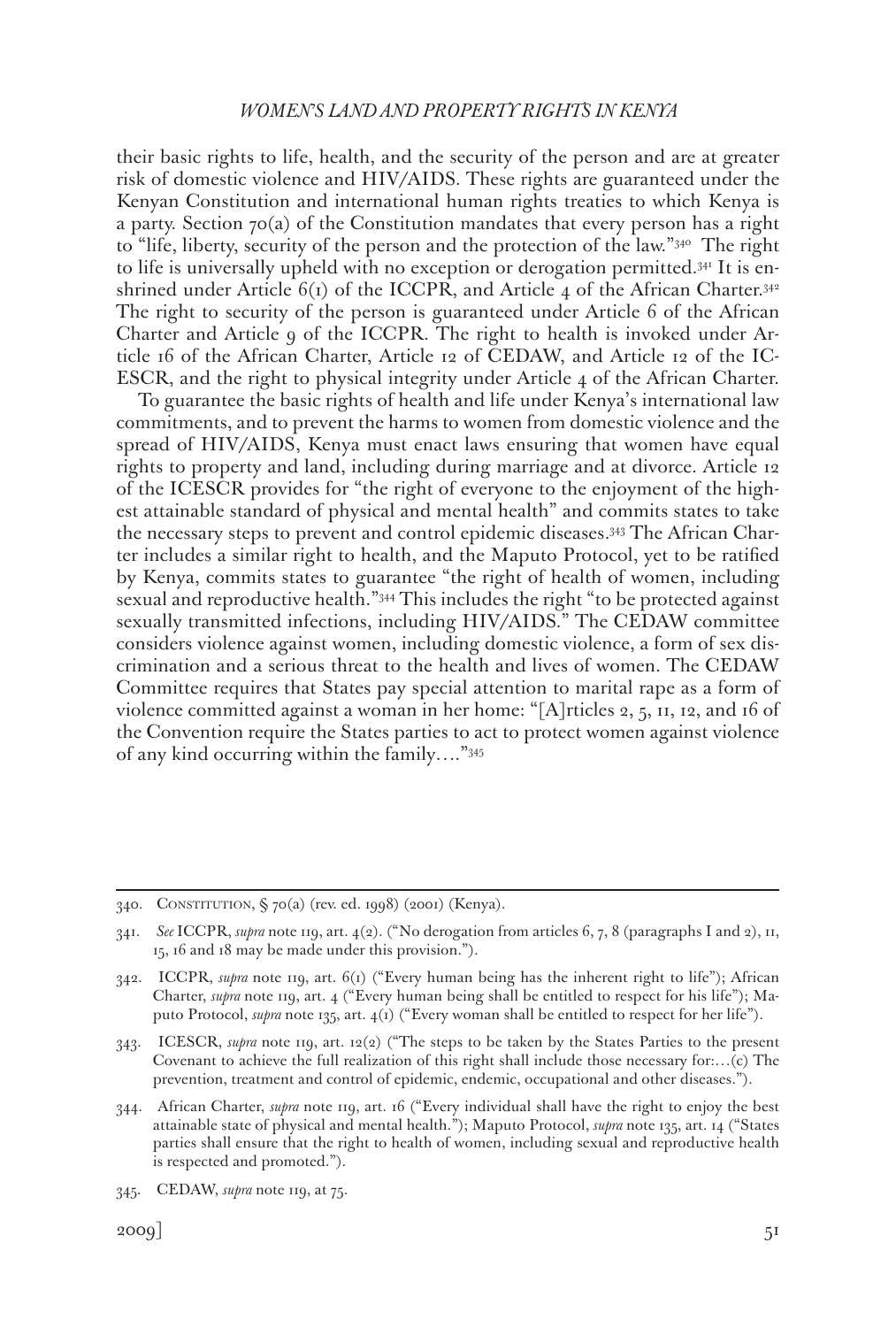their basic rights to life, health, and the security of the person and are at greater risk of domestic violence and HIV/AIDS. These rights are guaranteed under the Kenyan Constitution and international human rights treaties to which Kenya is a party. Section 70(a) of the Constitution mandates that every person has a right to "life, liberty, security of the person and the protection of the law."[340] The right to life is universally upheld with no exception or derogation permitted.[341] It is enshrined under Article 6(1) of the ICCPR, and Article 4 of the African Charter.[342] The right to security of the person is guaranteed under Article 6 of the African Charter and Article 9 of the ICCPR. The right to health is invoked under Article 16 of the African Charter, Article 12 of CEDAW, and Article 12 of the ICESCR, and the right to physical integrity under Article 4 of the African Charter.

To guarantee the basic rights of health and life under Kenya's international law commitments, and to prevent the harms to women from domestic violence and the spread of HIV/AIDS, Kenya must enact laws ensuring that women have equal rights to property and land, including during marriage and at divorce. Article 12 of the ICESCR provides for "the right of everyone to the enjoyment of the highest attainable standard of physical and mental health" and commits states to take the necessary steps to prevent and control epidemic diseases.[343] The African Charter includes a similar right to health, and the Maputo Protocol, yet to be ratified by Kenya, commits states to guarantee "the right of health of women, including sexual and reproductive health."[344] This includes the right "to be protected against sexually transmitted infections, including HIV/AIDS." The CEDAW committee considers violence against women, including domestic violence, a form of sex discrimination and a serious threat to the health and lives of women. The CEDAW Committee requires that States pay special attention to marital rape as a form of violence committed against a woman in her home: "[A]rticles 2, 5, 11, 12, and 16 of the Convention require the States parties to act to protect women against violence of any kind occurring within the family…."[345]

---

340. Constitution, § 70(a) (rev. ed. 1998) (2001) (Kenya).

341. *See* ICCPR, *supra* note 119, art. 4(2). ("No derogation from articles 6, 7, 8 (paragraphs I and 2), 11, 15, 16 and 18 may be made under this provision.").

342. ICCPR, *supra* note 119, art. 6(1) ("Every human being has the inherent right to life"); African Charter, *supra* note 119, art. 4 ("Every human being shall be entitled to respect for his life"); Maputo Protocol, *supra* note 135, art. 4(1) ("Every woman shall be entitled to respect for her life").

343. ICESCR, *supra* note 119, art. 12(2) ("The steps to be taken by the States Parties to the present Covenant to achieve the full realization of this right shall include those necessary for:…(c) The prevention, treatment and control of epidemic, endemic, occupational and other diseases.").

344. African Charter, *supra* note 119, art. 16 ("Every individual shall have the right to enjoy the best attainable state of physical and mental health."); Maputo Protocol, *supra* note 135, art. 14 ("States parties shall ensure that the right to health of women, including sexual and reproductive health is respected and promoted.").

345. CEDAW, *supra* note 119, at 75.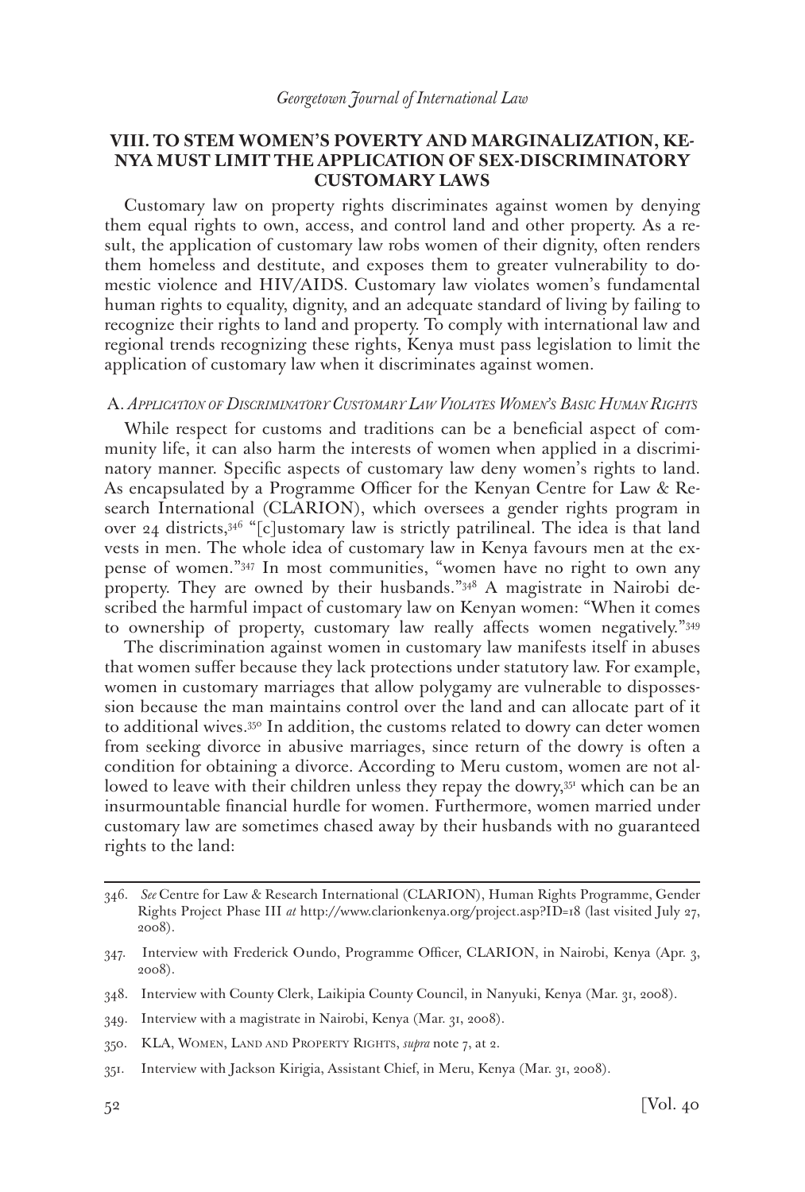## VIII. TO STEM WOMEN'S POVERTY AND MARGINALIZATION, KENYA MUST LIMIT THE APPLICATION OF SEX-DISCRIMINATORY CUSTOMARY LAWS

Customary law on property rights discriminates against women by denying them equal rights to own, access, and control land and other property. As a result, the application of customary law robs women of their dignity, often renders them homeless and destitute, and exposes them to greater vulnerability to domestic violence and HIV/AIDS. Customary law violates women's fundamental human rights to equality, dignity, and an adequate standard of living by failing to recognize their rights to land and property. To comply with international law and regional trends recognizing these rights, Kenya must pass legislation to limit the application of customary law when it discriminates against women.

### A. *Application of Discriminatory Customary Law Violates Women's Basic Human Rights*

While respect for customs and traditions can be a beneficial aspect of community life, it can also harm the interests of women when applied in a discriminatory manner. Specific aspects of customary law deny women's rights to land. As encapsulated by a Programme Officer for the Kenyan Centre for Law & Research International (CLARION), which oversees a gender rights program in over 24 districts,[346] "[c]ustomary law is strictly patrilineal. The idea is that land vests in men. The whole idea of customary law in Kenya favours men at the expense of women."[347] In most communities, "women have no right to own any property. They are owned by their husbands."[348] A magistrate in Nairobi described the harmful impact of customary law on Kenyan women: "When it comes to ownership of property, customary law really affects women negatively."[349]

The discrimination against women in customary law manifests itself in abuses that women suffer because they lack protections under statutory law. For example, women in customary marriages that allow polygamy are vulnerable to dispossession because the man maintains control over the land and can allocate part of it to additional wives.[350] In addition, the customs related to dowry can deter women from seeking divorce in abusive marriages, since return of the dowry is often a condition for obtaining a divorce. According to Meru custom, women are not allowed to leave with their children unless they repay the dowry,[351] which can be an insurmountable financial hurdle for women. Furthermore, women married under customary law are sometimes chased away by their husbands with no guaranteed rights to the land:

---

346. *See* Centre for Law & Research International (CLARION), Human Rights Programme, Gender Rights Project Phase III *at* http://www.clarionkenya.org/project.asp?ID=18 (last visited July 27, 2008).

347. Interview with Frederick Oundo, Programme Officer, CLARION, in Nairobi, Kenya (Apr. 3, 2008).

348. Interview with County Clerk, Laikipia County Council, in Nanyuki, Kenya (Mar. 31, 2008).

349. Interview with a magistrate in Nairobi, Kenya (Mar. 31, 2008).

350. KLA, Women, Land and Property Rights, *supra* note 7, at 2.

351. Interview with Jackson Kirigia, Assistant Chief, in Meru, Kenya (Mar. 31, 2008).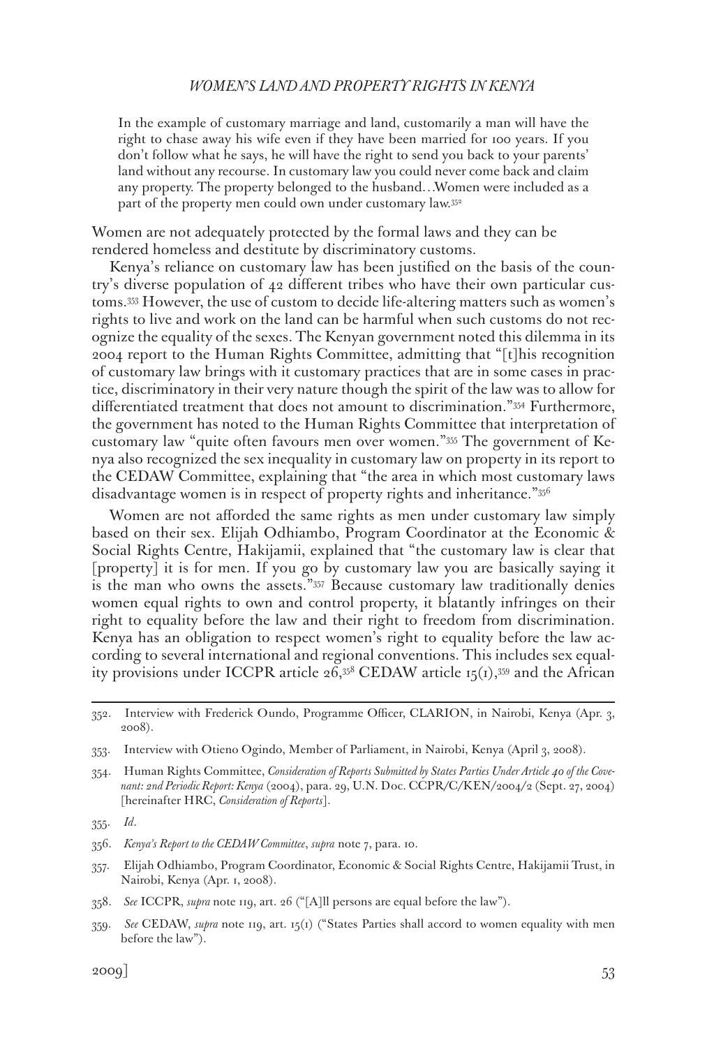> In the example of customary marriage and land, customarily a man will have the right to chase away his wife even if they have been married for 100 years. If you don't follow what he says, he will have the right to send you back to your parents' land without any recourse. In customary law you could never come back and claim any property. The property belonged to the husband…Women were included as a part of the property men could own under customary law.[352]

Women are not adequately protected by the formal laws and they can be rendered homeless and destitute by discriminatory customs.

Kenya's reliance on customary law has been justified on the basis of the country's diverse population of 42 different tribes who have their own particular customs.[353] However, the use of custom to decide life-altering matters such as women's rights to live and work on the land can be harmful when such customs do not recognize the equality of the sexes. The Kenyan government noted this dilemma in its 2004 report to the Human Rights Committee, admitting that "[t]his recognition of customary law brings with it customary practices that are in some cases in practice, discriminatory in their very nature though the spirit of the law was to allow for differentiated treatment that does not amount to discrimination."[354] Furthermore, the government has noted to the Human Rights Committee that interpretation of customary law "quite often favours men over women."[355] The government of Kenya also recognized the sex inequality in customary law on property in its report to the CEDAW Committee, explaining that "the area in which most customary laws disadvantage women is in respect of property rights and inheritance."[356]

Women are not afforded the same rights as men under customary law simply based on their sex. Elijah Odhiambo, Program Coordinator at the Economic & Social Rights Centre, Hakijamii, explained that "the customary law is clear that [property] it is for men. If you go by customary law you are basically saying it is the man who owns the assets."[357] Because customary law traditionally denies women equal rights to own and control property, it blatantly infringes on their right to equality before the law and their right to freedom from discrimination. Kenya has an obligation to respect women's right to equality before the law according to several international and regional conventions. This includes sex equality provisions under ICCPR article 26,[358] CEDAW article 15(1),[359] and the African

---

352. Interview with Frederick Oundo, Programme Officer, CLARION, in Nairobi, Kenya (Apr. 3, 2008).

353. Interview with Otieno Ogindo, Member of Parliament, in Nairobi, Kenya (April 3, 2008).

354. Human Rights Committee, *Consideration of Reports Submitted by States Parties Under Article 40 of the Covenant: 2nd Periodic Report: Kenya* (2004), para. 29, U.N. Doc. CCPR/C/KEN/2004/2 (Sept. 27, 2004) [hereinafter HRC, *Consideration of Reports*].

355. *Id*.

356. *Kenya's Report to the CEDAW Committee*, *supra* note 7, para. 10.

357. Elijah Odhiambo, Program Coordinator, Economic & Social Rights Centre, Hakijamii Trust, in Nairobi, Kenya (Apr. 1, 2008).

358. *See* ICCPR, *supra* note 119, art. 26 ("[A]ll persons are equal before the law").

359. *See* CEDAW, *supra* note 119, art. 15(1) ("States Parties shall accord to women equality with men before the law").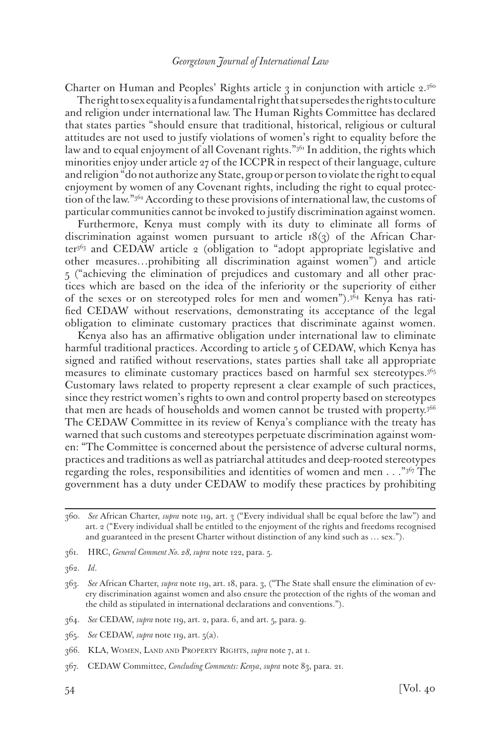Charter on Human and Peoples' Rights article 3 in conjunction with article 2.[360]

The right to sex equality is a fundamental right that supersedes the rights to culture and religion under international law. The Human Rights Committee has declared that states parties "should ensure that traditional, historical, religious or cultural attitudes are not used to justify violations of women's right to equality before the law and to equal enjoyment of all Covenant rights."[361] In addition, the rights which minorities enjoy under article 27 of the ICCPR in respect of their language, culture and religion "do not authorize any State, group or person to violate the right to equal enjoyment by women of any Covenant rights, including the right to equal protection of the law."[362] According to these provisions of international law, the customs of particular communities cannot be invoked to justify discrimination against women.

Furthermore, Kenya must comply with its duty to eliminate all forms of discrimination against women pursuant to article 18(3) of the African Charter[363] and CEDAW article 2 (obligation to "adopt appropriate legislative and other measures…prohibiting all discrimination against women") and article 5 ("achieving the elimination of prejudices and customary and all other practices which are based on the idea of the inferiority or the superiority of either of the sexes or on stereotyped roles for men and women").[364] Kenya has ratified CEDAW without reservations, demonstrating its acceptance of the legal obligation to eliminate customary practices that discriminate against women.

Kenya also has an affirmative obligation under international law to eliminate harmful traditional practices. According to article 5 of CEDAW, which Kenya has signed and ratified without reservations, states parties shall take all appropriate measures to eliminate customary practices based on harmful sex stereotypes.[365] Customary laws related to property represent a clear example of such practices, since they restrict women's rights to own and control property based on stereotypes that men are heads of households and women cannot be trusted with property.[366] The CEDAW Committee in its review of Kenya's compliance with the treaty has warned that such customs and stereotypes perpetuate discrimination against women: "The Committee is concerned about the persistence of adverse cultural norms, practices and traditions as well as patriarchal attitudes and deep-rooted stereotypes regarding the roles, responsibilities and identities of women and men . . ."[367] The government has a duty under CEDAW to modify these practices by prohibiting

---

360. *See* African Charter, *supra* note 119, art. 3 ("Every individual shall be equal before the law") and art. 2 ("Every individual shall be entitled to the enjoyment of the rights and freedoms recognised and guaranteed in the present Charter without distinction of any kind such as … sex.").

361. HRC, *General Comment No. 28, supra* note 122, para. 5.

362. *Id*.

363. *See* African Charter, *supra* note 119, art. 18, para. 3, ("The State shall ensure the elimination of every discrimination against women and also ensure the protection of the rights of the woman and the child as stipulated in international declarations and conventions.").

364. *See* CEDAW, *supra* note 119, art. 2, para. 6, and art. 5, para. 9.

365. *See* CEDAW, *supra* note 119, art. 5(a).

366. KLA, Women, Land and Property Rights, *supra* note 7, at 1.

367. CEDAW Committee, *Concluding Comments: Kenya*, *supra* note 83, para. 21.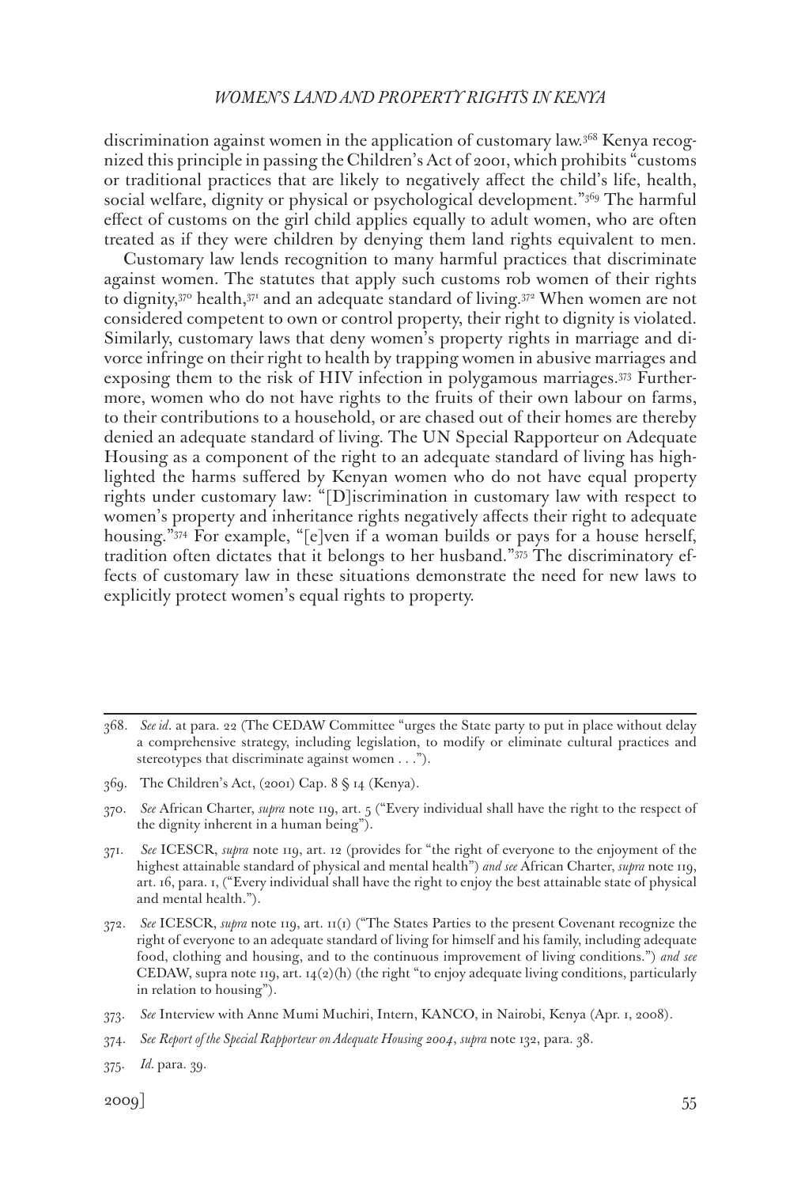discrimination against women in the application of customary law.[368] Kenya recognized this principle in passing the Children's Act of 2001, which prohibits "customs or traditional practices that are likely to negatively affect the child's life, health, social welfare, dignity or physical or psychological development."[369] The harmful effect of customs on the girl child applies equally to adult women, who are often treated as if they were children by denying them land rights equivalent to men.

Customary law lends recognition to many harmful practices that discriminate against women. The statutes that apply such customs rob women of their rights to dignity,[370] health,[371] and an adequate standard of living.[372] When women are not considered competent to own or control property, their right to dignity is violated. Similarly, customary laws that deny women's property rights in marriage and divorce infringe on their right to health by trapping women in abusive marriages and exposing them to the risk of HIV infection in polygamous marriages.[373] Furthermore, women who do not have rights to the fruits of their own labour on farms, to their contributions to a household, or are chased out of their homes are thereby denied an adequate standard of living. The UN Special Rapporteur on Adequate Housing as a component of the right to an adequate standard of living has highlighted the harms suffered by Kenyan women who do not have equal property rights under customary law: "[D]iscrimination in customary law with respect to women's property and inheritance rights negatively affects their right to adequate housing."[374] For example, "[e]ven if a woman builds or pays for a house herself, tradition often dictates that it belongs to her husband."[375] The discriminatory effects of customary law in these situations demonstrate the need for new laws to explicitly protect women's equal rights to property.

---

368. *See id.* at para. 22 (The CEDAW Committee "urges the State party to put in place without delay a comprehensive strategy, including legislation, to modify or eliminate cultural practices and stereotypes that discriminate against women . . .").

369. The Children's Act, (2001) Cap. 8 § 14 (Kenya).

370. *See* African Charter, *supra* note 119, art. 5 ("Every individual shall have the right to the respect of the dignity inherent in a human being").

371. *See* ICESCR, *supra* note 119, art. 12 (provides for "the right of everyone to the enjoyment of the highest attainable standard of physical and mental health") *and see* African Charter, *supra* note 119, art. 16, para. 1, ("Every individual shall have the right to enjoy the best attainable state of physical and mental health.").

372. *See* ICESCR, *supra* note 119, art. 11(1) ("The States Parties to the present Covenant recognize the right of everyone to an adequate standard of living for himself and his family, including adequate food, clothing and housing, and to the continuous improvement of living conditions.") *and see* CEDAW, supra note 119, art. 14(2)(h) (the right "to enjoy adequate living conditions, particularly in relation to housing").

373. *See* Interview with Anne Mumi Muchiri, Intern, KANCO, in Nairobi, Kenya (Apr. 1, 2008).

374. *See Report of the Special Rapporteur on Adequate Housing 2004*, *supra* note 132, para. 38.

375. *Id.* para. 39.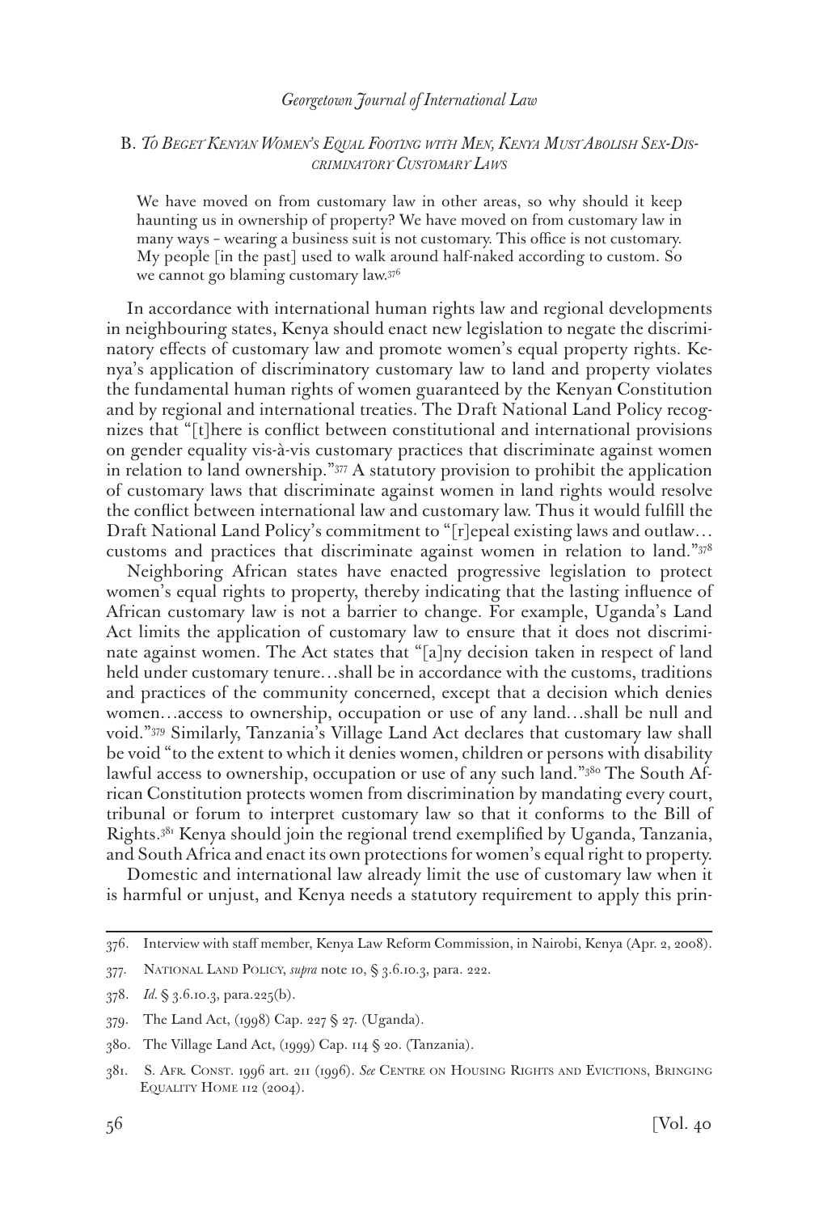### B. *To Beget Kenyan Women's Equal Footing with Men, Kenya Must Abolish Sex-Discriminatory Customary Laws*

> We have moved on from customary law in other areas, so why should it keep haunting us in ownership of property? We have moved on from customary law in many ways – wearing a business suit is not customary. This office is not customary. My people [in the past] used to walk around half-naked according to custom. So we cannot go blaming customary law.[376]

In accordance with international human rights law and regional developments in neighbouring states, Kenya should enact new legislation to negate the discriminatory effects of customary law and promote women's equal property rights. Kenya's application of discriminatory customary law to land and property violates the fundamental human rights of women guaranteed by the Kenyan Constitution and by regional and international treaties. The Draft National Land Policy recognizes that "[t]here is conflict between constitutional and international provisions on gender equality vis-à-vis customary practices that discriminate against women in relation to land ownership."[377] A statutory provision to prohibit the application of customary laws that discriminate against women in land rights would resolve the conflict between international law and customary law. Thus it would fulfill the Draft National Land Policy's commitment to "[r]epeal existing laws and outlaw… customs and practices that discriminate against women in relation to land."[378]

Neighboring African states have enacted progressive legislation to protect women's equal rights to property, thereby indicating that the lasting influence of African customary law is not a barrier to change. For example, Uganda's Land Act limits the application of customary law to ensure that it does not discriminate against women. The Act states that "[a]ny decision taken in respect of land held under customary tenure…shall be in accordance with the customs, traditions and practices of the community concerned, except that a decision which denies women…access to ownership, occupation or use of any land…shall be null and void."[379] Similarly, Tanzania's Village Land Act declares that customary law shall be void "to the extent to which it denies women, children or persons with disability lawful access to ownership, occupation or use of any such land."[380] The South African Constitution protects women from discrimination by mandating every court, tribunal or forum to interpret customary law so that it conforms to the Bill of Rights.[381] Kenya should join the regional trend exemplified by Uganda, Tanzania, and South Africa and enact its own protections for women's equal right to property.

Domestic and international law already limit the use of customary law when it is harmful or unjust, and Kenya needs a statutory requirement to apply this prin-

---

376. Interview with staff member, Kenya Law Reform Commission, in Nairobi, Kenya (Apr. 2, 2008).

377. National Land Policy, *supra* note 10, § 3.6.10.3, para. 222.

378. *Id.* § 3.6.10.3, para.225(b).

379. The Land Act, (1998) Cap. 227 § 27. (Uganda).

380. The Village Land Act, (1999) Cap. 114 § 20. (Tanzania).

381. S. Afr. Const. 1996 art. 211 (1996). *See* Centre on Housing Rights and Evictions, Bringing Equality Home 112 (2004).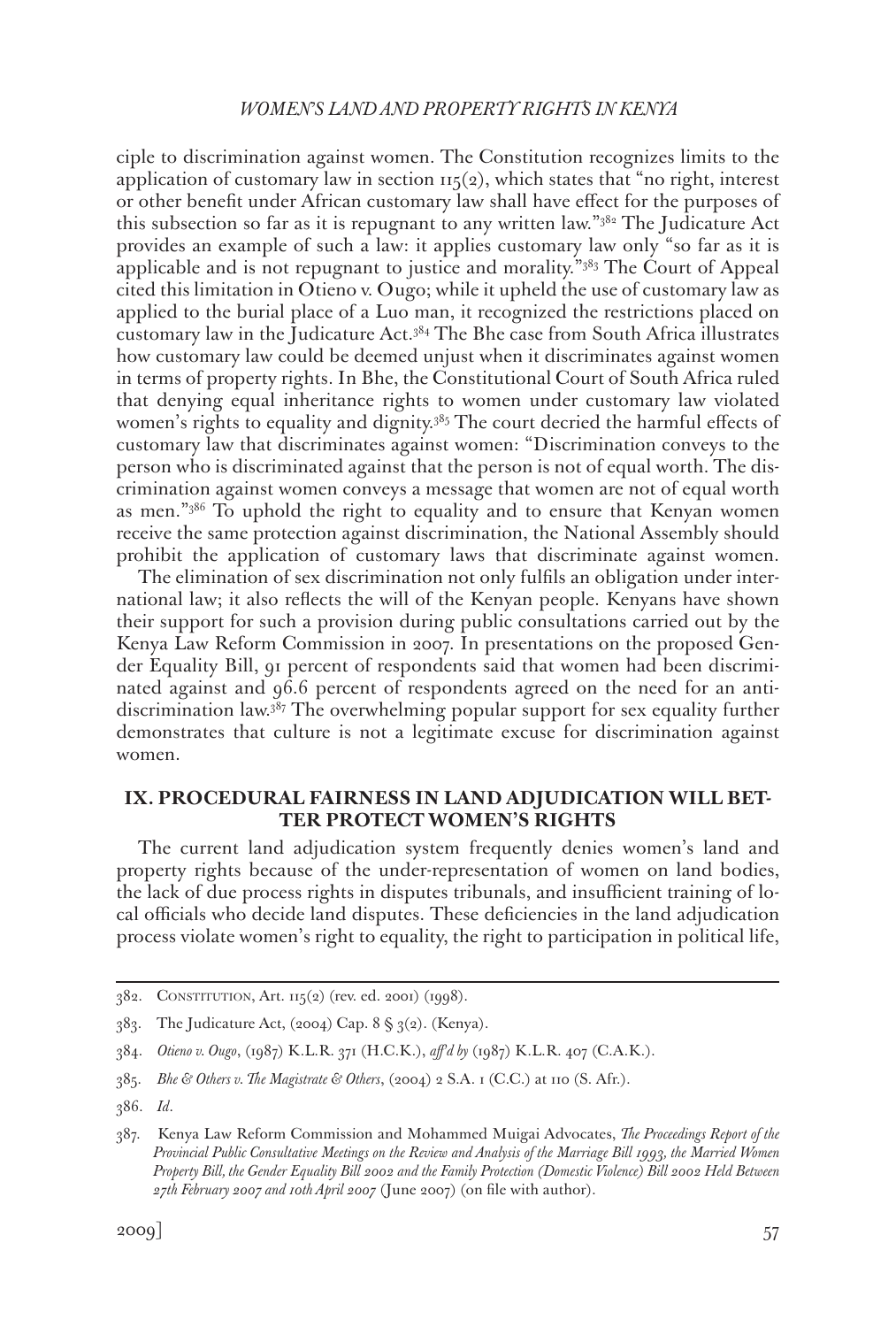ciple to discrimination against women. The Constitution recognizes limits to the application of customary law in section 115(2), which states that "no right, interest or other benefit under African customary law shall have effect for the purposes of this subsection so far as it is repugnant to any written law."[382] The Judicature Act provides an example of such a law: it applies customary law only "so far as it is applicable and is not repugnant to justice and morality."[383] The Court of Appeal cited this limitation in Otieno v. Ougo; while it upheld the use of customary law as applied to the burial place of a Luo man, it recognized the restrictions placed on customary law in the Judicature Act.[384] The Bhe case from South Africa illustrates how customary law could be deemed unjust when it discriminates against women in terms of property rights. In Bhe, the Constitutional Court of South Africa ruled that denying equal inheritance rights to women under customary law violated women's rights to equality and dignity.[385] The court decried the harmful effects of customary law that discriminates against women: "Discrimination conveys to the person who is discriminated against that the person is not of equal worth. The discrimination against women conveys a message that women are not of equal worth as men."[386] To uphold the right to equality and to ensure that Kenyan women receive the same protection against discrimination, the National Assembly should prohibit the application of customary laws that discriminate against women.

The elimination of sex discrimination not only fulfils an obligation under international law; it also reflects the will of the Kenyan people. Kenyans have shown their support for such a provision during public consultations carried out by the Kenya Law Reform Commission in 2007. In presentations on the proposed Gender Equality Bill, 91 percent of respondents said that women had been discriminated against and 96.6 percent of respondents agreed on the need for an anti-discrimination law.[387] The overwhelming popular support for sex equality further demonstrates that culture is not a legitimate excuse for discrimination against women.

## IX. PROCEDURAL FAIRNESS IN LAND ADJUDICATION WILL BETTER PROTECT WOMEN'S RIGHTS

The current land adjudication system frequently denies women's land and property rights because of the under-representation of women on land bodies, the lack of due process rights in disputes tribunals, and insufficient training of local officials who decide land disputes. These deficiencies in the land adjudication process violate women's right to equality, the right to participation in political life,

---

382. Constitution, Art. 115(2) (rev. ed. 2001) (1998).

383. The Judicature Act, (2004) Cap. 8 § 3(2). (Kenya).

384. *Otieno v. Ougo*, (1987) K.L.R. 371 (H.C.K.), *aff'd by* (1987) K.L.R. 407 (C.A.K.).

385. *Bhe & Others v. The Magistrate & Others*, (2004) 2 S.A. 1 (C.C.) at 110 (S. Afr.).

386. *Id*.

387. Kenya Law Reform Commission and Mohammed Muigai Advocates, *The Proceedings Report of the Provincial Public Consultative Meetings on the Review and Analysis of the Marriage Bill 1993, the Married Women Property Bill, the Gender Equality Bill 2002 and the Family Protection (Domestic Violence) Bill 2002 Held Between 27th February 2007 and 10th April 2007* (June 2007) (on file with author).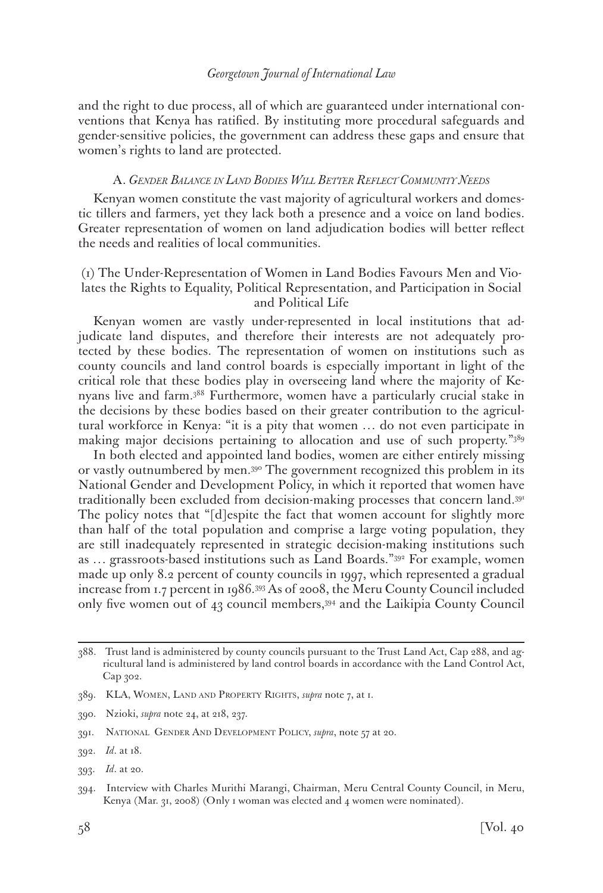and the right to due process, all of which are guaranteed under international conventions that Kenya has ratified. By instituting more procedural safeguards and gender-sensitive policies, the government can address these gaps and ensure that women's rights to land are protected.

### A. *Gender Balance in Land Bodies Will Better Reflect Community Needs*

Kenyan women constitute the vast majority of agricultural workers and domestic tillers and farmers, yet they lack both a presence and a voice on land bodies. Greater representation of women on land adjudication bodies will better reflect the needs and realities of local communities.

#### (1) The Under-Representation of Women in Land Bodies Favours Men and Violates the Rights to Equality, Political Representation, and Participation in Social and Political Life

Kenyan women are vastly under-represented in local institutions that adjudicate land disputes, and therefore their interests are not adequately protected by these bodies. The representation of women on institutions such as county councils and land control boards is especially important in light of the critical role that these bodies play in overseeing land where the majority of Kenyans live and farm.[388] Furthermore, women have a particularly crucial stake in the decisions by these bodies based on their greater contribution to the agricultural workforce in Kenya: "it is a pity that women … do not even participate in making major decisions pertaining to allocation and use of such property."[389]

In both elected and appointed land bodies, women are either entirely missing or vastly outnumbered by men.[390] The government recognized this problem in its National Gender and Development Policy, in which it reported that women have traditionally been excluded from decision-making processes that concern land.[391] The policy notes that "[d]espite the fact that women account for slightly more than half of the total population and comprise a large voting population, they are still inadequately represented in strategic decision-making institutions such as … grassroots-based institutions such as Land Boards."[392] For example, women made up only 8.2 percent of county councils in 1997, which represented a gradual increase from 1.7 percent in 1986.[393] As of 2008, the Meru County Council included only five women out of 43 council members,[394] and the Laikipia County Council

---

388. Trust land is administered by county councils pursuant to the Trust Land Act, Cap 288, and agricultural land is administered by land control boards in accordance with the Land Control Act, Cap 302.

389. KLA, Women, Land and Property Rights, *supra* note 7, at 1.

390. Nzioki, *supra* note 24, at 218, 237.

391. National Gender And Development Policy, *supra*, note 57 at 20.

392. *Id.* at 18.

393. *Id.* at 20.

394. Interview with Charles Murithi Marangi, Chairman, Meru Central County Council, in Meru, Kenya (Mar. 31, 2008) (Only 1 woman was elected and 4 women were nominated).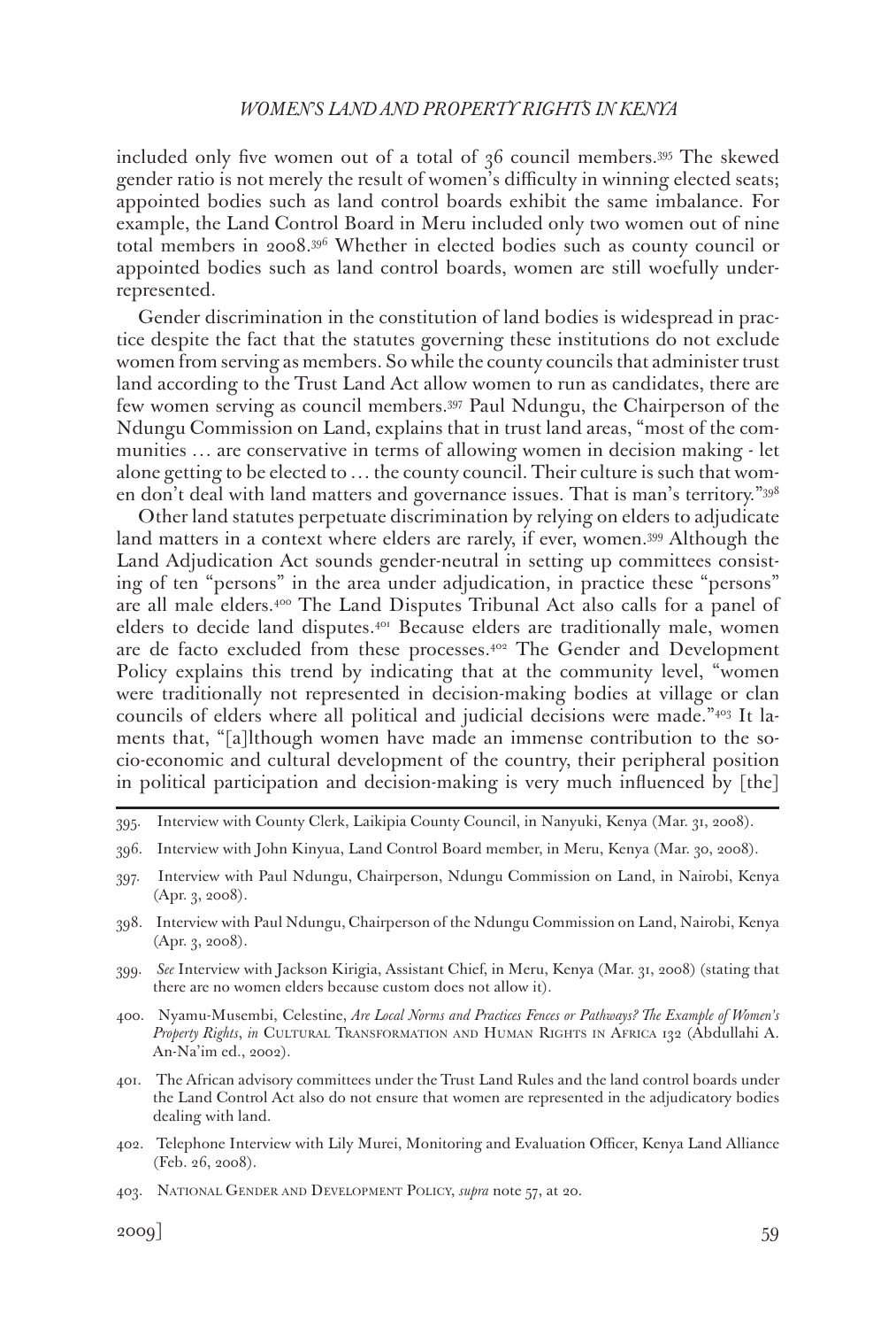included only five women out of a total of 36 council members.[395] The skewed gender ratio is not merely the result of women's difficulty in winning elected seats; appointed bodies such as land control boards exhibit the same imbalance. For example, the Land Control Board in Meru included only two women out of nine total members in 2008.[396] Whether in elected bodies such as county council or appointed bodies such as land control boards, women are still woefully under-represented.

Gender discrimination in the constitution of land bodies is widespread in practice despite the fact that the statutes governing these institutions do not exclude women from serving as members. So while the county councils that administer trust land according to the Trust Land Act allow women to run as candidates, there are few women serving as council members.[397] Paul Ndungu, the Chairperson of the Ndungu Commission on Land, explains that in trust land areas, "most of the communities … are conservative in terms of allowing women in decision making - let alone getting to be elected to … the county council. Their culture is such that women don't deal with land matters and governance issues. That is man's territory."[398]

Other land statutes perpetuate discrimination by relying on elders to adjudicate land matters in a context where elders are rarely, if ever, women.[399] Although the Land Adjudication Act sounds gender-neutral in setting up committees consisting of ten "persons" in the area under adjudication, in practice these "persons" are all male elders.[400] The Land Disputes Tribunal Act also calls for a panel of elders to decide land disputes.[401] Because elders are traditionally male, women are de facto excluded from these processes.[402] The Gender and Development Policy explains this trend by indicating that at the community level, "women were traditionally not represented in decision-making bodies at village or clan councils of elders where all political and judicial decisions were made."[403] It laments that, "[a]lthough women have made an immense contribution to the socio-economic and cultural development of the country, their peripheral position in political participation and decision-making is very much influenced by [the]

---

395. Interview with County Clerk, Laikipia County Council, in Nanyuki, Kenya (Mar. 31, 2008).

396. Interview with John Kinyua, Land Control Board member, in Meru, Kenya (Mar. 30, 2008).

397. Interview with Paul Ndungu, Chairperson, Ndungu Commission on Land, in Nairobi, Kenya (Apr. 3, 2008).

398. Interview with Paul Ndungu, Chairperson of the Ndungu Commission on Land, Nairobi, Kenya (Apr. 3, 2008).

399. *See* Interview with Jackson Kirigia, Assistant Chief, in Meru, Kenya (Mar. 31, 2008) (stating that there are no women elders because custom does not allow it).

400. Nyamu-Musembi, Celestine, *Are Local Norms and Practices Fences or Pathways? The Example of Women's Property Rights*, *in* Cultural Transformation and Human Rights in Africa 132 (Abdullahi A. An-Na'im ed., 2002).

401. The African advisory committees under the Trust Land Rules and the land control boards under the Land Control Act also do not ensure that women are represented in the adjudicatory bodies dealing with land.

402. Telephone Interview with Lily Murei, Monitoring and Evaluation Officer, Kenya Land Alliance (Feb. 26, 2008).

403. National Gender and Development Policy, *supra* note 57, at 20.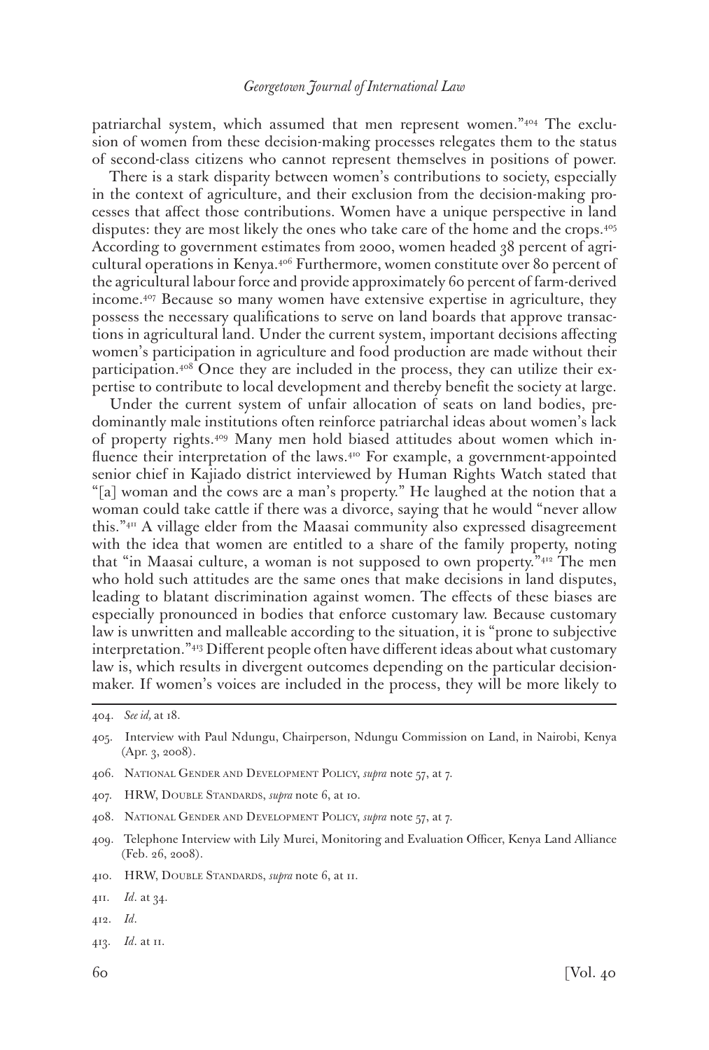patriarchal system, which assumed that men represent women."[404] The exclusion of women from these decision-making processes relegates them to the status of second-class citizens who cannot represent themselves in positions of power.

There is a stark disparity between women's contributions to society, especially in the context of agriculture, and their exclusion from the decision-making processes that affect those contributions. Women have a unique perspective in land disputes: they are most likely the ones who take care of the home and the crops.[405] According to government estimates from 2000, women headed 38 percent of agricultural operations in Kenya.[406] Furthermore, women constitute over 80 percent of the agricultural labour force and provide approximately 60 percent of farm-derived income.[407] Because so many women have extensive expertise in agriculture, they possess the necessary qualifications to serve on land boards that approve transactions in agricultural land. Under the current system, important decisions affecting women's participation in agriculture and food production are made without their participation.[408] Once they are included in the process, they can utilize their expertise to contribute to local development and thereby benefit the society at large.

Under the current system of unfair allocation of seats on land bodies, predominantly male institutions often reinforce patriarchal ideas about women's lack of property rights.[409] Many men hold biased attitudes about women which influence their interpretation of the laws.[410] For example, a government-appointed senior chief in Kajiado district interviewed by Human Rights Watch stated that "[a] woman and the cows are a man's property." He laughed at the notion that a woman could take cattle if there was a divorce, saying that he would "never allow this."[411] A village elder from the Maasai community also expressed disagreement with the idea that women are entitled to a share of the family property, noting that "in Maasai culture, a woman is not supposed to own property."[412] The men who hold such attitudes are the same ones that make decisions in land disputes, leading to blatant discrimination against women. The effects of these biases are especially pronounced in bodies that enforce customary law. Because customary law is unwritten and malleable according to the situation, it is "prone to subjective interpretation."[413] Different people often have different ideas about what customary law is, which results in divergent outcomes depending on the particular decision-maker. If women's voices are included in the process, they will be more likely to

---

404. *See id,* at 18.

405. Interview with Paul Ndungu, Chairperson, Ndungu Commission on Land, in Nairobi, Kenya (Apr. 3, 2008).

406. National Gender and Development Policy, *supra* note 57, at 7.

407. HRW, Double Standards, *supra* note 6, at 10.

408. National Gender and Development Policy, *supra* note 57, at 7.

409. Telephone Interview with Lily Murei, Monitoring and Evaluation Officer, Kenya Land Alliance (Feb. 26, 2008).

410. HRW, Double Standards, *supra* note 6, at 11.

411. *Id.* at 34.

412. *Id.*

413. *Id.* at 11.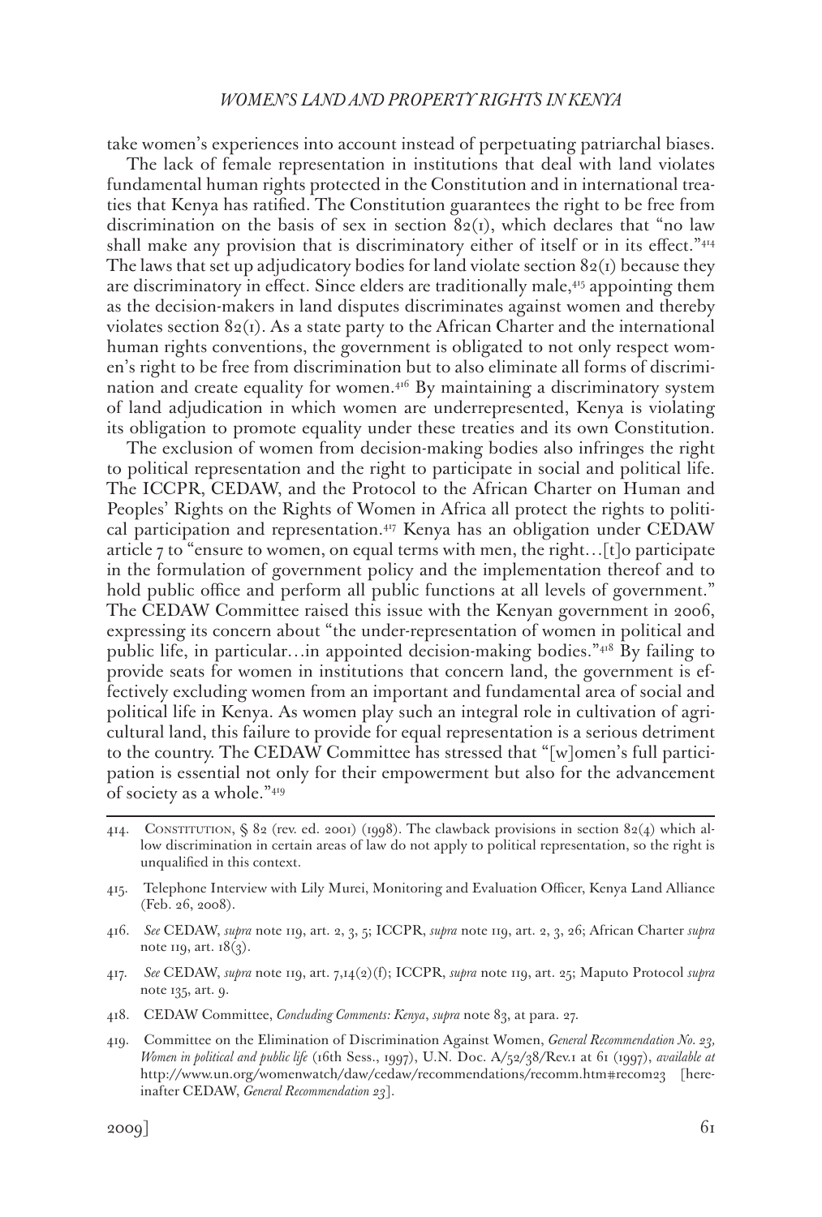take women's experiences into account instead of perpetuating patriarchal biases.

The lack of female representation in institutions that deal with land violates fundamental human rights protected in the Constitution and in international treaties that Kenya has ratified. The Constitution guarantees the right to be free from discrimination on the basis of sex in section 82(1), which declares that "no law shall make any provision that is discriminatory either of itself or in its effect."[414] The laws that set up adjudicatory bodies for land violate section 82(1) because they are discriminatory in effect. Since elders are traditionally male,[415] appointing them as the decision-makers in land disputes discriminates against women and thereby violates section 82(1). As a state party to the African Charter and the international human rights conventions, the government is obligated to not only respect women's right to be free from discrimination but to also eliminate all forms of discrimination and create equality for women.[416] By maintaining a discriminatory system of land adjudication in which women are underrepresented, Kenya is violating its obligation to promote equality under these treaties and its own Constitution.

The exclusion of women from decision-making bodies also infringes the right to political representation and the right to participate in social and political life. The ICCPR, CEDAW, and the Protocol to the African Charter on Human and Peoples' Rights on the Rights of Women in Africa all protect the rights to political participation and representation.[417] Kenya has an obligation under CEDAW article 7 to "ensure to women, on equal terms with men, the right…[t]o participate in the formulation of government policy and the implementation thereof and to hold public office and perform all public functions at all levels of government." The CEDAW Committee raised this issue with the Kenyan government in 2006, expressing its concern about "the under-representation of women in political and public life, in particular…in appointed decision-making bodies."[418] By failing to provide seats for women in institutions that concern land, the government is effectively excluding women from an important and fundamental area of social and political life in Kenya. As women play such an integral role in cultivation of agricultural land, this failure to provide for equal representation is a serious detriment to the country. The CEDAW Committee has stressed that "[w]omen's full participation is essential not only for their empowerment but also for the advancement of society as a whole."[419]

---

414. Constitution, § 82 (rev. ed. 2001) (1998). The clawback provisions in section 82(4) which allow discrimination in certain areas of law do not apply to political representation, so the right is unqualified in this context.

415. Telephone Interview with Lily Murei, Monitoring and Evaluation Officer, Kenya Land Alliance (Feb. 26, 2008).

416. *See* CEDAW, *supra* note 119, art. 2, 3, 5; ICCPR, *supra* note 119, art. 2, 3, 26; African Charter *supra* note 119, art. 18(3).

417. *See* CEDAW, *supra* note 119, art. 7,14(2)(f); ICCPR, *supra* note 119, art. 25; Maputo Protocol *supra* note 135, art. 9.

418. CEDAW Committee, *Concluding Comments: Kenya*, *supra* note 83, at para. 27.

419. Committee on the Elimination of Discrimination Against Women, *General Recommendation No. 23, Women in political and public life* (16th Sess., 1997), U.N. Doc. A/52/38/Rev.1 at 61 (1997), *available at* http://www.un.org/womenwatch/daw/cedaw/recommendations/recomm.htm#recom23 [hereinafter CEDAW, *General Recommendation 23*].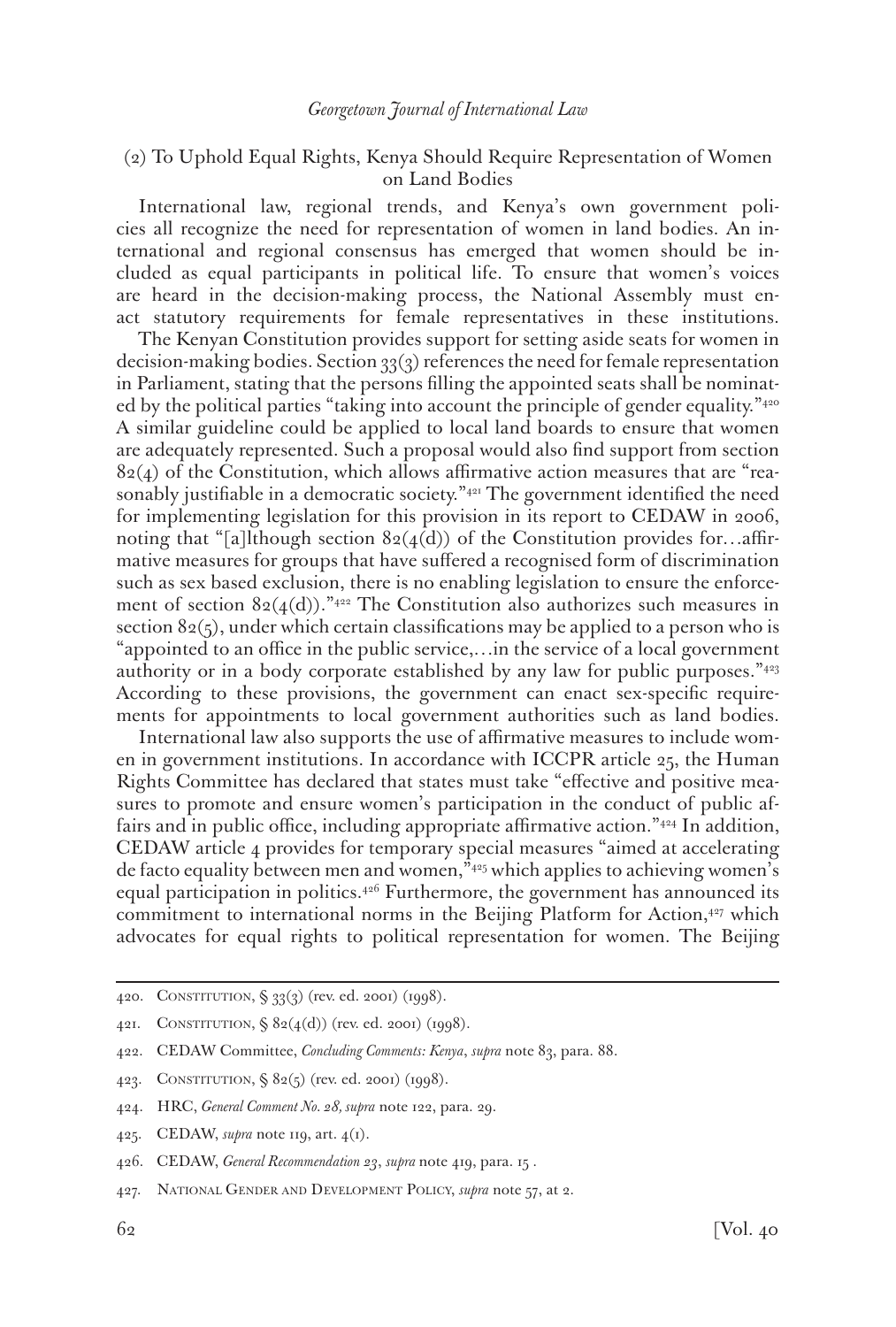### (2) To Uphold Equal Rights, Kenya Should Require Representation of Women on Land Bodies

International law, regional trends, and Kenya's own government policies all recognize the need for representation of women in land bodies. An international and regional consensus has emerged that women should be included as equal participants in political life. To ensure that women's voices are heard in the decision-making process, the National Assembly must enact statutory requirements for female representatives in these institutions.

The Kenyan Constitution provides support for setting aside seats for women in decision-making bodies. Section 33(3) references the need for female representation in Parliament, stating that the persons filling the appointed seats shall be nominated by the political parties "taking into account the principle of gender equality."[420] A similar guideline could be applied to local land boards to ensure that women are adequately represented. Such a proposal would also find support from section 82(4) of the Constitution, which allows affirmative action measures that are "reasonably justifiable in a democratic society."[421] The government identified the need for implementing legislation for this provision in its report to CEDAW in 2006, noting that "[a]lthough section 82(4(d)) of the Constitution provides for…affirmative measures for groups that have suffered a recognised form of discrimination such as sex based exclusion, there is no enabling legislation to ensure the enforcement of section 82(4(d))."[422] The Constitution also authorizes such measures in section 82(5), under which certain classifications may be applied to a person who is "appointed to an office in the public service,…in the service of a local government authority or in a body corporate established by any law for public purposes."[423] According to these provisions, the government can enact sex-specific requirements for appointments to local government authorities such as land bodies.

International law also supports the use of affirmative measures to include women in government institutions. In accordance with ICCPR article 25, the Human Rights Committee has declared that states must take "effective and positive measures to promote and ensure women's participation in the conduct of public affairs and in public office, including appropriate affirmative action."[424] In addition, CEDAW article 4 provides for temporary special measures "aimed at accelerating de facto equality between men and women,"[425] which applies to achieving women's equal participation in politics.[426] Furthermore, the government has announced its commitment to international norms in the Beijing Platform for Action,[427] which advocates for equal rights to political representation for women. The Beijing

---

420. Constitution, § 33(3) (rev. ed. 2001) (1998).

421. Constitution, § 82(4(d)) (rev. ed. 2001) (1998).

422. CEDAW Committee, *Concluding Comments: Kenya*, *supra* note 83, para. 88.

423. Constitution, § 82(5) (rev. ed. 2001) (1998).

424. HRC, *General Comment No. 28, supra* note 122, para. 29.

425. CEDAW, *supra* note 119, art. 4(1).

426. CEDAW, *General Recommendation 23*, *supra* note 419, para. 15 .

427. National Gender and Development Policy, *supra* note 57, at 2.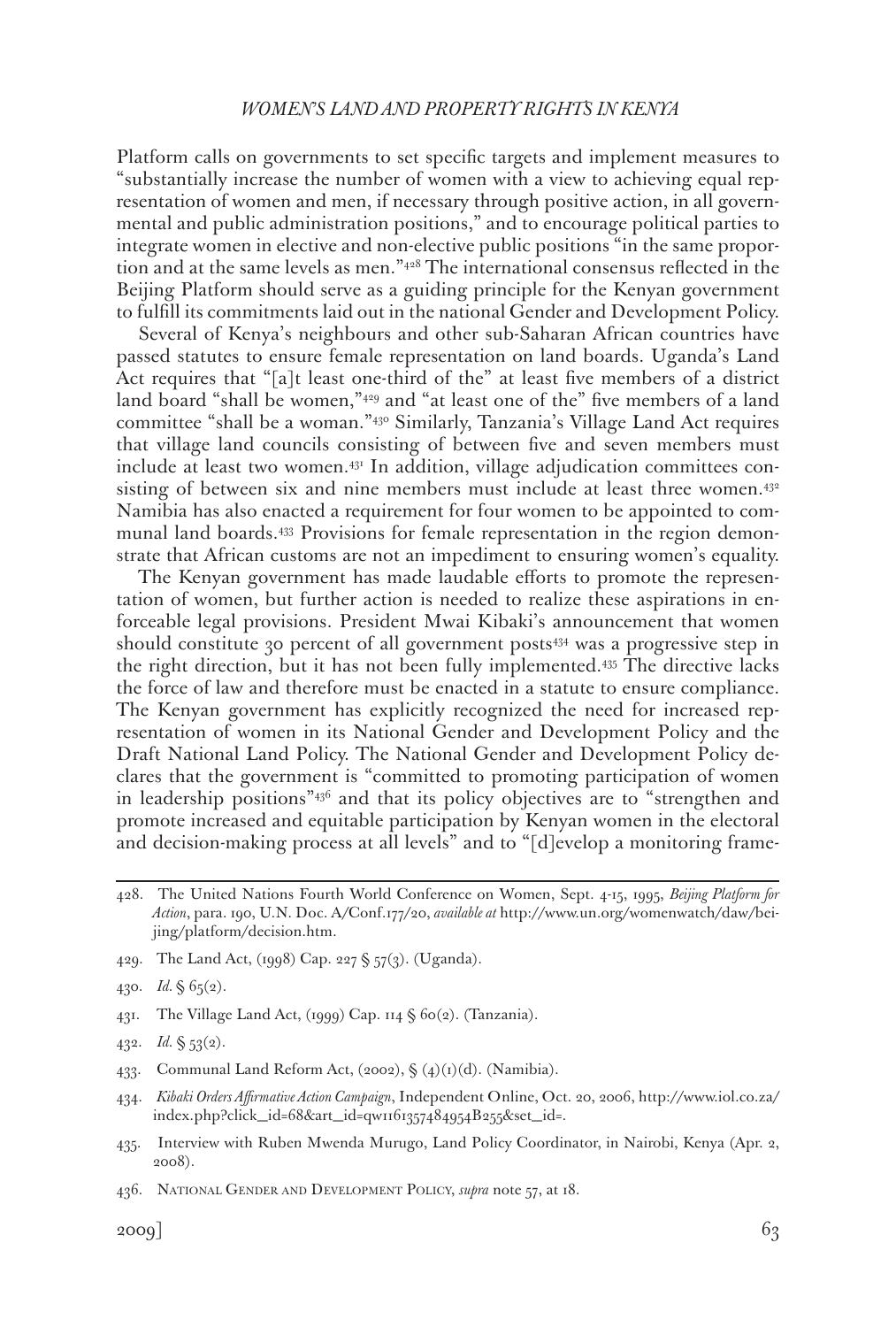Platform calls on governments to set specific targets and implement measures to "substantially increase the number of women with a view to achieving equal representation of women and men, if necessary through positive action, in all governmental and public administration positions," and to encourage political parties to integrate women in elective and non-elective public positions "in the same proportion and at the same levels as men."[428] The international consensus reflected in the Beijing Platform should serve as a guiding principle for the Kenyan government to fulfill its commitments laid out in the national Gender and Development Policy.

Several of Kenya's neighbours and other sub-Saharan African countries have passed statutes to ensure female representation on land boards. Uganda's Land Act requires that "[a]t least one-third of the" at least five members of a district land board "shall be women,"[429] and "at least one of the" five members of a land committee "shall be a woman."[430] Similarly, Tanzania's Village Land Act requires that village land councils consisting of between five and seven members must include at least two women.[431] In addition, village adjudication committees consisting of between six and nine members must include at least three women.[432] Namibia has also enacted a requirement for four women to be appointed to communal land boards.[433] Provisions for female representation in the region demonstrate that African customs are not an impediment to ensuring women's equality.

The Kenyan government has made laudable efforts to promote the representation of women, but further action is needed to realize these aspirations in enforceable legal provisions. President Mwai Kibaki's announcement that women should constitute 30 percent of all government posts[434] was a progressive step in the right direction, but it has not been fully implemented.[435] The directive lacks the force of law and therefore must be enacted in a statute to ensure compliance. The Kenyan government has explicitly recognized the need for increased representation of women in its National Gender and Development Policy and the Draft National Land Policy. The National Gender and Development Policy declares that the government is "committed to promoting participation of women in leadership positions"[436] and that its policy objectives are to "strengthen and promote increased and equitable participation by Kenyan women in the electoral and decision-making process at all levels" and to "[d]evelop a monitoring frame-

---

428. The United Nations Fourth World Conference on Women, Sept. 4-15, 1995, *Beijing Platform for Action*, para. 190, U.N. Doc. A/Conf.177/20, *available at* http://www.un.org/womenwatch/daw/beijing/platform/decision.htm.

429. The Land Act, (1998) Cap. 227 § 57(3). (Uganda).

430. *Id.* § 65(2).

431. The Village Land Act, (1999) Cap. 114 § 60(2). (Tanzania).

432. *Id.* § 53(2).

433. Communal Land Reform Act, (2002), § (4)(1)(d). (Namibia).

434. *Kibaki Orders Affirmative Action Campaign*, Independent Online, Oct. 20, 2006, http://www.iol.co.za/index.php?click_id=68&art_id=qw1161357484954B255&set_id=.

435. Interview with Ruben Mwenda Murugo, Land Policy Coordinator, in Nairobi, Kenya (Apr. 2, 2008).

436. National Gender and Development Policy, *supra* note 57, at 18.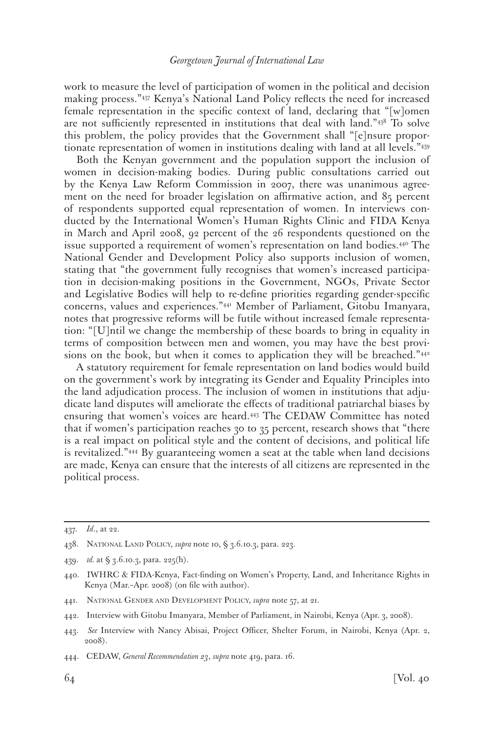work to measure the level of participation of women in the political and decision making process."[437] Kenya's National Land Policy reflects the need for increased female representation in the specific context of land, declaring that "[w]omen are not sufficiently represented in institutions that deal with land."[438] To solve this problem, the policy provides that the Government shall "[e]nsure proportionate representation of women in institutions dealing with land at all levels."[439]

Both the Kenyan government and the population support the inclusion of women in decision-making bodies. During public consultations carried out by the Kenya Law Reform Commission in 2007, there was unanimous agreement on the need for broader legislation on affirmative action, and 85 percent of respondents supported equal representation of women. In interviews conducted by the International Women's Human Rights Clinic and FIDA Kenya in March and April 2008, 92 percent of the 26 respondents questioned on the issue supported a requirement of women's representation on land bodies.[440] The National Gender and Development Policy also supports inclusion of women, stating that "the government fully recognises that women's increased participation in decision-making positions in the Government, NGOs, Private Sector and Legislative Bodies will help to re-define priorities regarding gender-specific concerns, values and experiences."[441] Member of Parliament, Gitobu Imanyara, notes that progressive reforms will be futile without increased female representation: "[U]ntil we change the membership of these boards to bring in equality in terms of composition between men and women, you may have the best provisions on the book, but when it comes to application they will be breached."[442]

A statutory requirement for female representation on land bodies would build on the government's work by integrating its Gender and Equality Principles into the land adjudication process. The inclusion of women in institutions that adjudicate land disputes will ameliorate the effects of traditional patriarchal biases by ensuring that women's voices are heard.[443] The CEDAW Committee has noted that if women's participation reaches 30 to 35 percent, research shows that "there is a real impact on political style and the content of decisions, and political life is revitalized."[444] By guaranteeing women a seat at the table when land decisions are made, Kenya can ensure that the interests of all citizens are represented in the political process.

---

437. *Id.*, at 22.

438. NATIONAL LAND POLICY, *supra* note 10, § 3.6.10.3, para. 223.

439. *id.* at § 3.6.10.3, para. 225(h).

440. IWHRC & FIDA-Kenya, Fact-finding on Women's Property, Land, and Inheritance Rights in Kenya (Mar.–Apr. 2008) (on file with author).

441. NATIONAL GENDER AND DEVELOPMENT POLICY, *supra* note 57, at 21.

442. Interview with Gitobu Imanyara, Member of Parliament, in Nairobi, Kenya (Apr. 3, 2008).

443. *See* Interview with Nancy Abisai, Project Officer, Shelter Forum, in Nairobi, Kenya (Apr. 2, 2008).

444. CEDAW, *General Recommendation 23*, *supra* note 419, para. 16.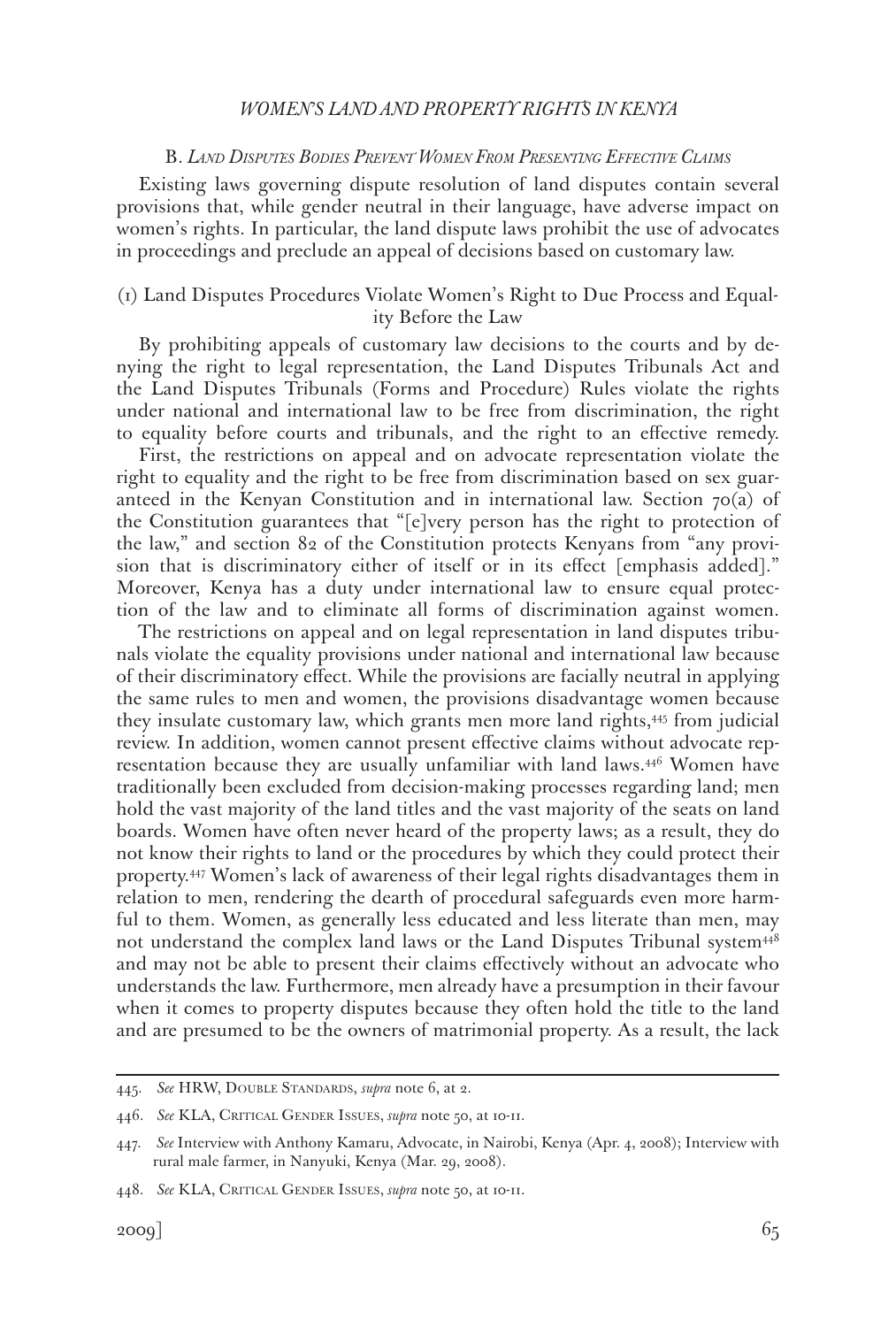### B. *Land Disputes Bodies Prevent Women From Presenting Effective Claims*

Existing laws governing dispute resolution of land disputes contain several provisions that, while gender neutral in their language, have adverse impact on women's rights. In particular, the land dispute laws prohibit the use of advocates in proceedings and preclude an appeal of decisions based on customary law.

#### (1) Land Disputes Procedures Violate Women's Right to Due Process and Equality Before the Law

By prohibiting appeals of customary law decisions to the courts and by denying the right to legal representation, the Land Disputes Tribunals Act and the Land Disputes Tribunals (Forms and Procedure) Rules violate the rights under national and international law to be free from discrimination, the right to equality before courts and tribunals, and the right to an effective remedy.

First, the restrictions on appeal and on advocate representation violate the right to equality and the right to be free from discrimination based on sex guaranteed in the Kenyan Constitution and in international law. Section 70(a) of the Constitution guarantees that "[e]very person has the right to protection of the law," and section 82 of the Constitution protects Kenyans from "any provision that is discriminatory either of itself or in its effect [emphasis added]." Moreover, Kenya has a duty under international law to ensure equal protection of the law and to eliminate all forms of discrimination against women.

The restrictions on appeal and on legal representation in land disputes tribunals violate the equality provisions under national and international law because of their discriminatory effect. While the provisions are facially neutral in applying the same rules to men and women, the provisions disadvantage women because they insulate customary law, which grants men more land rights,[445] from judicial review. In addition, women cannot present effective claims without advocate representation because they are usually unfamiliar with land laws.[446] Women have traditionally been excluded from decision-making processes regarding land; men hold the vast majority of the land titles and the vast majority of the seats on land boards. Women have often never heard of the property laws; as a result, they do not know their rights to land or the procedures by which they could protect their property.[447] Women's lack of awareness of their legal rights disadvantages them in relation to men, rendering the dearth of procedural safeguards even more harmful to them. Women, as generally less educated and less literate than men, may not understand the complex land laws or the Land Disputes Tribunal system[448] and may not be able to present their claims effectively without an advocate who understands the law. Furthermore, men already have a presumption in their favour when it comes to property disputes because they often hold the title to the land and are presumed to be the owners of matrimonial property. As a result, the lack

---

445. *See* HRW, Double Standards, *supra* note 6, at 2.

446. *See* KLA, Critical Gender Issues, *supra* note 50, at 10-11.

447. *See* Interview with Anthony Kamaru, Advocate, in Nairobi, Kenya (Apr. 4, 2008); Interview with rural male farmer, in Nanyuki, Kenya (Mar. 29, 2008).

448. *See* KLA, Critical Gender Issues, *supra* note 50, at 10-11.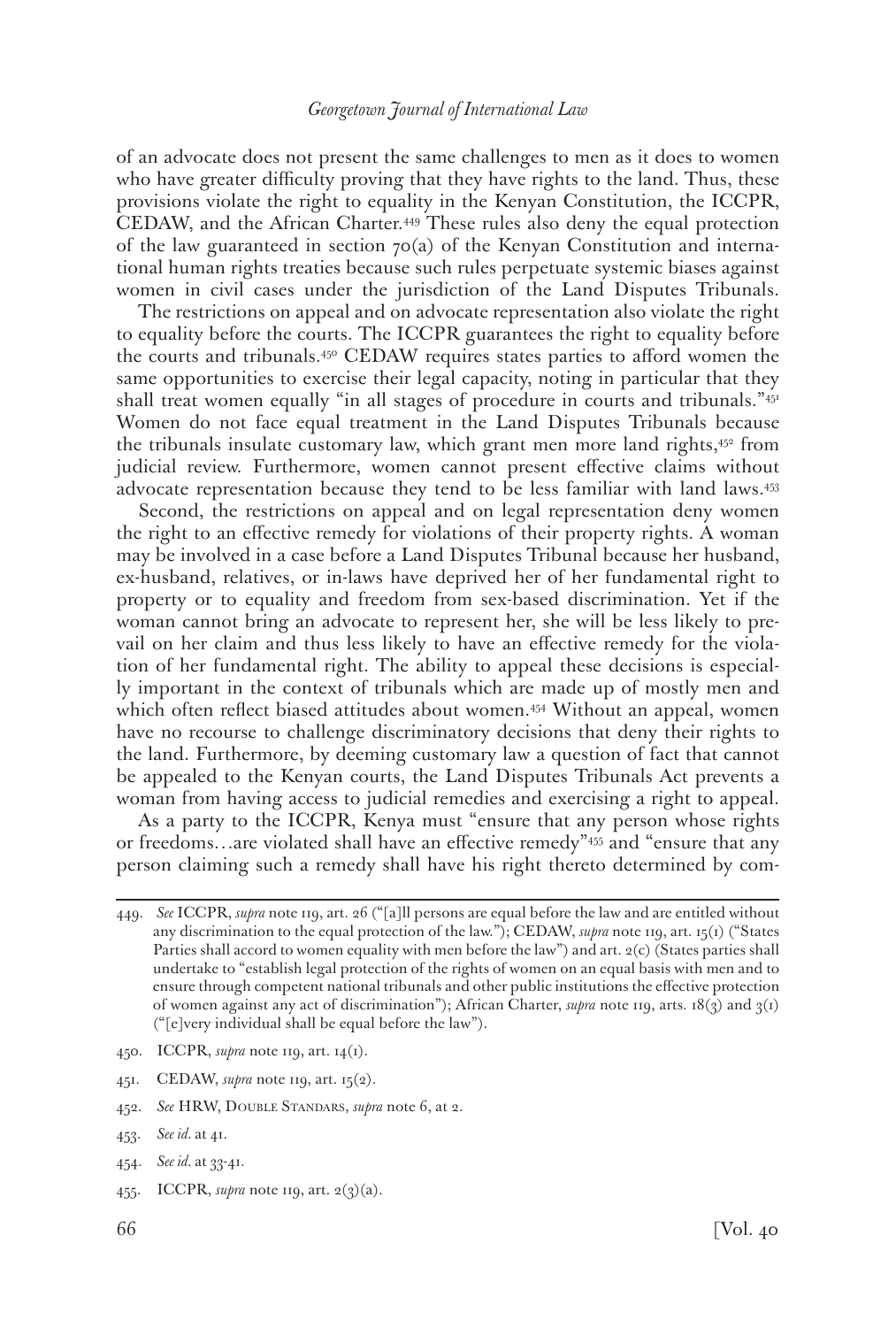of an advocate does not present the same challenges to men as it does to women who have greater difficulty proving that they have rights to the land. Thus, these provisions violate the right to equality in the Kenyan Constitution, the ICCPR, CEDAW, and the African Charter.[449] These rules also deny the equal protection of the law guaranteed in section 70(a) of the Kenyan Constitution and international human rights treaties because such rules perpetuate systemic biases against women in civil cases under the jurisdiction of the Land Disputes Tribunals.

The restrictions on appeal and on advocate representation also violate the right to equality before the courts. The ICCPR guarantees the right to equality before the courts and tribunals.[450] CEDAW requires states parties to afford women the same opportunities to exercise their legal capacity, noting in particular that they shall treat women equally "in all stages of procedure in courts and tribunals."[451] Women do not face equal treatment in the Land Disputes Tribunals because the tribunals insulate customary law, which grant men more land rights,[452] from judicial review. Furthermore, women cannot present effective claims without advocate representation because they tend to be less familiar with land laws.[453]

Second, the restrictions on appeal and on legal representation deny women the right to an effective remedy for violations of their property rights. A woman may be involved in a case before a Land Disputes Tribunal because her husband, ex-husband, relatives, or in-laws have deprived her of her fundamental right to property or to equality and freedom from sex-based discrimination. Yet if the woman cannot bring an advocate to represent her, she will be less likely to prevail on her claim and thus less likely to have an effective remedy for the violation of her fundamental right. The ability to appeal these decisions is especially important in the context of tribunals which are made up of mostly men and which often reflect biased attitudes about women.[454] Without an appeal, women have no recourse to challenge discriminatory decisions that deny their rights to the land. Furthermore, by deeming customary law a question of fact that cannot be appealed to the Kenyan courts, the Land Disputes Tribunals Act prevents a woman from having access to judicial remedies and exercising a right to appeal.

As a party to the ICCPR, Kenya must "ensure that any person whose rights or freedoms…are violated shall have an effective remedy"[455] and "ensure that any person claiming such a remedy shall have his right thereto determined by com-

---

449. *See* ICCPR, *supra* note 119, art. 26 ("[a]ll persons are equal before the law and are entitled without any discrimination to the equal protection of the law."); CEDAW, *supra* note 119, art. 15(1) ("States Parties shall accord to women equality with men before the law") and art. 2(c) (States parties shall undertake to "establish legal protection of the rights of women on an equal basis with men and to ensure through competent national tribunals and other public institutions the effective protection of women against any act of discrimination"); African Charter, *supra* note 119, arts. 18(3) and 3(1) ("[e]very individual shall be equal before the law").

450. ICCPR, *supra* note 119, art. 14(1).

451. CEDAW, *supra* note 119, art. 15(2).

452. *See* HRW, DOUBLE STANDARDS, *supra* note 6, at 2.

453. *See id.* at 41.

454. *See id.* at 33-41.

455. ICCPR, *supra* note 119, art. 2(3)(a).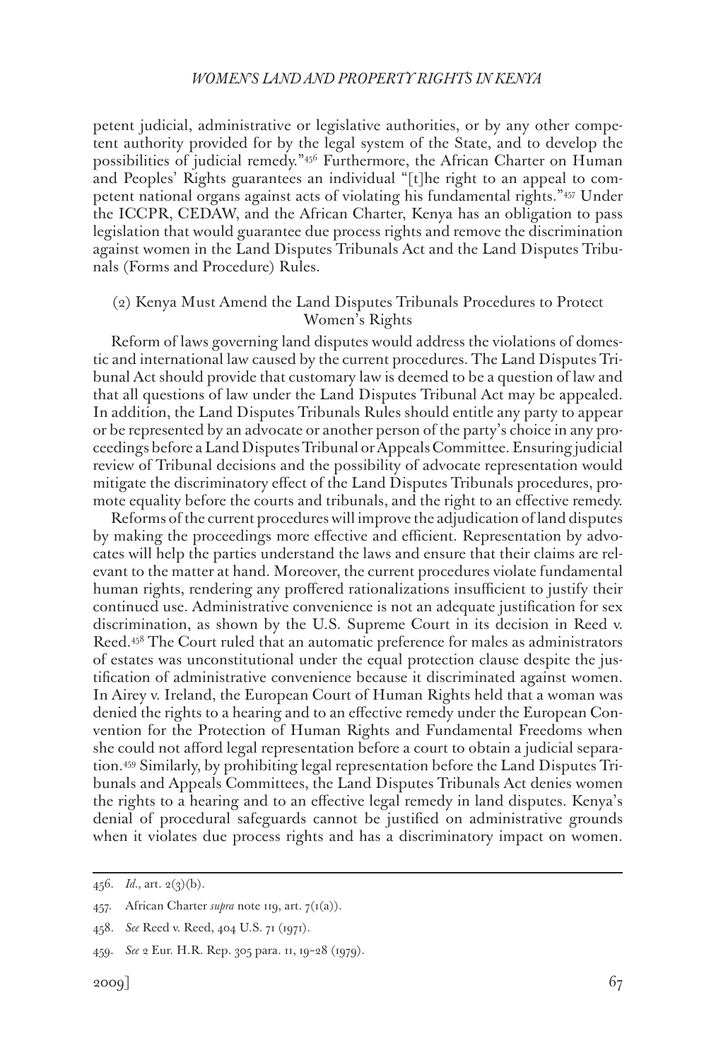petent judicial, administrative or legislative authorities, or by any other competent authority provided for by the legal system of the State, and to develop the possibilities of judicial remedy."[456] Furthermore, the African Charter on Human and Peoples' Rights guarantees an individual "[t]he right to an appeal to competent national organs against acts of violating his fundamental rights."[457] Under the ICCPR, CEDAW, and the African Charter, Kenya has an obligation to pass legislation that would guarantee due process rights and remove the discrimination against women in the Land Disputes Tribunals Act and the Land Disputes Tribunals (Forms and Procedure) Rules.

### (2) Kenya Must Amend the Land Disputes Tribunals Procedures to Protect Women's Rights

Reform of laws governing land disputes would address the violations of domestic and international law caused by the current procedures. The Land Disputes Tribunal Act should provide that customary law is deemed to be a question of law and that all questions of law under the Land Disputes Tribunal Act may be appealed. In addition, the Land Disputes Tribunals Rules should entitle any party to appear or be represented by an advocate or another person of the party's choice in any proceedings before a Land Disputes Tribunal or Appeals Committee. Ensuring judicial review of Tribunal decisions and the possibility of advocate representation would mitigate the discriminatory effect of the Land Disputes Tribunals procedures, promote equality before the courts and tribunals, and the right to an effective remedy.

Reforms of the current procedures will improve the adjudication of land disputes by making the proceedings more effective and efficient. Representation by advocates will help the parties understand the laws and ensure that their claims are relevant to the matter at hand. Moreover, the current procedures violate fundamental human rights, rendering any proffered rationalizations insufficient to justify their continued use. Administrative convenience is not an adequate justification for sex discrimination, as shown by the U.S. Supreme Court in its decision in Reed v. Reed.[458] The Court ruled that an automatic preference for males as administrators of estates was unconstitutional under the equal protection clause despite the justification of administrative convenience because it discriminated against women. In Airey v. Ireland, the European Court of Human Rights held that a woman was denied the rights to a hearing and to an effective remedy under the European Convention for the Protection of Human Rights and Fundamental Freedoms when she could not afford legal representation before a court to obtain a judicial separation.[459] Similarly, by prohibiting legal representation before the Land Disputes Tribunals and Appeals Committees, the Land Disputes Tribunals Act denies women the rights to a hearing and to an effective legal remedy in land disputes. Kenya's denial of procedural safeguards cannot be justified on administrative grounds when it violates due process rights and has a discriminatory impact on women.

---

456. *Id.*, art. 2(3)(b).

457. African Charter *supra* note 119, art. 7(1(a)).

458. *See* Reed v. Reed, 404 U.S. 71 (1971).

459. *See* 2 Eur. H.R. Rep. 305 para. 11, 19–28 (1979).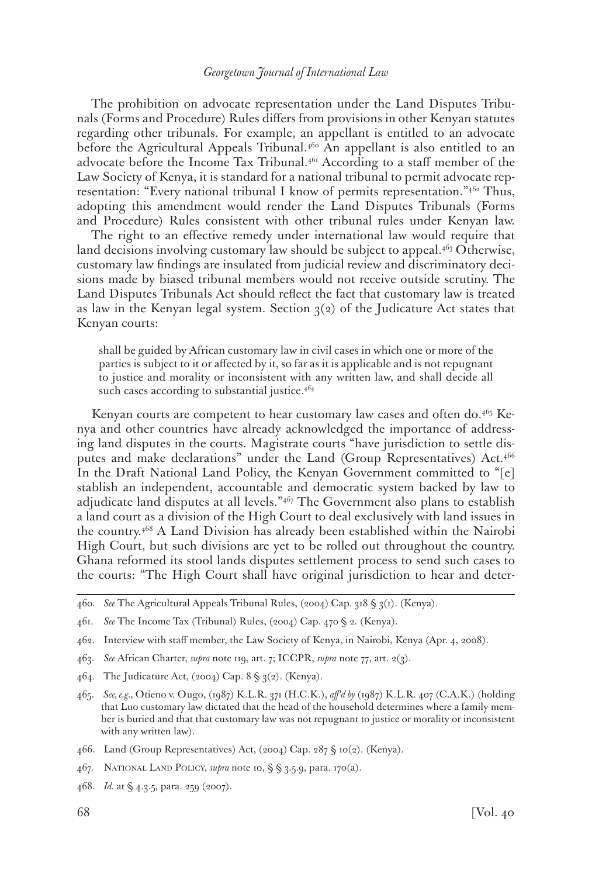The prohibition on advocate representation under the Land Disputes Tribunals (Forms and Procedure) Rules differs from provisions in other Kenyan statutes regarding other tribunals. For example, an appellant is entitled to an advocate before the Agricultural Appeals Tribunal.[460] An appellant is also entitled to an advocate before the Income Tax Tribunal.[461] According to a staff member of the Law Society of Kenya, it is standard for a national tribunal to permit advocate representation: "Every national tribunal I know of permits representation."[462] Thus, adopting this amendment would render the Land Disputes Tribunals (Forms and Procedure) Rules consistent with other tribunal rules under Kenyan law.

The right to an effective remedy under international law would require that land decisions involving customary law should be subject to appeal.[463] Otherwise, customary law findings are insulated from judicial review and discriminatory decisions made by biased tribunal members would not receive outside scrutiny. The Land Disputes Tribunals Act should reflect the fact that customary law is treated as law in the Kenyan legal system. Section 3(2) of the Judicature Act states that Kenyan courts:

> shall be guided by African customary law in civil cases in which one or more of the parties is subject to it or affected by it, so far as it is applicable and is not repugnant to justice and morality or inconsistent with any written law, and shall decide all such cases according to substantial justice.[464]

Kenyan courts are competent to hear customary law cases and often do.[465] Kenya and other countries have already acknowledged the importance of addressing land disputes in the courts. Magistrate courts "have jurisdiction to settle disputes and make declarations" under the Land (Group Representatives) Act.[466] In the Draft National Land Policy, the Kenyan Government committed to "[e] stablish an independent, accountable and democratic system backed by law to adjudicate land disputes at all levels."[467] The Government also plans to establish a land court as a division of the High Court to deal exclusively with land issues in the country.[468] A Land Division has already been established within the Nairobi High Court, but such divisions are yet to be rolled out throughout the country. Ghana reformed its stool lands disputes settlement process to send such cases to the courts: "The High Court shall have original jurisdiction to hear and deter-

---

460. *See* The Agricultural Appeals Tribunal Rules, (2004) Cap. 318 § 3(1). (Kenya).

461. *See* The Income Tax (Tribunal) Rules, (2004) Cap. 470 § 2. (Kenya).

462. Interview with staff member, the Law Society of Kenya, in Nairobi, Kenya (Apr. 4, 2008).

463. *See* African Charter, *supra* note 119, art. 7; ICCPR, *supra* note 77, art. 2(3).

464. The Judicature Act, (2004) Cap. 8 § 3(2). (Kenya).

465. *See, e.g.*, Otieno v. Ougo, (1987) K.L.R. 371 (H.C.K.), *aff'd by* (1987) K.L.R. 407 (C.A.K.) (holding that Luo customary law dictated that the head of the household determines where a family member is buried and that that customary law was not repugnant to justice or morality or inconsistent with any written law).

466. Land (Group Representatives) Act, (2004) Cap. 287 § 10(2). (Kenya).

467. National Land Policy, *supra* note 10, § § 3.5.9, para. 170(a).

468. *Id.* at § 4.3.5, para. 259 (2007).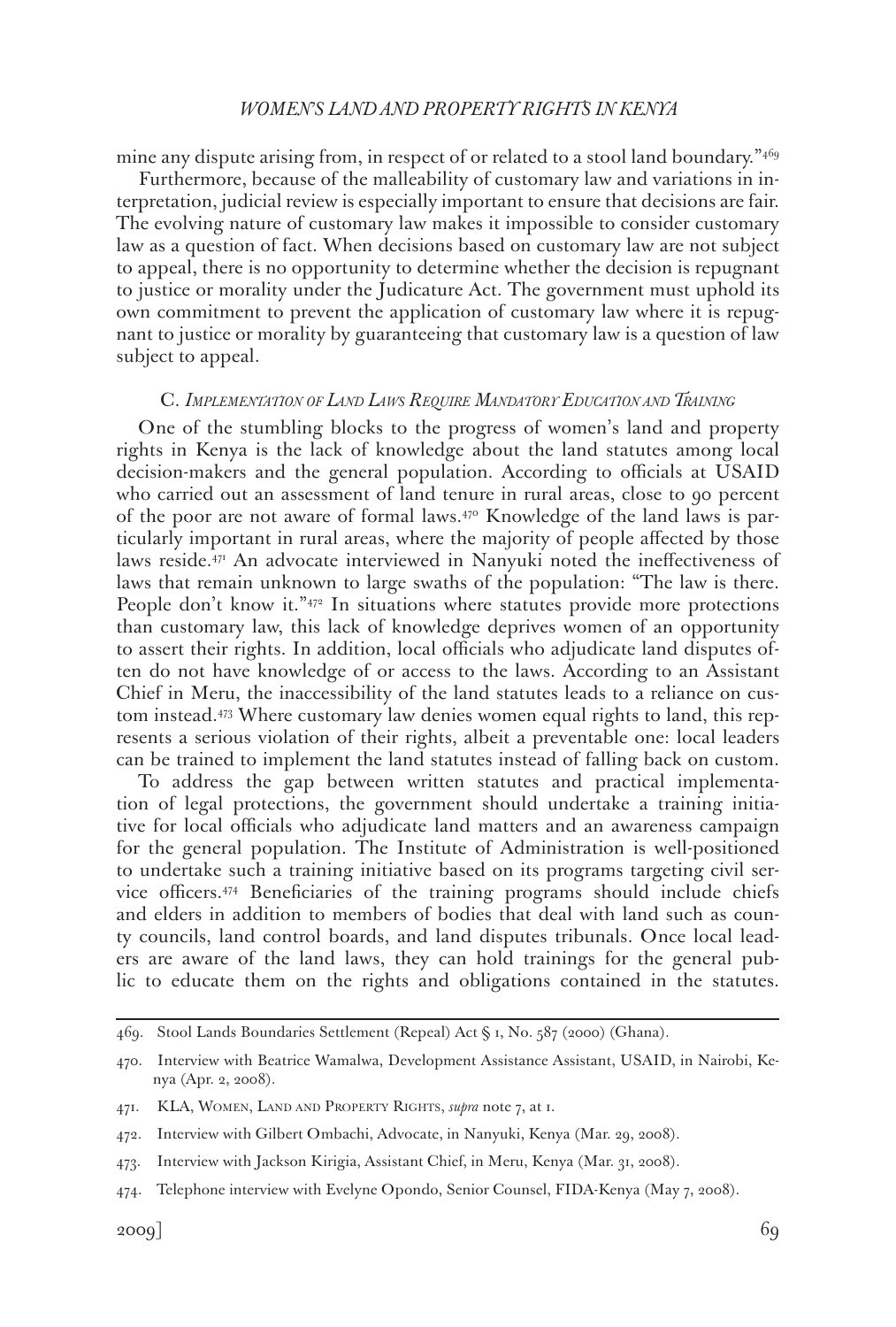mine any dispute arising from, in respect of or related to a stool land boundary."[469]

Furthermore, because of the malleability of customary law and variations in interpretation, judicial review is especially important to ensure that decisions are fair. The evolving nature of customary law makes it impossible to consider customary law as a question of fact. When decisions based on customary law are not subject to appeal, there is no opportunity to determine whether the decision is repugnant to justice or morality under the Judicature Act. The government must uphold its own commitment to prevent the application of customary law where it is repugnant to justice or morality by guaranteeing that customary law is a question of law subject to appeal.

### C. *Implementation of Land Laws Require Mandatory Education and Training*

One of the stumbling blocks to the progress of women's land and property rights in Kenya is the lack of knowledge about the land statutes among local decision-makers and the general population. According to officials at USAID who carried out an assessment of land tenure in rural areas, close to 90 percent of the poor are not aware of formal laws.[470] Knowledge of the land laws is particularly important in rural areas, where the majority of people affected by those laws reside.[471] An advocate interviewed in Nanyuki noted the ineffectiveness of laws that remain unknown to large swaths of the population: "The law is there. People don't know it."[472] In situations where statutes provide more protections than customary law, this lack of knowledge deprives women of an opportunity to assert their rights. In addition, local officials who adjudicate land disputes often do not have knowledge of or access to the laws. According to an Assistant Chief in Meru, the inaccessibility of the land statutes leads to a reliance on custom instead.[473] Where customary law denies women equal rights to land, this represents a serious violation of their rights, albeit a preventable one: local leaders can be trained to implement the land statutes instead of falling back on custom.

To address the gap between written statutes and practical implementation of legal protections, the government should undertake a training initiative for local officials who adjudicate land matters and an awareness campaign for the general population. The Institute of Administration is well-positioned to undertake such a training initiative based on its programs targeting civil service officers.[474] Beneficiaries of the training programs should include chiefs and elders in addition to members of bodies that deal with land such as county councils, land control boards, and land disputes tribunals. Once local leaders are aware of the land laws, they can hold trainings for the general public to educate them on the rights and obligations contained in the statutes.

---

469. Stool Lands Boundaries Settlement (Repeal) Act § 1, No. 587 (2000) (Ghana).

470. Interview with Beatrice Wamalwa, Development Assistance Assistant, USAID, in Nairobi, Kenya (Apr. 2, 2008).

471. KLA, Women, Land and Property Rights, *supra* note 7, at 1.

472. Interview with Gilbert Ombachi, Advocate, in Nanyuki, Kenya (Mar. 29, 2008).

473. Interview with Jackson Kirigia, Assistant Chief, in Meru, Kenya (Mar. 31, 2008).

474. Telephone interview with Evelyne Opondo, Senior Counsel, FIDA-Kenya (May 7, 2008).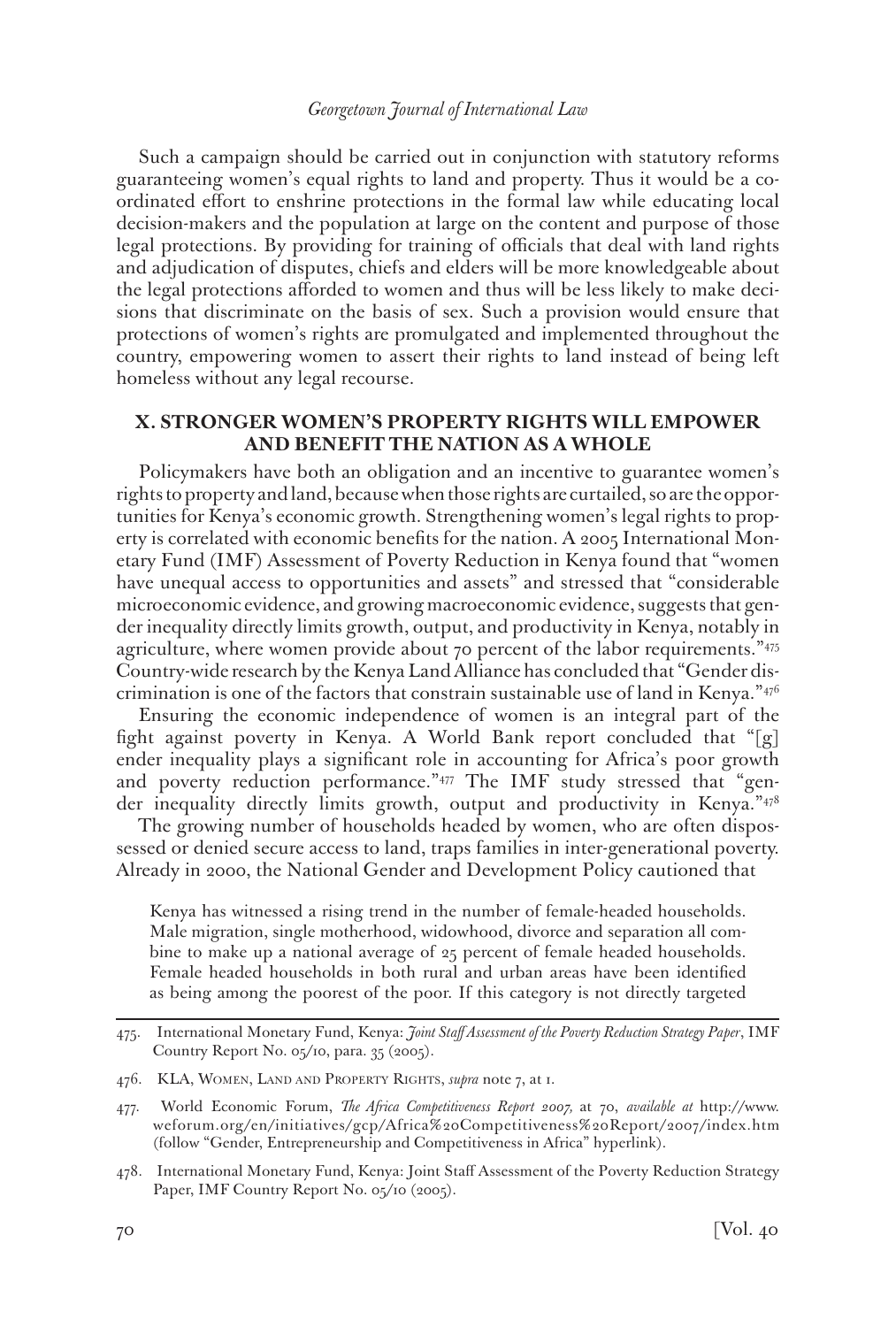Such a campaign should be carried out in conjunction with statutory reforms guaranteeing women's equal rights to land and property. Thus it would be a coordinated effort to enshrine protections in the formal law while educating local decision-makers and the population at large on the content and purpose of those legal protections. By providing for training of officials that deal with land rights and adjudication of disputes, chiefs and elders will be more knowledgeable about the legal protections afforded to women and thus will be less likely to make decisions that discriminate on the basis of sex. Such a provision would ensure that protections of women's rights are promulgated and implemented throughout the country, empowering women to assert their rights to land instead of being left homeless without any legal recourse.

## X. STRONGER WOMEN'S PROPERTY RIGHTS WILL EMPOWER AND BENEFIT THE NATION AS A WHOLE

Policymakers have both an obligation and an incentive to guarantee women's rights to property and land, because when those rights are curtailed, so are the opportunities for Kenya's economic growth. Strengthening women's legal rights to property is correlated with economic benefits for the nation. A 2005 International Monetary Fund (IMF) Assessment of Poverty Reduction in Kenya found that "women have unequal access to opportunities and assets" and stressed that "considerable microeconomic evidence, and growing macroeconomic evidence, suggests that gender inequality directly limits growth, output, and productivity in Kenya, notably in agriculture, where women provide about 70 percent of the labor requirements."[475] Country-wide research by the Kenya Land Alliance has concluded that "Gender discrimination is one of the factors that constrain sustainable use of land in Kenya."[476]

Ensuring the economic independence of women is an integral part of the fight against poverty in Kenya. A World Bank report concluded that "[g]ender inequality plays a significant role in accounting for Africa's poor growth and poverty reduction performance."[477] The IMF study stressed that "gender inequality directly limits growth, output and productivity in Kenya."[478]

The growing number of households headed by women, who are often dispossessed or denied secure access to land, traps families in inter-generational poverty. Already in 2000, the National Gender and Development Policy cautioned that

> Kenya has witnessed a rising trend in the number of female-headed households. Male migration, single motherhood, widowhood, divorce and separation all combine to make up a national average of 25 percent of female headed households. Female headed households in both rural and urban areas have been identified as being among the poorest of the poor. If this category is not directly targeted

---

475. International Monetary Fund, Kenya: *Joint Staff Assessment of the Poverty Reduction Strategy Paper*, IMF Country Report No. 05/10, para. 35 (2005).

476. KLA, Women, Land and Property Rights, *supra* note 7, at 1.

477. World Economic Forum, *The Africa Competitiveness Report 2007,* at 70, *available at* http://www.weforum.org/en/initiatives/gcp/Africa%20Competitiveness%20Report/2007/index.htm (follow "Gender, Entrepreneurship and Competitiveness in Africa" hyperlink).

478. International Monetary Fund, Kenya: Joint Staff Assessment of the Poverty Reduction Strategy Paper, IMF Country Report No. 05/10 (2005).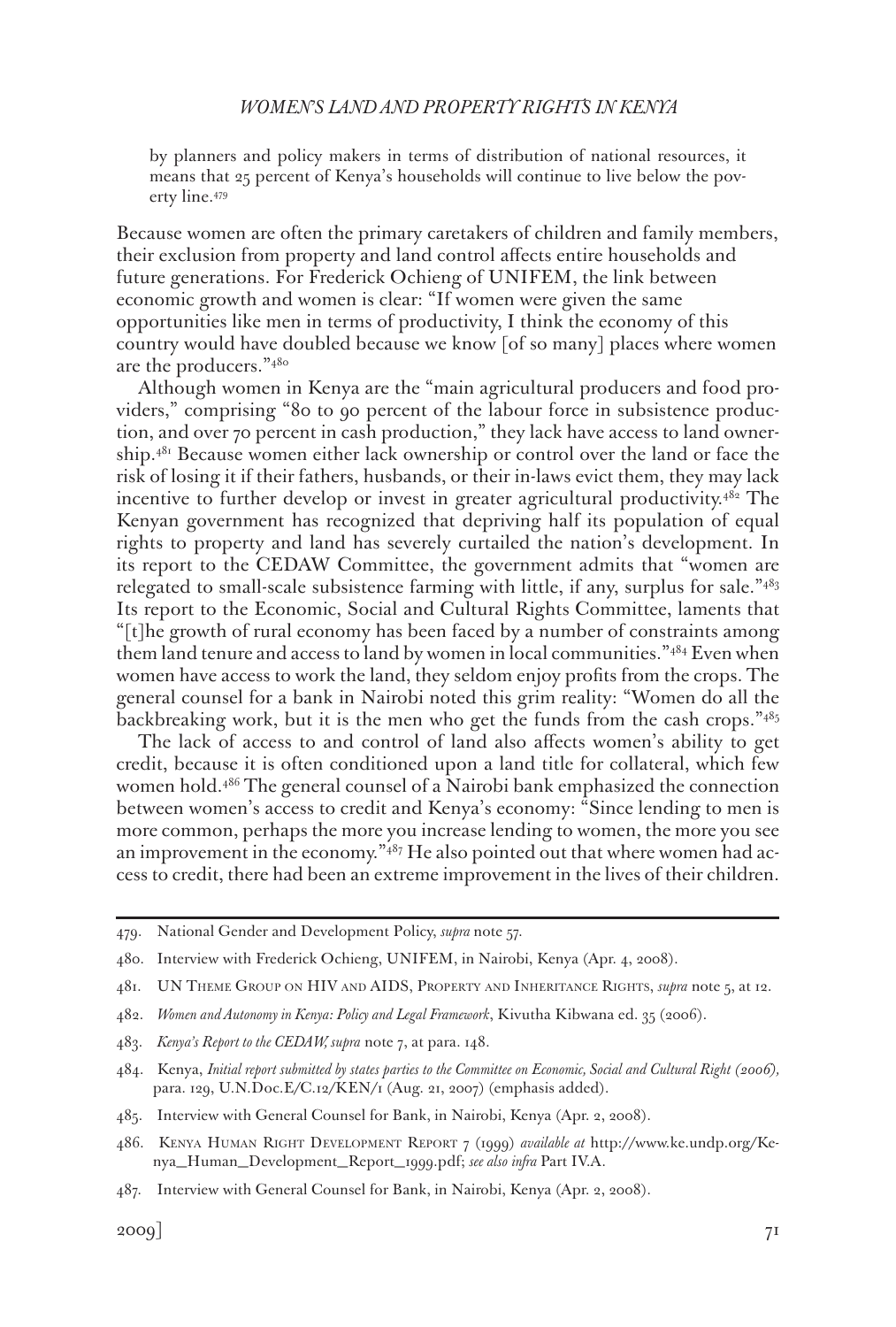by planners and policy makers in terms of distribution of national resources, it means that 25 percent of Kenya's households will continue to live below the poverty line.[479]

Because women are often the primary caretakers of children and family members, their exclusion from property and land control affects entire households and future generations. For Frederick Ochieng of UNIFEM, the link between economic growth and women is clear: "If women were given the same opportunities like men in terms of productivity, I think the economy of this country would have doubled because we know [of so many] places where women are the producers."[480]

Although women in Kenya are the "main agricultural producers and food providers," comprising "80 to 90 percent of the labour force in subsistence production, and over 70 percent in cash production," they lack have access to land ownership.[481] Because women either lack ownership or control over the land or face the risk of losing it if their fathers, husbands, or their in-laws evict them, they may lack incentive to further develop or invest in greater agricultural productivity.[482] The Kenyan government has recognized that depriving half its population of equal rights to property and land has severely curtailed the nation's development. In its report to the CEDAW Committee, the government admits that "women are relegated to small-scale subsistence farming with little, if any, surplus for sale."[483] Its report to the Economic, Social and Cultural Rights Committee, laments that "[t]he growth of rural economy has been faced by a number of constraints among them land tenure and access to land by women in local communities."[484] Even when women have access to work the land, they seldom enjoy profits from the crops. The general counsel for a bank in Nairobi noted this grim reality: "Women do all the backbreaking work, but it is the men who get the funds from the cash crops."[485]

The lack of access to and control of land also affects women's ability to get credit, because it is often conditioned upon a land title for collateral, which few women hold.[486] The general counsel of a Nairobi bank emphasized the connection between women's access to credit and Kenya's economy: "Since lending to men is more common, perhaps the more you increase lending to women, the more you see an improvement in the economy."[487] He also pointed out that where women had access to credit, there had been an extreme improvement in the lives of their children.

---

479. National Gender and Development Policy, *supra* note 57.

480. Interview with Frederick Ochieng, UNIFEM, in Nairobi, Kenya (Apr. 4, 2008).

481. UN Theme Group on HIV and AIDS, Property and Inheritance Rights, *supra* note 5, at 12.

482. *Women and Autonomy in Kenya: Policy and Legal Framework*, Kivutha Kibwana ed. 35 (2006).

483. *Kenya's Report to the CEDAW, supra* note 7, at para. 148.

484. Kenya, *Initial report submitted by states parties to the Committee on Economic, Social and Cultural Right (2006),* para. 129, U.N.Doc.E/C.12/KEN/1 (Aug. 21, 2007) (emphasis added).

485. Interview with General Counsel for Bank, in Nairobi, Kenya (Apr. 2, 2008).

486. Kenya Human Right Development Report 7 (1999) *available at* http://www.ke.undp.org/Kenya_Human_Development_Report_1999.pdf; *see also infra* Part IV.A.

487. Interview with General Counsel for Bank, in Nairobi, Kenya (Apr. 2, 2008).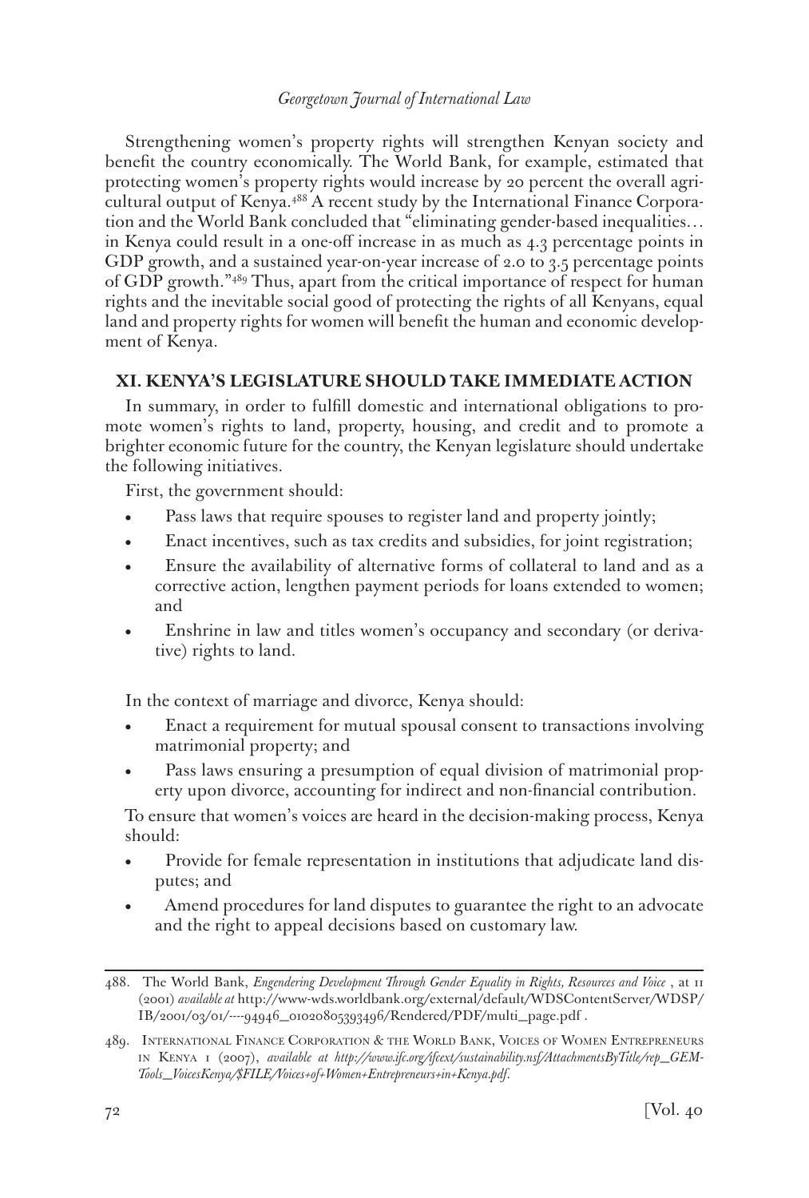Strengthening women's property rights will strengthen Kenyan society and benefit the country economically. The World Bank, for example, estimated that protecting women's property rights would increase by 20 percent the overall agricultural output of Kenya.[488] A recent study by the International Finance Corporation and the World Bank concluded that "eliminating gender-based inequalities… in Kenya could result in a one-off increase in as much as 4.3 percentage points in GDP growth, and a sustained year-on-year increase of 2.0 to 3.5 percentage points of GDP growth."[489] Thus, apart from the critical importance of respect for human rights and the inevitable social good of protecting the rights of all Kenyans, equal land and property rights for women will benefit the human and economic development of Kenya.

## XI. KENYA'S LEGISLATURE SHOULD TAKE IMMEDIATE ACTION

In summary, in order to fulfill domestic and international obligations to promote women's rights to land, property, housing, and credit and to promote a brighter economic future for the country, the Kenyan legislature should undertake the following initiatives.

First, the government should:

- Pass laws that require spouses to register land and property jointly;
- Enact incentives, such as tax credits and subsidies, for joint registration;
- Ensure the availability of alternative forms of collateral to land and as a corrective action, lengthen payment periods for loans extended to women; and
- Enshrine in law and titles women's occupancy and secondary (or derivative) rights to land.

In the context of marriage and divorce, Kenya should:

- Enact a requirement for mutual spousal consent to transactions involving matrimonial property; and
- Pass laws ensuring a presumption of equal division of matrimonial property upon divorce, accounting for indirect and non-financial contribution.

To ensure that women's voices are heard in the decision-making process, Kenya should:

- Provide for female representation in institutions that adjudicate land disputes; and
- Amend procedures for land disputes to guarantee the right to an advocate and the right to appeal decisions based on customary law.

---

488. The World Bank, *Engendering Development Through Gender Equality in Rights, Resources and Voice* , at 11 (2001) *available at* http://www-wds.worldbank.org/external/default/WDSContentServer/WDSP/IB/2001/03/01/----94946_01020805393496/Rendered/PDF/multi_page.pdf .

489. International Finance Corporation & the World Bank, Voices of Women Entrepreneurs in Kenya 1 (2007), *available at http://www.ifc.org/ifcext/sustainability.nsf/AttachmentsByTitle/rep_GEM-Tools_VoicesKenya/$FILE/Voices+of+Women+Entrepreneurs+in+Kenya.pdf*.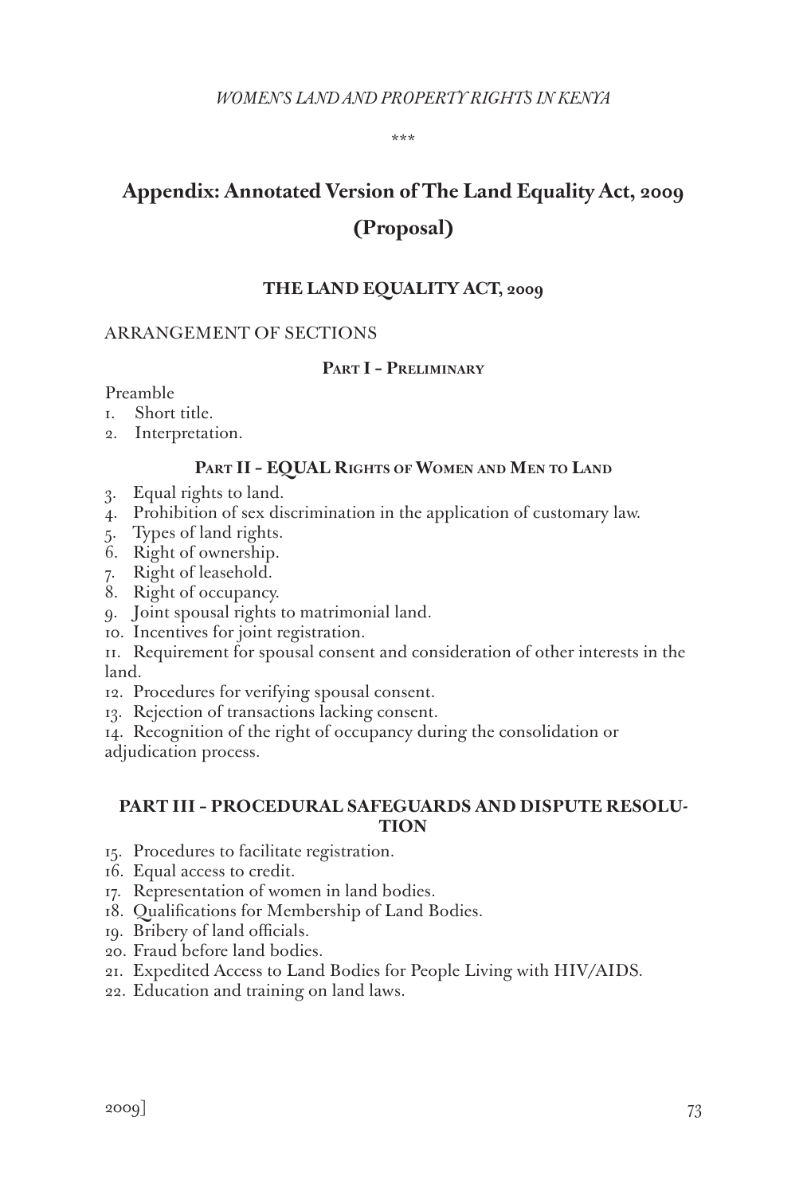\*\*\*

## Appendix: Annotated Version of The Land Equality Act, 2009 (Proposal)

### THE LAND EQUALITY ACT, 2009

ARRANGEMENT OF SECTIONS

#### Part I – Preliminary

Preamble

1. Short title.
2. Interpretation.

#### Part II – EQUAL Rights of Women and Men to Land

3. Equal rights to land.
4. Prohibition of sex discrimination in the application of customary law.
5. Types of land rights.
6. Right of ownership.
7. Right of leasehold.
8. Right of occupancy.
9. Joint spousal rights to matrimonial land.
10. Incentives for joint registration.
11. Requirement for spousal consent and consideration of other interests in the land.
12. Procedures for verifying spousal consent.
13. Rejection of transactions lacking consent.
14. Recognition of the right of occupancy during the consolidation or adjudication process.

#### PART III – PROCEDURAL SAFEGUARDS AND DISPUTE RESOLUTION

15. Procedures to facilitate registration.
16. Equal access to credit.
17. Representation of women in land bodies.
18. Qualifications for Membership of Land Bodies.
19. Bribery of land officials.
20. Fraud before land bodies.
21. Expedited Access to Land Bodies for People Living with HIV/AIDS.
22. Education and training on land laws.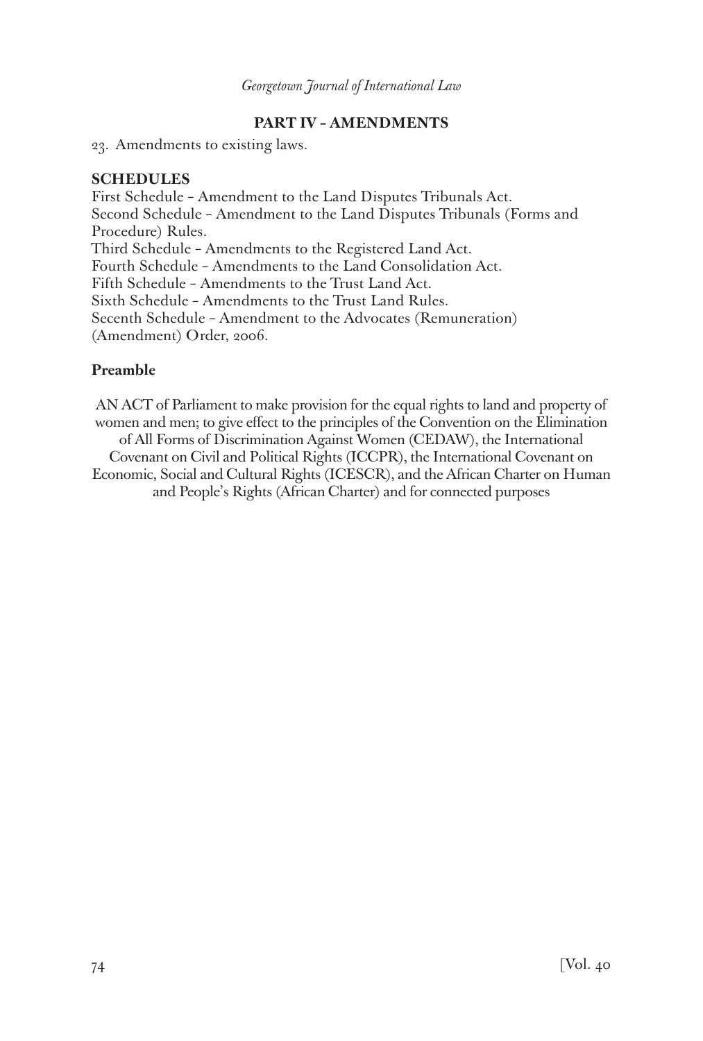**PART IV - AMENDMENTS**

23. Amendments to existing laws.

**SCHEDULES**

First Schedule – Amendment to the Land Disputes Tribunals Act.
Second Schedule – Amendment to the Land Disputes Tribunals (Forms and Procedure) Rules.
Third Schedule – Amendments to the Registered Land Act.
Fourth Schedule – Amendments to the Land Consolidation Act.
Fifth Schedule – Amendments to the Trust Land Act.
Sixth Schedule – Amendments to the Trust Land Rules.
Secenth Schedule – Amendment to the Advocates (Remuneration) (Amendment) Order, 2006.

**Preamble**

AN ACT of Parliament to make provision for the equal rights to land and property of women and men; to give effect to the principles of the Convention on the Elimination of All Forms of Discrimination Against Women (CEDAW), the International Covenant on Civil and Political Rights (ICCPR), the International Covenant on Economic, Social and Cultural Rights (ICESCR), and the African Charter on Human and People's Rights (African Charter) and for connected purposes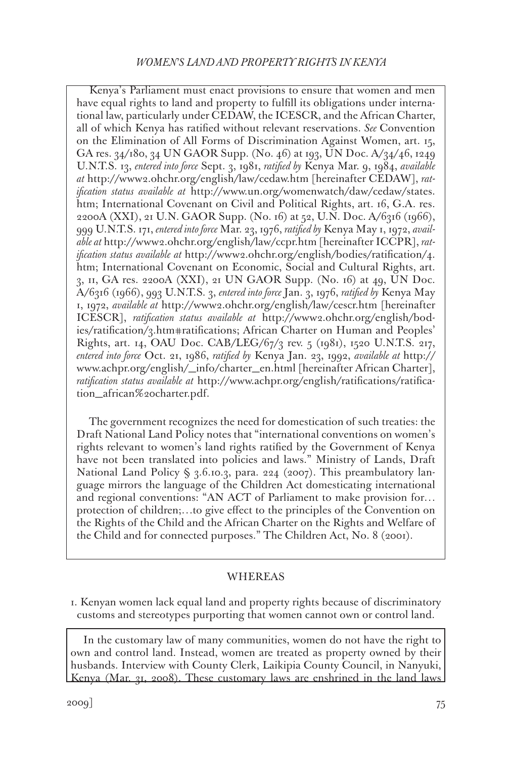Kenya's Parliament must enact provisions to ensure that women and men have equal rights to land and property to fulfill its obligations under international law, particularly under CEDAW, the ICESCR, and the African Charter, all of which Kenya has ratified without relevant reservations. *See* Convention on the Elimination of All Forms of Discrimination Against Women, art. 15, GA res. 34/180, 34 UN GAOR Supp. (No. 46) at 193, UN Doc. A/34/46, 1249 U.N.T.S. 13, *entered into force* Sept. 3, 1981, *ratified by* Kenya Mar. 9, 1984, *available at* http://www2.ohchr.org/english/law/cedaw.htm [hereinafter CEDAW], *ratification status available at* http://www.un.org/womenwatch/daw/cedaw/states.htm; International Covenant on Civil and Political Rights, art. 16, G.A. res. 2200A (XXI), 21 U.N. GAOR Supp. (No. 16) at 52, U.N. Doc. A/6316 (1966), 999 U.N.T.S. 171, *entered into force* Mar. 23, 1976, *ratified by* Kenya May 1, 1972, *available at* http://www2.ohchr.org/english/law/ccpr.htm [hereinafter ICCPR], *ratification status available at* http://www2.ohchr.org/english/bodies/ratification/4.htm; International Covenant on Economic, Social and Cultural Rights, art. 3, 11, GA res. 2200A (XXI), 21 UN GAOR Supp. (No. 16) at 49, UN Doc. A/6316 (1966), 993 U.N.T.S. 3, *entered into force* Jan. 3, 1976, *ratified by* Kenya May 1, 1972, *available at* http://www2.ohchr.org/english/law/cescr.htm [hereinafter ICESCR], *ratification status available at* http://www2.ohchr.org/english/bodies/ratification/3.htm#ratifications; African Charter on Human and Peoples' Rights, art. 14, OAU Doc. CAB/LEG/67/3 rev. 5 (1981), 1520 U.N.T.S. 217, *entered into force* Oct. 21, 1986, *ratified by* Kenya Jan. 23, 1992, *available at* http://www.achpr.org/english/_info/charter_en.html [hereinafter African Charter], *ratification status available at* http://www.achpr.org/english/ratifications/ratification_african%20charter.pdf.

The government recognizes the need for domestication of such treaties: the Draft National Land Policy notes that "international conventions on women's rights relevant to women's land rights ratified by the Government of Kenya have not been translated into policies and laws." Ministry of Lands, Draft National Land Policy § 3.6.10.3, para. 224 (2007). This preambulatory language mirrors the language of the Children Act domesticating international and regional conventions: "AN ACT of Parliament to make provision for… protection of children;…to give effect to the principles of the Convention on the Rights of the Child and the African Charter on the Rights and Welfare of the Child and for connected purposes." The Children Act, No. 8 (2001).

WHEREAS

1. Kenyan women lack equal land and property rights because of discriminatory customs and stereotypes purporting that women cannot own or control land.

In the customary law of many communities, women do not have the right to own and control land. Instead, women are treated as property owned by their husbands. Interview with County Clerk, Laikipia County Council, in Nanyuki, Kenya (Mar. 31, 2008). These customary laws are enshrined in the land laws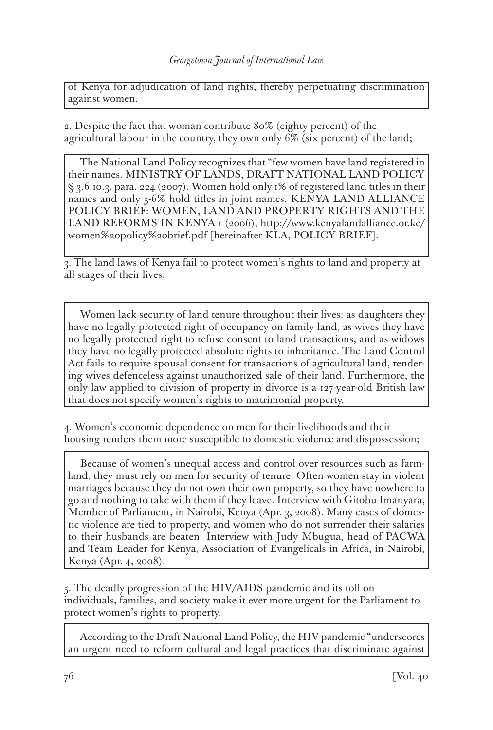of Kenya for adjudication of land rights, thereby perpetuating discrimination against women.

2. Despite the fact that woman contribute 80% (eighty percent) of the agricultural labour in the country, they own only 6% (six percent) of the land;

> The National Land Policy recognizes that "few women have land registered in their names. MINISTRY OF LANDS, DRAFT NATIONAL LAND POLICY § 3.6.10.3, para. 224 (2007). Women hold only 1% of registered land titles in their names and only 5-6% hold titles in joint names. KENYA LAND ALLIANCE POLICY BRIEF: WOMEN, LAND AND PROPERTY RIGHTS AND THE LAND REFORMS IN KENYA 1 (2006), http://www.kenyalandalliance.or.ke/women%20policy%20brief.pdf [hereinafter KLA, POLICY BRIEF].

3. The land laws of Kenya fail to protect women's rights to land and property at all stages of their lives;

> Women lack security of land tenure throughout their lives: as daughters they have no legally protected right of occupancy on family land, as wives they have no legally protected right to refuse consent to land transactions, and as widows they have no legally protected absolute rights to inheritance. The Land Control Act fails to require spousal consent for transactions of agricultural land, rendering wives defenceless against unauthorized sale of their land. Furthermore, the only law applied to division of property in divorce is a 127-year-old British law that does not specify women's rights to matrimonial property.

4. Women's economic dependence on men for their livelihoods and their housing renders them more susceptible to domestic violence and dispossession;

> Because of women's unequal access and control over resources such as farmland, they must rely on men for security of tenure. Often women stay in violent marriages because they do not own their own property, so they have nowhere to go and nothing to take with them if they leave. Interview with Gitobu Imanyara, Member of Parliament, in Nairobi, Kenya (Apr. 3, 2008). Many cases of domestic violence are tied to property, and women who do not surrender their salaries to their husbands are beaten. Interview with Judy Mbugua, head of PACWA and Team Leader for Kenya, Association of Evangelicals in Africa, in Nairobi, Kenya (Apr. 4, 2008).

5. The deadly progression of the HIV/AIDS pandemic and its toll on individuals, families, and society make it ever more urgent for the Parliament to protect women's rights to property.

> According to the Draft National Land Policy, the HIV pandemic "underscores an urgent need to reform cultural and legal practices that discriminate against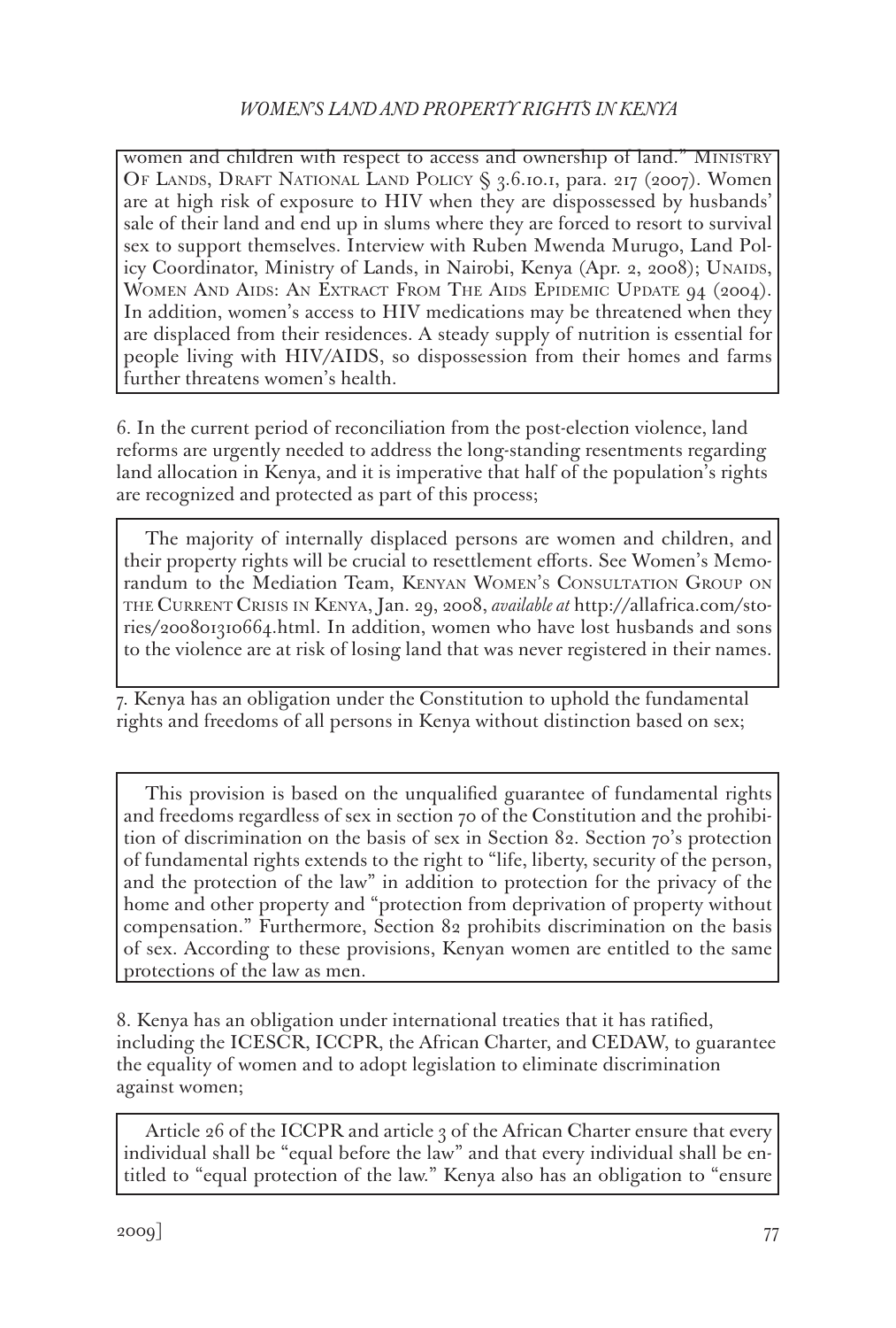women and children with respect to access and ownership of land." Ministry Of Lands, Draft National Land Policy § 3.6.10.1, para. 217 (2007). Women are at high risk of exposure to HIV when they are dispossessed by husbands' sale of their land and end up in slums where they are forced to resort to survival sex to support themselves. Interview with Ruben Mwenda Murugo, Land Policy Coordinator, Ministry of Lands, in Nairobi, Kenya (Apr. 2, 2008); Unaids, Women And Aids: An Extract From The Aids Epidemic Update 94 (2004). In addition, women's access to HIV medications may be threatened when they are displaced from their residences. A steady supply of nutrition is essential for people living with HIV/AIDS, so dispossession from their homes and farms further threatens women's health.

6. In the current period of reconciliation from the post-election violence, land reforms are urgently needed to address the long-standing resentments regarding land allocation in Kenya, and it is imperative that half of the population's rights are recognized and protected as part of this process;

The majority of internally displaced persons are women and children, and their property rights will be crucial to resettlement efforts. See Women's Memorandum to the Mediation Team, Kenyan Women's Consultation Group on the Current Crisis in Kenya, Jan. 29, 2008, *available at* http://allafrica.com/stories/200801310664.html. In addition, women who have lost husbands and sons to the violence are at risk of losing land that was never registered in their names.

7. Kenya has an obligation under the Constitution to uphold the fundamental rights and freedoms of all persons in Kenya without distinction based on sex;

This provision is based on the unqualified guarantee of fundamental rights and freedoms regardless of sex in section 70 of the Constitution and the prohibition of discrimination on the basis of sex in Section 82. Section 70's protection of fundamental rights extends to the right to "life, liberty, security of the person, and the protection of the law" in addition to protection for the privacy of the home and other property and "protection from deprivation of property without compensation." Furthermore, Section 82 prohibits discrimination on the basis of sex. According to these provisions, Kenyan women are entitled to the same protections of the law as men.

8. Kenya has an obligation under international treaties that it has ratified, including the ICESCR, ICCPR, the African Charter, and CEDAW, to guarantee the equality of women and to adopt legislation to eliminate discrimination against women;

Article 26 of the ICCPR and article 3 of the African Charter ensure that every individual shall be "equal before the law" and that every individual shall be entitled to "equal protection of the law." Kenya also has an obligation to "ensure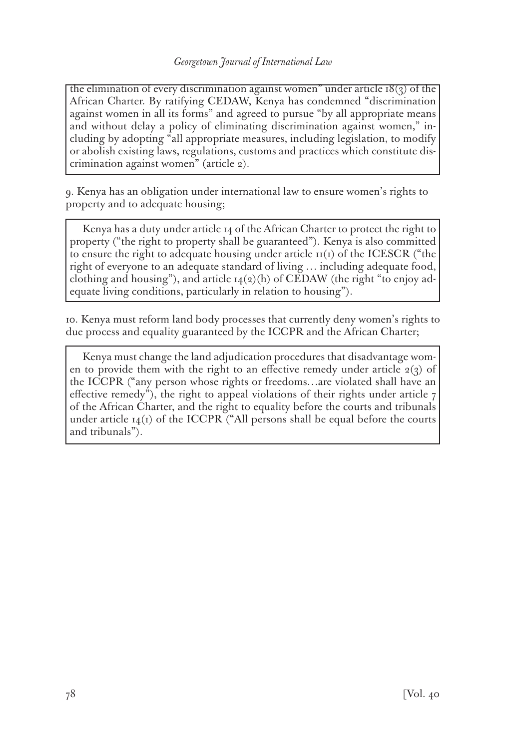the elimination of every discrimination against women" under article 18(3) of the African Charter. By ratifying CEDAW, Kenya has condemned "discrimination against women in all its forms" and agreed to pursue "by all appropriate means and without delay a policy of eliminating discrimination against women," including by adopting "all appropriate measures, including legislation, to modify or abolish existing laws, regulations, customs and practices which constitute discrimination against women" (article 2).

9. Kenya has an obligation under international law to ensure women's rights to property and to adequate housing;

> Kenya has a duty under article 14 of the African Charter to protect the right to property ("the right to property shall be guaranteed"). Kenya is also committed to ensure the right to adequate housing under article 11(1) of the ICESCR ("the right of everyone to an adequate standard of living … including adequate food, clothing and housing"), and article 14(2)(h) of CEDAW (the right "to enjoy adequate living conditions, particularly in relation to housing").

10. Kenya must reform land body processes that currently deny women's rights to due process and equality guaranteed by the ICCPR and the African Charter;

> Kenya must change the land adjudication procedures that disadvantage women to provide them with the right to an effective remedy under article 2(3) of the ICCPR ("any person whose rights or freedoms…are violated shall have an effective remedy"), the right to appeal violations of their rights under article 7 of the African Charter, and the right to equality before the courts and tribunals under article 14(1) of the ICCPR ("All persons shall be equal before the courts and tribunals").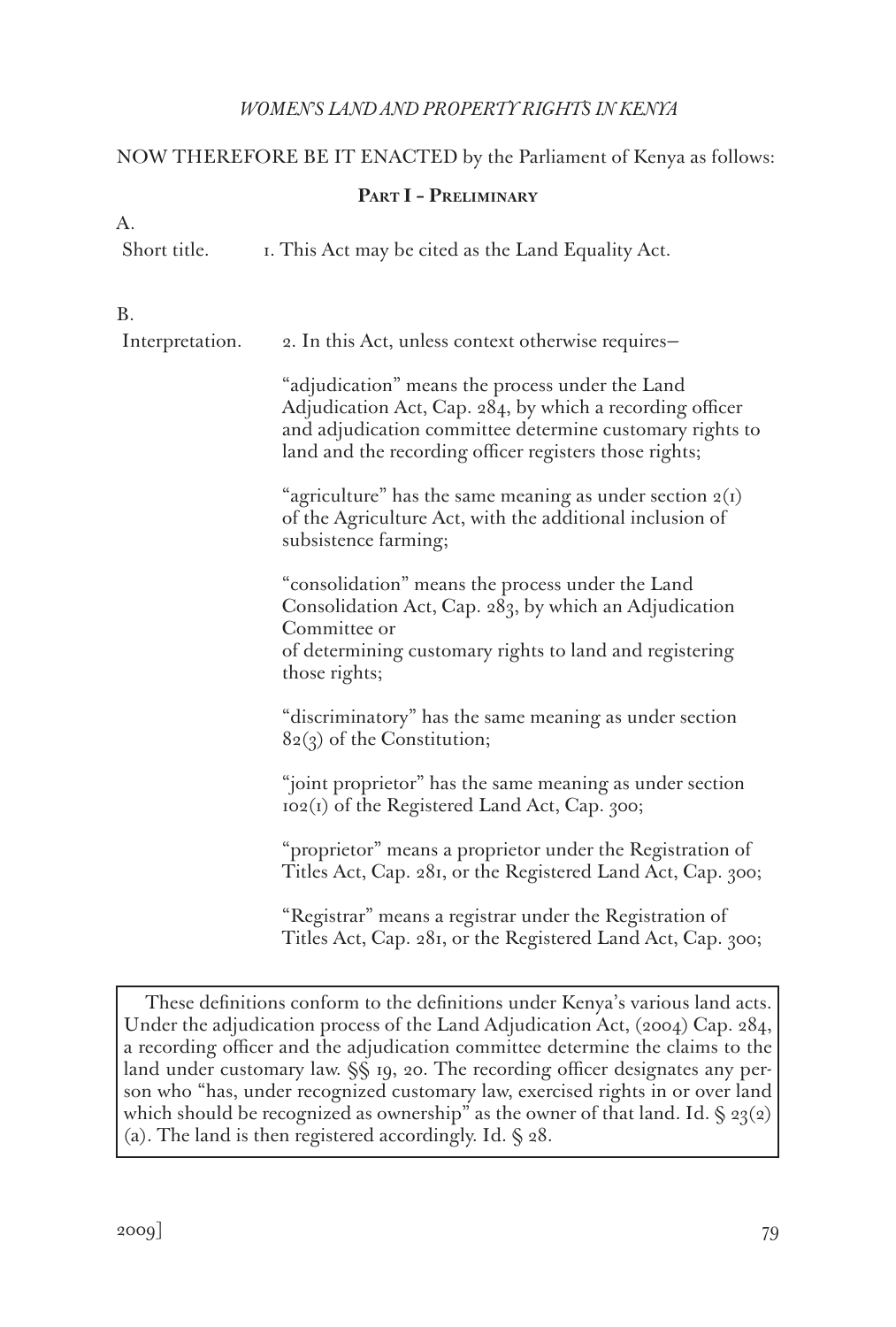NOW THEREFORE BE IT ENACTED by the Parliament of Kenya as follows:

## Part I – Preliminary

A.

Short title. 1. This Act may be cited as the Land Equality Act.

B.

Interpretation. 2. In this Act, unless context otherwise requires—

"adjudication" means the process under the Land Adjudication Act, Cap. 284, by which a recording officer and adjudication committee determine customary rights to land and the recording officer registers those rights;

"agriculture" has the same meaning as under section 2(1) of the Agriculture Act, with the additional inclusion of subsistence farming;

"consolidation" means the process under the Land Consolidation Act, Cap. 283, by which an Adjudication Committee or
of determining customary rights to land and registering those rights;

"discriminatory" has the same meaning as under section 82(3) of the Constitution;

"joint proprietor" has the same meaning as under section 102(1) of the Registered Land Act, Cap. 300;

"proprietor" means a proprietor under the Registration of Titles Act, Cap. 281, or the Registered Land Act, Cap. 300;

"Registrar" means a registrar under the Registration of Titles Act, Cap. 281, or the Registered Land Act, Cap. 300;

> These definitions conform to the definitions under Kenya's various land acts. Under the adjudication process of the Land Adjudication Act, (2004) Cap. 284, a recording officer and the adjudication committee determine the claims to the land under customary law. §§ 19, 20. The recording officer designates any person who "has, under recognized customary law, exercised rights in or over land which should be recognized as ownership" as the owner of that land. Id. § 23(2)(a). The land is then registered accordingly. Id. § 28.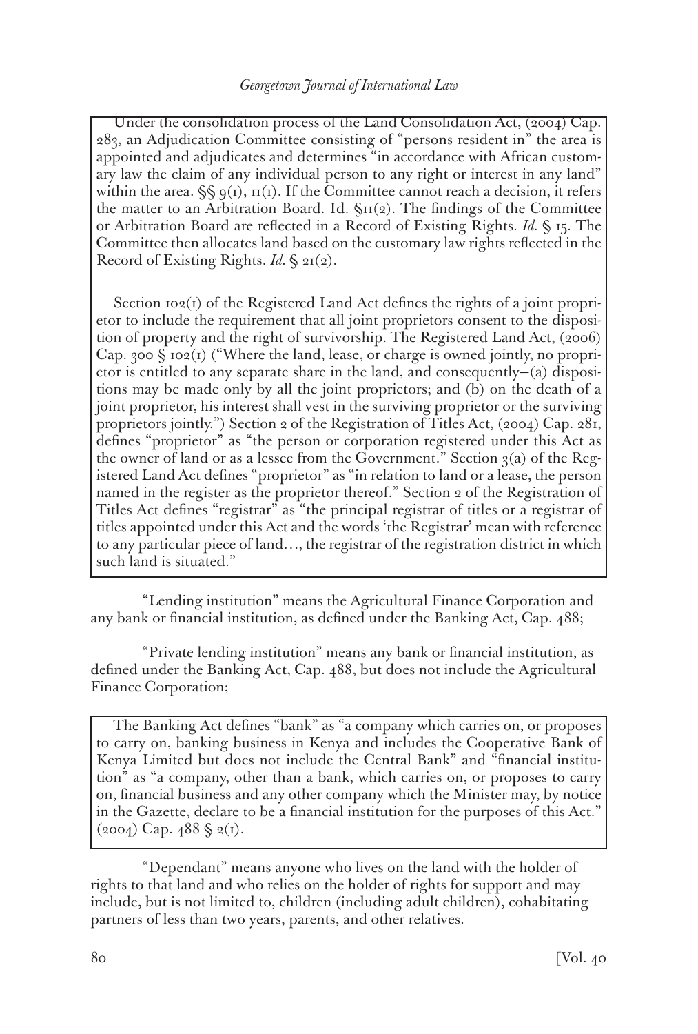Under the consolidation process of the Land Consolidation Act, (2004) Cap. 283, an Adjudication Committee consisting of "persons resident in" the area is appointed and adjudicates and determines "in accordance with African customary law the claim of any individual person to any right or interest in any land" within the area. §§ 9(1), 11(1). If the Committee cannot reach a decision, it refers the matter to an Arbitration Board. Id. §11(2). The findings of the Committee or Arbitration Board are reflected in a Record of Existing Rights. *Id.* § 15. The Committee then allocates land based on the customary law rights reflected in the Record of Existing Rights. *Id.* § 21(2).

Section 102(1) of the Registered Land Act defines the rights of a joint proprietor to include the requirement that all joint proprietors consent to the disposition of property and the right of survivorship. The Registered Land Act, (2006) Cap. 300 § 102(1) ("Where the land, lease, or charge is owned jointly, no proprietor is entitled to any separate share in the land, and consequently—(a) dispositions may be made only by all the joint proprietors; and (b) on the death of a joint proprietor, his interest shall vest in the surviving proprietor or the surviving proprietors jointly.") Section 2 of the Registration of Titles Act, (2004) Cap. 281, defines "proprietor" as "the person or corporation registered under this Act as the owner of land or as a lessee from the Government." Section 3(a) of the Registered Land Act defines "proprietor" as "in relation to land or a lease, the person named in the register as the proprietor thereof." Section 2 of the Registration of Titles Act defines "registrar" as "the principal registrar of titles or a registrar of titles appointed under this Act and the words 'the Registrar' mean with reference to any particular piece of land…, the registrar of the registration district in which such land is situated."

"Lending institution" means the Agricultural Finance Corporation and any bank or financial institution, as defined under the Banking Act, Cap. 488;

"Private lending institution" means any bank or financial institution, as defined under the Banking Act, Cap. 488, but does not include the Agricultural Finance Corporation;

The Banking Act defines "bank" as "a company which carries on, or proposes to carry on, banking business in Kenya and includes the Cooperative Bank of Kenya Limited but does not include the Central Bank" and "financial institution" as "a company, other than a bank, which carries on, or proposes to carry on, financial business and any other company which the Minister may, by notice in the Gazette, declare to be a financial institution for the purposes of this Act." (2004) Cap. 488 § 2(1).

"Dependant" means anyone who lives on the land with the holder of rights to that land and who relies on the holder of rights for support and may include, but is not limited to, children (including adult children), cohabitating partners of less than two years, parents, and other relatives.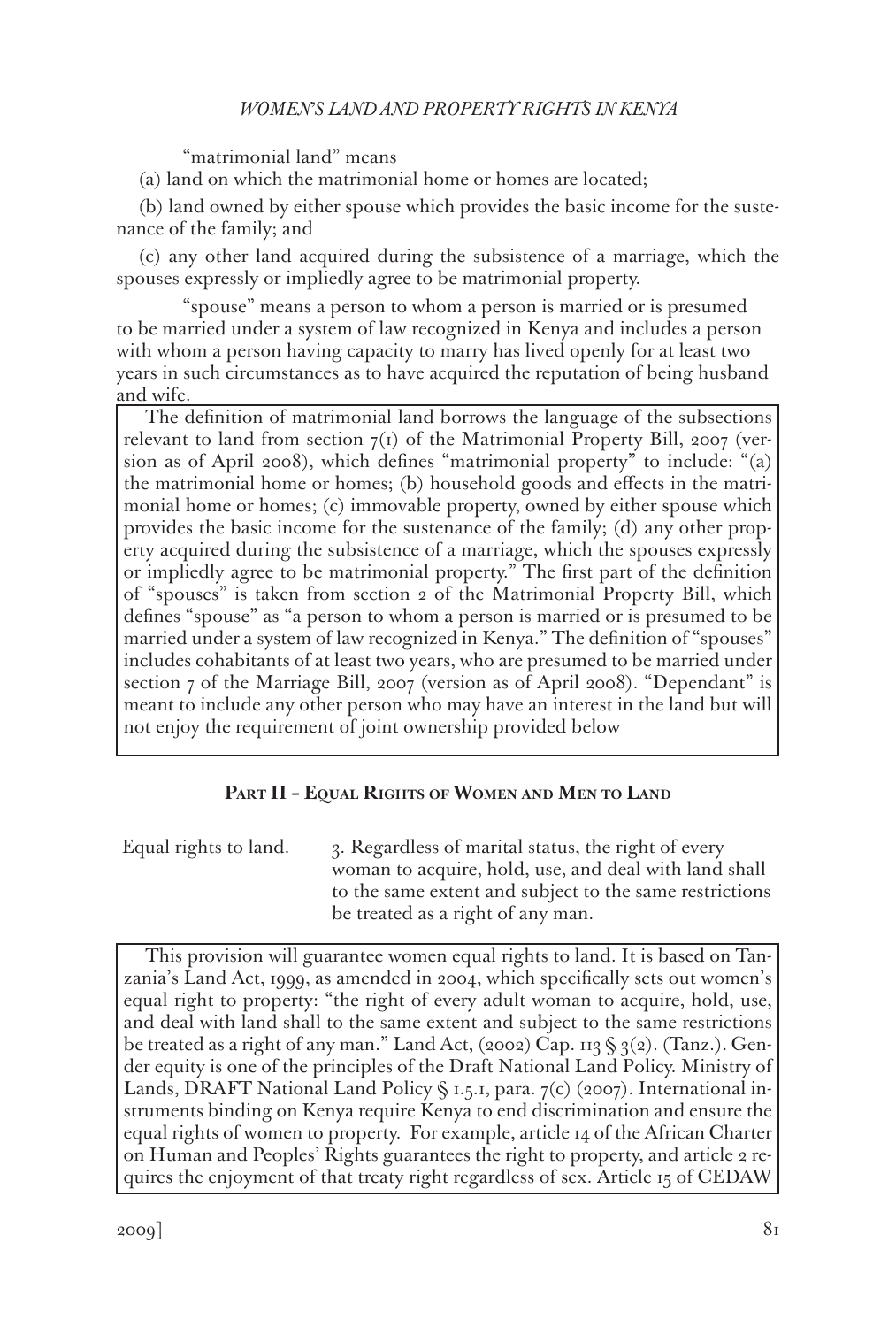"matrimonial land" means

(a) land on which the matrimonial home or homes are located;

(b) land owned by either spouse which provides the basic income for the sustenance of the family; and

(c) any other land acquired during the subsistence of a marriage, which the spouses expressly or impliedly agree to be matrimonial property.

"spouse" means a person to whom a person is married or is presumed to be married under a system of law recognized in Kenya and includes a person with whom a person having capacity to marry has lived openly for at least two years in such circumstances as to have acquired the reputation of being husband and wife.

> The definition of matrimonial land borrows the language of the subsections relevant to land from section 7(1) of the Matrimonial Property Bill, 2007 (version as of April 2008), which defines "matrimonial property" to include: "(a) the matrimonial home or homes; (b) household goods and effects in the matrimonial home or homes; (c) immovable property, owned by either spouse which provides the basic income for the sustenance of the family; (d) any other property acquired during the subsistence of a marriage, which the spouses expressly or impliedly agree to be matrimonial property." The first part of the definition of "spouses" is taken from section 2 of the Matrimonial Property Bill, which defines "spouse" as "a person to whom a person is married or is presumed to be married under a system of law recognized in Kenya." The definition of "spouses" includes cohabitants of at least two years, who are presumed to be married under section 7 of the Marriage Bill, 2007 (version as of April 2008). "Dependant" is meant to include any other person who may have an interest in the land but will not enjoy the requirement of joint ownership provided below

## Part II – Equal Rights of Women and Men to Land

Equal rights to land. 3. Regardless of marital status, the right of every woman to acquire, hold, use, and deal with land shall to the same extent and subject to the same restrictions be treated as a right of any man.

> This provision will guarantee women equal rights to land. It is based on Tanzania's Land Act, 1999, as amended in 2004, which specifically sets out women's equal right to property: "the right of every adult woman to acquire, hold, use, and deal with land shall to the same extent and subject to the same restrictions be treated as a right of any man." Land Act, (2002) Cap. 113 § 3(2). (Tanz.). Gender equity is one of the principles of the Draft National Land Policy. Ministry of Lands, DRAFT National Land Policy § 1.5.1, para. 7(c) (2007). International instruments binding on Kenya require Kenya to end discrimination and ensure the equal rights of women to property. For example, article 14 of the African Charter on Human and Peoples' Rights guarantees the right to property, and article 2 requires the enjoyment of that treaty right regardless of sex. Article 15 of CEDAW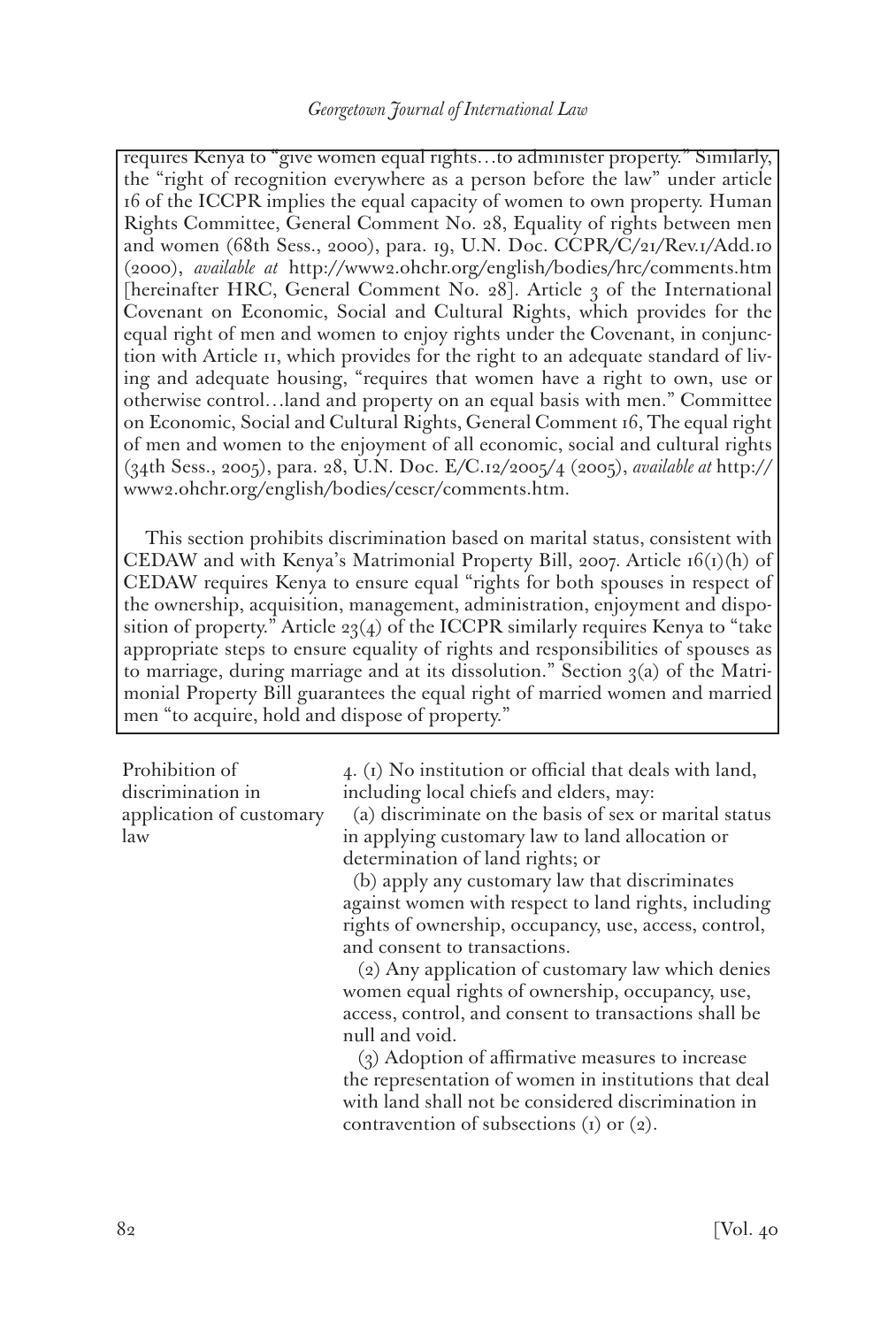requires Kenya to "give women equal rights…to administer property." Similarly, the "right of recognition everywhere as a person before the law" under article 16 of the ICCPR implies the equal capacity of women to own property. Human Rights Committee, General Comment No. 28, Equality of rights between men and women (68th Sess., 2000), para. 19, U.N. Doc. CCPR/C/21/Rev.1/Add.10 (2000), *available at* http://www2.ohchr.org/english/bodies/hrc/comments.htm [hereinafter HRC, General Comment No. 28]. Article 3 of the International Covenant on Economic, Social and Cultural Rights, which provides for the equal right of men and women to enjoy rights under the Covenant, in conjunction with Article 11, which provides for the right to an adequate standard of living and adequate housing, "requires that women have a right to own, use or otherwise control…land and property on an equal basis with men." Committee on Economic, Social and Cultural Rights, General Comment 16, The equal right of men and women to the enjoyment of all economic, social and cultural rights (34th Sess., 2005), para. 28, U.N. Doc. E/C.12/2005/4 (2005), *available at* http://www2.ohchr.org/english/bodies/cescr/comments.htm.

This section prohibits discrimination based on marital status, consistent with CEDAW and with Kenya's Matrimonial Property Bill, 2007. Article 16(1)(h) of CEDAW requires Kenya to ensure equal "rights for both spouses in respect of the ownership, acquisition, management, administration, enjoyment and disposition of property." Article 23(4) of the ICCPR similarly requires Kenya to "take appropriate steps to ensure equality of rights and responsibilities of spouses as to marriage, during marriage and at its dissolution." Section 3(a) of the Matrimonial Property Bill guarantees the equal right of married women and married men "to acquire, hold and dispose of property."

**Prohibition of discrimination in application of customary law**

4. (1) No institution or official that deals with land, including local chiefs and elders, may:

(a) discriminate on the basis of sex or marital status in applying customary law to land allocation or determination of land rights; or

(b) apply any customary law that discriminates against women with respect to land rights, including rights of ownership, occupancy, use, access, control, and consent to transactions.

(2) Any application of customary law which denies women equal rights of ownership, occupancy, use, access, control, and consent to transactions shall be null and void.

(3) Adoption of affirmative measures to increase the representation of women in institutions that deal with land shall not be considered discrimination in contravention of subsections (1) or (2).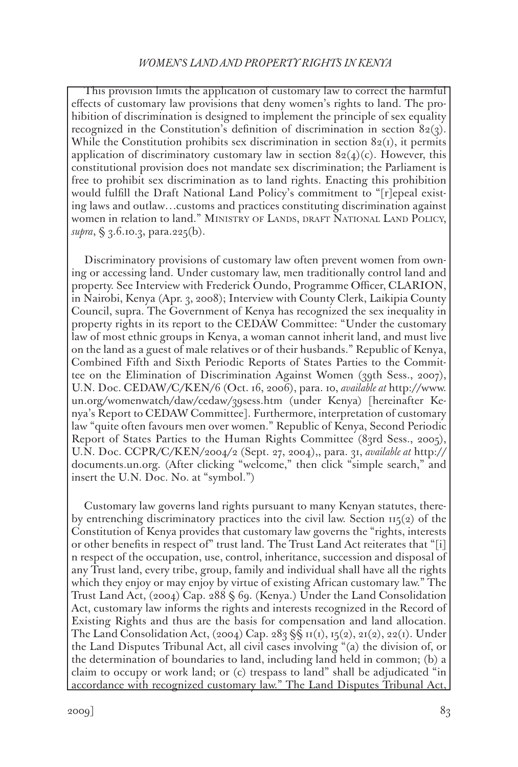This provision limits the application of customary law to correct the harmful effects of customary law provisions that deny women's rights to land. The prohibition of discrimination is designed to implement the principle of sex equality recognized in the Constitution's definition of discrimination in section 82(3). While the Constitution prohibits sex discrimination in section 82(1), it permits application of discriminatory customary law in section 82(4)(c). However, this constitutional provision does not mandate sex discrimination; the Parliament is free to prohibit sex discrimination as to land rights. Enacting this prohibition would fulfill the Draft National Land Policy's commitment to "[r]epeal existing laws and outlaw…customs and practices constituting discrimination against women in relation to land." Ministry of Lands, draft National Land Policy, *supra*, § 3.6.10.3, para.225(b).

Discriminatory provisions of customary law often prevent women from owning or accessing land. Under customary law, men traditionally control land and property. See Interview with Frederick Oundo, Programme Officer, CLARION, in Nairobi, Kenya (Apr. 3, 2008); Interview with County Clerk, Laikipia County Council, supra. The Government of Kenya has recognized the sex inequality in property rights in its report to the CEDAW Committee: "Under the customary law of most ethnic groups in Kenya, a woman cannot inherit land, and must live on the land as a guest of male relatives or of their husbands." Republic of Kenya, Combined Fifth and Sixth Periodic Reports of States Parties to the Committee on the Elimination of Discrimination Against Women (39th Sess., 2007), U.N. Doc. CEDAW/C/KEN/6 (Oct. 16, 2006), para. 10, *available at* http://www.un.org/womenwatch/daw/cedaw/39sess.htm (under Kenya) [hereinafter Kenya's Report to CEDAW Committee]. Furthermore, interpretation of customary law "quite often favours men over women." Republic of Kenya, Second Periodic Report of States Parties to the Human Rights Committee (83rd Sess., 2005), U.N. Doc. CCPR/C/KEN/2004/2 (Sept. 27, 2004),, para. 31, *available at* http://documents.un.org. (After clicking "welcome," then click "simple search," and insert the U.N. Doc. No. at "symbol.")

Customary law governs land rights pursuant to many Kenyan statutes, thereby entrenching discriminatory practices into the civil law. Section 115(2) of the Constitution of Kenya provides that customary law governs the "rights, interests or other benefits in respect of" trust land. The Trust Land Act reiterates that "[i]n respect of the occupation, use, control, inheritance, succession and disposal of any Trust land, every tribe, group, family and individual shall have all the rights which they enjoy or may enjoy by virtue of existing African customary law." The Trust Land Act, (2004) Cap. 288 § 69. (Kenya.) Under the Land Consolidation Act, customary law informs the rights and interests recognized in the Record of Existing Rights and thus are the basis for compensation and land allocation. The Land Consolidation Act, (2004) Cap. 283 §§ 11(1), 15(2), 21(2), 22(1). Under the Land Disputes Tribunal Act, all civil cases involving "(a) the division of, or the determination of boundaries to land, including land held in common; (b) a claim to occupy or work land; or (c) trespass to land" shall be adjudicated "in accordance with recognized customary law." The Land Disputes Tribunal Act,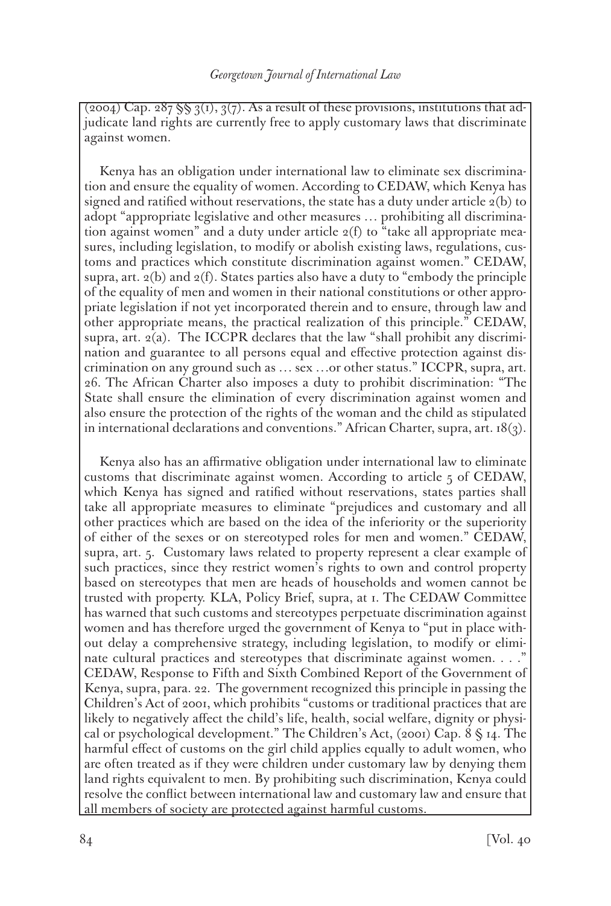(2004) Cap. 287 §§ 3(1), 3(7). As a result of these provisions, institutions that adjudicate land rights are currently free to apply customary laws that discriminate against women.

Kenya has an obligation under international law to eliminate sex discrimination and ensure the equality of women. According to CEDAW, which Kenya has signed and ratified without reservations, the state has a duty under article 2(b) to adopt "appropriate legislative and other measures … prohibiting all discrimination against women" and a duty under article 2(f) to "take all appropriate measures, including legislation, to modify or abolish existing laws, regulations, customs and practices which constitute discrimination against women." CEDAW, supra, art. 2(b) and 2(f). States parties also have a duty to "embody the principle of the equality of men and women in their national constitutions or other appropriate legislation if not yet incorporated therein and to ensure, through law and other appropriate means, the practical realization of this principle." CEDAW, supra, art. 2(a). The ICCPR declares that the law "shall prohibit any discrimination and guarantee to all persons equal and effective protection against discrimination on any ground such as … sex …or other status." ICCPR, supra, art. 26. The African Charter also imposes a duty to prohibit discrimination: "The State shall ensure the elimination of every discrimination against women and also ensure the protection of the rights of the woman and the child as stipulated in international declarations and conventions." African Charter, supra, art. 18(3).

Kenya also has an affirmative obligation under international law to eliminate customs that discriminate against women. According to article 5 of CEDAW, which Kenya has signed and ratified without reservations, states parties shall take all appropriate measures to eliminate "prejudices and customary and all other practices which are based on the idea of the inferiority or the superiority of either of the sexes or on stereotyped roles for men and women." CEDAW, supra, art. 5. Customary laws related to property represent a clear example of such practices, since they restrict women's rights to own and control property based on stereotypes that men are heads of households and women cannot be trusted with property. KLA, Policy Brief, supra, at 1. The CEDAW Committee has warned that such customs and stereotypes perpetuate discrimination against women and has therefore urged the government of Kenya to "put in place without delay a comprehensive strategy, including legislation, to modify or eliminate cultural practices and stereotypes that discriminate against women. . . ." CEDAW, Response to Fifth and Sixth Combined Report of the Government of Kenya, supra, para. 22. The government recognized this principle in passing the Children's Act of 2001, which prohibits "customs or traditional practices that are likely to negatively affect the child's life, health, social welfare, dignity or physical or psychological development." The Children's Act, (2001) Cap. 8 § 14. The harmful effect of customs on the girl child applies equally to adult women, who are often treated as if they were children under customary law by denying them land rights equivalent to men. By prohibiting such discrimination, Kenya could resolve the conflict between international law and customary law and ensure that all members of society are protected against harmful customs.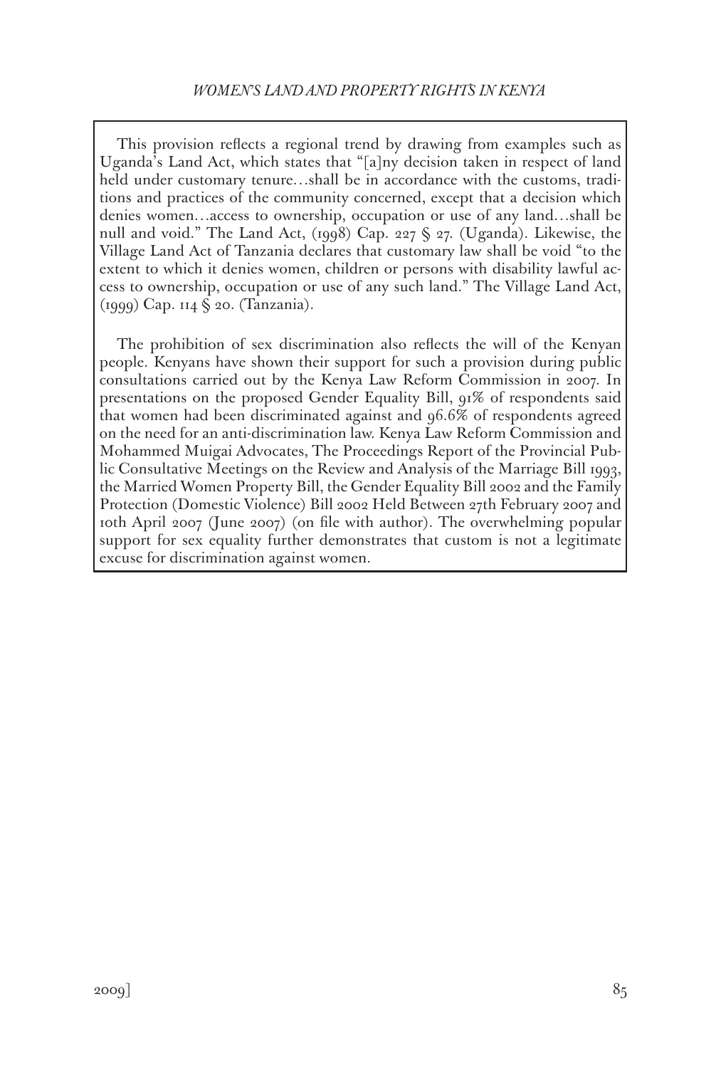This provision reflects a regional trend by drawing from examples such as Uganda's Land Act, which states that "[a]ny decision taken in respect of land held under customary tenure…shall be in accordance with the customs, traditions and practices of the community concerned, except that a decision which denies women…access to ownership, occupation or use of any land…shall be null and void." The Land Act, (1998) Cap. 227 § 27. (Uganda). Likewise, the Village Land Act of Tanzania declares that customary law shall be void "to the extent to which it denies women, children or persons with disability lawful access to ownership, occupation or use of any such land." The Village Land Act, (1999) Cap. 114 § 20. (Tanzania).

The prohibition of sex discrimination also reflects the will of the Kenyan people. Kenyans have shown their support for such a provision during public consultations carried out by the Kenya Law Reform Commission in 2007. In presentations on the proposed Gender Equality Bill, 91% of respondents said that women had been discriminated against and 96.6% of respondents agreed on the need for an anti-discrimination law. Kenya Law Reform Commission and Mohammed Muigai Advocates, The Proceedings Report of the Provincial Public Consultative Meetings on the Review and Analysis of the Marriage Bill 1993, the Married Women Property Bill, the Gender Equality Bill 2002 and the Family Protection (Domestic Violence) Bill 2002 Held Between 27th February 2007 and 10th April 2007 (June 2007) (on file with author). The overwhelming popular support for sex equality further demonstrates that custom is not a legitimate excuse for discrimination against women.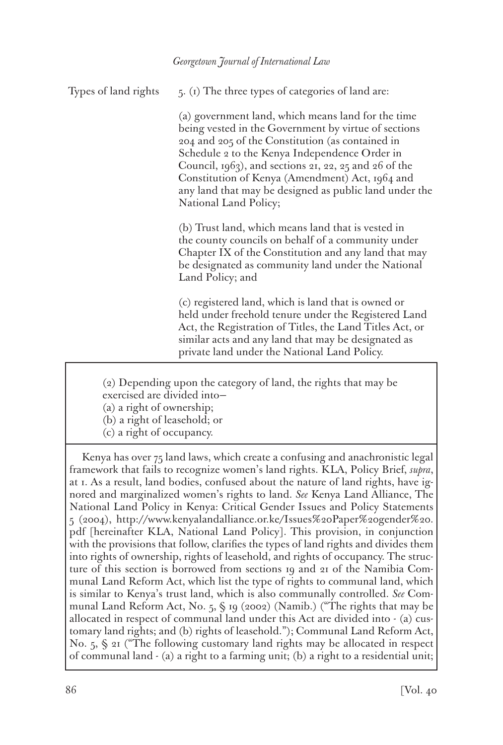Types of land rights

5. (1) The three types of categories of land are:

(a) government land, which means land for the time being vested in the Government by virtue of sections 204 and 205 of the Constitution (as contained in Schedule 2 to the Kenya Independence Order in Council, 1963), and sections 21, 22, 25 and 26 of the Constitution of Kenya (Amendment) Act, 1964 and any land that may be designed as public land under the National Land Policy;

(b) Trust land, which means land that is vested in the county councils on behalf of a community under Chapter IX of the Constitution and any land that may be designated as community land under the National Land Policy; and

(c) registered land, which is land that is owned or held under freehold tenure under the Registered Land Act, the Registration of Titles, the Land Titles Act, or similar acts and any land that may be designated as private land under the National Land Policy.

(2) Depending upon the category of land, the rights that may be exercised are divided into—
(a) a right of ownership;
(b) a right of leasehold; or
(c) a right of occupancy.

Kenya has over 75 land laws, which create a confusing and anachronistic legal framework that fails to recognize women's land rights. KLA, Policy Brief, *supra*, at 1. As a result, land bodies, confused about the nature of land rights, have ignored and marginalized women's rights to land. *See* Kenya Land Alliance, The National Land Policy in Kenya: Critical Gender Issues and Policy Statements 5 (2004), http://www.kenyalandalliance.or.ke/Issues%20Paper%20gender%20.pdf [hereinafter KLA, National Land Policy]. This provision, in conjunction with the provisions that follow, clarifies the types of land rights and divides them into rights of ownership, rights of leasehold, and rights of occupancy. The structure of this section is borrowed from sections 19 and 21 of the Namibia Communal Land Reform Act, which list the type of rights to communal land, which is similar to Kenya's trust land, which is also communally controlled. *See* Communal Land Reform Act, No. 5, § 19 (2002) (Namib.) ("The rights that may be allocated in respect of communal land under this Act are divided into - (a) customary land rights; and (b) rights of leasehold."); Communal Land Reform Act, No. 5, § 21 ("The following customary land rights may be allocated in respect of communal land - (a) a right to a farming unit; (b) a right to a residential unit;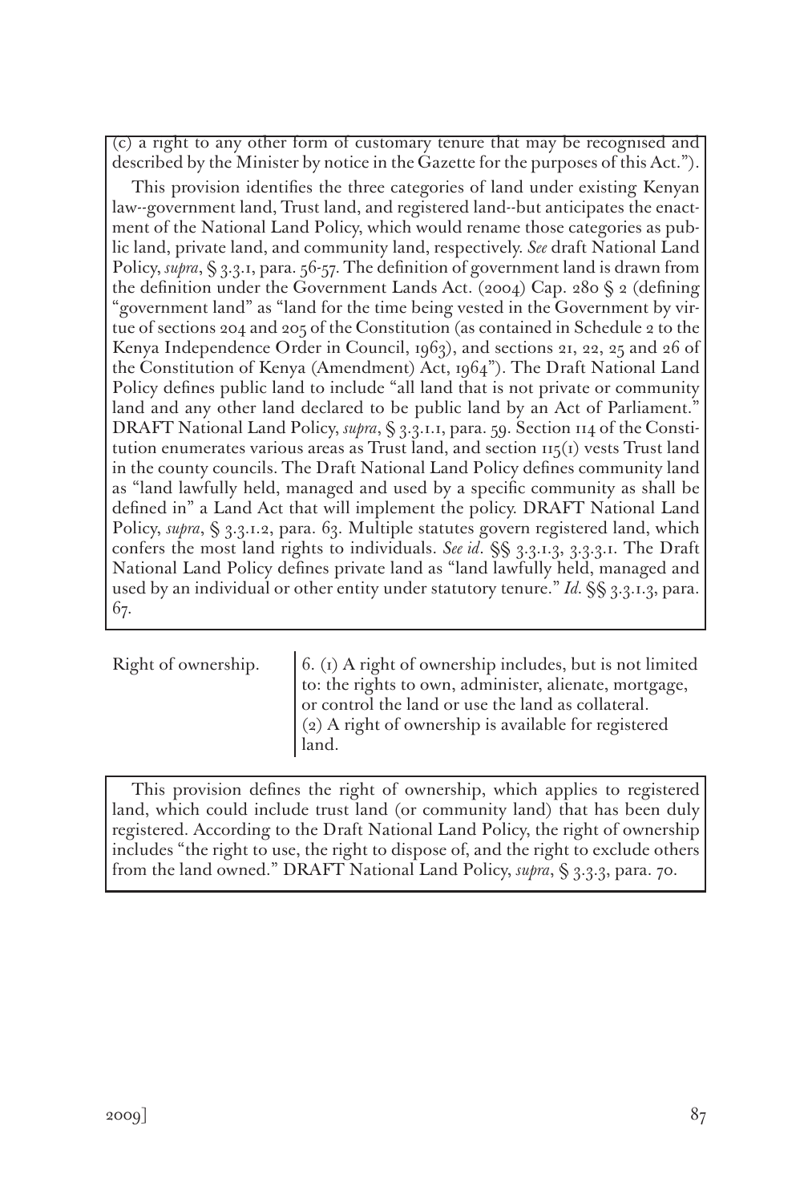(c) a right to any other form of customary tenure that may be recognised and described by the Minister by notice in the Gazette for the purposes of this Act.").

This provision identifies the three categories of land under existing Kenyan law--government land, Trust land, and registered land--but anticipates the enactment of the National Land Policy, which would rename those categories as public land, private land, and community land, respectively. *See* draft National Land Policy, *supra*, § 3.3.1, para. 56-57. The definition of government land is drawn from the definition under the Government Lands Act. (2004) Cap. 280 § 2 (defining "government land" as "land for the time being vested in the Government by virtue of sections 204 and 205 of the Constitution (as contained in Schedule 2 to the Kenya Independence Order in Council, 1963), and sections 21, 22, 25 and 26 of the Constitution of Kenya (Amendment) Act, 1964"). The Draft National Land Policy defines public land to include "all land that is not private or community land and any other land declared to be public land by an Act of Parliament." DRAFT National Land Policy, *supra*, § 3.3.1.1, para. 59. Section 114 of the Constitution enumerates various areas as Trust land, and section 115(1) vests Trust land in the county councils. The Draft National Land Policy defines community land as "land lawfully held, managed and used by a specific community as shall be defined in" a Land Act that will implement the policy. DRAFT National Land Policy, *supra*, § 3.3.1.2, para. 63. Multiple statutes govern registered land, which confers the most land rights to individuals. *See id*. §§ 3.3.1.3, 3.3.3.1. The Draft National Land Policy defines private land as "land lawfully held, managed and used by an individual or other entity under statutory tenure." *Id*. §§ 3.3.1.3, para. 67.

Right of ownership.

6. (1) A right of ownership includes, but is not limited to: the rights to own, administer, alienate, mortgage, or control the land or use the land as collateral.
(2) A right of ownership is available for registered land.

This provision defines the right of ownership, which applies to registered land, which could include trust land (or community land) that has been duly registered. According to the Draft National Land Policy, the right of ownership includes "the right to use, the right to dispose of, and the right to exclude others from the land owned." DRAFT National Land Policy, *supra*, § 3.3.3, para. 70.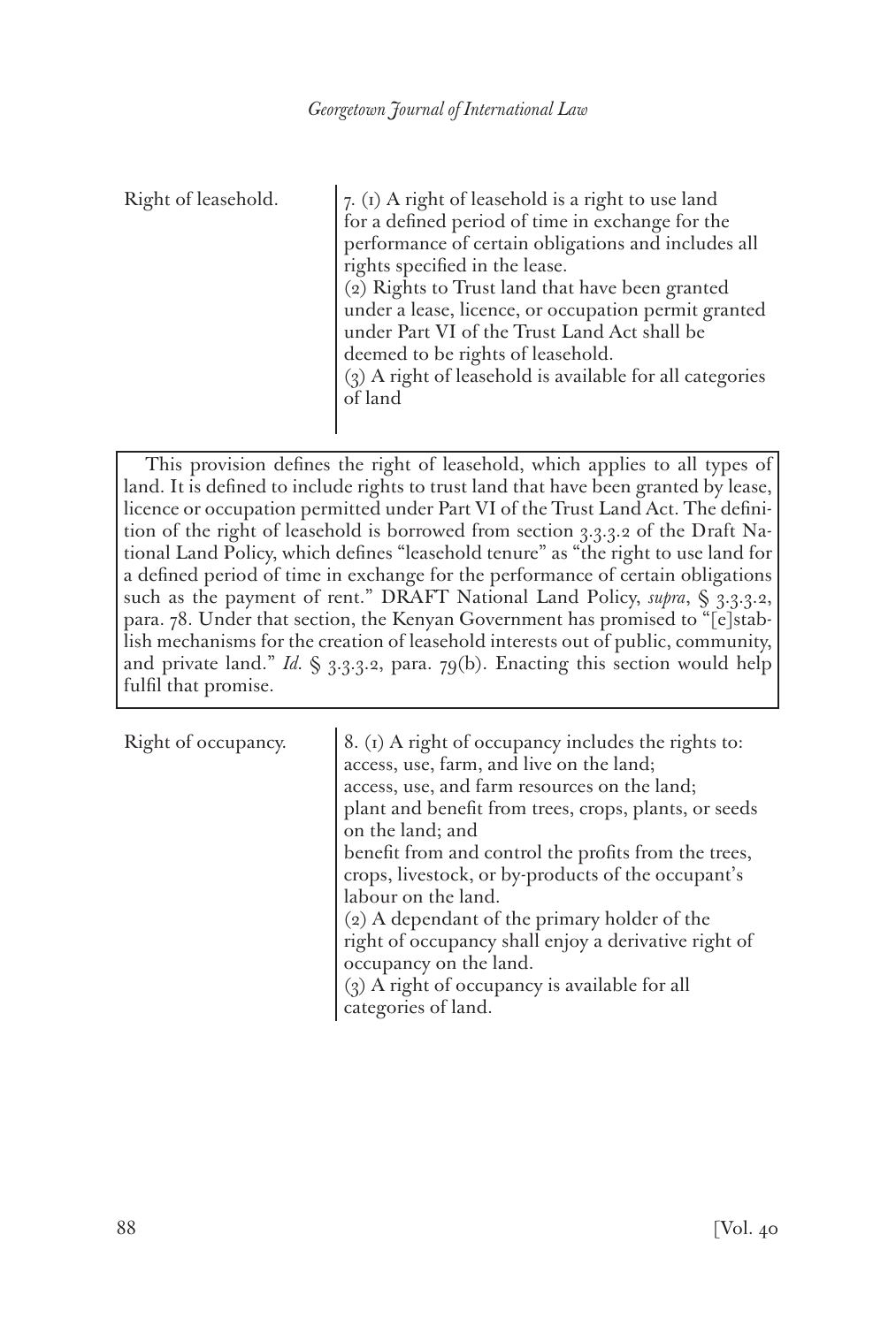Right of leasehold.

7. (1) A right of leasehold is a right to use land for a defined period of time in exchange for the performance of certain obligations and includes all rights specified in the lease.
(2) Rights to Trust land that have been granted under a lease, licence, or occupation permit granted under Part VI of the Trust Land Act shall be deemed to be rights of leasehold.
(3) A right of leasehold is available for all categories of land

> This provision defines the right of leasehold, which applies to all types of land. It is defined to include rights to trust land that have been granted by lease, licence or occupation permitted under Part VI of the Trust Land Act. The definition of the right of leasehold is borrowed from section 3.3.3.2 of the Draft National Land Policy, which defines "leasehold tenure" as "the right to use land for a defined period of time in exchange for the performance of certain obligations such as the payment of rent." DRAFT National Land Policy, *supra*, § 3.3.3.2, para. 78. Under that section, the Kenyan Government has promised to "[e]stablish mechanisms for the creation of leasehold interests out of public, community, and private land." *Id.* § 3.3.3.2, para. 79(b). Enacting this section would help fulfil that promise.

Right of occupancy.

8. (1) A right of occupancy includes the rights to:
access, use, farm, and live on the land;
access, use, and farm resources on the land;
plant and benefit from trees, crops, plants, or seeds on the land; and
benefit from and control the profits from the trees, crops, livestock, or by-products of the occupant's labour on the land.
(2) A dependant of the primary holder of the right of occupancy shall enjoy a derivative right of occupancy on the land.
(3) A right of occupancy is available for all categories of land.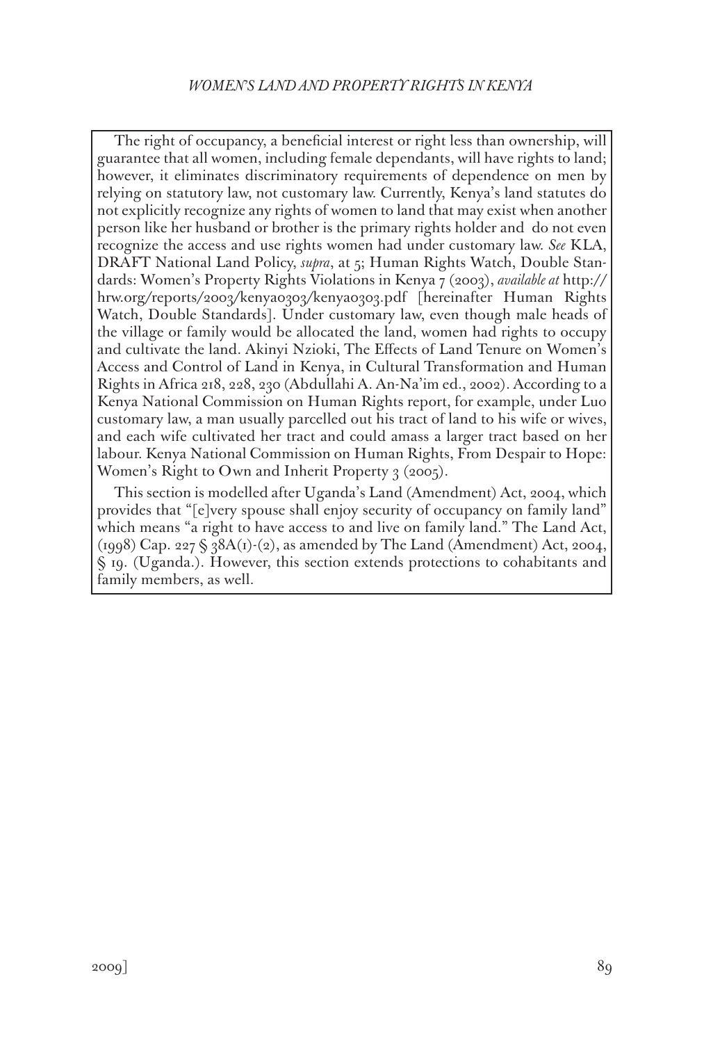The right of occupancy, a beneficial interest or right less than ownership, will guarantee that all women, including female dependants, will have rights to land; however, it eliminates discriminatory requirements of dependence on men by relying on statutory law, not customary law. Currently, Kenya's land statutes do not explicitly recognize any rights of women to land that may exist when another person like her husband or brother is the primary rights holder and do not even recognize the access and use rights women had under customary law. *See* KLA, DRAFT National Land Policy, *supra*, at 5; Human Rights Watch, Double Standards: Women's Property Rights Violations in Kenya 7 (2003), *available at* http://hrw.org/reports/2003/kenya0303/kenya0303.pdf [hereinafter Human Rights Watch, Double Standards]. Under customary law, even though male heads of the village or family would be allocated the land, women had rights to occupy and cultivate the land. Akinyi Nzioki, The Effects of Land Tenure on Women's Access and Control of Land in Kenya, in Cultural Transformation and Human Rights in Africa 218, 228, 230 (Abdullahi A. An-Na'im ed., 2002). According to a Kenya National Commission on Human Rights report, for example, under Luo customary law, a man usually parcelled out his tract of land to his wife or wives, and each wife cultivated her tract and could amass a larger tract based on her labour. Kenya National Commission on Human Rights, From Despair to Hope: Women's Right to Own and Inherit Property 3 (2005).

This section is modelled after Uganda's Land (Amendment) Act, 2004, which provides that "[e]very spouse shall enjoy security of occupancy on family land" which means "a right to have access to and live on family land." The Land Act, (1998) Cap. 227 § 38A(1)-(2), as amended by The Land (Amendment) Act, 2004, § 19. (Uganda.). However, this section extends protections to cohabitants and family members, as well.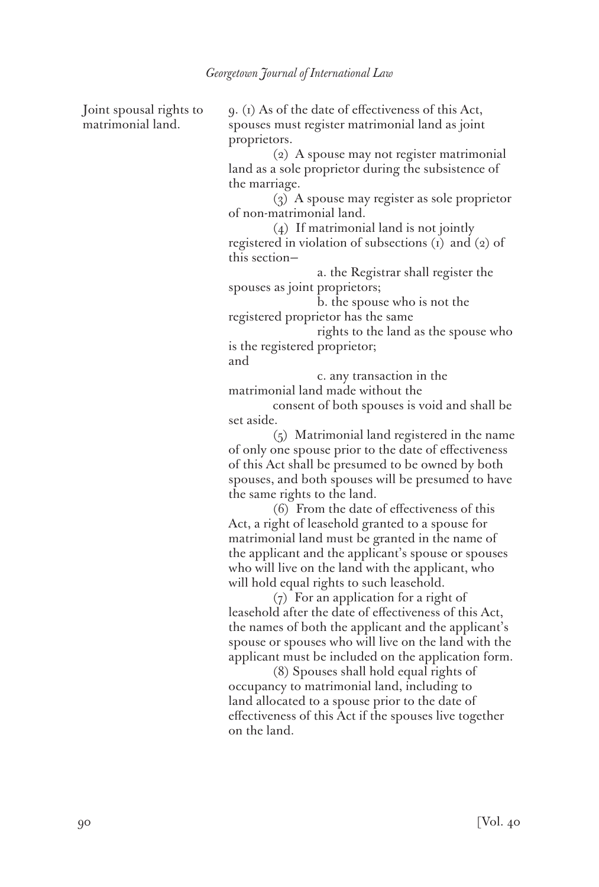Joint spousal rights to matrimonial land.

9. (1) As of the date of effectiveness of this Act, spouses must register matrimonial land as joint proprietors.

(2) A spouse may not register matrimonial land as a sole proprietor during the subsistence of the marriage.

(3) A spouse may register as sole proprietor of non-matrimonial land.

(4) If matrimonial land is not jointly registered in violation of subsections (1) and (2) of this section–

a. the Registrar shall register the spouses as joint proprietors;

b. the spouse who is not the registered proprietor has the same rights to the land as the spouse who is the registered proprietor; and

c. any transaction in the matrimonial land made without the consent of both spouses is void and shall be set aside.

(5) Matrimonial land registered in the name of only one spouse prior to the date of effectiveness of this Act shall be presumed to be owned by both spouses, and both spouses will be presumed to have the same rights to the land.

(6) From the date of effectiveness of this Act, a right of leasehold granted to a spouse for matrimonial land must be granted in the name of the applicant and the applicant's spouse or spouses who will live on the land with the applicant, who will hold equal rights to such leasehold.

(7) For an application for a right of leasehold after the date of effectiveness of this Act, the names of both the applicant and the applicant's spouse or spouses who will live on the land with the applicant must be included on the application form.

(8) Spouses shall hold equal rights of occupancy to matrimonial land, including to land allocated to a spouse prior to the date of effectiveness of this Act if the spouses live together on the land.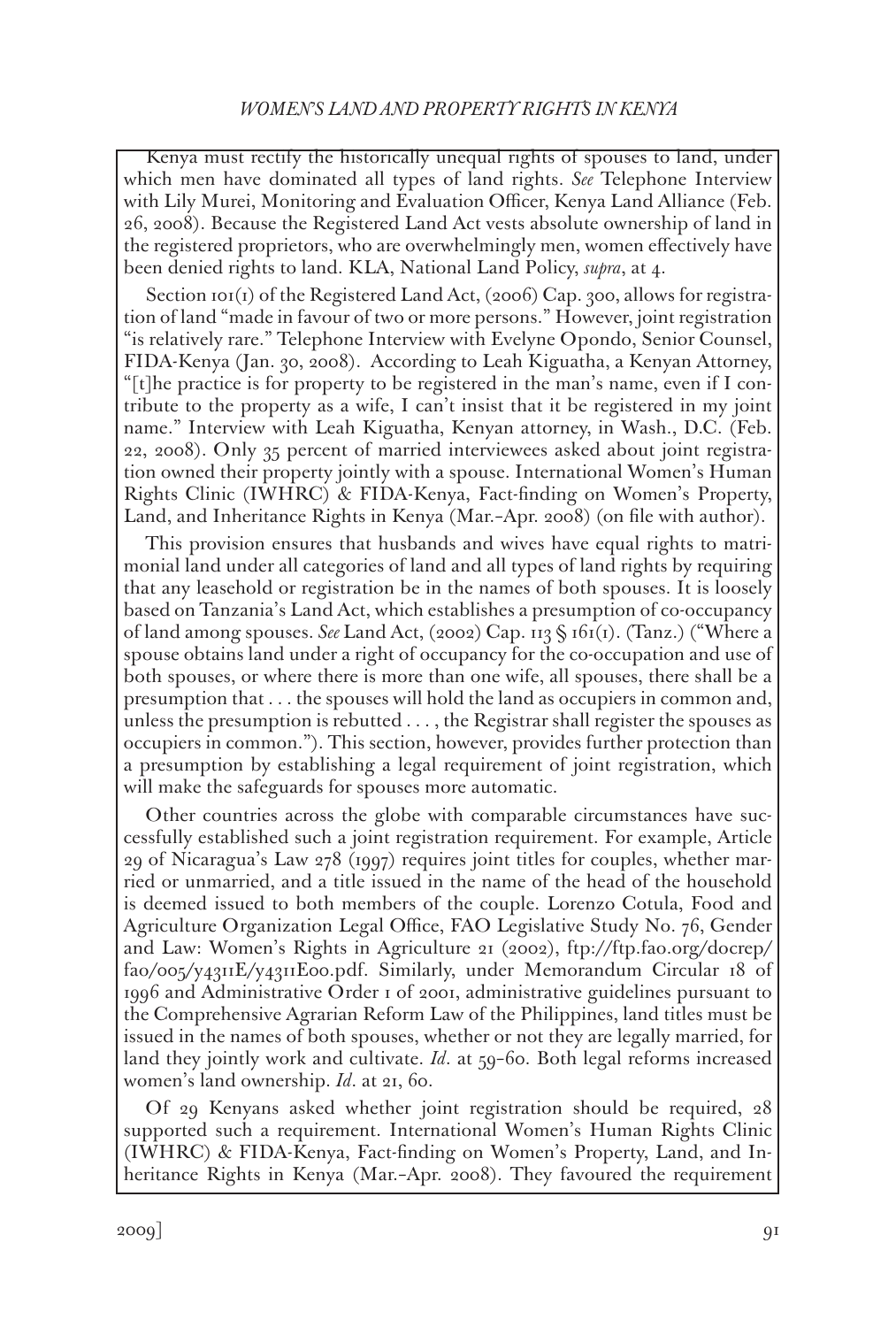Kenya must rectify the historically unequal rights of spouses to land, under which men have dominated all types of land rights. *See* Telephone Interview with Lily Murei, Monitoring and Evaluation Officer, Kenya Land Alliance (Feb. 26, 2008). Because the Registered Land Act vests absolute ownership of land in the registered proprietors, who are overwhelmingly men, women effectively have been denied rights to land. KLA, National Land Policy, *supra*, at 4.

Section 101(1) of the Registered Land Act, (2006) Cap. 300, allows for registration of land "made in favour of two or more persons." However, joint registration "is relatively rare." Telephone Interview with Evelyne Opondo, Senior Counsel, FIDA-Kenya (Jan. 30, 2008). According to Leah Kiguatha, a Kenyan Attorney, "[t]he practice is for property to be registered in the man's name, even if I contribute to the property as a wife, I can't insist that it be registered in my joint name." Interview with Leah Kiguatha, Kenyan attorney, in Wash., D.C. (Feb. 22, 2008). Only 35 percent of married interviewees asked about joint registration owned their property jointly with a spouse. International Women's Human Rights Clinic (IWHRC) & FIDA-Kenya, Fact-finding on Women's Property, Land, and Inheritance Rights in Kenya (Mar.–Apr. 2008) (on file with author).

This provision ensures that husbands and wives have equal rights to matrimonial land under all categories of land and all types of land rights by requiring that any leasehold or registration be in the names of both spouses. It is loosely based on Tanzania's Land Act, which establishes a presumption of co-occupancy of land among spouses. *See* Land Act, (2002) Cap. 113 § 161(1). (Tanz.) ("Where a spouse obtains land under a right of occupancy for the co-occupation and use of both spouses, or where there is more than one wife, all spouses, there shall be a presumption that . . . the spouses will hold the land as occupiers in common and, unless the presumption is rebutted . . . , the Registrar shall register the spouses as occupiers in common."). This section, however, provides further protection than a presumption by establishing a legal requirement of joint registration, which will make the safeguards for spouses more automatic.

Other countries across the globe with comparable circumstances have successfully established such a joint registration requirement. For example, Article 29 of Nicaragua's Law 278 (1997) requires joint titles for couples, whether married or unmarried, and a title issued in the name of the head of the household is deemed issued to both members of the couple. Lorenzo Cotula, Food and Agriculture Organization Legal Office, FAO Legislative Study No. 76, Gender and Law: Women's Rights in Agriculture 21 (2002), ftp://ftp.fao.org/docrep/fao/005/y4311E/y4311E00.pdf. Similarly, under Memorandum Circular 18 of 1996 and Administrative Order 1 of 2001, administrative guidelines pursuant to the Comprehensive Agrarian Reform Law of the Philippines, land titles must be issued in the names of both spouses, whether or not they are legally married, for land they jointly work and cultivate. *Id*. at 59–60. Both legal reforms increased women's land ownership. *Id*. at 21, 60.

Of 29 Kenyans asked whether joint registration should be required, 28 supported such a requirement. International Women's Human Rights Clinic (IWHRC) & FIDA-Kenya, Fact-finding on Women's Property, Land, and Inheritance Rights in Kenya (Mar.–Apr. 2008). They favoured the requirement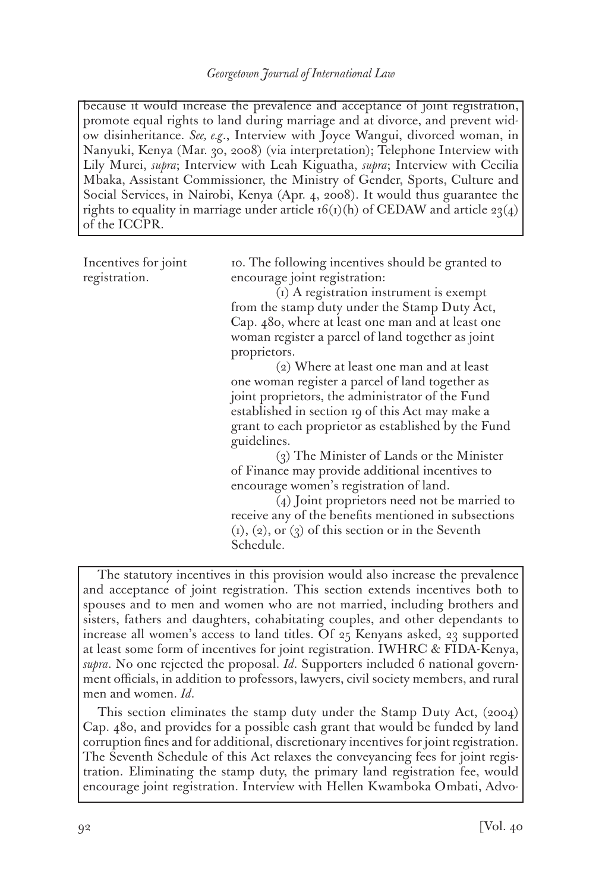because it would increase the prevalence and acceptance of joint registration, promote equal rights to land during marriage and at divorce, and prevent widow disinheritance. *See, e.g.*, Interview with Joyce Wangui, divorced woman, in Nanyuki, Kenya (Mar. 30, 2008) (via interpretation); Telephone Interview with Lily Murei, *supra*; Interview with Leah Kiguatha, *supra*; Interview with Cecilia Mbaka, Assistant Commissioner, the Ministry of Gender, Sports, Culture and Social Services, in Nairobi, Kenya (Apr. 4, 2008). It would thus guarantee the rights to equality in marriage under article 16(1)(h) of CEDAW and article 23(4) of the ICCPR.

Incentives for joint registration.

10. The following incentives should be granted to encourage joint registration:

(1) A registration instrument is exempt from the stamp duty under the Stamp Duty Act, Cap. 480, where at least one man and at least one woman register a parcel of land together as joint proprietors.

(2) Where at least one man and at least one woman register a parcel of land together as joint proprietors, the administrator of the Fund established in section 19 of this Act may make a grant to each proprietor as established by the Fund guidelines.

(3) The Minister of Lands or the Minister of Finance may provide additional incentives to encourage women's registration of land.

(4) Joint proprietors need not be married to receive any of the benefits mentioned in subsections (1), (2), or (3) of this section or in the Seventh Schedule.

The statutory incentives in this provision would also increase the prevalence and acceptance of joint registration. This section extends incentives both to spouses and to men and women who are not married, including brothers and sisters, fathers and daughters, cohabitating couples, and other dependants to increase all women's access to land titles. Of 25 Kenyans asked, 23 supported at least some form of incentives for joint registration. IWHRC & FIDA-Kenya, *supra*. No one rejected the proposal. *Id*. Supporters included 6 national government officials, in addition to professors, lawyers, civil society members, and rural men and women. *Id*.

This section eliminates the stamp duty under the Stamp Duty Act, (2004) Cap. 480, and provides for a possible cash grant that would be funded by land corruption fines and for additional, discretionary incentives for joint registration. The Seventh Schedule of this Act relaxes the conveyancing fees for joint registration. Eliminating the stamp duty, the primary land registration fee, would encourage joint registration. Interview with Hellen Kwamboka Ombati, Advo-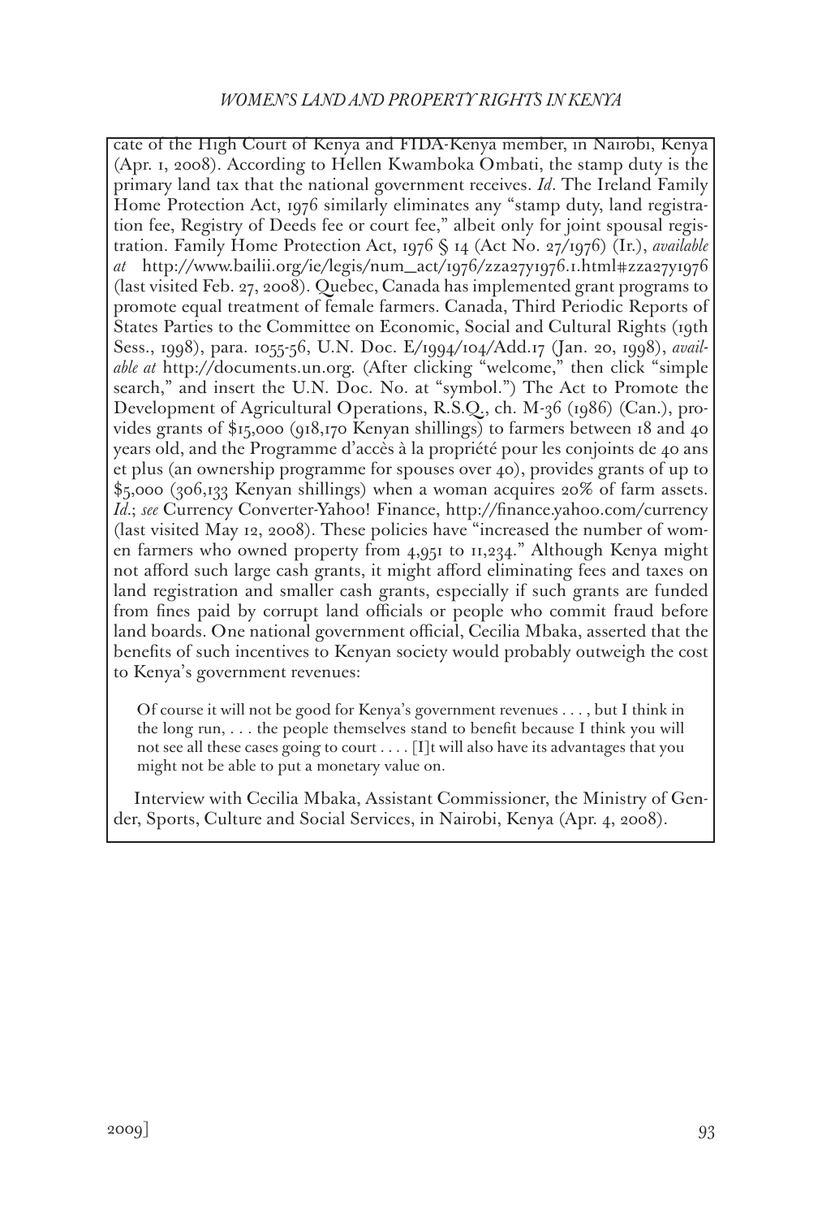cate of the High Court of Kenya and FIDA-Kenya member, in Nairobi, Kenya (Apr. 1, 2008). According to Hellen Kwamboka Ombati, the stamp duty is the primary land tax that the national government receives. *Id*. The Ireland Family Home Protection Act, 1976 similarly eliminates any "stamp duty, land registration fee, Registry of Deeds fee or court fee," albeit only for joint spousal registration. Family Home Protection Act, 1976 § 14 (Act No. 27/1976) (Ir.), *available at* http://www.bailii.org/ie/legis/num_act/1976/zza27y1976.1.html#zza27y1976 (last visited Feb. 27, 2008). Quebec, Canada has implemented grant programs to promote equal treatment of female farmers. Canada, Third Periodic Reports of States Parties to the Committee on Economic, Social and Cultural Rights (19th Sess., 1998), para. 1055-56, U.N. Doc. E/1994/104/Add.17 (Jan. 20, 1998), *available at* http://documents.un.org. (After clicking "welcome," then click "simple search," and insert the U.N. Doc. No. at "symbol.") The Act to Promote the Development of Agricultural Operations, R.S.Q., ch. M-36 (1986) (Can.), provides grants of $15,000 (918,170 Kenyan shillings) to farmers between 18 and 40 years old, and the Programme d'accès à la propriété pour les conjoints de 40 ans et plus (an ownership programme for spouses over 40), provides grants of up to $5,000 (306,133 Kenyan shillings) when a woman acquires 20% of farm assets. *Id*.; *see* Currency Converter-Yahoo! Finance, http://finance.yahoo.com/currency (last visited May 12, 2008). These policies have "increased the number of women farmers who owned property from 4,951 to 11,234." Although Kenya might not afford such large cash grants, it might afford eliminating fees and taxes on land registration and smaller cash grants, especially if such grants are funded from fines paid by corrupt land officials or people who commit fraud before land boards. One national government official, Cecilia Mbaka, asserted that the benefits of such incentives to Kenyan society would probably outweigh the cost to Kenya's government revenues:

> Of course it will not be good for Kenya's government revenues . . . , but I think in the long run, . . . the people themselves stand to benefit because I think you will not see all these cases going to court . . . . [I]t will also have its advantages that you might not be able to put a monetary value on.

Interview with Cecilia Mbaka, Assistant Commissioner, the Ministry of Gender, Sports, Culture and Social Services, in Nairobi, Kenya (Apr. 4, 2008).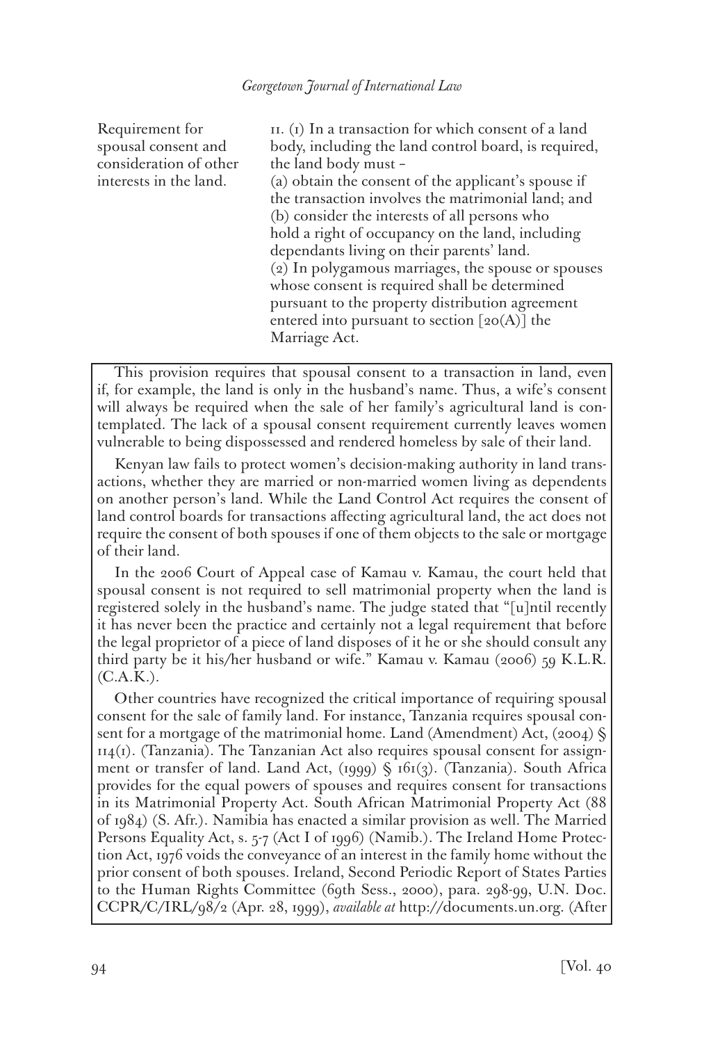| | |
|---|---|
| Requirement for spousal consent and consideration of other interests in the land. | 11. (1) In a transaction for which consent of a land body, including the land control board, is required, the land body must – <br>(a) obtain the consent of the applicant's spouse if the transaction involves the matrimonial land; and <br>(b) consider the interests of all persons who hold a right of occupancy on the land, including dependants living on their parents' land. <br>(2) In polygamous marriages, the spouse or spouses whose consent is required shall be determined pursuant to the property distribution agreement entered into pursuant to section [20(A)] the Marriage Act. |

This provision requires that spousal consent to a transaction in land, even if, for example, the land is only in the husband's name. Thus, a wife's consent will always be required when the sale of her family's agricultural land is contemplated. The lack of a spousal consent requirement currently leaves women vulnerable to being dispossessed and rendered homeless by sale of their land.

Kenyan law fails to protect women's decision-making authority in land transactions, whether they are married or non-married women living as dependents on another person's land. While the Land Control Act requires the consent of land control boards for transactions affecting agricultural land, the act does not require the consent of both spouses if one of them objects to the sale or mortgage of their land.

In the 2006 Court of Appeal case of Kamau v. Kamau, the court held that spousal consent is not required to sell matrimonial property when the land is registered solely in the husband's name. The judge stated that "[u]ntil recently it has never been the practice and certainly not a legal requirement that before the legal proprietor of a piece of land disposes of it he or she should consult any third party be it his/her husband or wife." Kamau v. Kamau (2006) 59 K.L.R. (C.A.K.).

Other countries have recognized the critical importance of requiring spousal consent for the sale of family land. For instance, Tanzania requires spousal consent for a mortgage of the matrimonial home. Land (Amendment) Act, (2004) § 114(1). (Tanzania). The Tanzanian Act also requires spousal consent for assignment or transfer of land. Land Act, (1999) § 161(3). (Tanzania). South Africa provides for the equal powers of spouses and requires consent for transactions in its Matrimonial Property Act. South African Matrimonial Property Act (88 of 1984) (S. Afr.). Namibia has enacted a similar provision as well. The Married Persons Equality Act, s. 5-7 (Act I of 1996) (Namib.). The Ireland Home Protection Act, 1976 voids the conveyance of an interest in the family home without the prior consent of both spouses. Ireland, Second Periodic Report of States Parties to the Human Rights Committee (69th Sess., 2000), para. 298-99, U.N. Doc. CCPR/C/IRL/98/2 (Apr. 28, 1999), *available at* http://documents.un.org. (After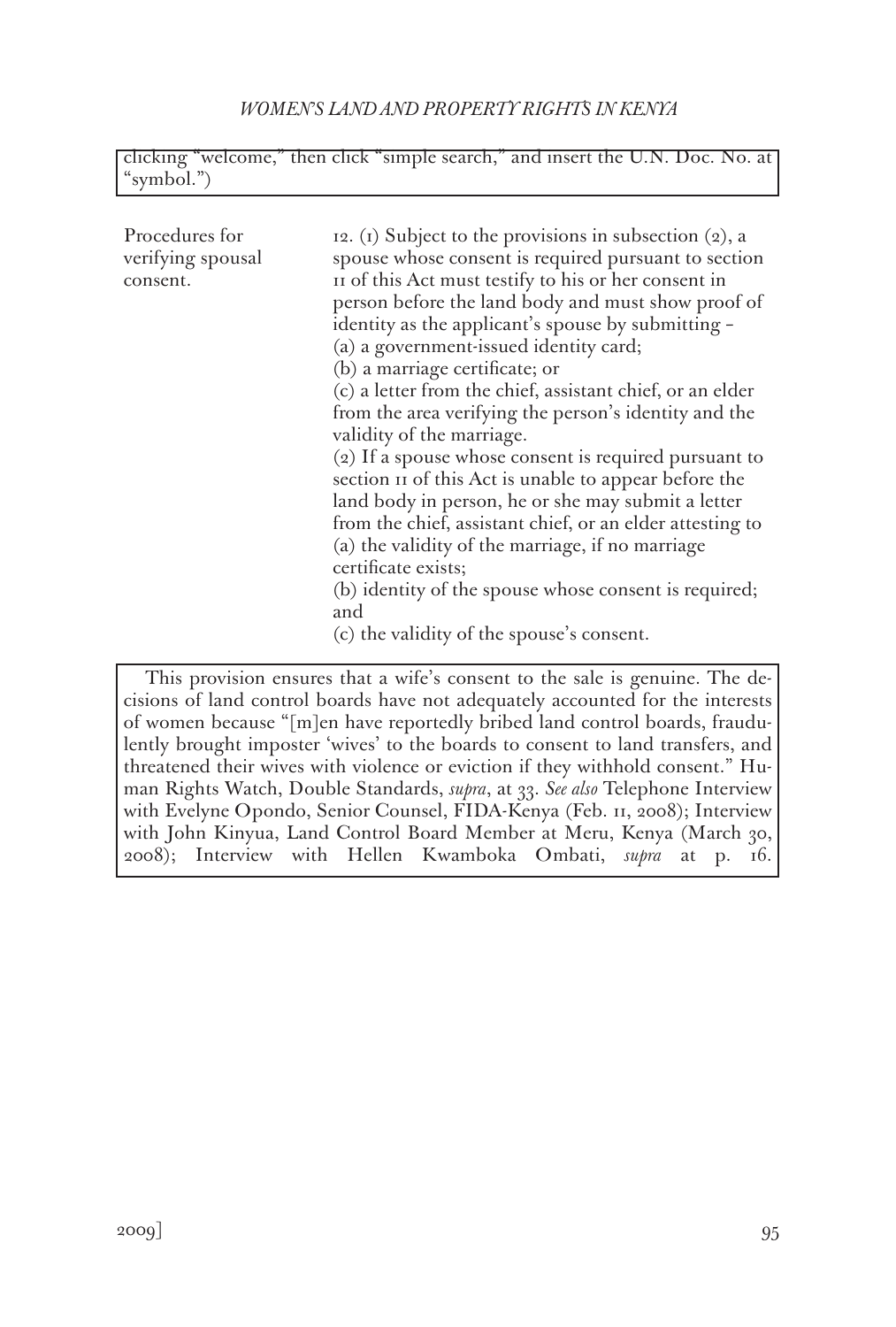clicking "welcome," then click "simple search," and insert the U.N. Doc. No. at "symbol.")

| Procedures for verifying spousal consent. | 12. (1) Subject to the provisions in subsection (2), a spouse whose consent is required pursuant to section 11 of this Act must testify to his or her consent in person before the land body and must show proof of identity as the applicant's spouse by submitting – (a) a government-issued identity card; (b) a marriage certificate; or (c) a letter from the chief, assistant chief, or an elder from the area verifying the person's identity and the validity of the marriage. (2) If a spouse whose consent is required pursuant to section 11 of this Act is unable to appear before the land body in person, he or she may submit a letter from the chief, assistant chief, or an elder attesting to (a) the validity of the marriage, if no marriage certificate exists; (b) identity of the spouse whose consent is required; and (c) the validity of the spouse's consent. |
|---|---|

This provision ensures that a wife's consent to the sale is genuine. The decisions of land control boards have not adequately accounted for the interests of women because "[m]en have reportedly bribed land control boards, fraudulently brought imposter 'wives' to the boards to consent to land transfers, and threatened their wives with violence or eviction if they withhold consent." Human Rights Watch, Double Standards, *supra*, at 33. *See also* Telephone Interview with Evelyne Opondo, Senior Counsel, FIDA-Kenya (Feb. 11, 2008); Interview with John Kinyua, Land Control Board Member at Meru, Kenya (March 30, 2008); Interview with Hellen Kwamboka Ombati, *supra* at p. 16.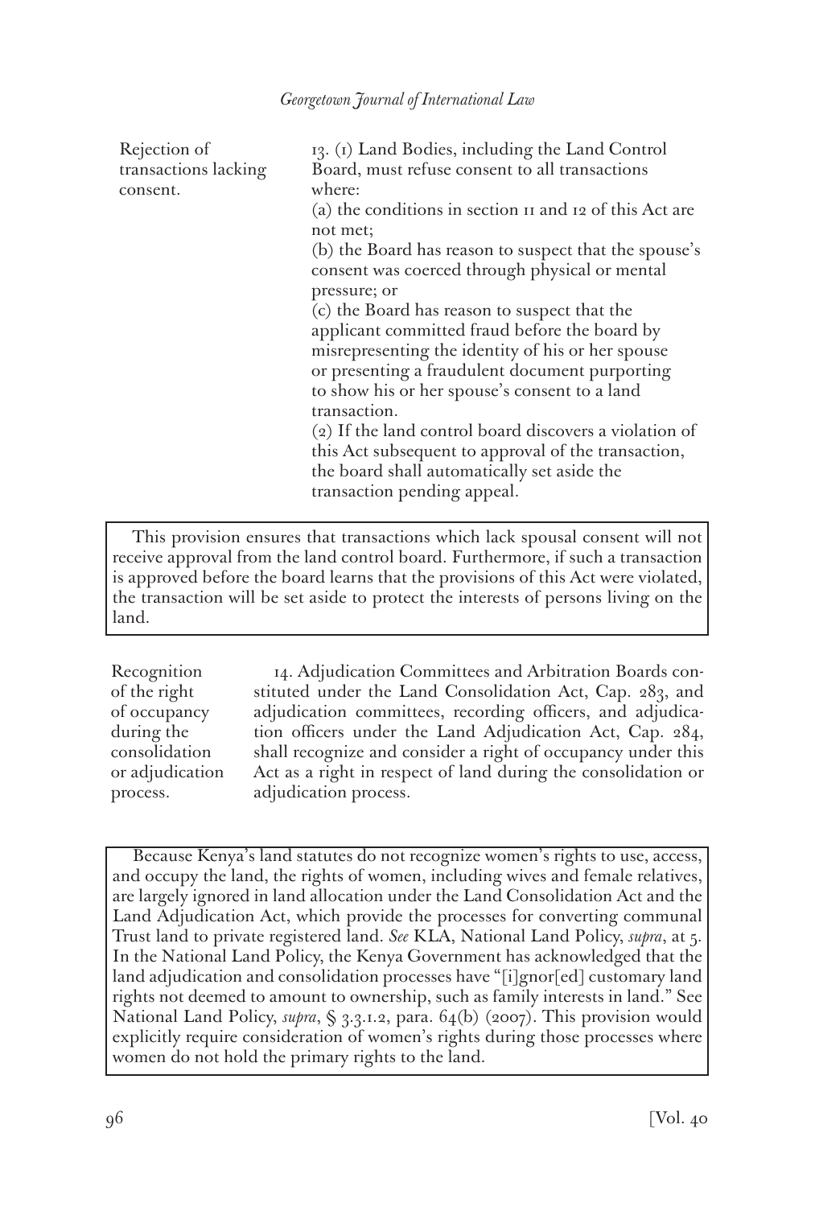Rejection of transactions lacking consent.

13. (1) Land Bodies, including the Land Control Board, must refuse consent to all transactions where:

(a) the conditions in section 11 and 12 of this Act are not met;

(b) the Board has reason to suspect that the spouse's consent was coerced through physical or mental pressure; or

(c) the Board has reason to suspect that the applicant committed fraud before the board by misrepresenting the identity of his or her spouse or presenting a fraudulent document purporting to show his or her spouse's consent to a land transaction.

(2) If the land control board discovers a violation of this Act subsequent to approval of the transaction, the board shall automatically set aside the transaction pending appeal.

> This provision ensures that transactions which lack spousal consent will not receive approval from the land control board. Furthermore, if such a transaction is approved before the board learns that the provisions of this Act were violated, the transaction will be set aside to protect the interests of persons living on the land.

Recognition of the right of occupancy during the consolidation or adjudication process.

14. Adjudication Committees and Arbitration Boards constituted under the Land Consolidation Act, Cap. 283, and adjudication committees, recording officers, and adjudication officers under the Land Adjudication Act, Cap. 284, shall recognize and consider a right of occupancy under this Act as a right in respect of land during the consolidation or adjudication process.

> Because Kenya's land statutes do not recognize women's rights to use, access, and occupy the land, the rights of women, including wives and female relatives, are largely ignored in land allocation under the Land Consolidation Act and the Land Adjudication Act, which provide the processes for converting communal Trust land to private registered land. *See* KLA, National Land Policy, *supra*, at 5. In the National Land Policy, the Kenya Government has acknowledged that the land adjudication and consolidation processes have "[i]gnor[ed] customary land rights not deemed to amount to ownership, such as family interests in land." See National Land Policy, *supra*, § 3.3.1.2, para. 64(b) (2007). This provision would explicitly require consideration of women's rights during those processes where women do not hold the primary rights to the land.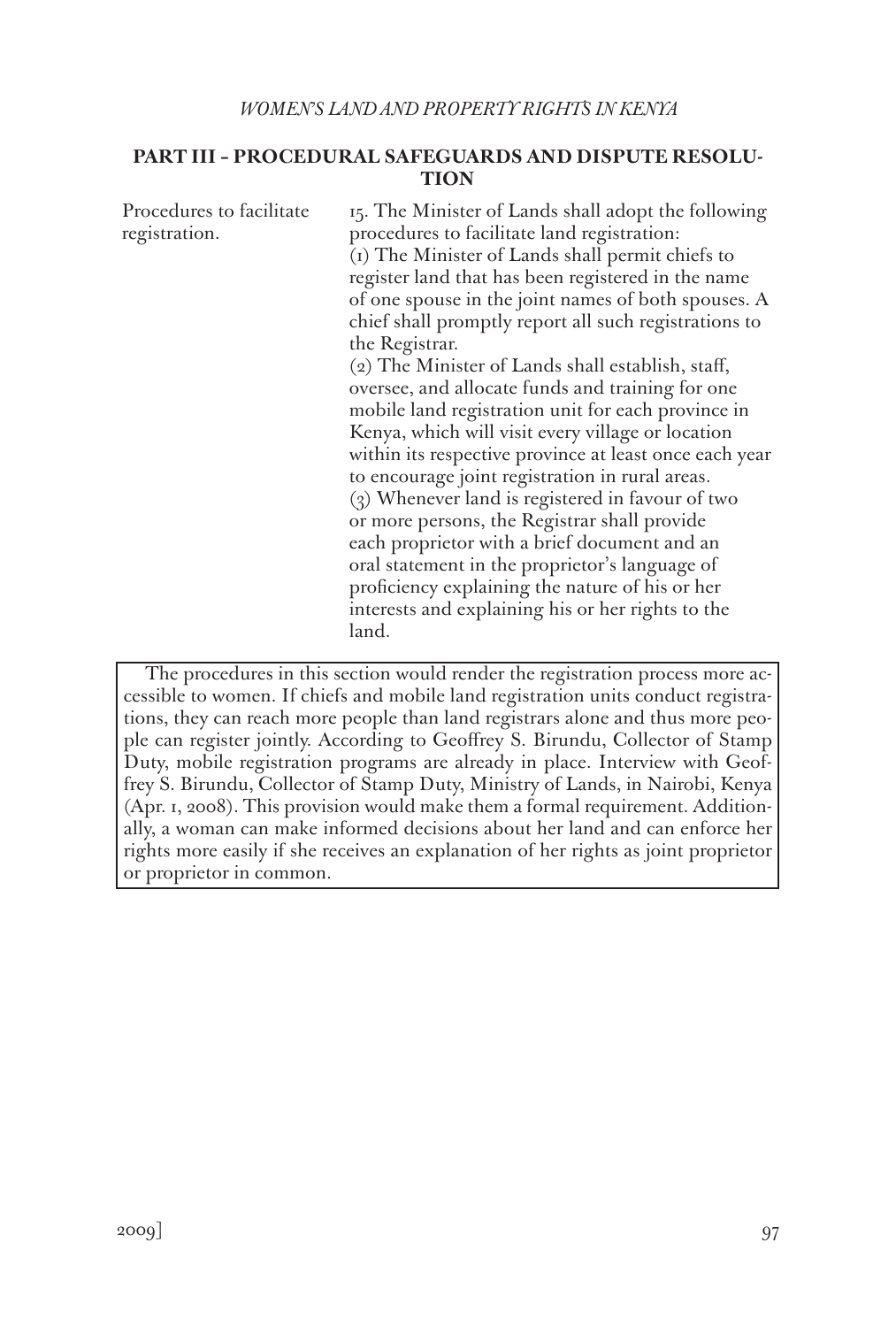## PART III – PROCEDURAL SAFEGUARDS AND DISPUTE RESOLUTION

Procedures to facilitate registration.

15. The Minister of Lands shall adopt the following procedures to facilitate land registration:

(1) The Minister of Lands shall permit chiefs to register land that has been registered in the name of one spouse in the joint names of both spouses. A chief shall promptly report all such registrations to the Registrar.

(2) The Minister of Lands shall establish, staff, oversee, and allocate funds and training for one mobile land registration unit for each province in Kenya, which will visit every village or location within its respective province at least once each year to encourage joint registration in rural areas.

(3) Whenever land is registered in favour of two or more persons, the Registrar shall provide each proprietor with a brief document and an oral statement in the proprietor's language of proficiency explaining the nature of his or her interests and explaining his or her rights to the land.

> The procedures in this section would render the registration process more accessible to women. If chiefs and mobile land registration units conduct registrations, they can reach more people than land registrars alone and thus more people can register jointly. According to Geoffrey S. Birundu, Collector of Stamp Duty, mobile registration programs are already in place. Interview with Geoffrey S. Birundu, Collector of Stamp Duty, Ministry of Lands, in Nairobi, Kenya (Apr. 1, 2008). This provision would make them a formal requirement. Additionally, a woman can make informed decisions about her land and can enforce her rights more easily if she receives an explanation of her rights as joint proprietor or proprietor in common.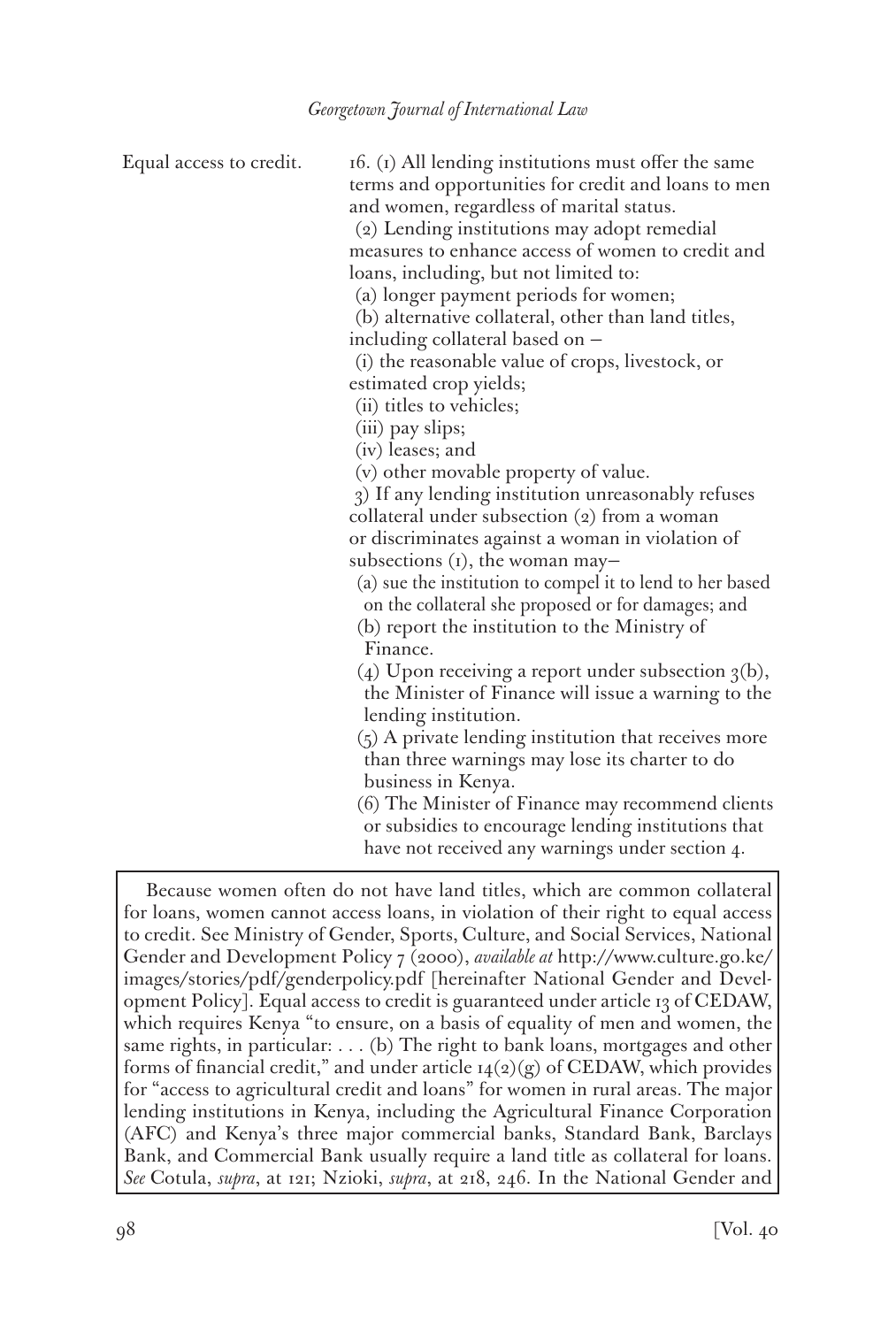Equal access to credit.

16. (1) All lending institutions must offer the same terms and opportunities for credit and loans to men and women, regardless of marital status.

(2) Lending institutions may adopt remedial measures to enhance access of women to credit and loans, including, but not limited to:

(a) longer payment periods for women;

(b) alternative collateral, other than land titles, including collateral based on –

(i) the reasonable value of crops, livestock, or estimated crop yields;

(ii) titles to vehicles;

(iii) pay slips;

(iv) leases; and

(v) other movable property of value.

3) If any lending institution unreasonably refuses collateral under subsection (2) from a woman or discriminates against a woman in violation of subsections (1), the woman may–

(a) sue the institution to compel it to lend to her based on the collateral she proposed or for damages; and

(b) report the institution to the Ministry of Finance.

(4) Upon receiving a report under subsection 3(b), the Minister of Finance will issue a warning to the lending institution.

(5) A private lending institution that receives more than three warnings may lose its charter to do business in Kenya.

(6) The Minister of Finance may recommend clients or subsidies to encourage lending institutions that have not received any warnings under section 4.

Because women often do not have land titles, which are common collateral for loans, women cannot access loans, in violation of their right to equal access to credit. See Ministry of Gender, Sports, Culture, and Social Services, National Gender and Development Policy 7 (2000), *available at* http://www.culture.go.ke/images/stories/pdf/genderpolicy.pdf [hereinafter National Gender and Development Policy]. Equal access to credit is guaranteed under article 13 of CEDAW, which requires Kenya "to ensure, on a basis of equality of men and women, the same rights, in particular: . . . (b) The right to bank loans, mortgages and other forms of financial credit," and under article 14(2)(g) of CEDAW, which provides for "access to agricultural credit and loans" for women in rural areas. The major lending institutions in Kenya, including the Agricultural Finance Corporation (AFC) and Kenya's three major commercial banks, Standard Bank, Barclays Bank, and Commercial Bank usually require a land title as collateral for loans. *See* Cotula, *supra*, at 121; Nzioki, *supra*, at 218, 246. In the National Gender and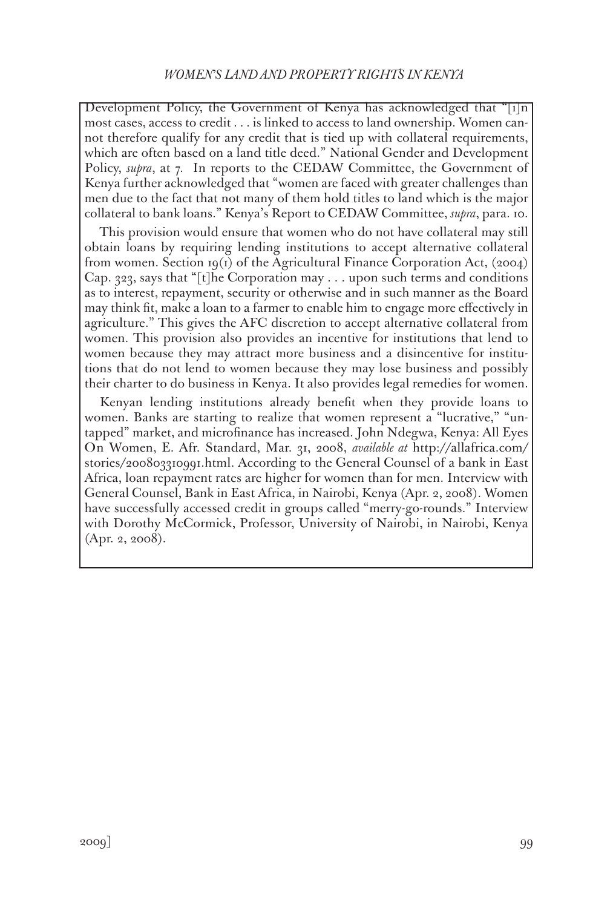Development Policy, the Government of Kenya has acknowledged that "[i]n most cases, access to credit . . . is linked to access to land ownership. Women cannot therefore qualify for any credit that is tied up with collateral requirements, which are often based on a land title deed." National Gender and Development Policy, *supra*, at 7. In reports to the CEDAW Committee, the Government of Kenya further acknowledged that "women are faced with greater challenges than men due to the fact that not many of them hold titles to land which is the major collateral to bank loans." Kenya's Report to CEDAW Committee, *supra*, para. 10.

This provision would ensure that women who do not have collateral may still obtain loans by requiring lending institutions to accept alternative collateral from women. Section 19(1) of the Agricultural Finance Corporation Act, (2004) Cap. 323, says that "[t]he Corporation may . . . upon such terms and conditions as to interest, repayment, security or otherwise and in such manner as the Board may think fit, make a loan to a farmer to enable him to engage more effectively in agriculture." This gives the AFC discretion to accept alternative collateral from women. This provision also provides an incentive for institutions that lend to women because they may attract more business and a disincentive for institutions that do not lend to women because they may lose business and possibly their charter to do business in Kenya. It also provides legal remedies for women.

Kenyan lending institutions already benefit when they provide loans to women. Banks are starting to realize that women represent a "lucrative," "untapped" market, and microfinance has increased. John Ndegwa, Kenya: All Eyes On Women, E. Afr. Standard, Mar. 31, 2008, *available at* http://allafrica.com/stories/200803310991.html. According to the General Counsel of a bank in East Africa, loan repayment rates are higher for women than for men. Interview with General Counsel, Bank in East Africa, in Nairobi, Kenya (Apr. 2, 2008). Women have successfully accessed credit in groups called "merry-go-rounds." Interview with Dorothy McCormick, Professor, University of Nairobi, in Nairobi, Kenya (Apr. 2, 2008).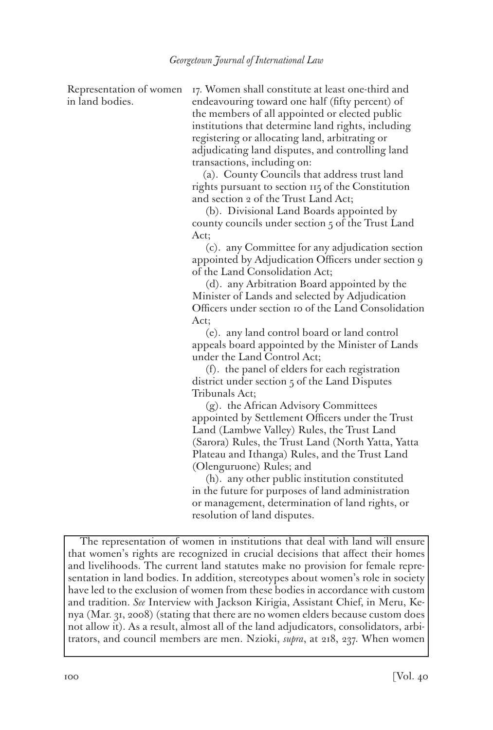Representation of women in land bodies.

17. Women shall constitute at least one-third and endeavouring toward one half (fifty percent) of the members of all appointed or elected public institutions that determine land rights, including registering or allocating land, arbitrating or adjudicating land disputes, and controlling land transactions, including on:

(a). County Councils that address trust land rights pursuant to section 115 of the Constitution and section 2 of the Trust Land Act;

(b). Divisional Land Boards appointed by county councils under section 5 of the Trust Land Act;

(c). any Committee for any adjudication section appointed by Adjudication Officers under section 9 of the Land Consolidation Act;

(d). any Arbitration Board appointed by the Minister of Lands and selected by Adjudication Officers under section 10 of the Land Consolidation Act;

(e). any land control board or land control appeals board appointed by the Minister of Lands under the Land Control Act;

(f). the panel of elders for each registration district under section 5 of the Land Disputes Tribunals Act;

(g). the African Advisory Committees appointed by Settlement Officers under the Trust Land (Lambwe Valley) Rules, the Trust Land (Sarora) Rules, the Trust Land (North Yatta, Yatta Plateau and Ithanga) Rules, and the Trust Land (Olenguruone) Rules; and

(h). any other public institution constituted in the future for purposes of land administration or management, determination of land rights, or resolution of land disputes.

The representation of women in institutions that deal with land will ensure that women's rights are recognized in crucial decisions that affect their homes and livelihoods. The current land statutes make no provision for female representation in land bodies. In addition, stereotypes about women's role in society have led to the exclusion of women from these bodies in accordance with custom and tradition. *See* Interview with Jackson Kirigia, Assistant Chief, in Meru, Kenya (Mar. 31, 2008) (stating that there are no women elders because custom does not allow it). As a result, almost all of the land adjudicators, consolidators, arbitrators, and council members are men. Nzioki, *supra*, at 218, 237. When women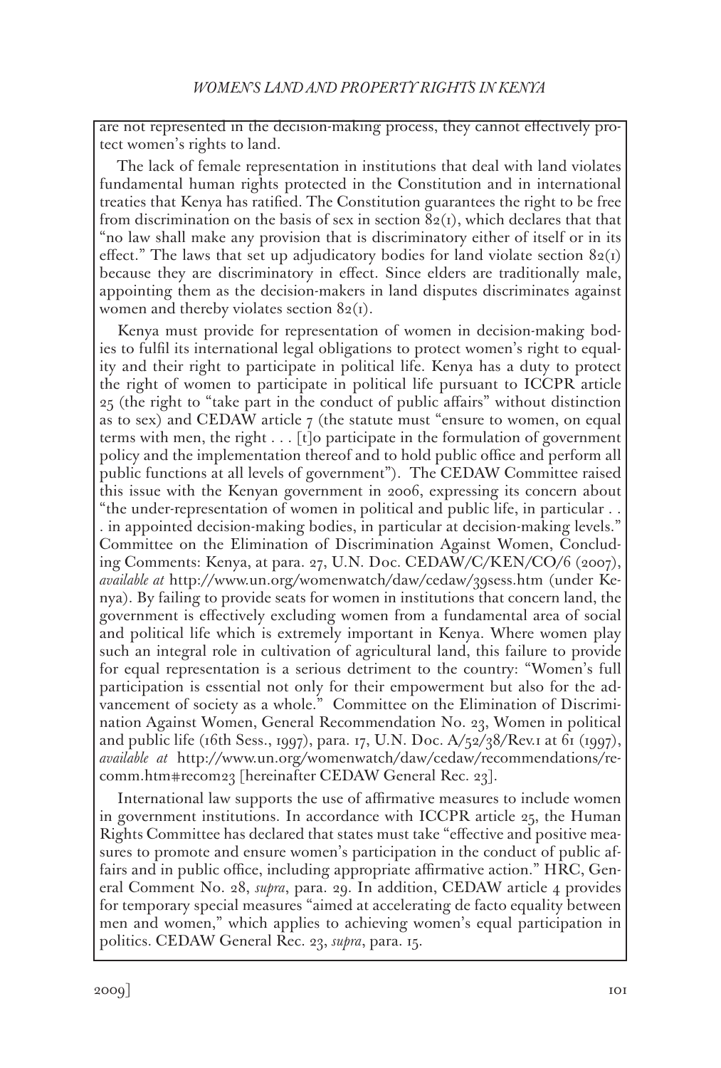are not represented in the decision-making process, they cannot effectively protect women's rights to land.

The lack of female representation in institutions that deal with land violates fundamental human rights protected in the Constitution and in international treaties that Kenya has ratified. The Constitution guarantees the right to be free from discrimination on the basis of sex in section 82(1), which declares that that "no law shall make any provision that is discriminatory either of itself or in its effect." The laws that set up adjudicatory bodies for land violate section 82(1) because they are discriminatory in effect. Since elders are traditionally male, appointing them as the decision-makers in land disputes discriminates against women and thereby violates section 82(1).

Kenya must provide for representation of women in decision-making bodies to fulfil its international legal obligations to protect women's right to equality and their right to participate in political life. Kenya has a duty to protect the right of women to participate in political life pursuant to ICCPR article 25 (the right to "take part in the conduct of public affairs" without distinction as to sex) and CEDAW article 7 (the statute must "ensure to women, on equal terms with men, the right . . . [t]o participate in the formulation of government policy and the implementation thereof and to hold public office and perform all public functions at all levels of government"). The CEDAW Committee raised this issue with the Kenyan government in 2006, expressing its concern about "the under-representation of women in political and public life, in particular . . . in appointed decision-making bodies, in particular at decision-making levels." Committee on the Elimination of Discrimination Against Women, Concluding Comments: Kenya, at para. 27, U.N. Doc. CEDAW/C/KEN/CO/6 (2007), *available at* http://www.un.org/womenwatch/daw/cedaw/39sess.htm (under Kenya). By failing to provide seats for women in institutions that concern land, the government is effectively excluding women from a fundamental area of social and political life which is extremely important in Kenya. Where women play such an integral role in cultivation of agricultural land, this failure to provide for equal representation is a serious detriment to the country: "Women's full participation is essential not only for their empowerment but also for the advancement of society as a whole." Committee on the Elimination of Discrimination Against Women, General Recommendation No. 23, Women in political and public life (16th Sess., 1997), para. 17, U.N. Doc. A/52/38/Rev.1 at 61 (1997), *available at* http://www.un.org/womenwatch/daw/cedaw/recommendations/recomm.htm#recom23 [hereinafter CEDAW General Rec. 23].

International law supports the use of affirmative measures to include women in government institutions. In accordance with ICCPR article 25, the Human Rights Committee has declared that states must take "effective and positive measures to promote and ensure women's participation in the conduct of public affairs and in public office, including appropriate affirmative action." HRC, General Comment No. 28, *supra*, para. 29. In addition, CEDAW article 4 provides for temporary special measures "aimed at accelerating de facto equality between men and women," which applies to achieving women's equal participation in politics. CEDAW General Rec. 23, *supra*, para. 15.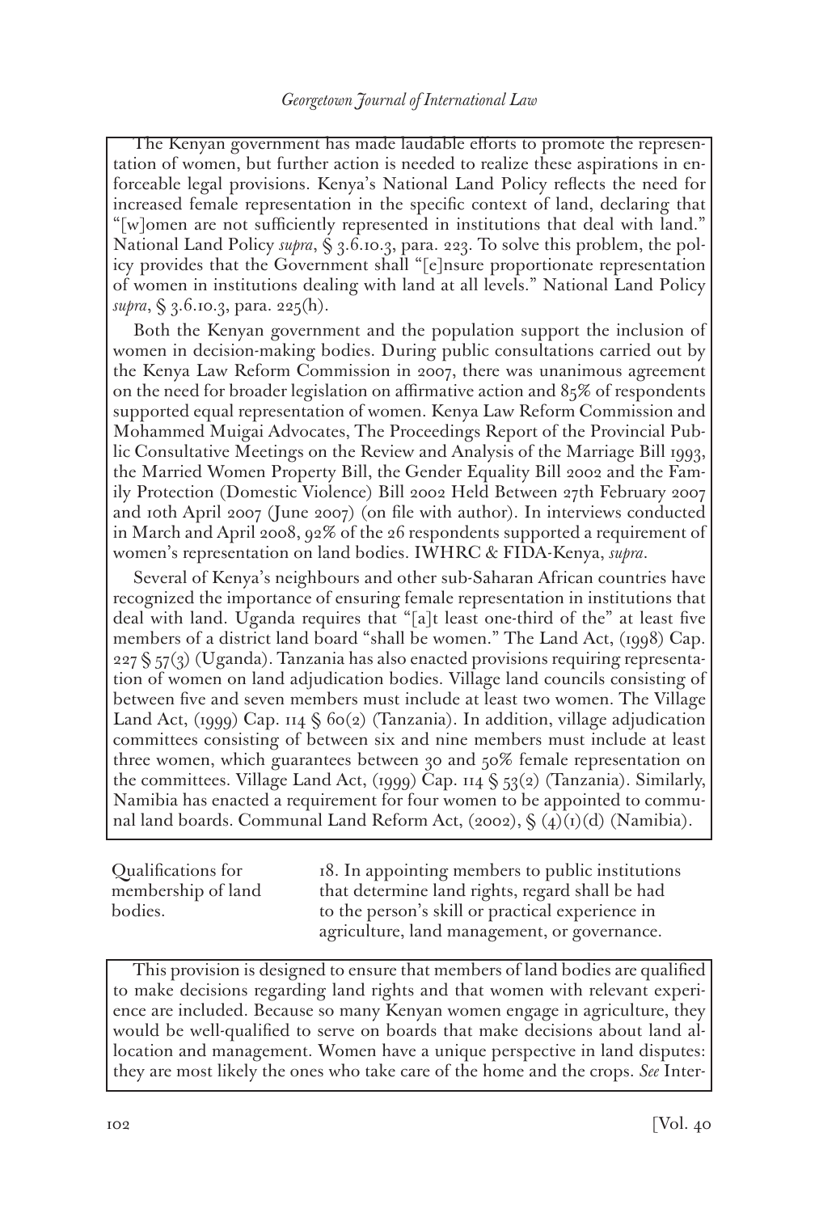The Kenyan government has made laudable efforts to promote the representation of women, but further action is needed to realize these aspirations in enforceable legal provisions. Kenya's National Land Policy reflects the need for increased female representation in the specific context of land, declaring that "[w]omen are not sufficiently represented in institutions that deal with land." National Land Policy *supra*, § 3.6.10.3, para. 223. To solve this problem, the policy provides that the Government shall "[e]nsure proportionate representation of women in institutions dealing with land at all levels." National Land Policy *supra*, § 3.6.10.3, para. 225(h).

Both the Kenyan government and the population support the inclusion of women in decision-making bodies. During public consultations carried out by the Kenya Law Reform Commission in 2007, there was unanimous agreement on the need for broader legislation on affirmative action and 85% of respondents supported equal representation of women. Kenya Law Reform Commission and Mohammed Muigai Advocates, The Proceedings Report of the Provincial Public Consultative Meetings on the Review and Analysis of the Marriage Bill 1993, the Married Women Property Bill, the Gender Equality Bill 2002 and the Family Protection (Domestic Violence) Bill 2002 Held Between 27th February 2007 and 10th April 2007 (June 2007) (on file with author). In interviews conducted in March and April 2008, 92% of the 26 respondents supported a requirement of women's representation on land bodies. IWHRC & FIDA-Kenya, *supra*.

Several of Kenya's neighbours and other sub-Saharan African countries have recognized the importance of ensuring female representation in institutions that deal with land. Uganda requires that "[a]t least one-third of the" at least five members of a district land board "shall be women." The Land Act, (1998) Cap. 227 § 57(3) (Uganda). Tanzania has also enacted provisions requiring representation of women on land adjudication bodies. Village land councils consisting of between five and seven members must include at least two women. The Village Land Act, (1999) Cap. 114 § 60(2) (Tanzania). In addition, village adjudication committees consisting of between six and nine members must include at least three women, which guarantees between 30 and 50% female representation on the committees. Village Land Act, (1999) Cap. 114 § 53(2) (Tanzania). Similarly, Namibia has enacted a requirement for four women to be appointed to communal land boards. Communal Land Reform Act, (2002), § (4)(1)(d) (Namibia).

| Qualifications for membership of land bodies. | 18. In appointing members to public institutions that determine land rights, regard shall be had to the person's skill or practical experience in agriculture, land management, or governance. |
|---|---|

This provision is designed to ensure that members of land bodies are qualified to make decisions regarding land rights and that women with relevant experience are included. Because so many Kenyan women engage in agriculture, they would be well-qualified to serve on boards that make decisions about land allocation and management. Women have a unique perspective in land disputes: they are most likely the ones who take care of the home and the crops. *See* Inter-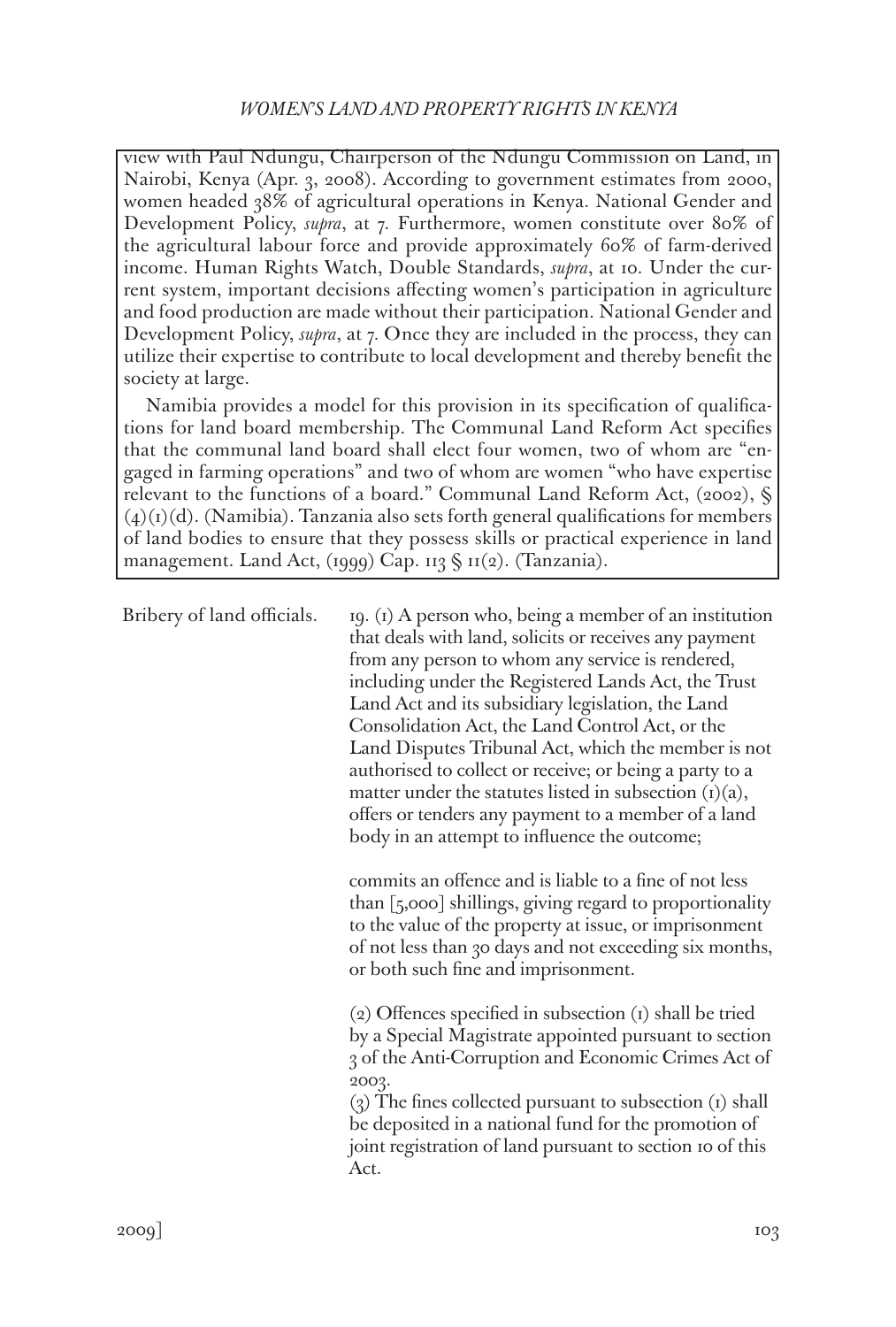view with Paul Ndungu, Chairperson of the Ndungu Commission on Land, in Nairobi, Kenya (Apr. 3, 2008). According to government estimates from 2000, women headed 38% of agricultural operations in Kenya. National Gender and Development Policy, *supra*, at 7. Furthermore, women constitute over 80% of the agricultural labour force and provide approximately 60% of farm-derived income. Human Rights Watch, Double Standards, *supra*, at 10. Under the current system, important decisions affecting women's participation in agriculture and food production are made without their participation. National Gender and Development Policy, *supra*, at 7. Once they are included in the process, they can utilize their expertise to contribute to local development and thereby benefit the society at large.

Namibia provides a model for this provision in its specification of qualifications for land board membership. The Communal Land Reform Act specifies that the communal land board shall elect four women, two of whom are "engaged in farming operations" and two of whom are women "who have expertise relevant to the functions of a board." Communal Land Reform Act, (2002), § (4)(1)(d). (Namibia). Tanzania also sets forth general qualifications for members of land bodies to ensure that they possess skills or practical experience in land management. Land Act, (1999) Cap. 113 § 11(2). (Tanzania).

Bribery of land officials.

19. (1) A person who, being a member of an institution that deals with land, solicits or receives any payment from any person to whom any service is rendered, including under the Registered Lands Act, the Trust Land Act and its subsidiary legislation, the Land Consolidation Act, the Land Control Act, or the Land Disputes Tribunal Act, which the member is not authorised to collect or receive; or being a party to a matter under the statutes listed in subsection (1)(a), offers or tenders any payment to a member of a land body in an attempt to influence the outcome;

commits an offence and is liable to a fine of not less than [5,000] shillings, giving regard to proportionality to the value of the property at issue, or imprisonment of not less than 30 days and not exceeding six months, or both such fine and imprisonment.

(2) Offences specified in subsection (1) shall be tried by a Special Magistrate appointed pursuant to section 3 of the Anti-Corruption and Economic Crimes Act of 2003.

(3) The fines collected pursuant to subsection (1) shall be deposited in a national fund for the promotion of joint registration of land pursuant to section 10 of this Act.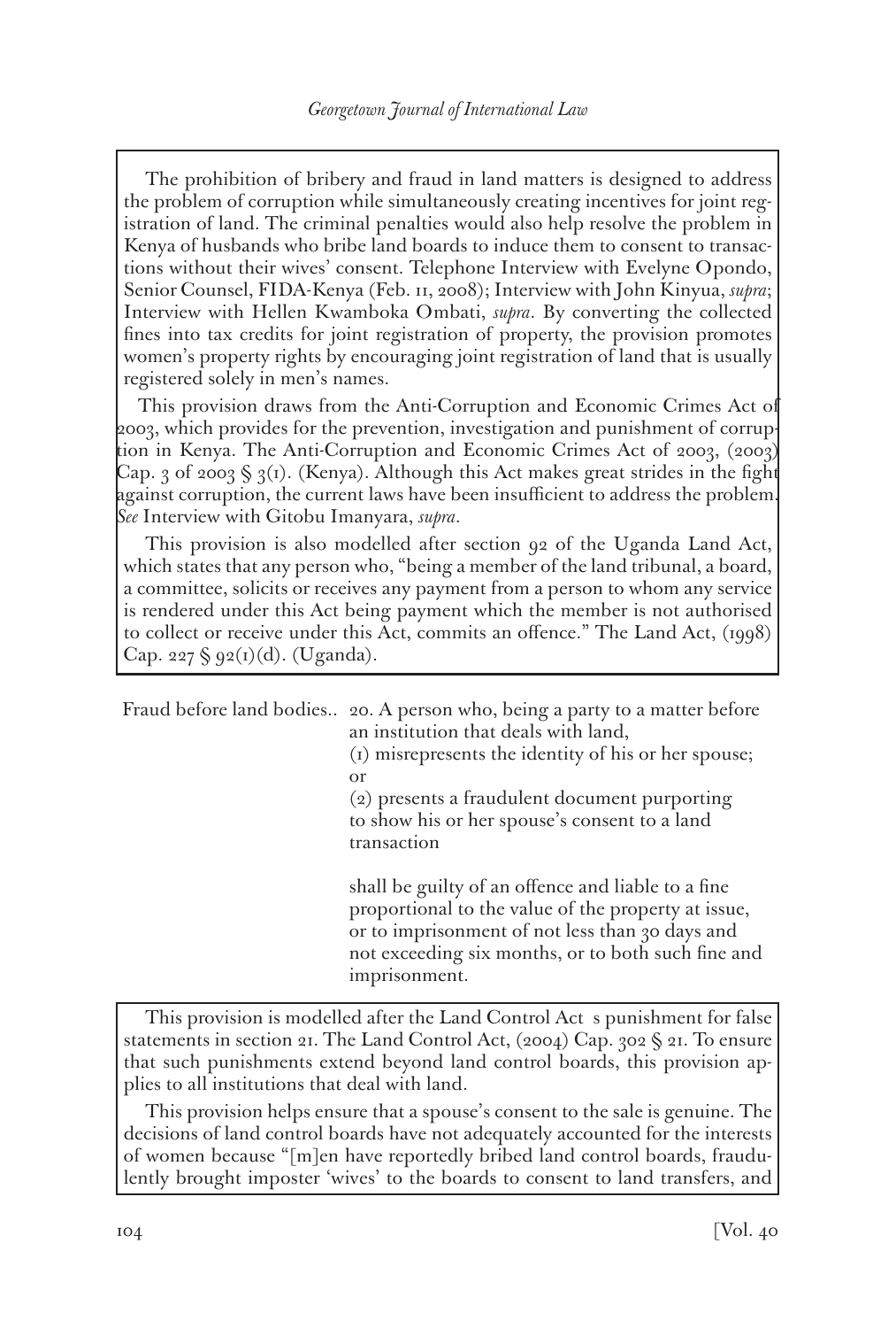The prohibition of bribery and fraud in land matters is designed to address the problem of corruption while simultaneously creating incentives for joint registration of land. The criminal penalties would also help resolve the problem in Kenya of husbands who bribe land boards to induce them to consent to transactions without their wives' consent. Telephone Interview with Evelyne Opondo, Senior Counsel, FIDA-Kenya (Feb. 11, 2008); Interview with John Kinyua, *supra*; Interview with Hellen Kwamboka Ombati, *supra*. By converting the collected fines into tax credits for joint registration of property, the provision promotes women's property rights by encouraging joint registration of land that is usually registered solely in men's names.

This provision draws from the Anti-Corruption and Economic Crimes Act of 2003, which provides for the prevention, investigation and punishment of corruption in Kenya. The Anti-Corruption and Economic Crimes Act of 2003, (2003) Cap. 3 of 2003 § 3(1). (Kenya). Although this Act makes great strides in the fight against corruption, the current laws have been insufficient to address the problem. *See* Interview with Gitobu Imanyara, *supra*.

This provision is also modelled after section 92 of the Uganda Land Act, which states that any person who, "being a member of the land tribunal, a board, a committee, solicits or receives any payment from a person to whom any service is rendered under this Act being payment which the member is not authorised to collect or receive under this Act, commits an offence." The Land Act, (1998) Cap. 227 § 92(1)(d). (Uganda).

Fraud before land bodies.. 20. A person who, being a party to a matter before an institution that deals with land,

(1) misrepresents the identity of his or her spouse; or

(2) presents a fraudulent document purporting to show his or her spouse's consent to a land transaction

shall be guilty of an offence and liable to a fine proportional to the value of the property at issue, or to imprisonment of not less than 30 days and not exceeding six months, or to both such fine and imprisonment.

This provision is modelled after the Land Control Act s punishment for false statements in section 21. The Land Control Act, (2004) Cap. 302 § 21. To ensure that such punishments extend beyond land control boards, this provision applies to all institutions that deal with land.

This provision helps ensure that a spouse's consent to the sale is genuine. The decisions of land control boards have not adequately accounted for the interests of women because "[m]en have reportedly bribed land control boards, fraudulently brought imposter 'wives' to the boards to consent to land transfers, and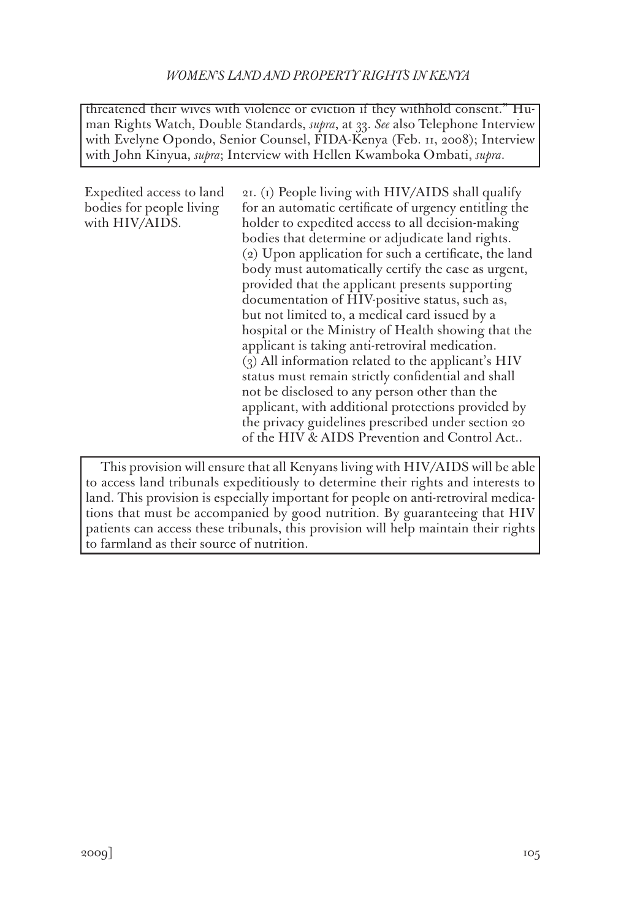threatened their wives with violence or eviction if they withhold consent." Human Rights Watch, Double Standards, *supra*, at 33. *See* also Telephone Interview with Evelyne Opondo, Senior Counsel, FIDA-Kenya (Feb. 11, 2008); Interview with John Kinyua, *supra*; Interview with Hellen Kwamboka Ombati, *supra*.

Expedited access to land bodies for people living with HIV/AIDS.

21. (1) People living with HIV/AIDS shall qualify for an automatic certificate of urgency entitling the holder to expedited access to all decision-making bodies that determine or adjudicate land rights.
(2) Upon application for such a certificate, the land body must automatically certify the case as urgent, provided that the applicant presents supporting documentation of HIV-positive status, such as, but not limited to, a medical card issued by a hospital or the Ministry of Health showing that the applicant is taking anti-retroviral medication.
(3) All information related to the applicant's HIV status must remain strictly confidential and shall not be disclosed to any person other than the applicant, with additional protections provided by the privacy guidelines prescribed under section 20 of the HIV & AIDS Prevention and Control Act..

This provision will ensure that all Kenyans living with HIV/AIDS will be able to access land tribunals expeditiously to determine their rights and interests to land. This provision is especially important for people on anti-retroviral medications that must be accompanied by good nutrition. By guaranteeing that HIV patients can access these tribunals, this provision will help maintain their rights to farmland as their source of nutrition.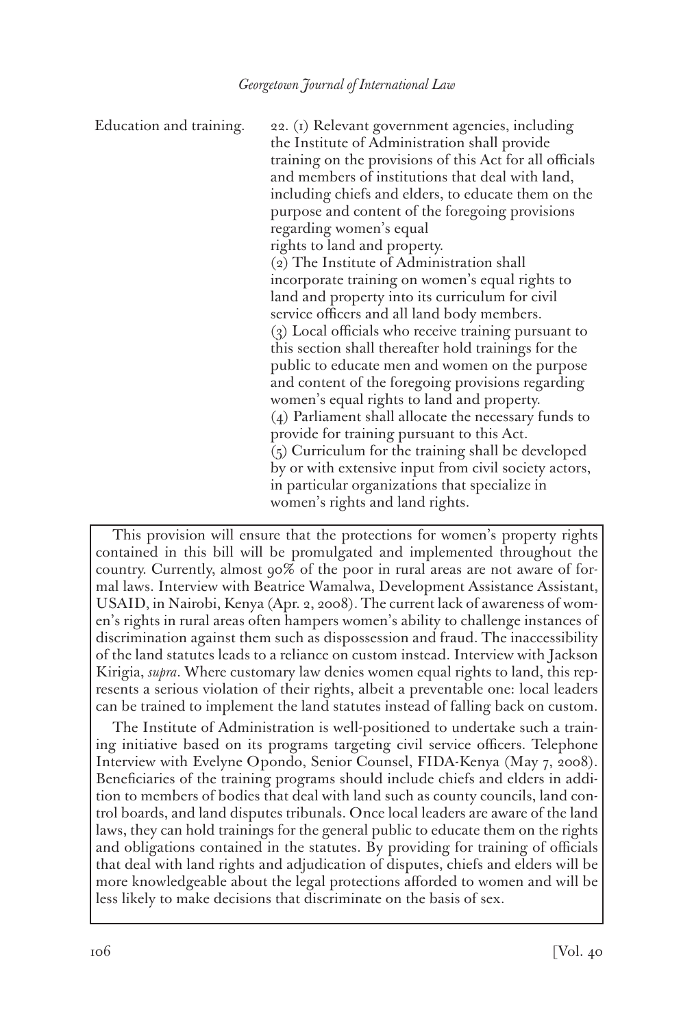Education and training. 22. (1) Relevant government agencies, including the Institute of Administration shall provide training on the provisions of this Act for all officials and members of institutions that deal with land, including chiefs and elders, to educate them on the purpose and content of the foregoing provisions regarding women's equal rights to land and property.

(2) The Institute of Administration shall incorporate training on women's equal rights to land and property into its curriculum for civil service officers and all land body members.

(3) Local officials who receive training pursuant to this section shall thereafter hold trainings for the public to educate men and women on the purpose and content of the foregoing provisions regarding women's equal rights to land and property.

(4) Parliament shall allocate the necessary funds to provide for training pursuant to this Act.

(5) Curriculum for the training shall be developed by or with extensive input from civil society actors, in particular organizations that specialize in women's rights and land rights.

This provision will ensure that the protections for women's property rights contained in this bill will be promulgated and implemented throughout the country. Currently, almost 90% of the poor in rural areas are not aware of formal laws. Interview with Beatrice Wamalwa, Development Assistance Assistant, USAID, in Nairobi, Kenya (Apr. 2, 2008). The current lack of awareness of women's rights in rural areas often hampers women's ability to challenge instances of discrimination against them such as dispossession and fraud. The inaccessibility of the land statutes leads to a reliance on custom instead. Interview with Jackson Kirigia, *supra*. Where customary law denies women equal rights to land, this represents a serious violation of their rights, albeit a preventable one: local leaders can be trained to implement the land statutes instead of falling back on custom.

The Institute of Administration is well-positioned to undertake such a training initiative based on its programs targeting civil service officers. Telephone Interview with Evelyne Opondo, Senior Counsel, FIDA-Kenya (May 7, 2008). Beneficiaries of the training programs should include chiefs and elders in addition to members of bodies that deal with land such as county councils, land control boards, and land disputes tribunals. Once local leaders are aware of the land laws, they can hold trainings for the general public to educate them on the rights and obligations contained in the statutes. By providing for training of officials that deal with land rights and adjudication of disputes, chiefs and elders will be more knowledgeable about the legal protections afforded to women and will be less likely to make decisions that discriminate on the basis of sex.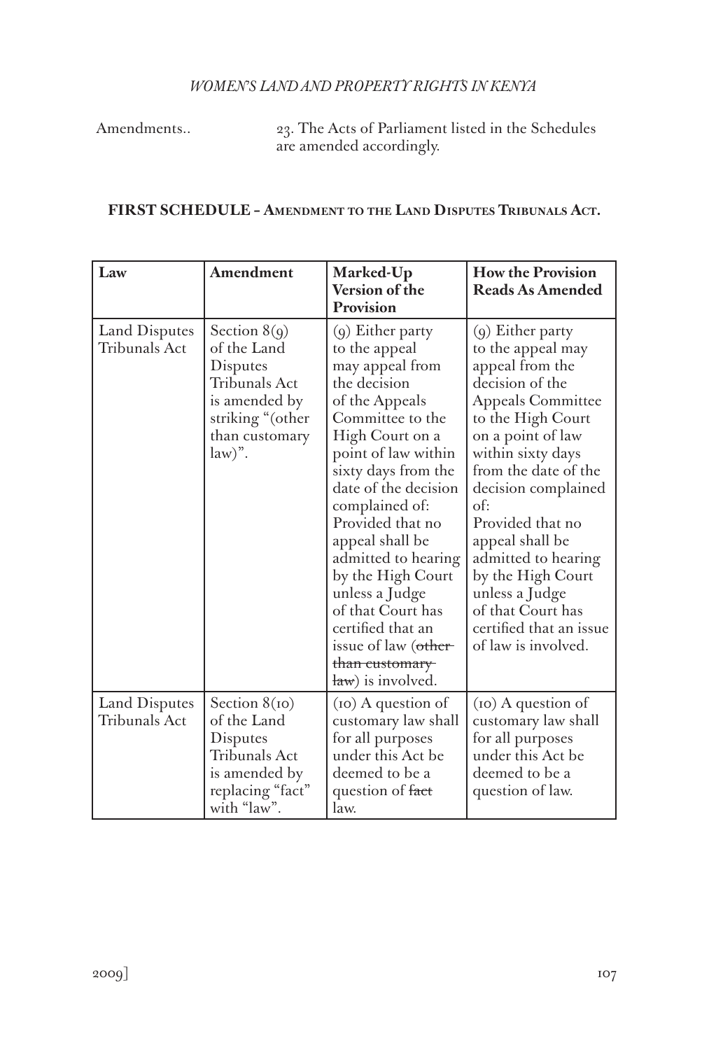Amendments.. 23. The Acts of Parliament listed in the Schedules are amended accordingly.

**FIRST SCHEDULE – AMENDMENT TO THE LAND DISPUTES TRIBUNALS ACT.**

| Law | Amendment | Marked-Up Version of the Provision | How the Provision Reads As Amended |
| --- | --- | --- | --- |
| Land Disputes Tribunals Act | Section 8(9) of the Land Disputes Tribunals Act is amended by striking "(other than customary law)". | (9) Either party to the appeal may appeal from the decision of the Appeals Committee to the High Court on a point of law within sixty days from the date of the decision complained of: Provided that no appeal shall be admitted to hearing by the High Court unless a Judge of that Court has certified that an issue of law (~~other than customary law~~) is involved. | (9) Either party to the appeal may appeal from the decision of the Appeals Committee to the High Court on a point of law within sixty days from the date of the decision complained of: Provided that no appeal shall be admitted to hearing by the High Court unless a Judge of that Court has certified that an issue of law is involved. |
| Land Disputes Tribunals Act | Section 8(10) of the Land Disputes Tribunals Act is amended by replacing "fact" with "law". | (10) A question of customary law shall for all purposes under this Act be deemed to be a question of ~~fact~~ law. | (10) A question of customary law shall for all purposes under this Act be deemed to be a question of law. |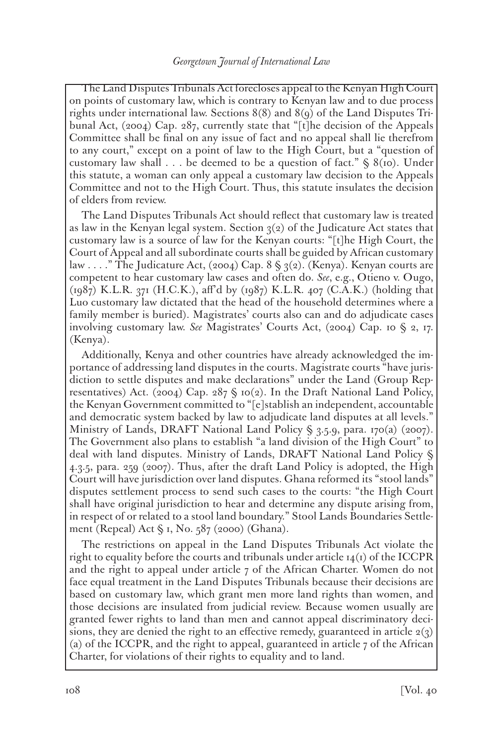The Land Disputes Tribunals Act forecloses appeal to the Kenyan High Court on points of customary law, which is contrary to Kenyan law and to due process rights under international law. Sections 8(8) and 8(9) of the Land Disputes Tribunal Act, (2004) Cap. 287, currently state that "[t]he decision of the Appeals Committee shall be final on any issue of fact and no appeal shall lie therefrom to any court," except on a point of law to the High Court, but a "question of customary law shall . . . be deemed to be a question of fact." § 8(10). Under this statute, a woman can only appeal a customary law decision to the Appeals Committee and not to the High Court. Thus, this statute insulates the decision of elders from review.

The Land Disputes Tribunals Act should reflect that customary law is treated as law in the Kenyan legal system. Section 3(2) of the Judicature Act states that customary law is a source of law for the Kenyan courts: "[t]he High Court, the Court of Appeal and all subordinate courts shall be guided by African customary law . . . ." The Judicature Act, (2004) Cap. 8 § 3(2). (Kenya). Kenyan courts are competent to hear customary law cases and often do. *See*, e.g., Otieno v. Ougo, (1987) K.L.R. 371 (H.C.K.), aff'd by (1987) K.L.R. 407 (C.A.K.) (holding that Luo customary law dictated that the head of the household determines where a family member is buried). Magistrates' courts also can and do adjudicate cases involving customary law. *See* Magistrates' Courts Act, (2004) Cap. 10 § 2, 17. (Kenya).

Additionally, Kenya and other countries have already acknowledged the importance of addressing land disputes in the courts. Magistrate courts "have jurisdiction to settle disputes and make declarations" under the Land (Group Representatives) Act. (2004) Cap. 287 § 10(2). In the Draft National Land Policy, the Kenyan Government committed to "[e]stablish an independent, accountable and democratic system backed by law to adjudicate land disputes at all levels." Ministry of Lands, DRAFT National Land Policy § 3.5.9, para. 170(a) (2007). The Government also plans to establish "a land division of the High Court" to deal with land disputes. Ministry of Lands, DRAFT National Land Policy § 4.3.5, para. 259 (2007). Thus, after the draft Land Policy is adopted, the High Court will have jurisdiction over land disputes. Ghana reformed its "stool lands" disputes settlement process to send such cases to the courts: "the High Court shall have original jurisdiction to hear and determine any dispute arising from, in respect of or related to a stool land boundary." Stool Lands Boundaries Settlement (Repeal) Act § 1, No. 587 (2000) (Ghana).

The restrictions on appeal in the Land Disputes Tribunals Act violate the right to equality before the courts and tribunals under article 14(1) of the ICCPR and the right to appeal under article 7 of the African Charter. Women do not face equal treatment in the Land Disputes Tribunals because their decisions are based on customary law, which grant men more land rights than women, and those decisions are insulated from judicial review. Because women usually are granted fewer rights to land than men and cannot appeal discriminatory decisions, they are denied the right to an effective remedy, guaranteed in article 2(3)(a) of the ICCPR, and the right to appeal, guaranteed in article 7 of the African Charter, for violations of their rights to equality and to land.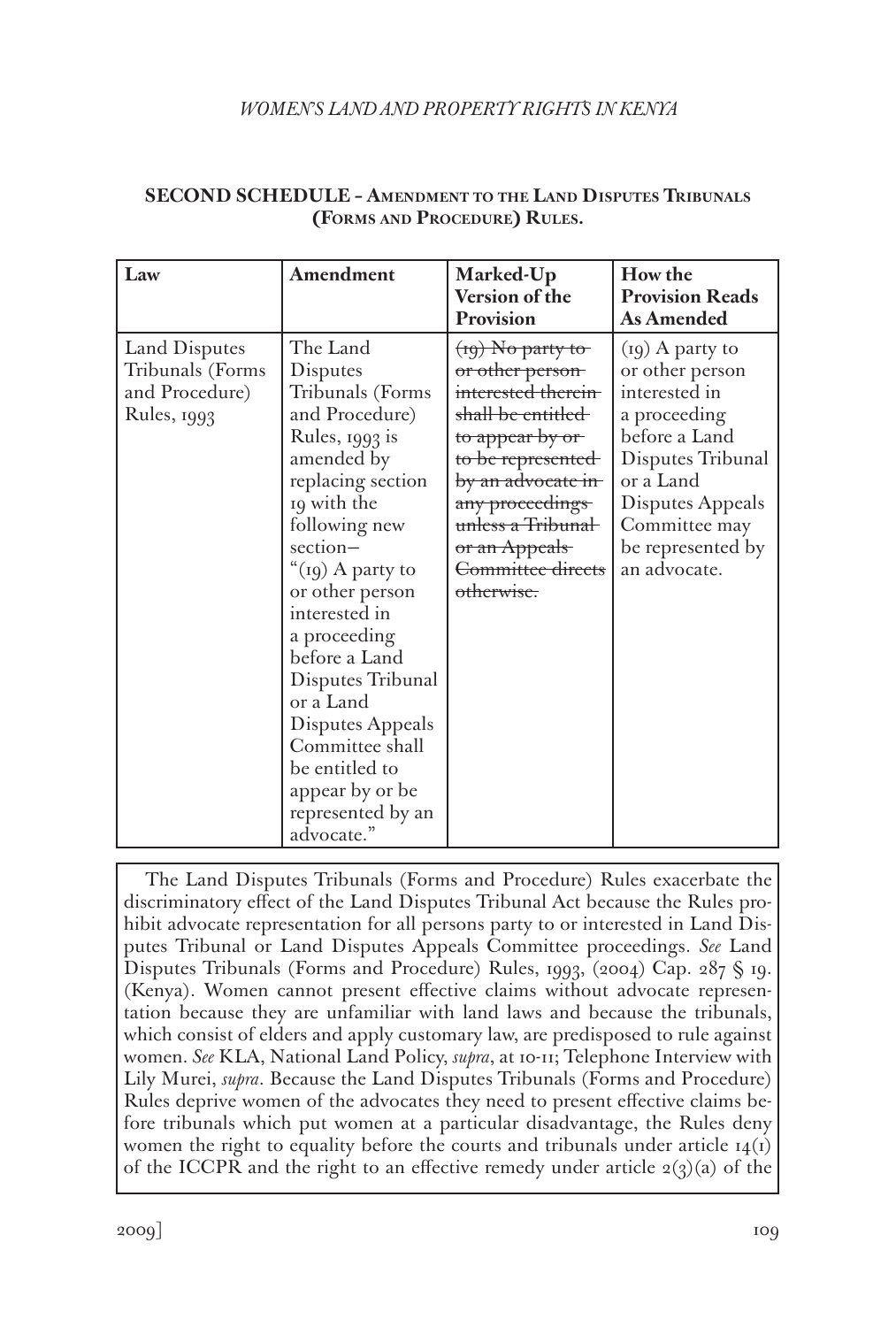**SECOND SCHEDULE – AMENDMENT TO THE LAND DISPUTES TRIBUNALS (FORMS AND PROCEDURE) RULES.**

| Law | Amendment | Marked-Up Version of the Provision | How the Provision Reads As Amended |
|---|---|---|---|
| Land Disputes Tribunals (Forms and Procedure) Rules, 1993 | The Land Disputes Tribunals (Forms and Procedure) Rules, 1993 is amended by replacing section 19 with the following new section— "(19) A party to or other person interested in a proceeding before a Land Disputes Tribunal or a Land Disputes Appeals Committee shall be entitled to appear by or be represented by an advocate." | ~~(19) No party to or other person interested therein shall be entitled to appear by or to be represented by an advocate in any proceedings unless a Tribunal or an Appeals Committee directs otherwise.~~ | (19) A party to or other person interested in a proceeding before a Land Disputes Tribunal or a Land Disputes Appeals Committee may be represented by an advocate. |

The Land Disputes Tribunals (Forms and Procedure) Rules exacerbate the discriminatory effect of the Land Disputes Tribunal Act because the Rules prohibit advocate representation for all persons party to or interested in Land Disputes Tribunal or Land Disputes Appeals Committee proceedings. *See* Land Disputes Tribunals (Forms and Procedure) Rules, 1993, (2004) Cap. 287 § 19. (Kenya). Women cannot present effective claims without advocate representation because they are unfamiliar with land laws and because the tribunals, which consist of elders and apply customary law, are predisposed to rule against women. *See* KLA, National Land Policy, *supra*, at 10-11; Telephone Interview with Lily Murei, *supra*. Because the Land Disputes Tribunals (Forms and Procedure) Rules deprive women of the advocates they need to present effective claims before tribunals which put women at a particular disadvantage, the Rules deny women the right to equality before the courts and tribunals under article 14(1) of the ICCPR and the right to an effective remedy under article 2(3)(a) of the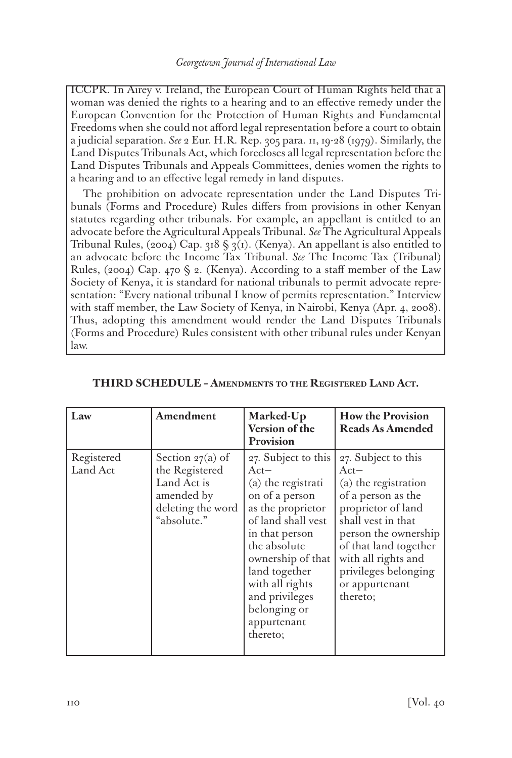ICCPR. In Airey v. Ireland, the European Court of Human Rights held that a woman was denied the rights to a hearing and to an effective remedy under the European Convention for the Protection of Human Rights and Fundamental Freedoms when she could not afford legal representation before a court to obtain a judicial separation. *See* 2 Eur. H.R. Rep. 305 para. 11, 19-28 (1979). Similarly, the Land Disputes Tribunals Act, which forecloses all legal representation before the Land Disputes Tribunals and Appeals Committees, denies women the rights to a hearing and to an effective legal remedy in land disputes.

The prohibition on advocate representation under the Land Disputes Tribunals (Forms and Procedure) Rules differs from provisions in other Kenyan statutes regarding other tribunals. For example, an appellant is entitled to an advocate before the Agricultural Appeals Tribunal. *See* The Agricultural Appeals Tribunal Rules, (2004) Cap. 318 § 3(1). (Kenya). An appellant is also entitled to an advocate before the Income Tax Tribunal. *See* The Income Tax (Tribunal) Rules, (2004) Cap. 470 § 2. (Kenya). According to a staff member of the Law Society of Kenya, it is standard for national tribunals to permit advocate representation: "Every national tribunal I know of permits representation." Interview with staff member, the Law Society of Kenya, in Nairobi, Kenya (Apr. 4, 2008). Thus, adopting this amendment would render the Land Disputes Tribunals (Forms and Procedure) Rules consistent with other tribunal rules under Kenyan law.

**THIRD SCHEDULE – AMENDMENTS TO THE REGISTERED LAND ACT.**

| Law | Amendment | Marked-Up Version of the Provision | How the Provision Reads As Amended |
|---|---|---|---|
| Registered Land Act | Section 27(a) of the Registered Land Act is amended by deleting the word "absolute." | 27. Subject to this Act– (a) the registration of a person as the proprietor of land shall vest in that person the ~~absolute~~ ownership of that land together with all rights and privileges belonging or appurtenant thereto; | 27. Subject to this Act– (a) the registration of a person as the proprietor of land shall vest in that person the ownership of that land together with all rights and privileges belonging or appurtenant thereto; |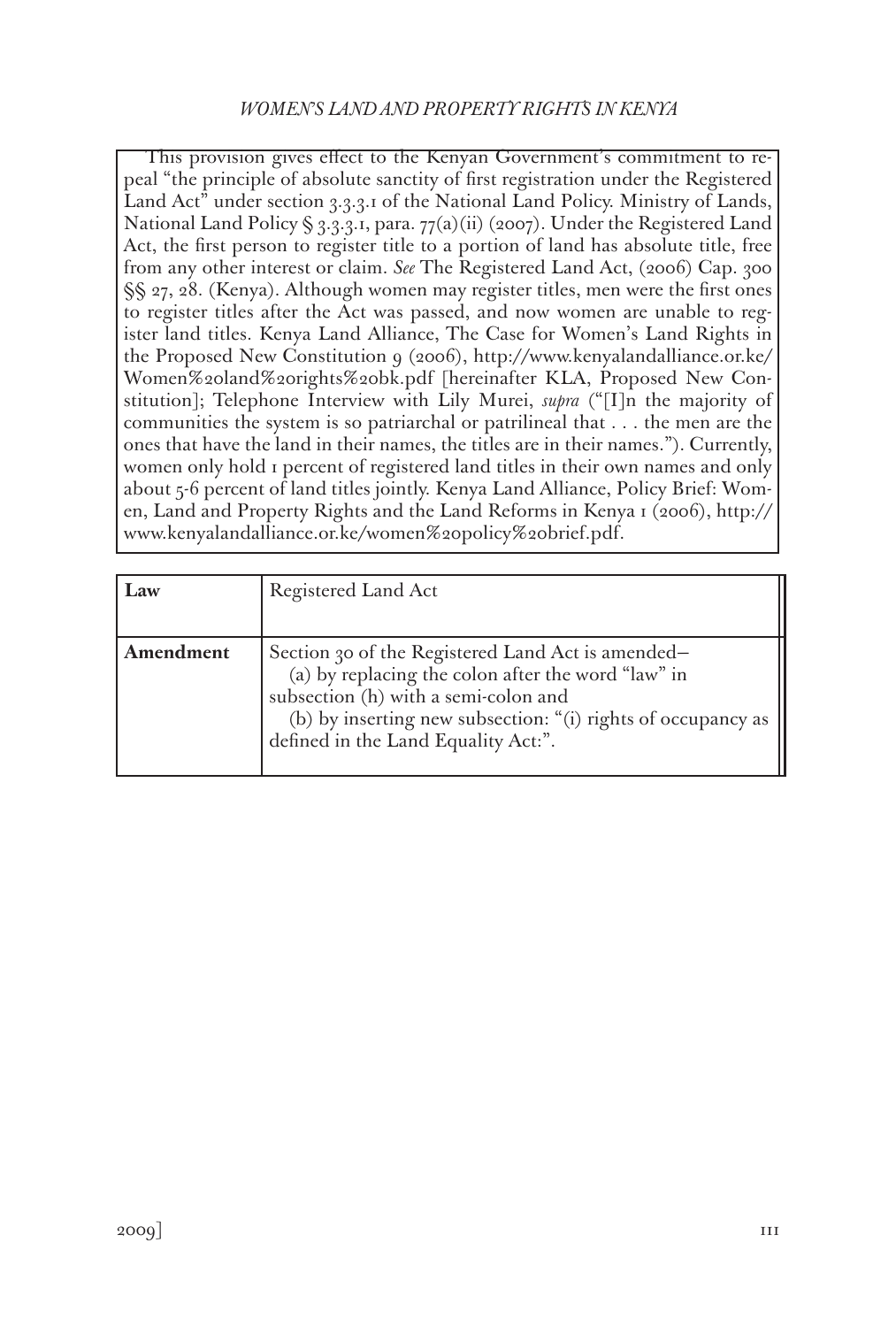This provision gives effect to the Kenyan Government's commitment to repeal "the principle of absolute sanctity of first registration under the Registered Land Act" under section 3.3.3.1 of the National Land Policy. Ministry of Lands, National Land Policy § 3.3.3.1, para. 77(a)(ii) (2007). Under the Registered Land Act, the first person to register title to a portion of land has absolute title, free from any other interest or claim. *See* The Registered Land Act, (2006) Cap. 300 §§ 27, 28. (Kenya). Although women may register titles, men were the first ones to register titles after the Act was passed, and now women are unable to register land titles. Kenya Land Alliance, The Case for Women's Land Rights in the Proposed New Constitution 9 (2006), http://www.kenyalandalliance.or.ke/Women%20land%20rights%20bk.pdf [hereinafter KLA, Proposed New Constitution]; Telephone Interview with Lily Murei, *supra* ("[I]n the majority of communities the system is so patriarchal or patrilineal that . . . the men are the ones that have the land in their names, the titles are in their names."). Currently, women only hold 1 percent of registered land titles in their own names and only about 5-6 percent of land titles jointly. Kenya Land Alliance, Policy Brief: Women, Land and Property Rights and the Land Reforms in Kenya 1 (2006), http://www.kenyalandalliance.or.ke/women%20policy%20brief.pdf.

| **Law** | Registered Land Act |
|---|---|
| **Amendment** | Section 30 of the Registered Land Act is amended– (a) by replacing the colon after the word "law" in subsection (h) with a semi-colon and (b) by inserting new subsection: "(i) rights of occupancy as defined in the Land Equality Act:". |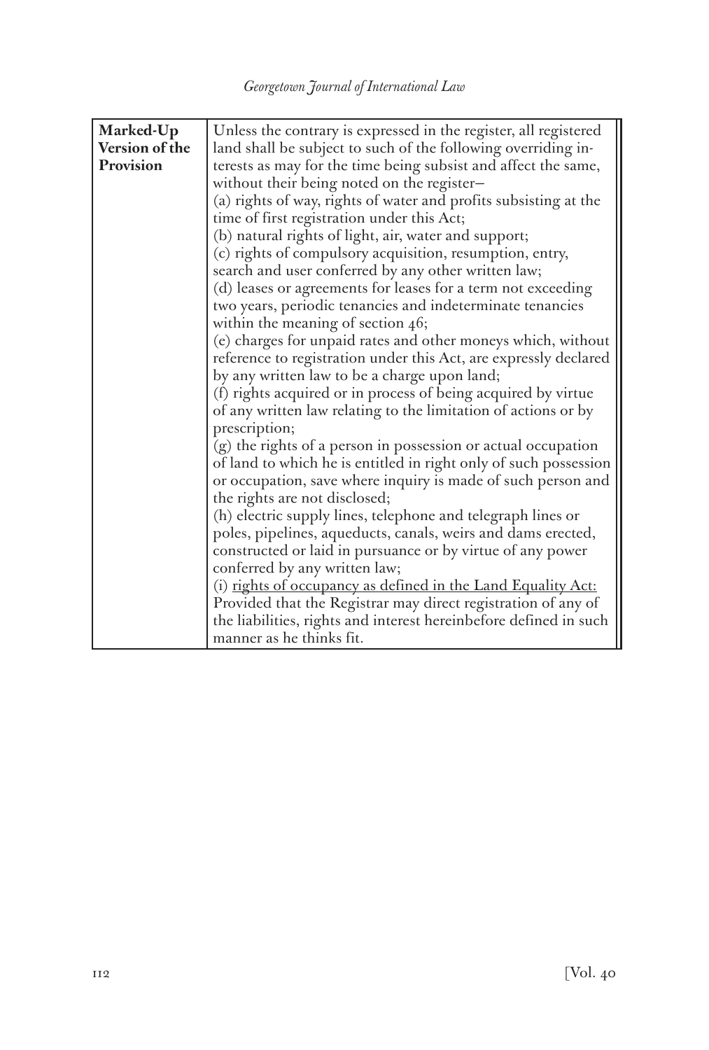| **Marked-Up Version of the Provision** | Unless the contrary is expressed in the register, all registered land shall be subject to such of the following overriding interests as may for the time being subsist and affect the same, without their being noted on the register–<br>(a) rights of way, rights of water and profits subsisting at the time of first registration under this Act;<br>(b) natural rights of light, air, water and support;<br>(c) rights of compulsory acquisition, resumption, entry, search and user conferred by any other written law;<br>(d) leases or agreements for leases for a term not exceeding two years, periodic tenancies and indeterminate tenancies within the meaning of section 46;<br>(e) charges for unpaid rates and other moneys which, without reference to registration under this Act, are expressly declared by any written law to be a charge upon land;<br>(f) rights acquired or in process of being acquired by virtue of any written law relating to the limitation of actions or by prescription;<br>(g) the rights of a person in possession or actual occupation of land to which he is entitled in right only of such possession or occupation, save where inquiry is made of such person and the rights are not disclosed;<br>(h) electric supply lines, telephone and telegraph lines or poles, pipelines, aqueducts, canals, weirs and dams erected, constructed or laid in pursuance or by virtue of any power conferred by any written law;<br>(i) <u>rights of occupancy as defined in the Land Equality Act:</u><br>Provided that the Registrar may direct registration of any of the liabilities, rights and interest hereinbefore defined in such manner as he thinks fit. |
|---|---|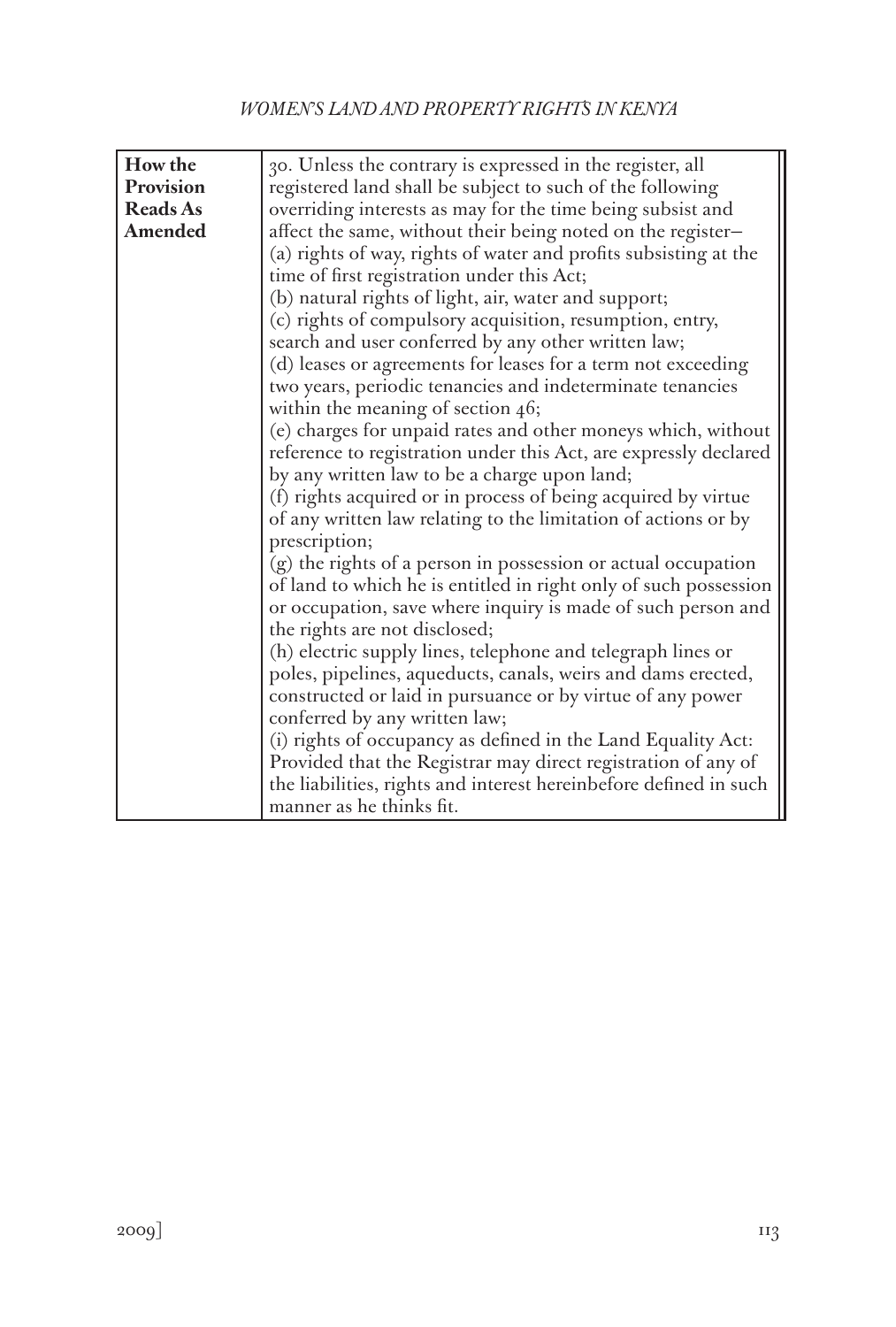| How the Provision Reads As Amended | 30. Unless the contrary is expressed in the register, all registered land shall be subject to such of the following overriding interests as may for the time being subsist and affect the same, without their being noted on the register– <br>(a) rights of way, rights of water and profits subsisting at the time of first registration under this Act; <br>(b) natural rights of light, air, water and support; <br>(c) rights of compulsory acquisition, resumption, entry, search and user conferred by any other written law; <br>(d) leases or agreements for leases for a term not exceeding two years, periodic tenancies and indeterminate tenancies within the meaning of section 46; <br>(e) charges for unpaid rates and other moneys which, without reference to registration under this Act, are expressly declared by any written law to be a charge upon land; <br>(f) rights acquired or in process of being acquired by virtue of any written law relating to the limitation of actions or by prescription; <br>(g) the rights of a person in possession or actual occupation of land to which he is entitled in right only of such possession or occupation, save where inquiry is made of such person and the rights are not disclosed; <br>(h) electric supply lines, telephone and telegraph lines or poles, pipelines, aqueducts, canals, weirs and dams erected, constructed or laid in pursuance or by virtue of any power conferred by any written law; <br>(i) rights of occupancy as defined in the Land Equality Act: Provided that the Registrar may direct registration of any of the liabilities, rights and interest hereinbefore defined in such manner as he thinks fit. |
|---|---|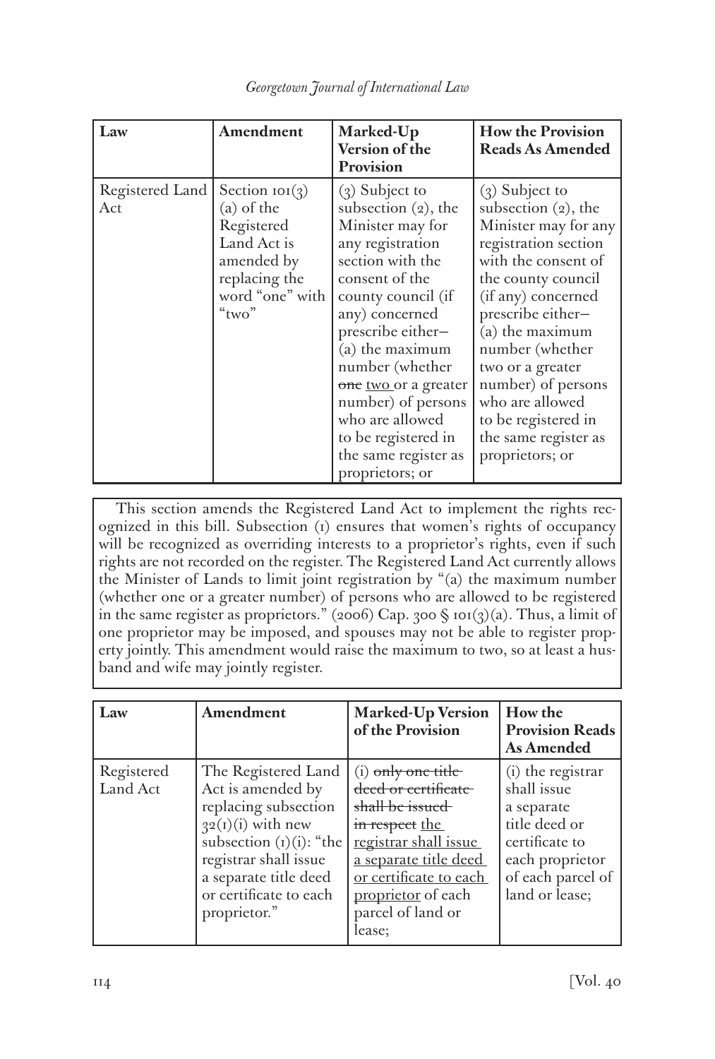| Law | Amendment | Marked-Up Version of the Provision | How the Provision Reads As Amended |
|---|---|---|---|
| Registered Land Act | Section 101(3)(a) of the Registered Land Act is amended by replacing the word "one" with "two" | (3) Subject to subsection (2), the Minister may for any registration section with the consent of the county council (if any) concerned prescribe either– (a) the maximum number (whether ~~one~~ <u>two</u> or a greater number) of persons who are allowed to be registered in the same register as proprietors; or | (3) Subject to subsection (2), the Minister may for any registration section with the consent of the county council (if any) concerned prescribe either– (a) the maximum number (whether two or a greater number) of persons who are allowed to be registered in the same register as proprietors; or |

This section amends the Registered Land Act to implement the rights recognized in this bill. Subsection (1) ensures that women's rights of occupancy will be recognized as overriding interests to a proprietor's rights, even if such rights are not recorded on the register. The Registered Land Act currently allows the Minister of Lands to limit joint registration by "(a) the maximum number (whether one or a greater number) of persons who are allowed to be registered in the same register as proprietors." (2006) Cap. 300 § 101(3)(a). Thus, a limit of one proprietor may be imposed, and spouses may not be able to register property jointly. This amendment would raise the maximum to two, so at least a husband and wife may jointly register.

| Law | Amendment | Marked-Up Version of the Provision | How the Provision Reads As Amended |
|---|---|---|---|
| Registered Land Act | The Registered Land Act is amended by replacing subsection 32(1)(i) with new subsection (1)(i): "the registrar shall issue a separate title deed or certificate to each proprietor." | (i) ~~only one title deed or certificate shall be issued in respect~~ <u>the registrar shall issue a separate title deed or certificate to each proprietor</u> of each parcel of land or lease; | (i) the registrar shall issue a separate title deed or certificate to each proprietor of each parcel of land or lease; |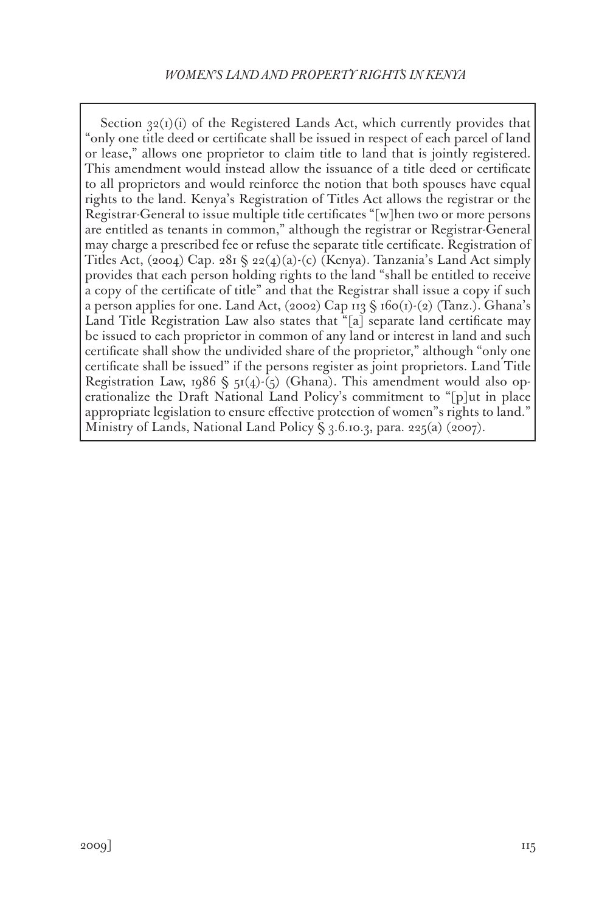Section 32(1)(i) of the Registered Lands Act, which currently provides that "only one title deed or certificate shall be issued in respect of each parcel of land or lease," allows one proprietor to claim title to land that is jointly registered. This amendment would instead allow the issuance of a title deed or certificate to all proprietors and would reinforce the notion that both spouses have equal rights to the land. Kenya's Registration of Titles Act allows the registrar or the Registrar-General to issue multiple title certificates "[w]hen two or more persons are entitled as tenants in common," although the registrar or Registrar-General may charge a prescribed fee or refuse the separate title certificate. Registration of Titles Act, (2004) Cap. 281 § 22(4)(a)-(c) (Kenya). Tanzania's Land Act simply provides that each person holding rights to the land "shall be entitled to receive a copy of the certificate of title" and that the Registrar shall issue a copy if such a person applies for one. Land Act, (2002) Cap 113 § 160(1)-(2) (Tanz.). Ghana's Land Title Registration Law also states that "[a] separate land certificate may be issued to each proprietor in common of any land or interest in land and such certificate shall show the undivided share of the proprietor," although "only one certificate shall be issued" if the persons register as joint proprietors. Land Title Registration Law, 1986 § 51(4)-(5) (Ghana). This amendment would also operationalize the Draft National Land Policy's commitment to "[p]ut in place appropriate legislation to ensure effective protection of women"s rights to land." Ministry of Lands, National Land Policy § 3.6.10.3, para. 225(a) (2007).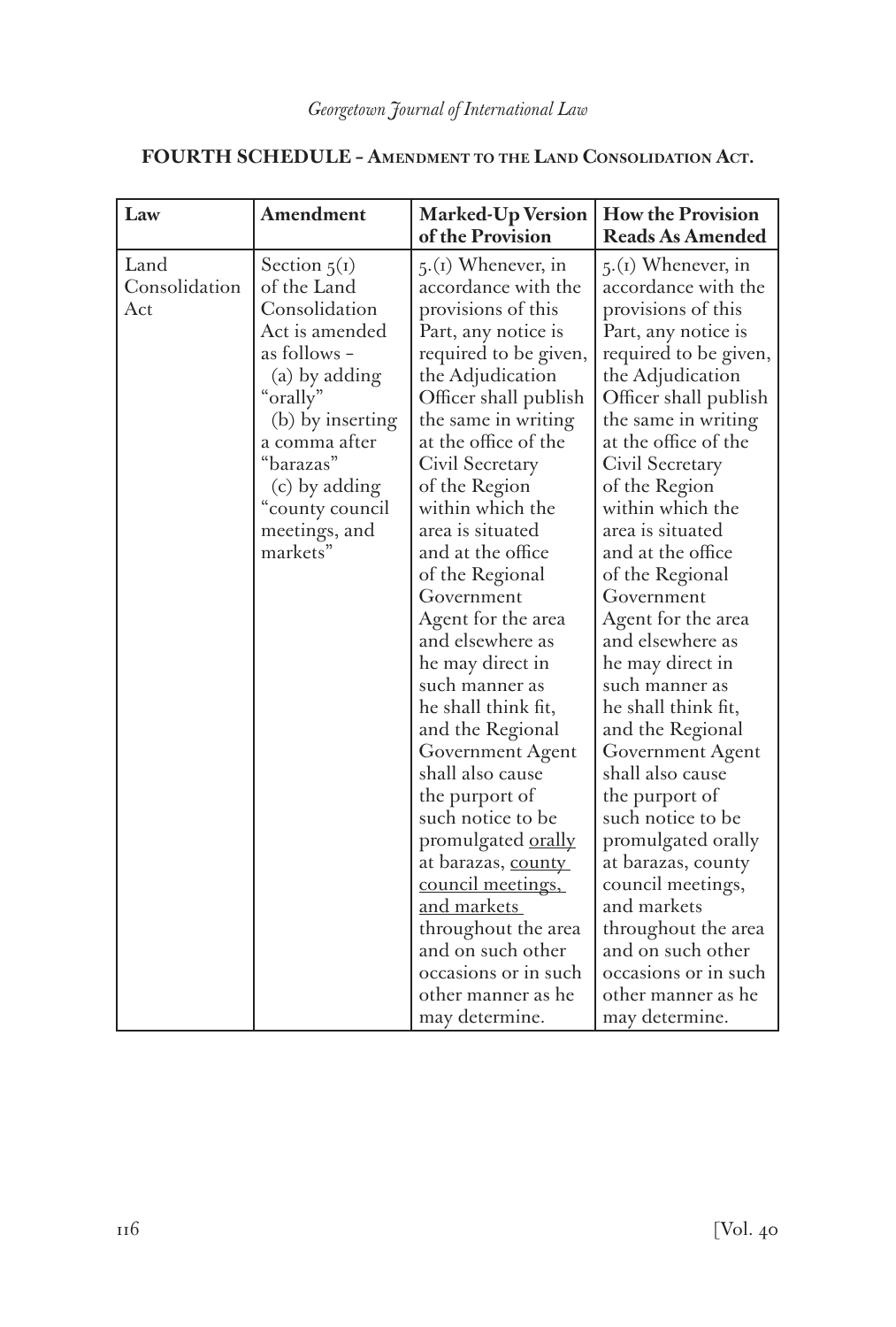**FOURTH SCHEDULE – AMENDMENT TO THE LAND CONSOLIDATION ACT.**

| Law | Amendment | Marked-Up Version of the Provision | How the Provision Reads As Amended |
|---|---|---|---|
| Land Consolidation Act | Section 5(1) of the Land Consolidation Act is amended as follows – (a) by adding "orally" (b) by inserting a comma after "barazas" (c) by adding "county council meetings, and markets" | 5.(1) Whenever, in accordance with the provisions of this Part, any notice is required to be given, the Adjudication Officer shall publish the same in writing at the office of the Civil Secretary of the Region within which the area is situated and at the office of the Regional Government Agent for the area and elsewhere as he may direct in such manner as he shall think fit, and the Regional Government Agent shall also cause the purport of such notice to be promulgated <u>orally</u> at barazas, <u>county council meetings, and markets</u> throughout the area and on such other occasions or in such other manner as he may determine. | 5.(1) Whenever, in accordance with the provisions of this Part, any notice is required to be given, the Adjudication Officer shall publish the same in writing at the office of the Civil Secretary of the Region within which the area is situated and at the office of the Regional Government Agent for the area and elsewhere as he may direct in such manner as he shall think fit, and the Regional Government Agent shall also cause the purport of such notice to be promulgated orally at barazas, county council meetings, and markets throughout the area and on such other occasions or in such other manner as he may determine. |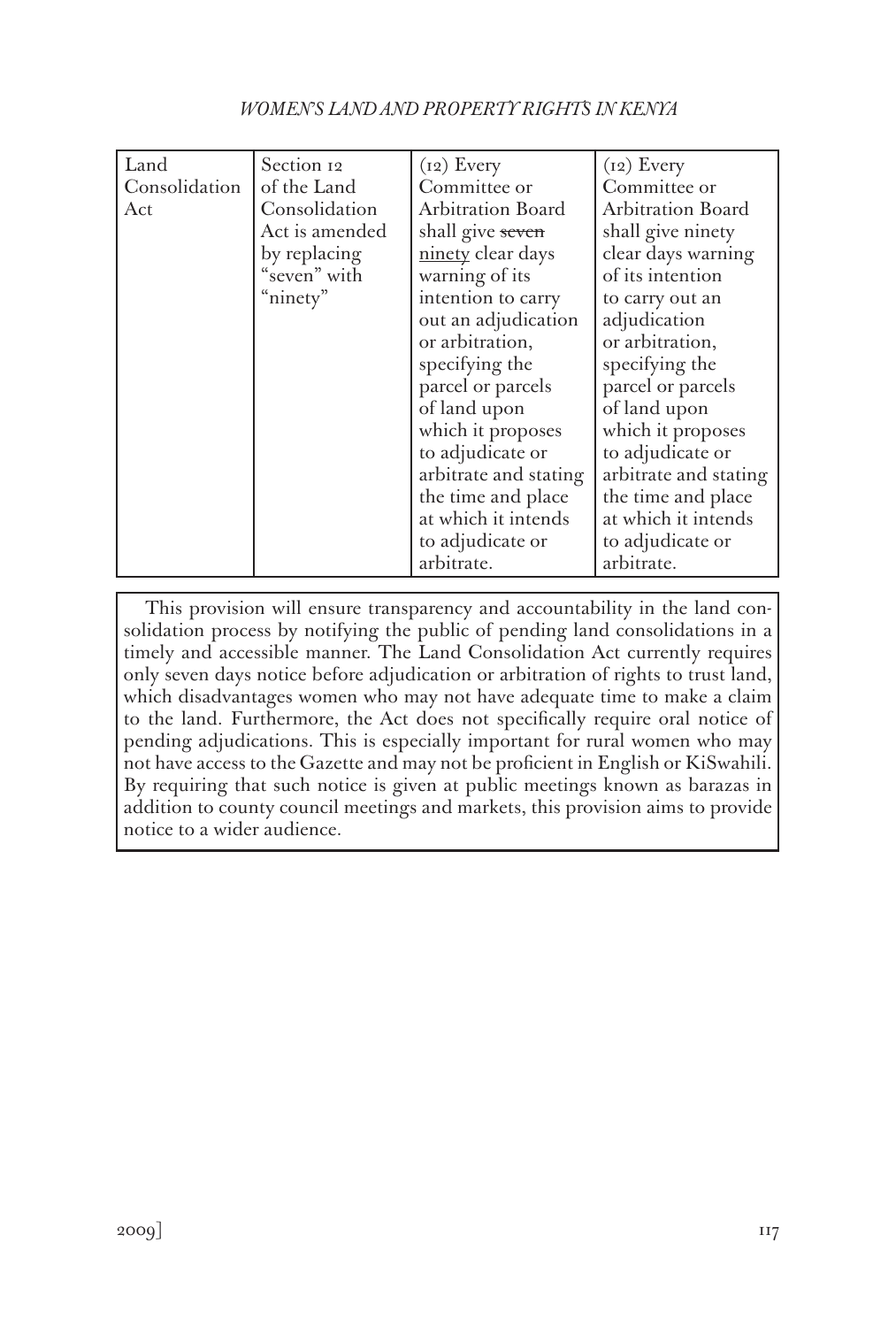| Land Consolidation Act | Section 12 of the Land Consolidation Act is amended by replacing "seven" with "ninety" | (12) Every Committee or Arbitration Board shall give ~~seven~~ <u>ninety</u> clear days warning of its intention to carry out an adjudication or arbitration, specifying the parcel or parcels of land upon which it proposes to adjudicate or arbitrate and stating the time and place at which it intends to adjudicate or arbitrate. | (12) Every Committee or Arbitration Board shall give ninety clear days warning of its intention to carry out an adjudication or arbitration, specifying the parcel or parcels of land upon which it proposes to adjudicate or arbitrate and stating the time and place at which it intends to adjudicate or arbitrate. |
|---|---|---|---|

This provision will ensure transparency and accountability in the land consolidation process by notifying the public of pending land consolidations in a timely and accessible manner. The Land Consolidation Act currently requires only seven days notice before adjudication or arbitration of rights to trust land, which disadvantages women who may not have adequate time to make a claim to the land. Furthermore, the Act does not specifically require oral notice of pending adjudications. This is especially important for rural women who may not have access to the Gazette and may not be proficient in English or KiSwahili. By requiring that such notice is given at public meetings known as barazas in addition to county council meetings and markets, this provision aims to provide notice to a wider audience.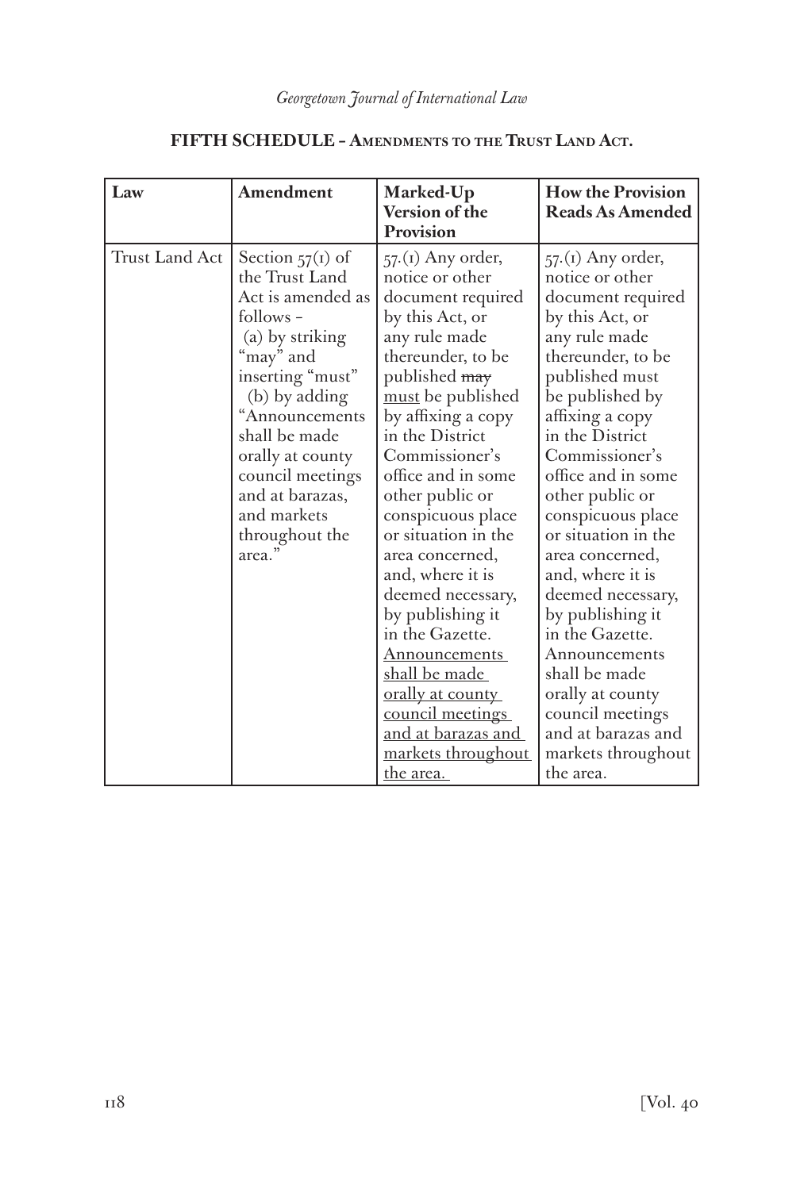## FIFTH SCHEDULE – Amendments to the Trust Land Act.

| Law | Amendment | Marked-Up Version of the Provision | How the Provision Reads As Amended |
|---|---|---|---|
| Trust Land Act | Section 57(1) of the Trust Land Act is amended as follows – (a) by striking "may" and inserting "must" (b) by adding "Announcements shall be made orally at county council meetings and at barazas, and markets throughout the area." | 57.(1) Any order, notice or other document required by this Act, or any rule made thereunder, to be published ~~may~~ <u>must</u> be published by affixing a copy in the District Commissioner's office and in some other public or conspicuous place or situation in the area concerned, and, where it is deemed necessary, by publishing it in the Gazette. <u>Announcements shall be made orally at county council meetings and at barazas and markets throughout the area.</u> | 57.(1) Any order, notice or other document required by this Act, or any rule made thereunder, to be published must be published by affixing a copy in the District Commissioner's office and in some other public or conspicuous place or situation in the area concerned, and, where it is deemed necessary, by publishing it in the Gazette. Announcements shall be made orally at county council meetings and at barazas and markets throughout the area. |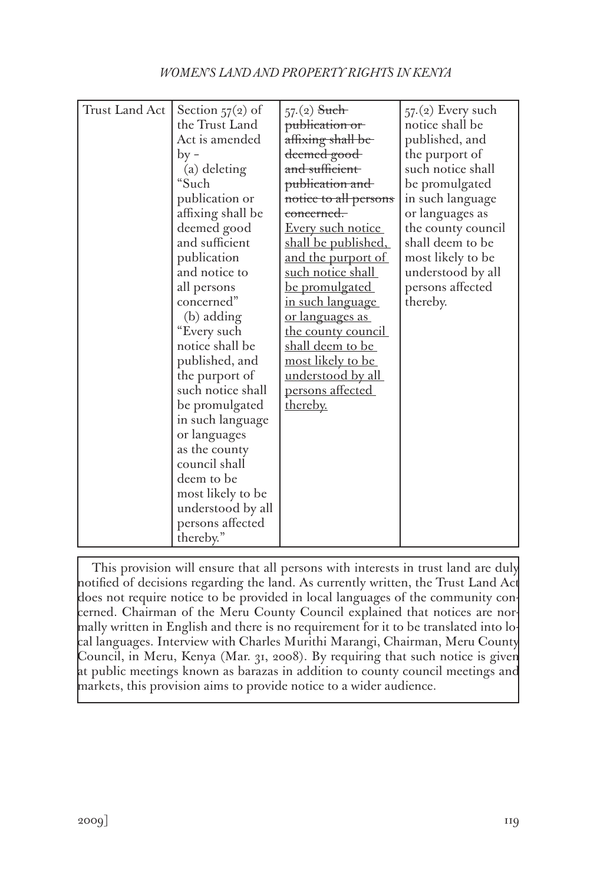| Trust Land Act | Section 57(2) of the Trust Land Act is amended by – (a) deleting "Such publication or affixing shall be deemed good and sufficient publication and notice to all persons concerned" (b) adding "Every such notice shall be published, and the purport of such notice shall be promulgated in such language or languages as the county council shall deem to be most likely to be understood by all persons affected thereby." | 57.(2) ~~Such publication or affixing shall be deemed good and sufficient publication and notice to all persons concerned.~~ <u>Every such notice shall be published, and the purport of such notice shall be promulgated in such language or languages as the county council shall deem to be most likely to be understood by all persons affected thereby.</u> | 57.(2) Every such notice shall be published, and the purport of such notice shall be promulgated in such language or languages as the county council shall deem to be most likely to be understood by all persons affected thereby. |
|---|---|---|---|

This provision will ensure that all persons with interests in trust land are duly notified of decisions regarding the land. As currently written, the Trust Land Act does not require notice to be provided in local languages of the community concerned. Chairman of the Meru County Council explained that notices are normally written in English and there is no requirement for it to be translated into local languages. Interview with Charles Murithi Marangi, Chairman, Meru County Council, in Meru, Kenya (Mar. 31, 2008). By requiring that such notice is given at public meetings known as barazas in addition to county council meetings and markets, this provision aims to provide notice to a wider audience.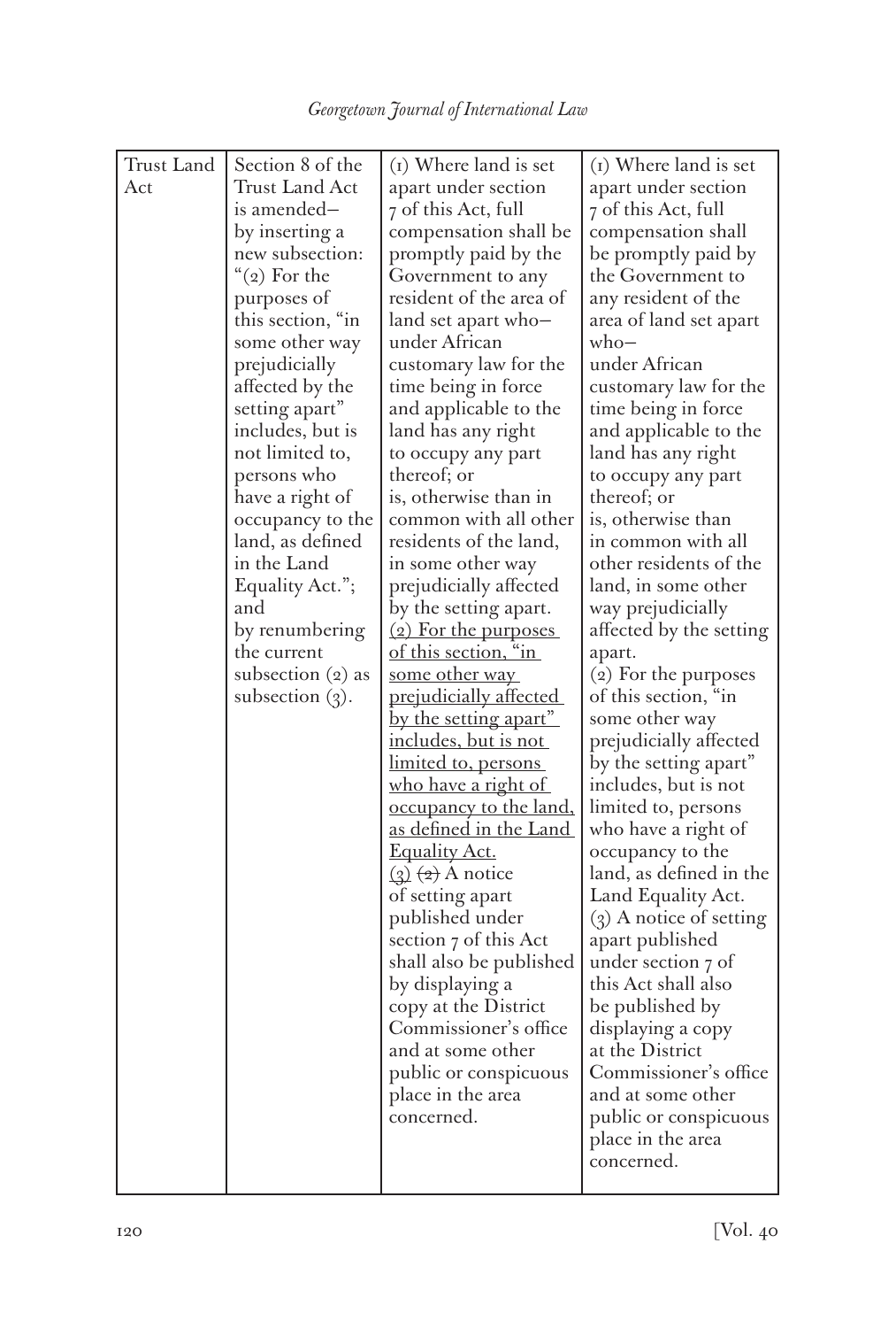| Trust Land Act | Section 8 of the Trust Land Act is amended— by inserting a new subsection: "(2) For the purposes of this section, "in some other way prejudicially affected by the setting apart" includes, but is not limited to, persons who have a right of occupancy to the land, as defined in the Land Equality Act."; and by renumbering the current subsection (2) as subsection (3). | (1) Where land is set apart under section 7 of this Act, full compensation shall be promptly paid by the Government to any resident of the area of land set apart who— under African customary law for the time being in force and applicable to the land has any right to occupy any part thereof; or is, otherwise than in common with all other residents of the land, in some other way prejudicially affected by the setting apart. <u>(2) For the purposes of this section, "in some other way prejudicially affected by the setting apart" includes, but is not limited to, persons who have a right of occupancy to the land, as defined in the Land Equality Act.</u> <u>(3)</u> ~~(2)~~ A notice of setting apart published under section 7 of this Act shall also be published by displaying a copy at the District Commissioner's office and at some other public or conspicuous place in the area concerned. | (1) Where land is set apart under section 7 of this Act, full compensation shall be promptly paid by the Government to any resident of the area of land set apart who— under African customary law for the time being in force and applicable to the land has any right to occupy any part thereof; or is, otherwise than in common with all other residents of the land, in some other way prejudicially affected by the setting apart. (2) For the purposes of this section, "in some other way prejudicially affected by the setting apart" includes, but is not limited to, persons who have a right of occupancy to the land, as defined in the Land Equality Act. (3) A notice of setting apart published under section 7 of this Act shall also be published by displaying a copy at the District Commissioner's office and at some other public or conspicuous place in the area concerned. |
|---|---|---|---|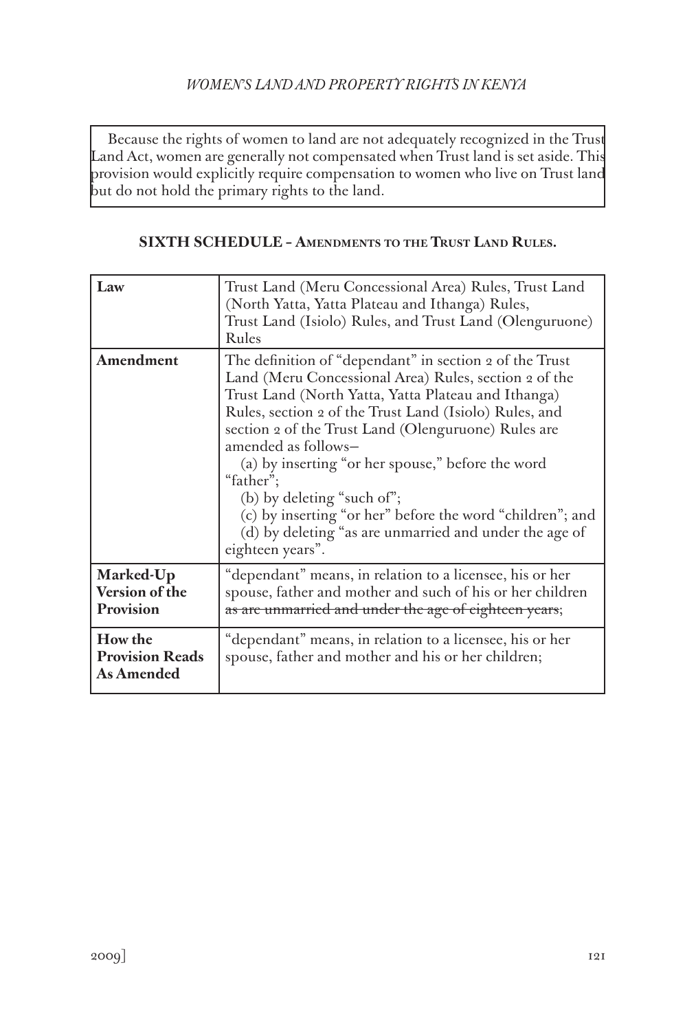Because the rights of women to land are not adequately recognized in the Trust Land Act, women are generally not compensated when Trust land is set aside. This provision would explicitly require compensation to women who live on Trust land but do not hold the primary rights to the land.

## SIXTH SCHEDULE – Amendments to the Trust Land Rules.

| **Law** | Trust Land (Meru Concessional Area) Rules, Trust Land (North Yatta, Yatta Plateau and Ithanga) Rules, Trust Land (Isiolo) Rules, and Trust Land (Olenguruone) Rules |
|---|---|
| **Amendment** | The definition of "dependant" in section 2 of the Trust Land (Meru Concessional Area) Rules, section 2 of the Trust Land (North Yatta, Yatta Plateau and Ithanga) Rules, section 2 of the Trust Land (Isiolo) Rules, and section 2 of the Trust Land (Olenguruone) Rules are amended as follows–<br>(a) by inserting "or her spouse," before the word "father";<br>(b) by deleting "such of";<br>(c) by inserting "or her" before the word "children"; and<br>(d) by deleting "as are unmarried and under the age of eighteen years". |
| **Marked-Up Version of the Provision** | "dependant" means, in relation to a licensee, his or her spouse, father and mother and such of his or her children ~~as are unmarried and under the age of eighteen years~~; |
| **How the Provision Reads As Amended** | "dependant" means, in relation to a licensee, his or her spouse, father and mother and his or her children; |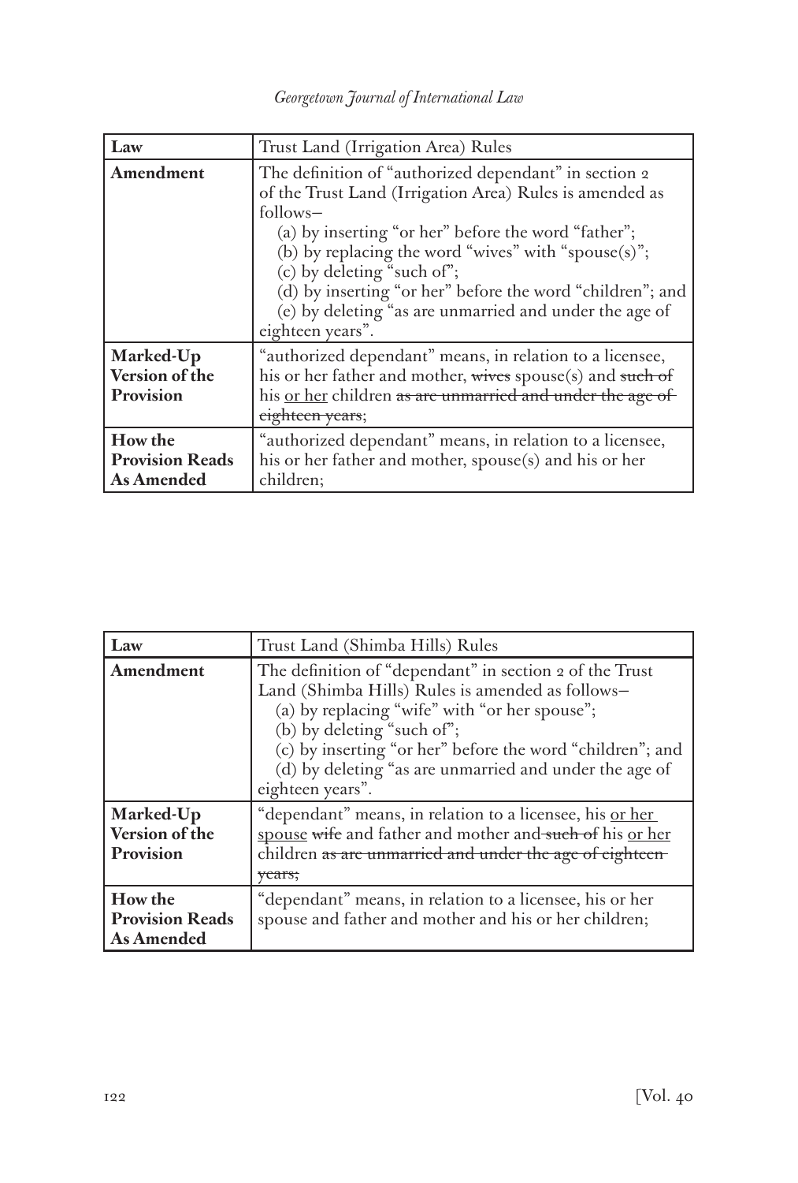| Law | Trust Land (Irrigation Area) Rules |
|---|---|
| **Amendment** | The definition of "authorized dependant" in section 2 of the Trust Land (Irrigation Area) Rules is amended as follows–<br>(a) by inserting "or her" before the word "father";<br>(b) by replacing the word "wives" with "spouse(s)";<br>(c) by deleting "such of";<br>(d) by inserting "or her" before the word "children"; and<br>(e) by deleting "as are unmarried and under the age of eighteen years". |
| **Marked-Up Version of the Provision** | "authorized dependant" means, in relation to a licensee, his or her father and mother, ~~wives~~ spouse(s) and ~~such of~~ his <u>or her</u> children ~~as are unmarried and under the age of eighteen years~~; |
| **How the Provision Reads As Amended** | "authorized dependant" means, in relation to a licensee, his or her father and mother, spouse(s) and his or her children; |

| Law | Trust Land (Shimba Hills) Rules |
|---|---|
| **Amendment** | The definition of "dependant" in section 2 of the Trust Land (Shimba Hills) Rules is amended as follows–<br>(a) by replacing "wife" with "or her spouse";<br>(b) by deleting "such of";<br>(c) by inserting "or her" before the word "children"; and<br>(d) by deleting "as are unmarried and under the age of eighteen years". |
| **Marked-Up Version of the Provision** | "dependant" means, in relation to a licensee, his <u>or her spouse</u> ~~wife~~ and father and mother and ~~such of~~ his <u>or her</u> children ~~as are unmarried and under the age of eighteen years~~; |
| **How the Provision Reads As Amended** | "dependant" means, in relation to a licensee, his or her spouse and father and mother and his or her children; |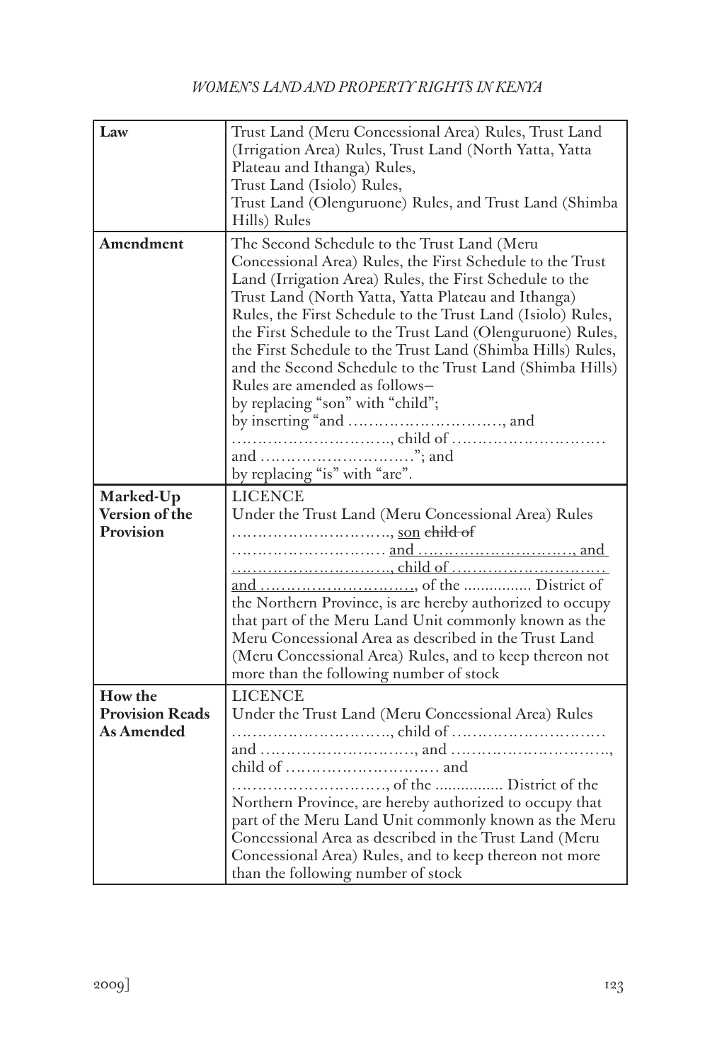| Law | Trust Land (Meru Concessional Area) Rules, Trust Land (Irrigation Area) Rules, Trust Land (North Yatta, Yatta Plateau and Ithanga) Rules,<br>Trust Land (Isiolo) Rules,<br>Trust Land (Olenguruone) Rules, and Trust Land (Shimba Hills) Rules |
|---|---|
| **Amendment** | The Second Schedule to the Trust Land (Meru Concessional Area) Rules, the First Schedule to the Trust Land (Irrigation Area) Rules, the First Schedule to the Trust Land (North Yatta, Yatta Plateau and Ithanga) Rules, the First Schedule to the Trust Land (Isiolo) Rules, the First Schedule to the Trust Land (Olenguruone) Rules, the First Schedule to the Trust Land (Shimba Hills) Rules, and the Second Schedule to the Trust Land (Shimba Hills) Rules are amended as follows–<br>by replacing "son" with "child";<br>by inserting "and …………………………, and …………………………, child of ………………………… and …………………………"; and<br>by replacing "is" with "are". |
| **Marked-Up Version of the Provision** | LICENCE<br>Under the Trust Land (Meru Concessional Area) Rules<br>…………………………, <u>son</u> ~~child of~~ ………………………… <u>and …………………………, and …………………………, child of ………………………… and …………………………</u>, of the ................ District of the Northern Province, is are hereby authorized to occupy that part of the Meru Land Unit commonly known as the Meru Concessional Area as described in the Trust Land (Meru Concessional Area) Rules, and to keep thereon not more than the following number of stock |
| **How the Provision Reads As Amended** | LICENCE<br>Under the Trust Land (Meru Concessional Area) Rules<br>…………………………, child of ………………………… and …………………………, and …………………………, child of ………………………… and …………………………, of the ................ District of the Northern Province, are hereby authorized to occupy that part of the Meru Land Unit commonly known as the Meru Concessional Area as described in the Trust Land (Meru Concessional Area) Rules, and to keep thereon not more than the following number of stock |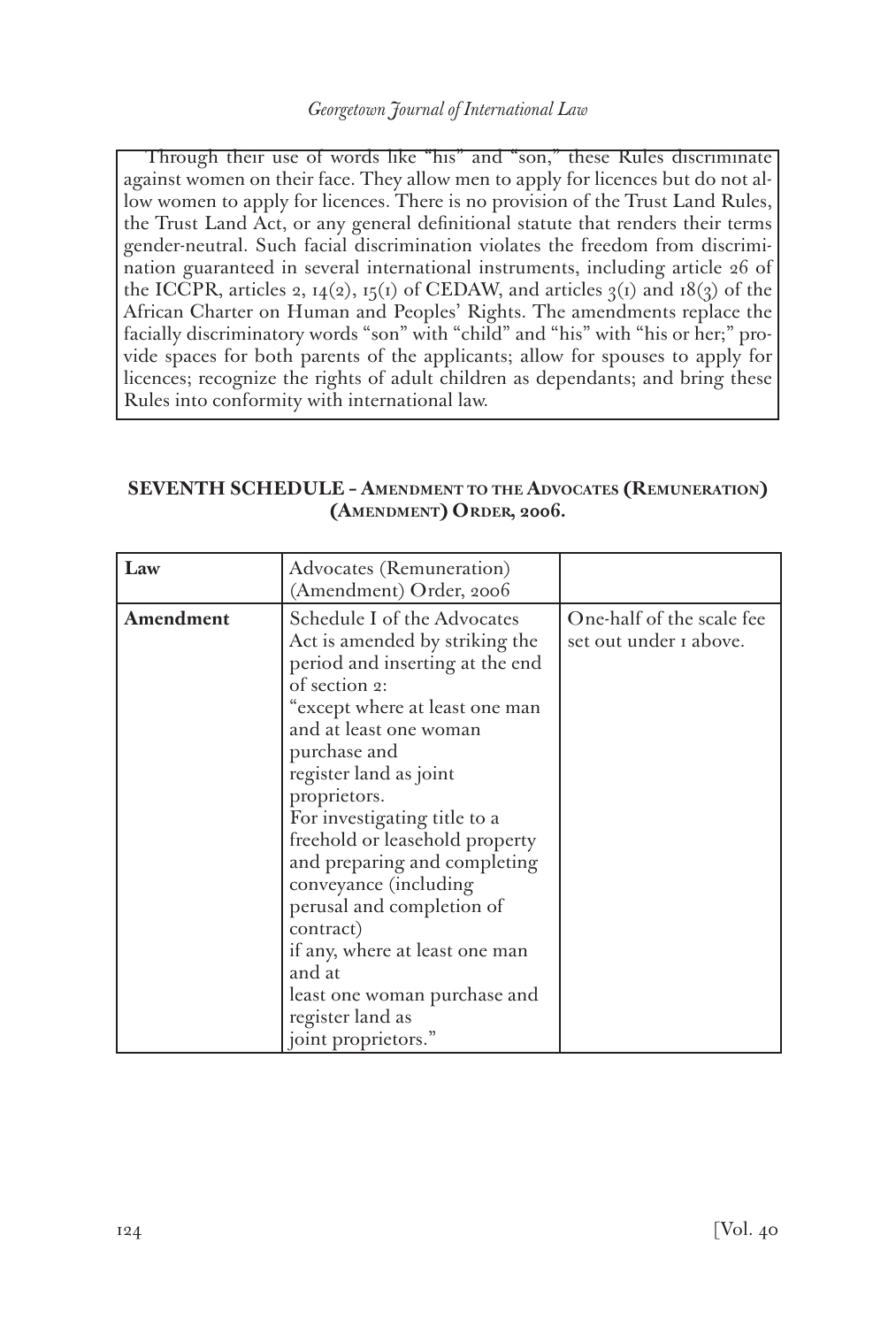Through their use of words like "his" and "son," these Rules discriminate against women on their face. They allow men to apply for licences but do not allow women to apply for licences. There is no provision of the Trust Land Rules, the Trust Land Act, or any general definitional statute that renders their terms gender-neutral. Such facial discrimination violates the freedom from discrimination guaranteed in several international instruments, including article 26 of the ICCPR, articles 2, 14(2), 15(1) of CEDAW, and articles 3(1) and 18(3) of the African Charter on Human and Peoples' Rights. The amendments replace the facially discriminatory words "son" with "child" and "his" with "his or her;" provide spaces for both parents of the applicants; allow for spouses to apply for licences; recognize the rights of adult children as dependants; and bring these Rules into conformity with international law.

## SEVENTH SCHEDULE – Amendment to the Advocates (Remuneration) (Amendment) Order, 2006.

| **Law** | Advocates (Remuneration) (Amendment) Order, 2006 | |
|---|---|---|
| **Amendment** | Schedule I of the Advocates Act is amended by striking the period and inserting at the end of section 2: "except where at least one man and at least one woman purchase and register land as joint proprietors. For investigating title to a freehold or leasehold property and preparing and completing conveyance (including perusal and completion of contract) if any, where at least one man and at least one woman purchase and register land as joint proprietors." | One-half of the scale fee set out under 1 above. |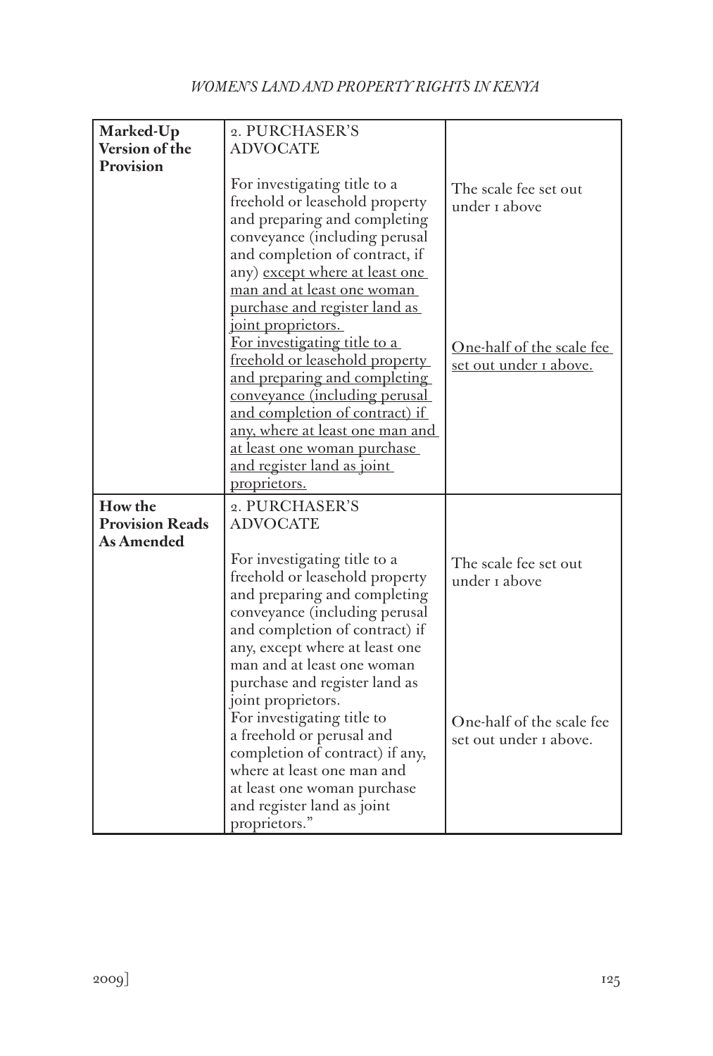| | | |
|---|---|---|
| **Marked-Up Version of the Provision** | 2. PURCHASER'S ADVOCATE<br><br>For investigating title to a freehold or leasehold property and preparing and completing conveyance (including perusal and completion of contract, if any) <u>except where at least one man and at least one woman purchase and register land as joint proprietors.</u><br><u>For investigating title to a freehold or leasehold property and preparing and completing conveyance (including perusal and completion of contract) if any, where at least one man and at least one woman purchase and register land as joint proprietors.</u> | The scale fee set out under 1 above<br><br><u>One-half of the scale fee set out under 1 above.</u> |
| **How the Provision Reads As Amended** | 2. PURCHASER'S ADVOCATE<br><br>For investigating title to a freehold or leasehold property and preparing and completing conveyance (including perusal and completion of contract) if any, except where at least one man and at least one woman purchase and register land as joint proprietors.<br>For investigating title to a freehold or perusal and completion of contract) if any, where at least one man and at least one woman purchase and register land as joint proprietors." | The scale fee set out under 1 above<br><br>One-half of the scale fee set out under 1 above. |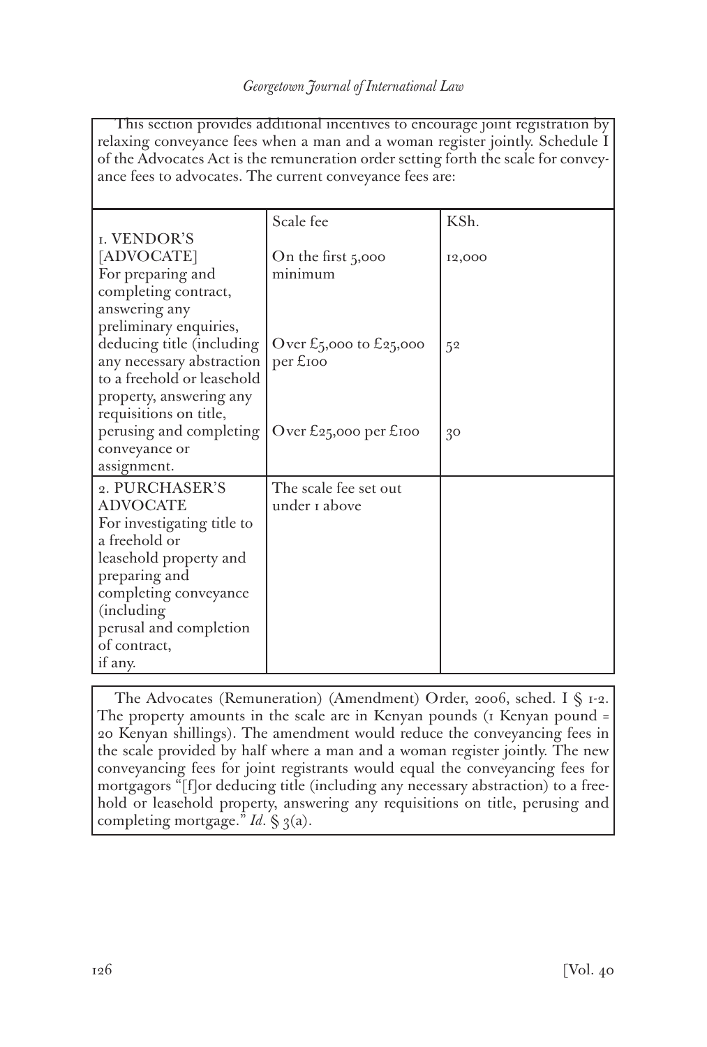This section provides additional incentives to encourage joint registration by relaxing conveyance fees when a man and a woman register jointly. Schedule I of the Advocates Act is the remuneration order setting forth the scale for conveyance fees to advocates. The current conveyance fees are:

| | Scale fee | KSh. |
|---|---|---|
| 1. VENDOR'S [ADVOCATE] For preparing and completing contract, answering any preliminary enquiries, deducing title (including any necessary abstraction to a freehold or leasehold property, answering any requisitions on title, perusing and completing conveyance or assignment. | On the first 5,000 minimum | 12,000 |
| | Over £5,000 to £25,000 per £100 | 52 |
| | Over £25,000 per £100 | 30 |
| 2. PURCHASER'S ADVOCATE For investigating title to a freehold or leasehold property and preparing and completing conveyance (including perusal and completion of contract, if any. | The scale fee set out under 1 above | |

The Advocates (Remuneration) (Amendment) Order, 2006, sched. I § 1-2. The property amounts in the scale are in Kenyan pounds (1 Kenyan pound = 20 Kenyan shillings). The amendment would reduce the conveyancing fees in the scale provided by half where a man and a woman register jointly. The new conveyancing fees for joint registrants would equal the conveyancing fees for mortgagors "[f]or deducing title (including any necessary abstraction) to a freehold or leasehold property, answering any requisitions on title, perusing and completing mortgage." *Id.* § 3(a).